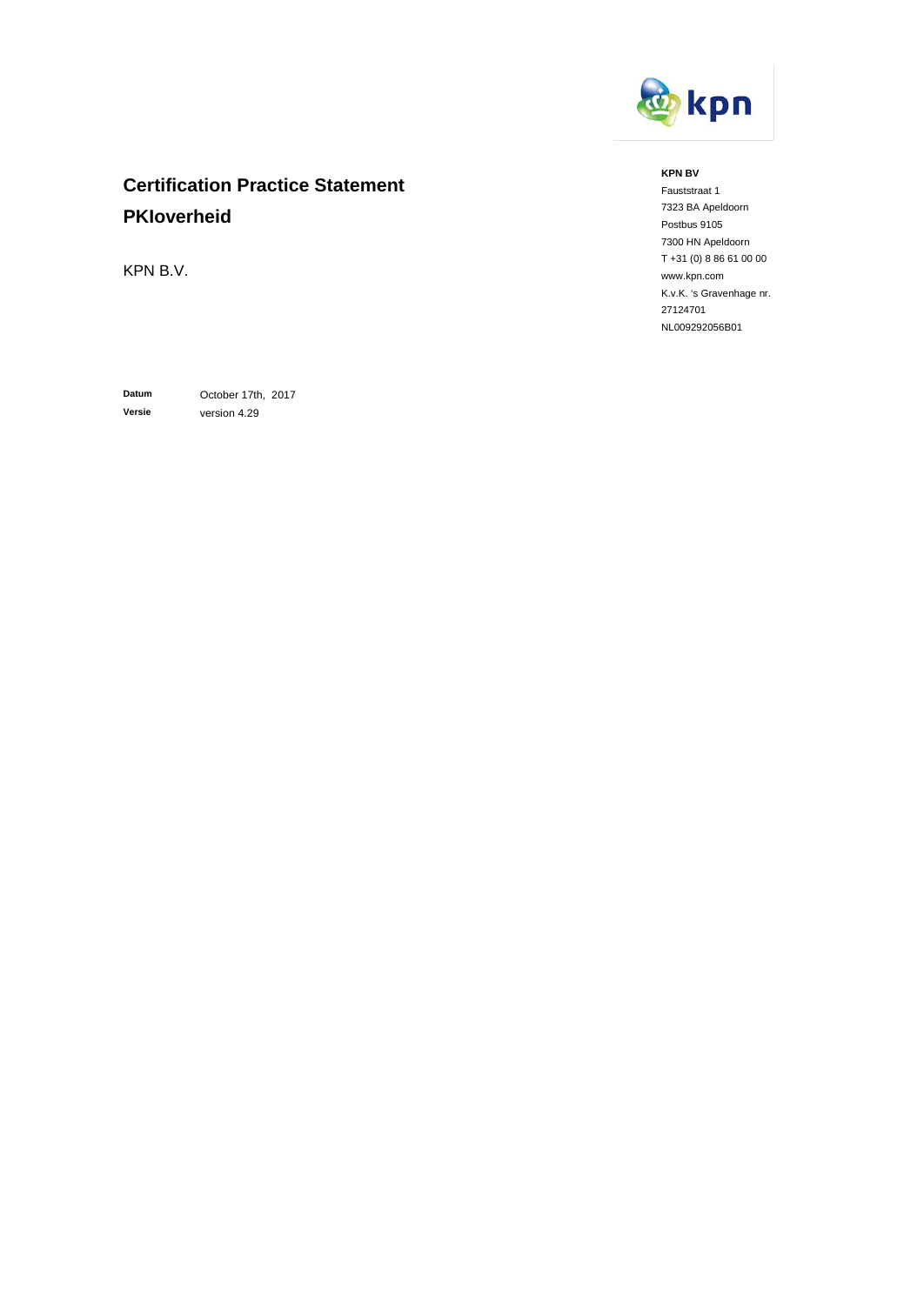# Certification Practice Statement PKIoverheid

KPN B.V.

**KPN BV**
Fauststraat 1
7323 BA Apeldoorn
Postbus 9105
7300 HN Apeldoorn
T +31 (0) 8 86 61 00 00
www.kpn.com
K.v.K. 's Gravenhage nr. 27124701
NL009292056B01

**Datum** October 17th, 2017

**Versie** version 4.29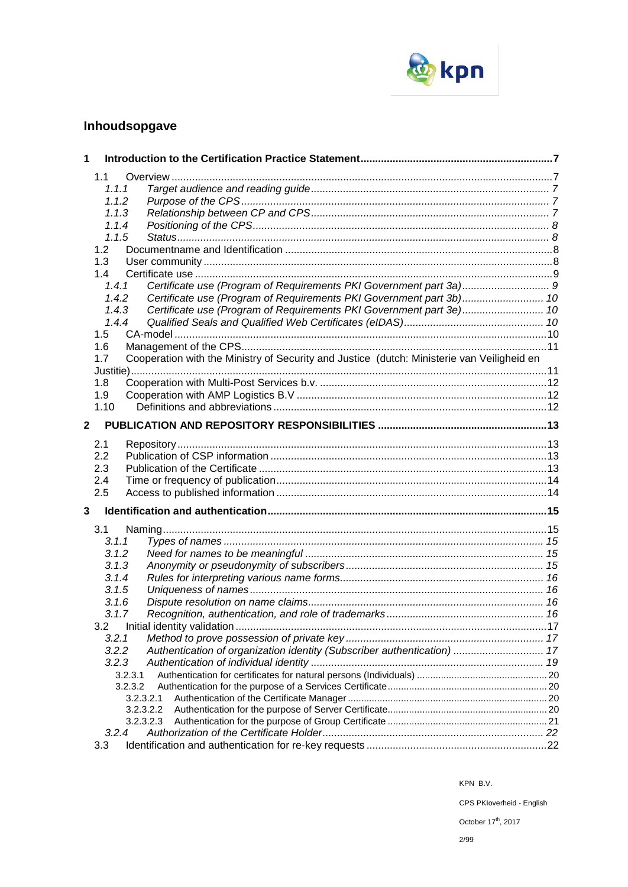## Inhoudsopgave

**1 Introduction to the Certification Practice Statement ........ 7**

- 1.1 Overview ........ 7
  - *1.1.1 Target audience and reading guide ........ 7*
  - *1.1.2 Purpose of the CPS ........ 7*
  - *1.1.3 Relationship between CP and CPS ........ 7*
  - *1.1.4 Positioning of the CPS ........ 8*
  - *1.1.5 Status ........ 8*
- 1.2 Documentname and Identification ........ 8
- 1.3 User community ........ 8
- 1.4 Certificate use ........ 9
  - *1.4.1 Certificate use (Program of Requirements PKI Government part 3a) ........ 9*
  - *1.4.2 Certificate use (Program of Requirements PKI Government part 3b) ........ 10*
  - *1.4.3 Certificate use (Program of Requirements PKI Government part 3e) ........ 10*
  - *1.4.4 Qualified Seals and Qualified Web Certificates (eIDAS) ........ 10*
- 1.5 CA-model ........ 10
- 1.6 Management of the CPS ........ 11
- 1.7 Cooperation with the Ministry of Security and Justice (dutch: Ministerie van Veiligheid en Justitie) ........ 11
- 1.8 Cooperation with Multi-Post Services b.v. ........ 12
- 1.9 Cooperation with AMP Logistics B.V ........ 12
- 1.10 Definitions and abbreviations ........ 12

**2 PUBLICATION AND REPOSITORY RESPONSIBILITIES ........ 13**

- 2.1 Repository ........ 13
- 2.2 Publication of CSP information ........ 13
- 2.3 Publication of the Certificate ........ 13
- 2.4 Time or frequency of publication ........ 14
- 2.5 Access to published information ........ 14

**3 Identification and authentication ........ 15**

- 3.1 Naming ........ 15
  - *3.1.1 Types of names ........ 15*
  - *3.1.2 Need for names to be meaningful ........ 15*
  - *3.1.3 Anonymity or pseudonymity of subscribers ........ 15*
  - *3.1.4 Rules for interpreting various name forms ........ 16*
  - *3.1.5 Uniqueness of names ........ 16*
  - *3.1.6 Dispute resolution on name claims ........ 16*
  - *3.1.7 Recognition, authentication, and role of trademarks ........ 16*
- 3.2 Initial identity validation ........ 17
  - *3.2.1 Method to prove possession of private key ........ 17*
  - *3.2.2 Authentication of organization identity (Subscriber authentication) ........ 17*
  - *3.2.3 Authentication of individual identity ........ 19*
    - 3.2.3.1 Authentication for certificates for natural persons (Individuals) ........ 20
    - 3.2.3.2 Authentication for the purpose of a Services Certificate ........ 20
      - 3.2.3.2.1 Authentication of the Certificate Manager ........ 20
      - 3.2.3.2.2 Authentication for the purpose of Server Certificate ........ 20
      - 3.2.3.2.3 Authentication for the purpose of Group Certificate ........ 21
  - *3.2.4 Authorization of the Certificate Holder ........ 22*
- 3.3 Identification and authentication for re-key requests ........ 22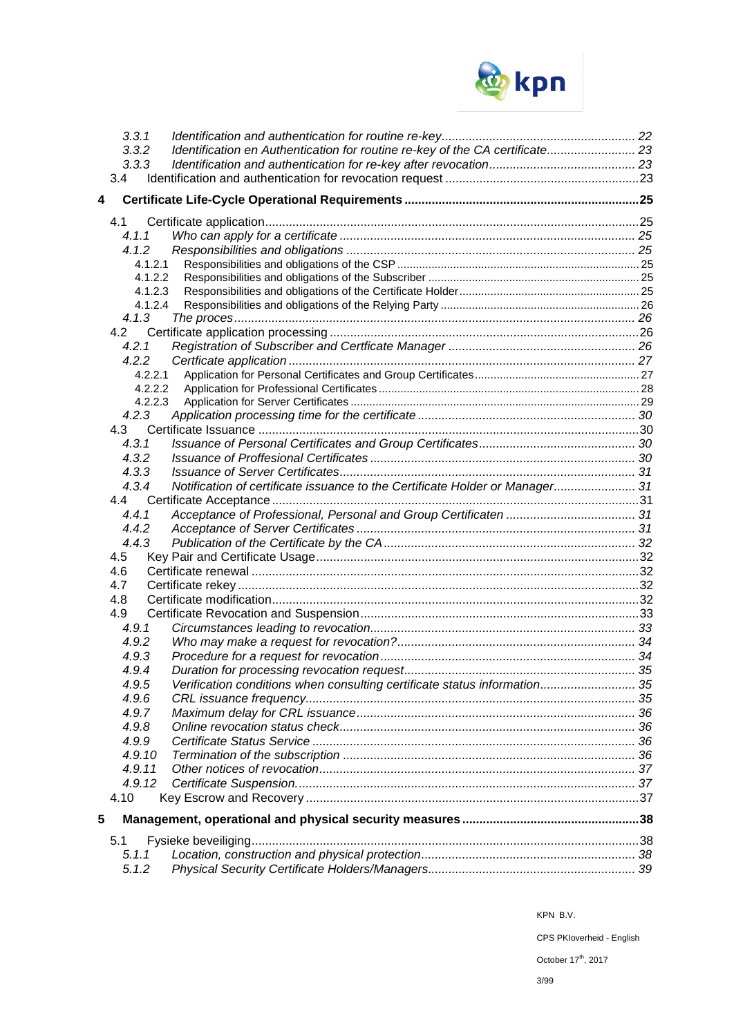3.3.1 *Identification and authentication for routine re-key* ........................................................ 22
3.3.2 *Identification en Authentication for routine re-key of the CA certificate* .......................... 23
3.3.3 *Identification and authentication for re-key after revocation* .......................................... 23
3.4 Identification and authentication for revocation request ......................................................... 23

**4 Certificate Life-Cycle Operational Requirements .................................................................... 25**

4.1 Certificate application ............................................................................................................ 25
4.1.1 *Who can apply for a certificate* ...................................................................................... 25
4.1.2 *Responsibilities and obligations* .................................................................................... 25
4.1.2.1 Responsibilities and obligations of the CSP ........................................................................ 25
4.1.2.2 Responsibilities and obligations of the Subscriber ................................................................ 25
4.1.2.3 Responsibilities and obligations of the Certificate Holder ....................................................... 25
4.1.2.4 Responsibilities and obligations of the Relying Party ............................................................. 26
4.1.3 *The proces* ..................................................................................................................... 26
4.2 Certificate application processing .......................................................................................... 26
4.2.1 *Registration of Subscriber and Certficate Manager* ....................................................... 26
4.2.2 *Certficate application* ..................................................................................................... 27
4.2.2.1 Application for Personal Certificates and Group Certificates .................................................. 27
4.2.2.2 Application for Professional Certificates ............................................................................... 28
4.2.2.3 Application for Server Certificates ....................................................................................... 29
4.2.3 *Application processing time for the certificate* ............................................................... 30
4.3 Certificate Issuance ............................................................................................................... 30
4.3.1 *Issuance of Personal Certificates and Group Certificates* ............................................... 30
4.3.2 *Issuance of Proffesional Certificates* ............................................................................... 30
4.3.3 *Issuance of Server Certificates* ....................................................................................... 31
4.3.4 *Notification of certificate issuance to the Certificate Holder or Manager* ........................ 31
4.4 Certificate Acceptance ........................................................................................................... 31
4.4.1 *Acceptance of Professional, Personal and Group Certificaten* ....................................... 31
4.4.2 *Acceptance of Server Certificates* .................................................................................. 31
4.4.3 *Publication of the Certificate by the CA* .......................................................................... 32
4.5 Key Pair and Certificate Usage .............................................................................................. 32
4.6 Certificate renewal ................................................................................................................. 32
4.7 Certificate rekey ..................................................................................................................... 32
4.8 Certificate modification ........................................................................................................... 32
4.9 Certificate Revocation and Suspension ................................................................................. 33
4.9.1 *Circumstances leading to revocation* ............................................................................. 33
4.9.2 *Who may make a request for revocation?* ..................................................................... 34
4.9.3 *Procedure for a request for revocation* .......................................................................... 34
4.9.4 *Duration for processing revocation request* ................................................................... 35
4.9.5 *Verification conditions when consulting certificate status information* ............................ 35
4.9.6 *CRL issuance frequency* ................................................................................................ 35
4.9.7 *Maximum delay for CRL issuance* ................................................................................. 36
4.9.8 *Online revocation status check* ...................................................................................... 36
4.9.9 *Certificate Status Service* .............................................................................................. 36
4.9.10 *Termination of the subscription* ..................................................................................... 36
4.9.11 *Other notices of revocation* ............................................................................................ 37
4.9.12 *Certificate Suspension.* .................................................................................................. 37
4.10 Key Escrow and Recovery ..................................................................................................... 37

**5 Management, operational and physical security measures .................................................... 38**

5.1 Fysieke beveiliging ................................................................................................................. 38
5.1.1 *Location, construction and physical protection* .............................................................. 38
5.1.2 *Physical Security Certificate Holders/Managers* ............................................................. 39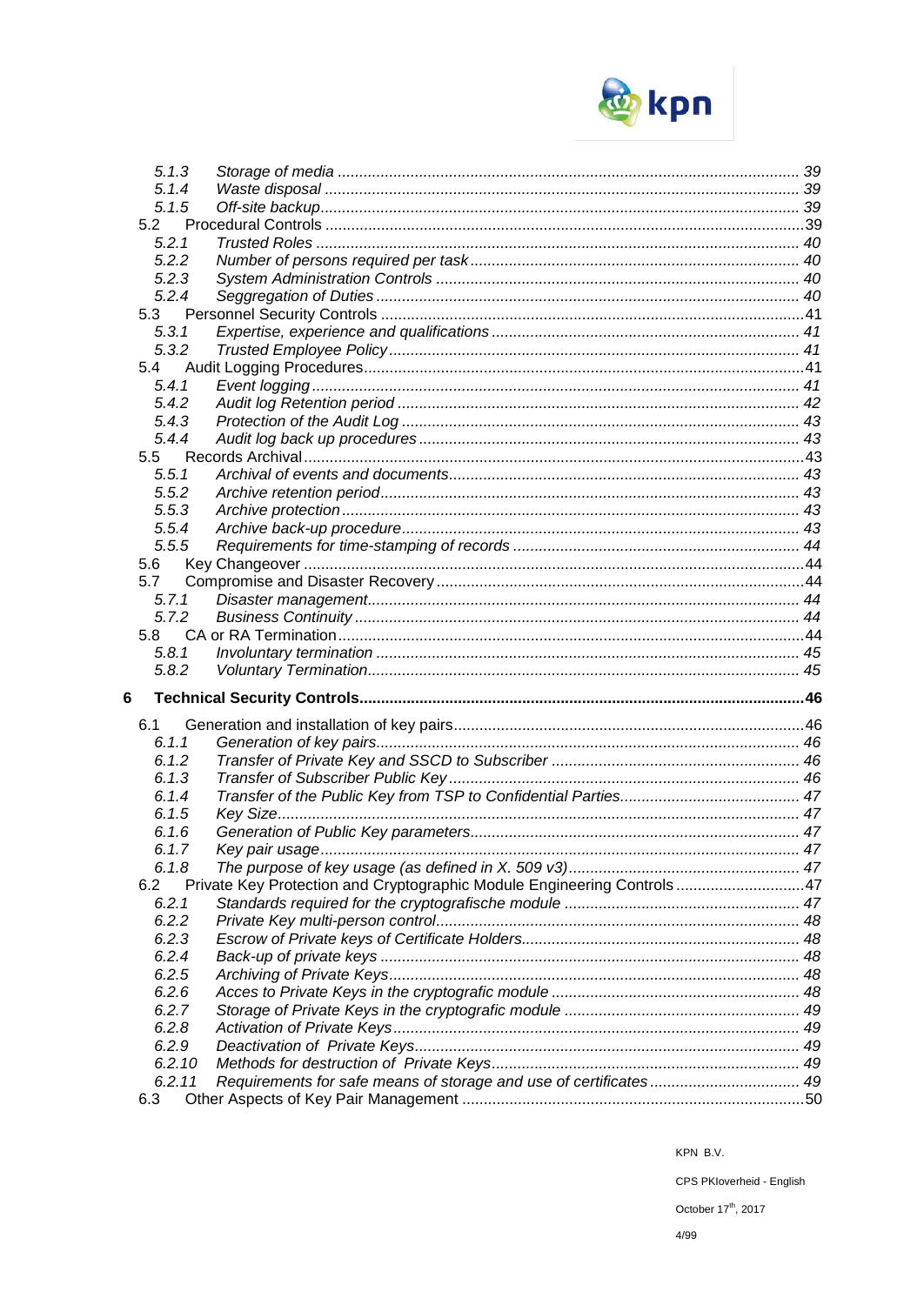| | | |
|---|---|---|
| 5.1.3 | *Storage of media* | *39* |
| 5.1.4 | *Waste disposal* | *39* |
| 5.1.5 | *Off-site backup* | *39* |
| 5.2 | Procedural Controls | 39 |
| 5.2.1 | *Trusted Roles* | *40* |
| 5.2.2 | *Number of persons required per task* | *40* |
| 5.2.3 | *System Administration Controls* | *40* |
| 5.2.4 | *Seggregation of Duties* | *40* |
| 5.3 | Personnel Security Controls | 41 |
| 5.3.1 | *Expertise, experience and qualifications* | *41* |
| 5.3.2 | *Trusted Employee Policy* | *41* |
| 5.4 | Audit Logging Procedures | 41 |
| 5.4.1 | *Event logging* | *41* |
| 5.4.2 | *Audit log Retention period* | *42* |
| 5.4.3 | *Protection of the Audit Log* | *43* |
| 5.4.4 | *Audit log back up procedures* | *43* |
| 5.5 | Records Archival | 43 |
| 5.5.1 | *Archival of events and documents* | *43* |
| 5.5.2 | *Archive retention period* | *43* |
| 5.5.3 | *Archive protection* | *43* |
| 5.5.4 | *Archive back-up procedure* | *43* |
| 5.5.5 | *Requirements for time-stamping of records* | *44* |
| 5.6 | Key Changeover | 44 |
| 5.7 | Compromise and Disaster Recovery | 44 |
| 5.7.1 | *Disaster management* | *44* |
| 5.7.2 | *Business Continuity* | *44* |
| 5.8 | CA or RA Termination | 44 |
| 5.8.1 | *Involuntary termination* | *45* |
| 5.8.2 | *Voluntary Termination* | *45* |
| **6** | **Technical Security Controls** | **46** |
| 6.1 | Generation and installation of key pairs | 46 |
| 6.1.1 | *Generation of key pairs* | *46* |
| 6.1.2 | *Transfer of Private Key and SSCD to Subscriber* | *46* |
| 6.1.3 | *Transfer of Subscriber Public Key* | *46* |
| 6.1.4 | *Transfer of the Public Key from TSP to Confidential Parties* | *47* |
| 6.1.5 | *Key Size* | *47* |
| 6.1.6 | *Generation of Public Key parameters* | *47* |
| 6.1.7 | *Key pair usage* | *47* |
| 6.1.8 | *The purpose of key usage (as defined in X. 509 v3)* | *47* |
| 6.2 | Private Key Protection and Cryptographic Module Engineering Controls | 47 |
| 6.2.1 | *Standards required for the cryptografische module* | *47* |
| 6.2.2 | *Private Key multi-person control* | *48* |
| 6.2.3 | *Escrow of Private keys of Certificate Holders* | *48* |
| 6.2.4 | *Back-up of private keys* | *48* |
| 6.2.5 | *Archiving of Private Keys* | *48* |
| 6.2.6 | *Acces to Private Keys in the cryptografic module* | *48* |
| 6.2.7 | *Storage of Private Keys in the cryptografic module* | *49* |
| 6.2.8 | *Activation of Private Keys* | *49* |
| 6.2.9 | *Deactivation of Private Keys* | *49* |
| 6.2.10 | *Methods for destruction of Private Keys* | *49* |
| 6.2.11 | *Requirements for safe means of storage and use of certificates* | *49* |
| 6.3 | Other Aspects of Key Pair Management | 50 |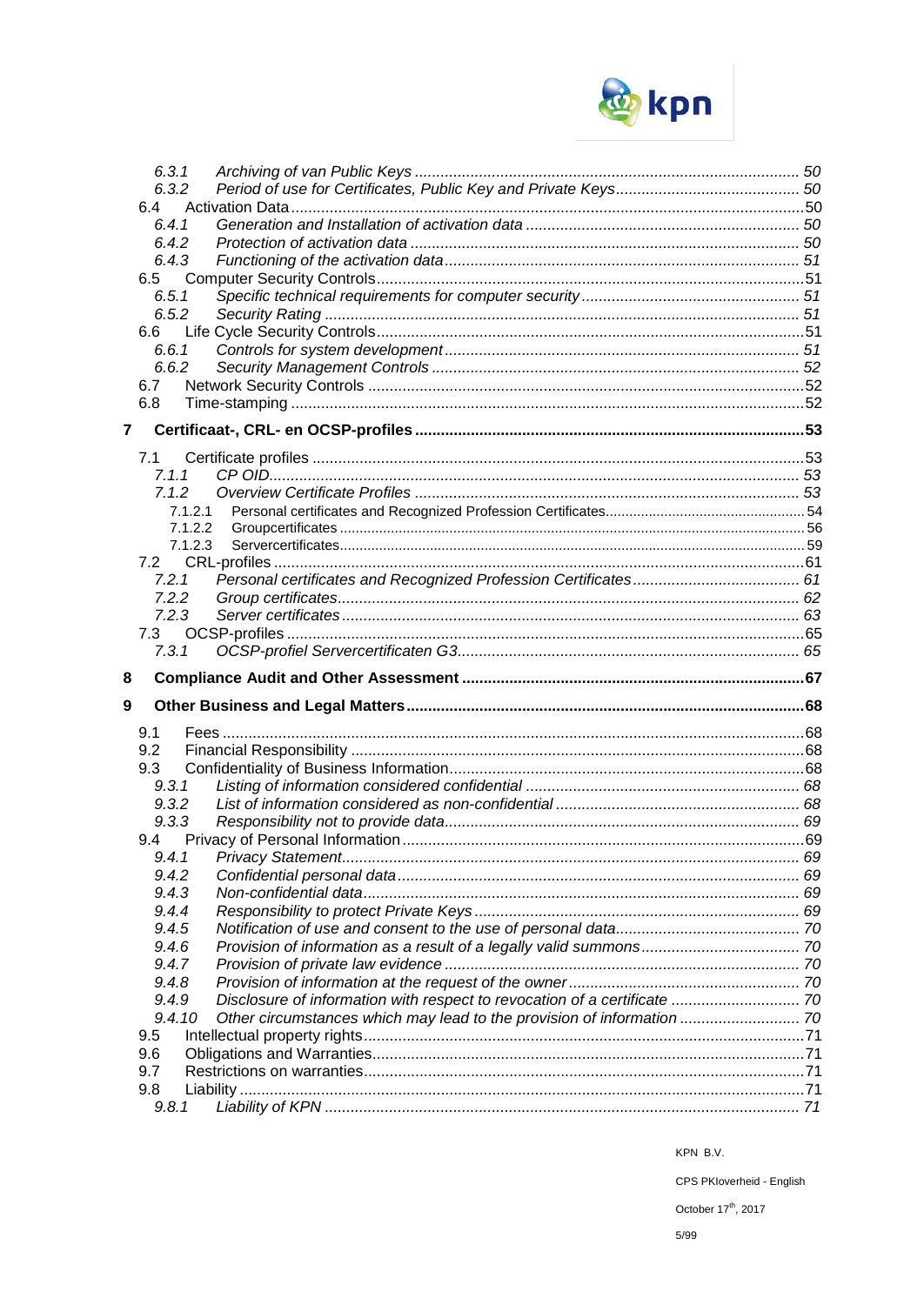6.3.1 *Archiving of van Public Keys* ... 50
6.3.2 *Period of use for Certificates, Public Key and Private Keys* ... 50
6.4 Activation Data ... 50
6.4.1 *Generation and Installation of activation data* ... 50
6.4.2 *Protection of activation data* ... 50
6.4.3 *Functioning of the activation data* ... 51
6.5 Computer Security Controls ... 51
6.5.1 *Specific technical requirements for computer security* ... 51
6.5.2 *Security Rating* ... 51
6.6 Life Cycle Security Controls ... 51
6.6.1 *Controls for system development* ... 51
6.6.2 *Security Management Controls* ... 52
6.7 Network Security Controls ... 52
6.8 Time-stamping ... 52

**7 Certificaat-, CRL- en OCSP-profiles ... 53**

7.1 Certificate profiles ... 53
7.1.1 *CP OID* ... 53
7.1.2 *Overview Certificate Profiles* ... 53
7.1.2.1 Personal certificates and Recognized Profession Certificates ... 54
7.1.2.2 Groupcertificates ... 56
7.1.2.3 Servercertificates ... 59
7.2 CRL-profiles ... 61
7.2.1 *Personal certificates and Recognized Profession Certificates* ... 61
7.2.2 *Group certificates* ... 62
7.2.3 *Server certificates* ... 63
7.3 OCSP-profiles ... 65
7.3.1 *OCSP-profiel Servercertificaten G3* ... 65

**8 Compliance Audit and Other Assessment ... 67**

**9 Other Business and Legal Matters ... 68**

9.1 Fees ... 68
9.2 Financial Responsibility ... 68
9.3 Confidentiality of Business Information ... 68
9.3.1 *Listing of information considered confidential* ... 68
9.3.2 *List of information considered as non-confidential* ... 68
9.3.3 *Responsibility not to provide data* ... 69
9.4 Privacy of Personal Information ... 69
9.4.1 *Privacy Statement* ... 69
9.4.2 *Confidential personal data* ... 69
9.4.3 *Non-confidential data* ... 69
9.4.4 *Responsibility to protect Private Keys* ... 69
9.4.5 *Notification of use and consent to the use of personal data* ... 70
9.4.6 *Provision of information as a result of a legally valid summons* ... 70
9.4.7 *Provision of private law evidence* ... 70
9.4.8 *Provision of information at the request of the owner* ... 70
9.4.9 *Disclosure of information with respect to revocation of a certificate* ... 70
9.4.10 *Other circumstances which may lead to the provision of information* ... 70
9.5 Intellectual property rights ... 71
9.6 Obligations and Warranties ... 71
9.7 Restrictions on warranties ... 71
9.8 Liability ... 71
9.8.1 *Liability of KPN* ... 71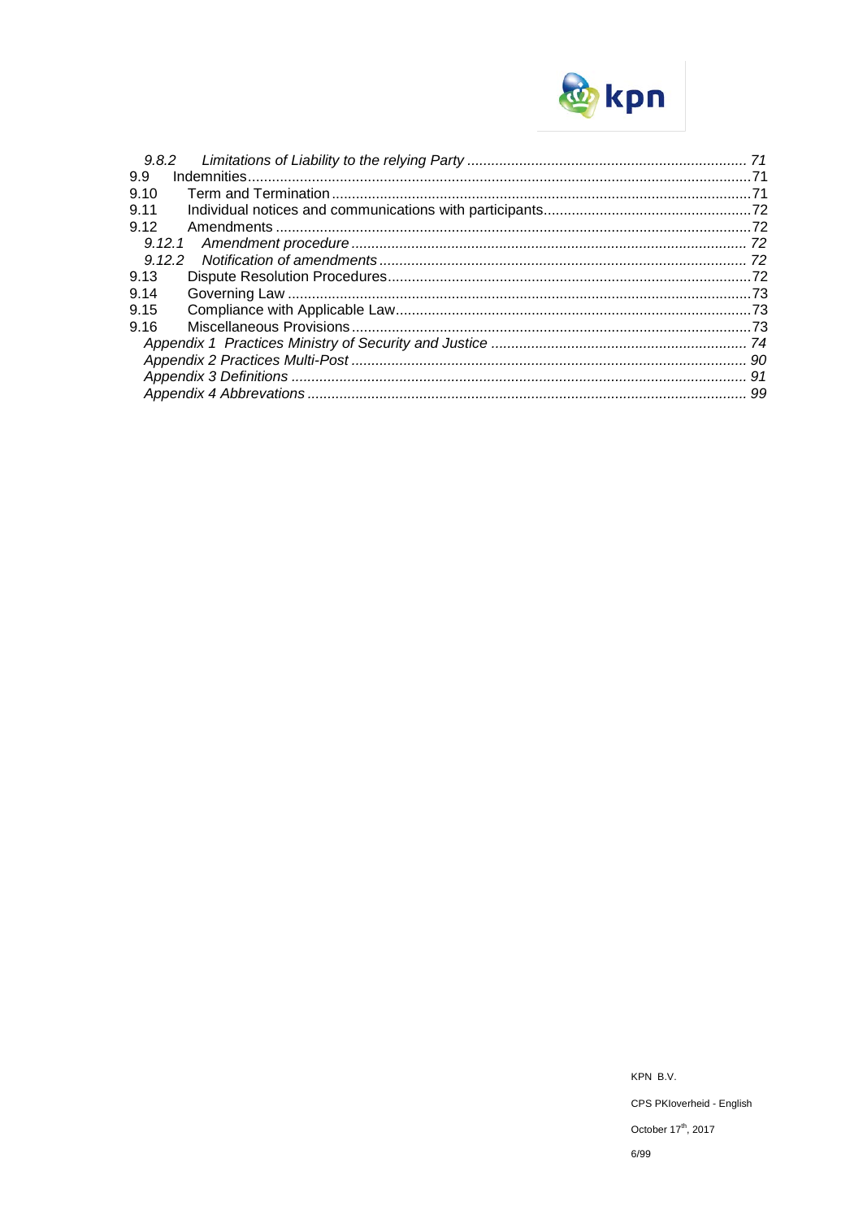*9.8.2 Limitations of Liability to the relying Party ..................................................................... 71*
9.9 Indemnities.............................................................................................................................71
9.10 Term and Termination.........................................................................................................71
9.11 Individual notices and communications with participants....................................................72
9.12 Amendments ........................................................................................................................72
*9.12.1 Amendment procedure ................................................................................................. 72*
*9.12.2 Notification of amendments .......................................................................................... 72*
9.13 Dispute Resolution Procedures............................................................................................72
9.14 Governing Law .....................................................................................................................73
9.15 Compliance with Applicable Law..........................................................................................73
9.16 Miscellaneous Provisions.....................................................................................................73
*Appendix 1 Practices Ministry of Security and Justice ................................................................ 74*
*Appendix 2 Practices Multi-Post .................................................................................................. 90*
*Appendix 3 Definitions ................................................................................................................. 91*
*Appendix 4 Abbrevations ............................................................................................................. 99*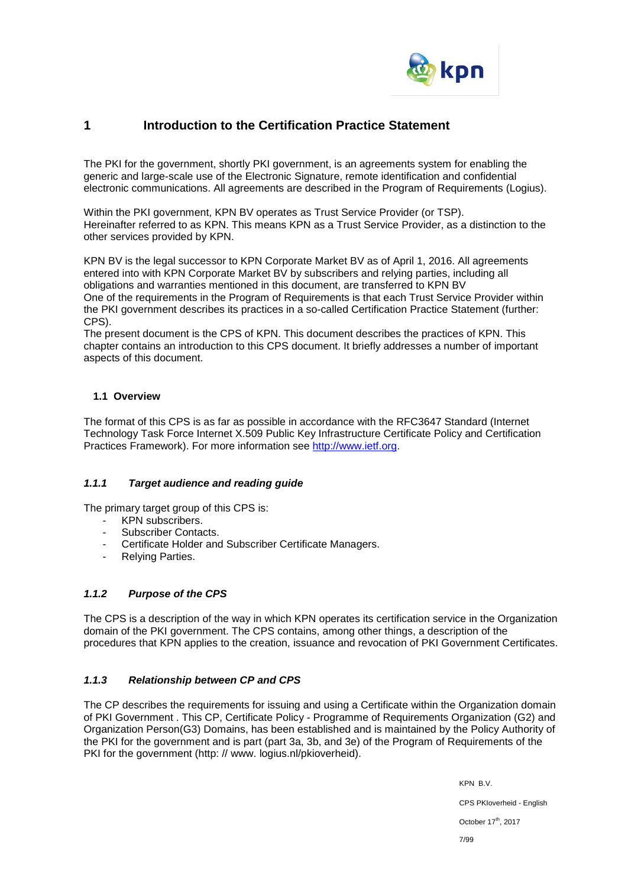# 1 Introduction to the Certification Practice Statement

The PKI for the government, shortly PKI government, is an agreements system for enabling the generic and large-scale use of the Electronic Signature, remote identification and confidential electronic communications. All agreements are described in the Program of Requirements (Logius).

Within the PKI government, KPN BV operates as Trust Service Provider (or TSP). Hereinafter referred to as KPN. This means KPN as a Trust Service Provider, as a distinction to the other services provided by KPN.

KPN BV is the legal successor to KPN Corporate Market BV as of April 1, 2016. All agreements entered into with KPN Corporate Market BV by subscribers and relying parties, including all obligations and warranties mentioned in this document, are transferred to KPN BV
One of the requirements in the Program of Requirements is that each Trust Service Provider within the PKI government describes its practices in a so-called Certification Practice Statement (further: CPS).
The present document is the CPS of KPN. This document describes the practices of KPN. This chapter contains an introduction to this CPS document. It briefly addresses a number of important aspects of this document.

## 1.1 Overview

The format of this CPS is as far as possible in accordance with the RFC3647 Standard (Internet Technology Task Force Internet X.509 Public Key Infrastructure Certificate Policy and Certification Practices Framework). For more information see http://www.ietf.org.

### *1.1.1 Target audience and reading guide*

The primary target group of this CPS is:

- KPN subscribers.
- Subscriber Contacts.
- Certificate Holder and Subscriber Certificate Managers.
- Relying Parties.

### *1.1.2 Purpose of the CPS*

The CPS is a description of the way in which KPN operates its certification service in the Organization domain of the PKI government. The CPS contains, among other things, a description of the procedures that KPN applies to the creation, issuance and revocation of PKI Government Certificates.

### *1.1.3 Relationship between CP and CPS*

The CP describes the requirements for issuing and using a Certificate within the Organization domain of PKI Government . This CP, Certificate Policy - Programme of Requirements Organization (G2) and Organization Person(G3) Domains, has been established and is maintained by the Policy Authority of the PKI for the government and is part (part 3a, 3b, and 3e) of the Program of Requirements of the PKI for the government (http: // www. logius.nl/pkioverheid).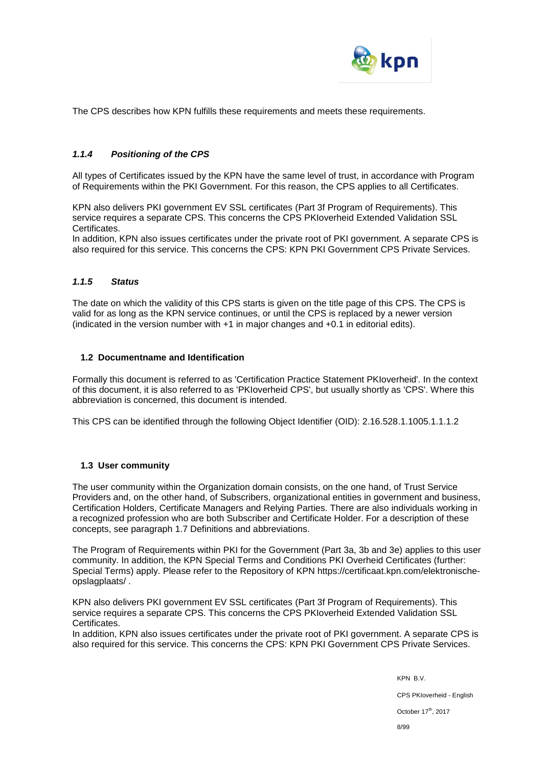The CPS describes how KPN fulfills these requirements and meets these requirements.

### *1.1.4 Positioning of the CPS*

All types of Certificates issued by the KPN have the same level of trust, in accordance with Program of Requirements within the PKI Government. For this reason, the CPS applies to all Certificates.

KPN also delivers PKI government EV SSL certificates (Part 3f Program of Requirements). This service requires a separate CPS. This concerns the CPS PKIoverheid Extended Validation SSL Certificates.
In addition, KPN also issues certificates under the private root of PKI government. A separate CPS is also required for this service. This concerns the CPS: KPN PKI Government CPS Private Services.

### *1.1.5 Status*

The date on which the validity of this CPS starts is given on the title page of this CPS. The CPS is valid for as long as the KPN service continues, or until the CPS is replaced by a newer version (indicated in the version number with +1 in major changes and +0.1 in editorial edits).

## 1.2 Documentname and Identification

Formally this document is referred to as 'Certification Practice Statement PKIoverheid'. In the context of this document, it is also referred to as 'PKIoverheid CPS', but usually shortly as 'CPS'. Where this abbreviation is concerned, this document is intended.

This CPS can be identified through the following Object Identifier (OID): 2.16.528.1.1005.1.1.1.2

## 1.3 User community

The user community within the Organization domain consists, on the one hand, of Trust Service Providers and, on the other hand, of Subscribers, organizational entities in government and business, Certification Holders, Certificate Managers and Relying Parties. There are also individuals working in a recognized profession who are both Subscriber and Certificate Holder. For a description of these concepts, see paragraph 1.7 Definitions and abbreviations.

The Program of Requirements within PKI for the Government (Part 3a, 3b and 3e) applies to this user community. In addition, the KPN Special Terms and Conditions PKI Overheid Certificates (further: Special Terms) apply. Please refer to the Repository of KPN https://certificaat.kpn.com/elektronische-opslagplaats/ .

KPN also delivers PKI government EV SSL certificates (Part 3f Program of Requirements). This service requires a separate CPS. This concerns the CPS PKIoverheid Extended Validation SSL Certificates.
In addition, KPN also issues certificates under the private root of PKI government. A separate CPS is also required for this service. This concerns the CPS: KPN PKI Government CPS Private Services.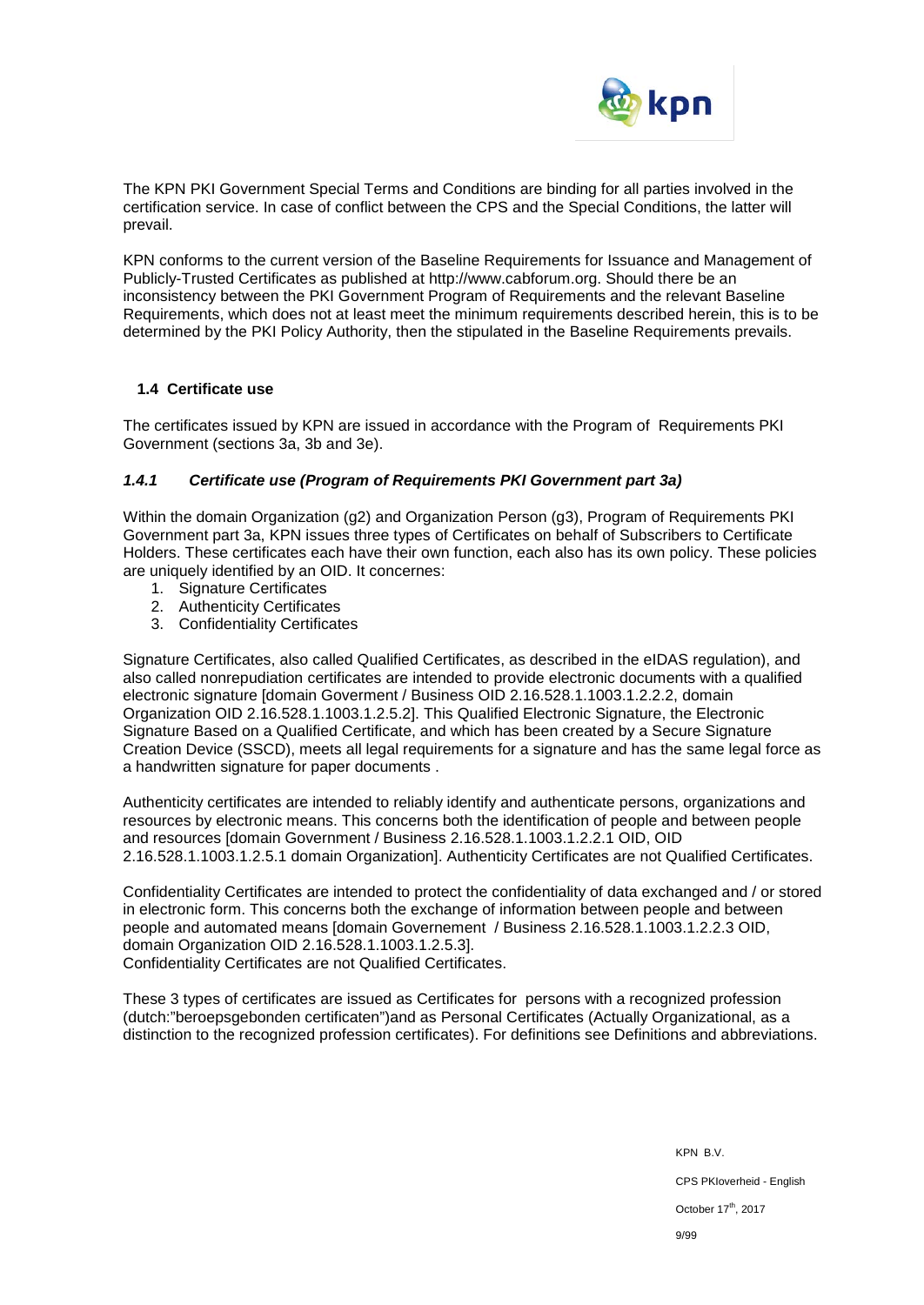The KPN PKI Government Special Terms and Conditions are binding for all parties involved in the certification service. In case of conflict between the CPS and the Special Conditions, the latter will prevail.

KPN conforms to the current version of the Baseline Requirements for Issuance and Management of Publicly-Trusted Certificates as published at http://www.cabforum.org. Should there be an inconsistency between the PKI Government Program of Requirements and the relevant Baseline Requirements, which does not at least meet the minimum requirements described herein, this is to be determined by the PKI Policy Authority, then the stipulated in the Baseline Requirements prevails.

## 1.4 Certificate use

The certificates issued by KPN are issued in accordance with the Program of Requirements PKI Government (sections 3a, 3b and 3e).

### *1.4.1 Certificate use (Program of Requirements PKI Government part 3a)*

Within the domain Organization (g2) and Organization Person (g3), Program of Requirements PKI Government part 3a, KPN issues three types of Certificates on behalf of Subscribers to Certificate Holders. These certificates each have their own function, each also has its own policy. These policies are uniquely identified by an OID. It concernes:

1. Signature Certificates
2. Authenticity Certificates
3. Confidentiality Certificates

Signature Certificates, also called Qualified Certificates, as described in the eIDAS regulation), and also called nonrepudiation certificates are intended to provide electronic documents with a qualified electronic signature [domain Goverment / Business OID 2.16.528.1.1003.1.2.2.2, domain Organization OID 2.16.528.1.1003.1.2.5.2]. This Qualified Electronic Signature, the Electronic Signature Based on a Qualified Certificate, and which has been created by a Secure Signature Creation Device (SSCD), meets all legal requirements for a signature and has the same legal force as a handwritten signature for paper documents .

Authenticity certificates are intended to reliably identify and authenticate persons, organizations and resources by electronic means. This concerns both the identification of people and between people and resources [domain Government / Business 2.16.528.1.1003.1.2.2.1 OID, OID 2.16.528.1.1003.1.2.5.1 domain Organization]. Authenticity Certificates are not Qualified Certificates.

Confidentiality Certificates are intended to protect the confidentiality of data exchanged and / or stored in electronic form. This concerns both the exchange of information between people and between people and automated means [domain Governement / Business 2.16.528.1.1003.1.2.2.3 OID, domain Organization OID 2.16.528.1.1003.1.2.5.3].
Confidentiality Certificates are not Qualified Certificates.

These 3 types of certificates are issued as Certificates for persons with a recognized profession (dutch:"beroepsgebonden certificaten")and as Personal Certificates (Actually Organizational, as a distinction to the recognized profession certificates). For definitions see Definitions and abbreviations.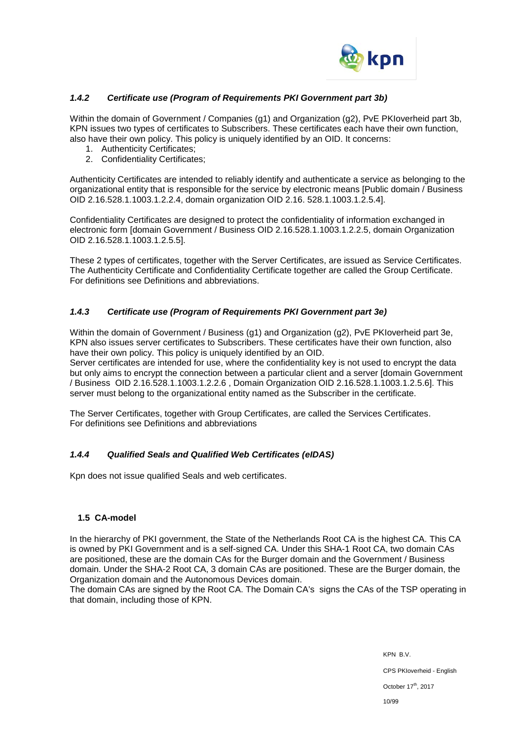### *1.4.2 Certificate use (Program of Requirements PKI Government part 3b)*

Within the domain of Government / Companies (g1) and Organization (g2), PvE PKIoverheid part 3b, KPN issues two types of certificates to Subscribers. These certificates each have their own function, also have their own policy. This policy is uniquely identified by an OID. It concerns:

1. Authenticity Certificates;
2. Confidentiality Certificates;

Authenticity Certificates are intended to reliably identify and authenticate a service as belonging to the organizational entity that is responsible for the service by electronic means [Public domain / Business OID 2.16.528.1.1003.1.2.2.4, domain organization OID 2.16. 528.1.1003.1.2.5.4].

Confidentiality Certificates are designed to protect the confidentiality of information exchanged in electronic form [domain Government / Business OID 2.16.528.1.1003.1.2.2.5, domain Organization OID 2.16.528.1.1003.1.2.5.5].

These 2 types of certificates, together with the Server Certificates, are issued as Service Certificates. The Authenticity Certificate and Confidentiality Certificate together are called the Group Certificate. For definitions see Definitions and abbreviations.

### *1.4.3 Certificate use (Program of Requirements PKI Government part 3e)*

Within the domain of Government / Business (g1) and Organization (g2), PvE PKIoverheid part 3e, KPN also issues server certificates to Subscribers. These certificates have their own function, also have their own policy. This policy is uniquely identified by an OID.
Server certificates are intended for use, where the confidentiality key is not used to encrypt the data but only aims to encrypt the connection between a particular client and a server [domain Government / Business OID 2.16.528.1.1003.1.2.2.6 , Domain Organization OID 2.16.528.1.1003.1.2.5.6]. This server must belong to the organizational entity named as the Subscriber in the certificate.

The Server Certificates, together with Group Certificates, are called the Services Certificates.
For definitions see Definitions and abbreviations

### *1.4.4 Qualified Seals and Qualified Web Certificates (eIDAS)*

Kpn does not issue qualified Seals and web certificates.

## 1.5 CA-model

In the hierarchy of PKI government, the State of the Netherlands Root CA is the highest CA. This CA is owned by PKI Government and is a self-signed CA. Under this SHA-1 Root CA, two domain CAs are positioned, these are the domain CAs for the Burger domain and the Government / Business domain. Under the SHA-2 Root CA, 3 domain CAs are positioned. These are the Burger domain, the Organization domain and the Autonomous Devices domain.
The domain CAs are signed by the Root CA. The Domain CA's signs the CAs of the TSP operating in that domain, including those of KPN.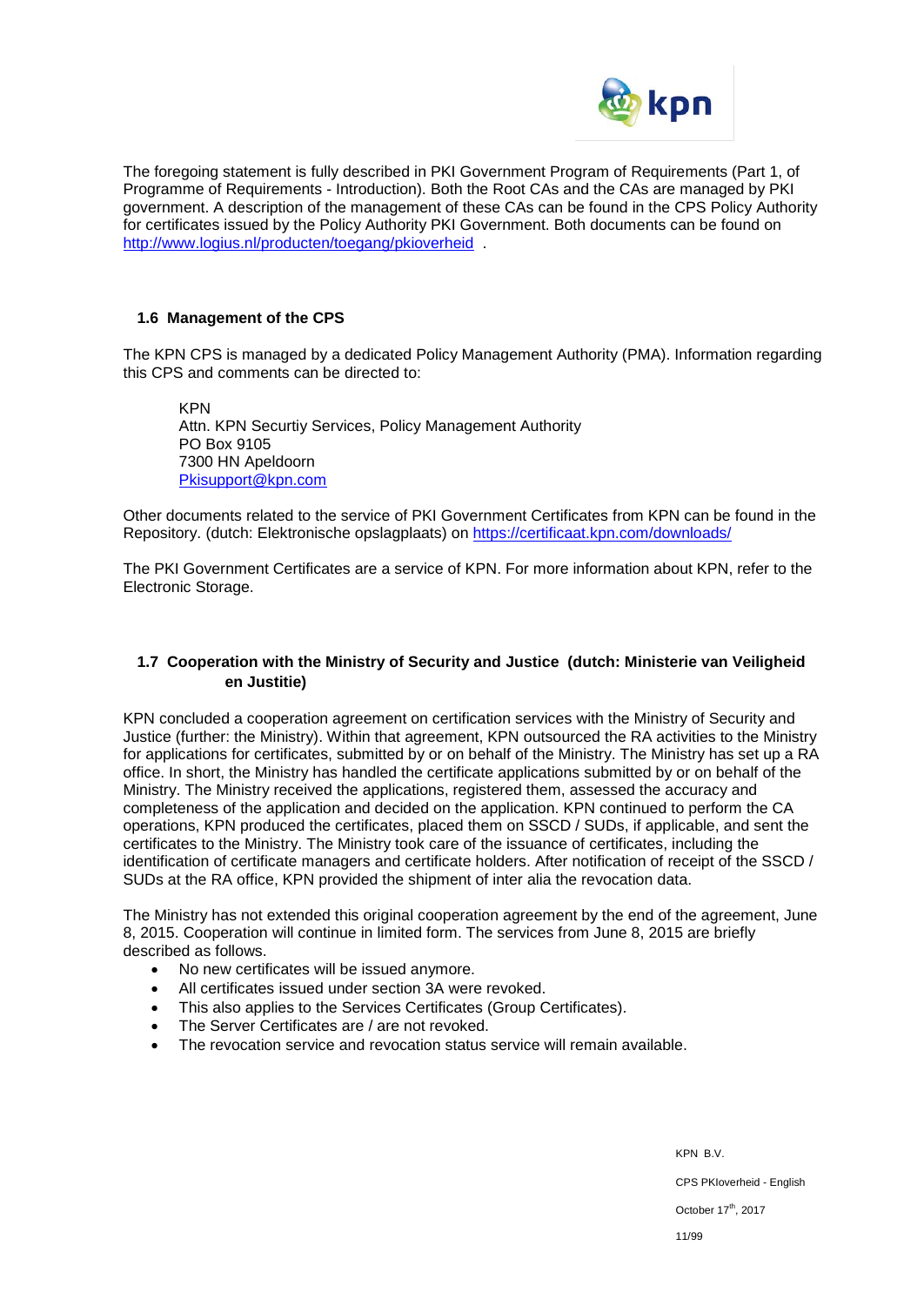The foregoing statement is fully described in PKI Government Program of Requirements (Part 1, of Programme of Requirements - Introduction). Both the Root CAs and the CAs are managed by PKI government. A description of the management of these CAs can be found in the CPS Policy Authority for certificates issued by the Policy Authority PKI Government. Both documents can be found on http://www.logius.nl/producten/toegang/pkioverheid .

## 1.6 Management of the CPS

The KPN CPS is managed by a dedicated Policy Management Authority (PMA). Information regarding this CPS and comments can be directed to:

KPN
Attn. KPN Securtiy Services, Policy Management Authority
PO Box 9105
7300 HN Apeldoorn
Pkisupport@kpn.com

Other documents related to the service of PKI Government Certificates from KPN can be found in the Repository. (dutch: Elektronische opslagplaats) on https://certificaat.kpn.com/downloads/

The PKI Government Certificates are a service of KPN. For more information about KPN, refer to the Electronic Storage.

## 1.7 Cooperation with the Ministry of Security and Justice (dutch: Ministerie van Veiligheid en Justitie)

KPN concluded a cooperation agreement on certification services with the Ministry of Security and Justice (further: the Ministry). Within that agreement, KPN outsourced the RA activities to the Ministry for applications for certificates, submitted by or on behalf of the Ministry. The Ministry has set up a RA office. In short, the Ministry has handled the certificate applications submitted by or on behalf of the Ministry. The Ministry received the applications, registered them, assessed the accuracy and completeness of the application and decided on the application. KPN continued to perform the CA operations, KPN produced the certificates, placed them on SSCD / SUDs, if applicable, and sent the certificates to the Ministry. The Ministry took care of the issuance of certificates, including the identification of certificate managers and certificate holders. After notification of receipt of the SSCD / SUDs at the RA office, KPN provided the shipment of inter alia the revocation data.

The Ministry has not extended this original cooperation agreement by the end of the agreement, June 8, 2015. Cooperation will continue in limited form. The services from June 8, 2015 are briefly described as follows.

- No new certificates will be issued anymore.
- All certificates issued under section 3A were revoked.
- This also applies to the Services Certificates (Group Certificates).
- The Server Certificates are / are not revoked.
- The revocation service and revocation status service will remain available.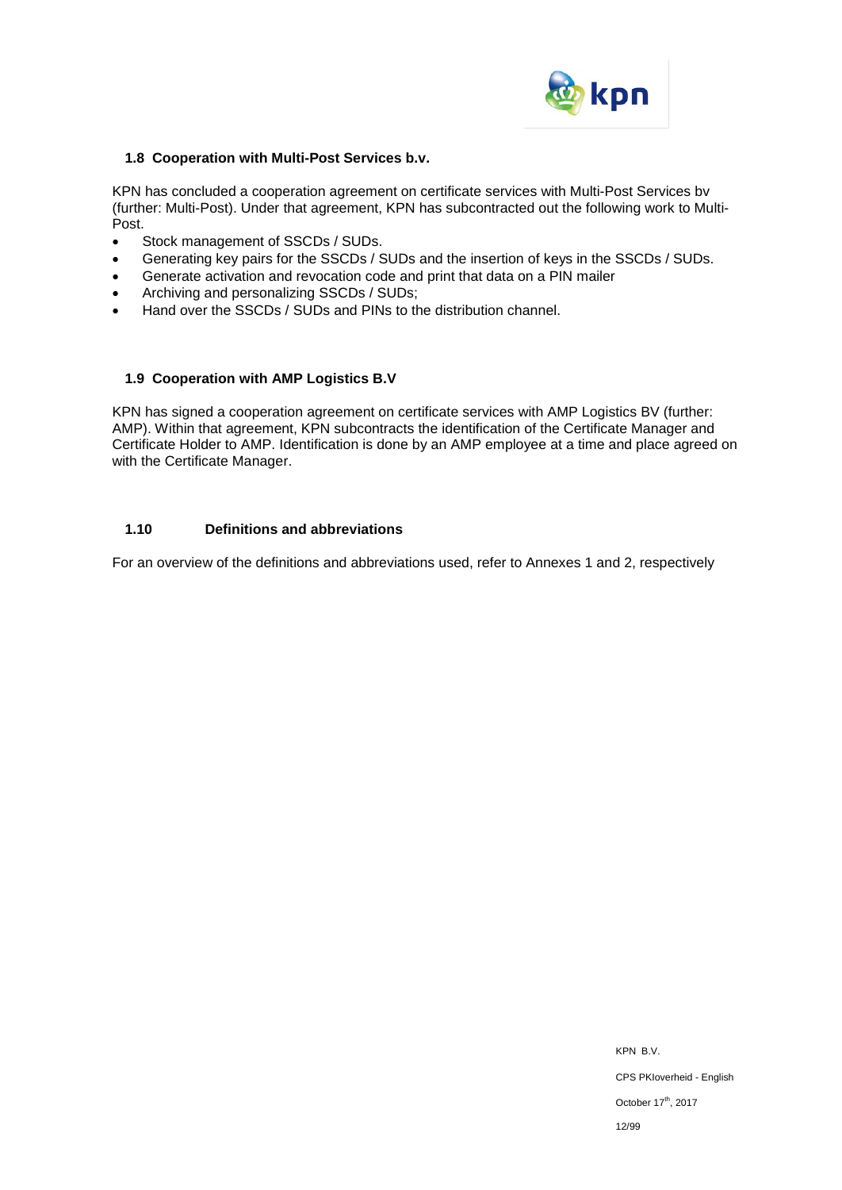### 1.8 Cooperation with Multi-Post Services b.v.

KPN has concluded a cooperation agreement on certificate services with Multi-Post Services bv (further: Multi-Post). Under that agreement, KPN has subcontracted out the following work to Multi-Post.

- Stock management of SSCDs / SUDs.
- Generating key pairs for the SSCDs / SUDs and the insertion of keys in the SSCDs / SUDs.
- Generate activation and revocation code and print that data on a PIN mailer
- Archiving and personalizing SSCDs / SUDs;
- Hand over the SSCDs / SUDs and PINs to the distribution channel.

### 1.9 Cooperation with AMP Logistics B.V

KPN has signed a cooperation agreement on certificate services with AMP Logistics BV (further: AMP). Within that agreement, KPN subcontracts the identification of the Certificate Manager and Certificate Holder to AMP. Identification is done by an AMP employee at a time and place agreed on with the Certificate Manager.

### 1.10 Definitions and abbreviations

For an overview of the definitions and abbreviations used, refer to Annexes 1 and 2, respectively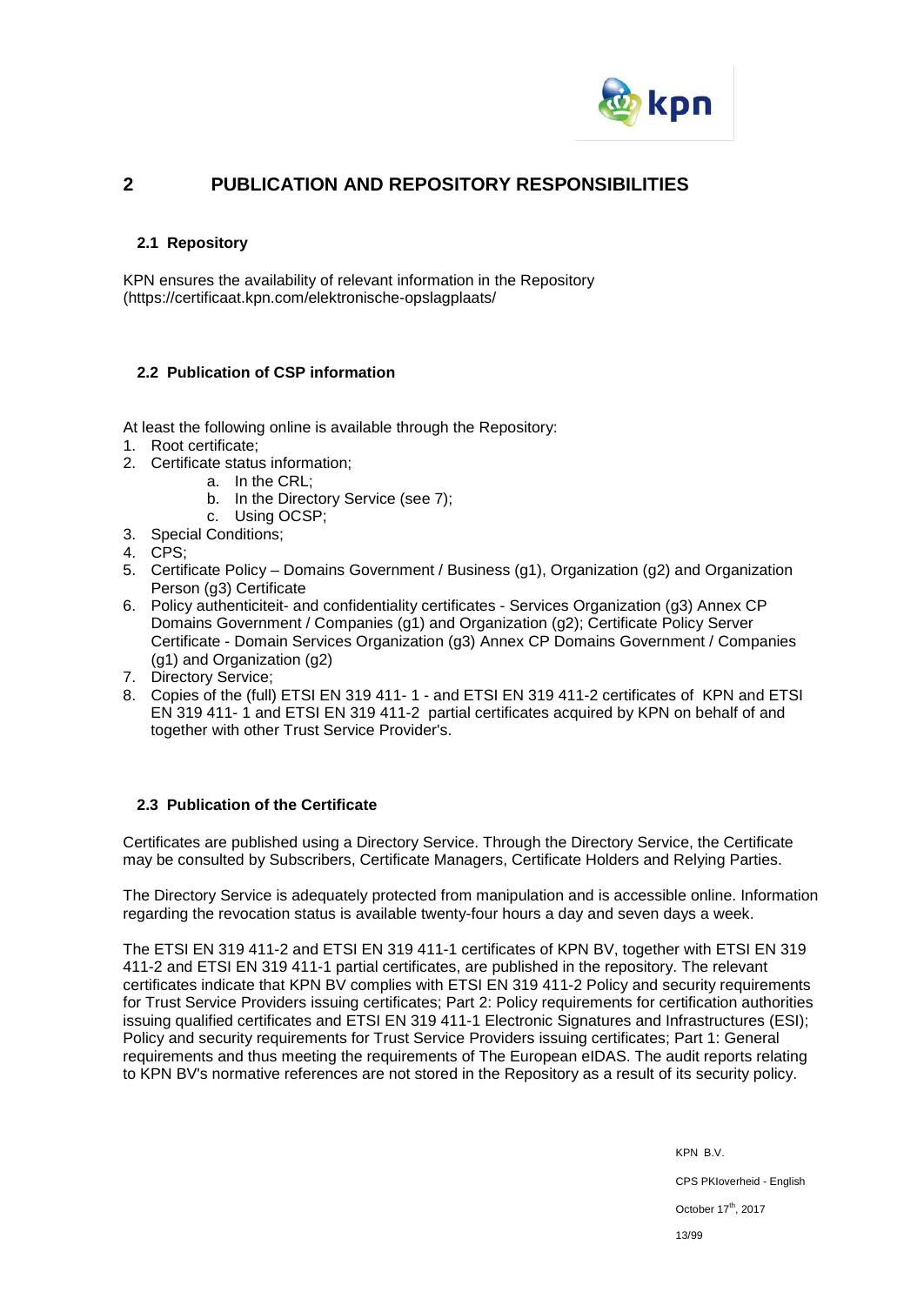# 2 PUBLICATION AND REPOSITORY RESPONSIBILITIES

## 2.1 Repository

KPN ensures the availability of relevant information in the Repository (https://certificaat.kpn.com/elektronische-opslagplaats/

## 2.2 Publication of CSP information

At least the following online is available through the Repository:

1. Root certificate;
2. Certificate status information;
   a. In the CRL;
   b. In the Directory Service (see 7);
   c. Using OCSP;
3. Special Conditions;
4. CPS;
5. Certificate Policy – Domains Government / Business (g1), Organization (g2) and Organization Person (g3) Certificate
6. Policy authenticiteit- and confidentiality certificates - Services Organization (g3) Annex CP Domains Government / Companies (g1) and Organization (g2); Certificate Policy Server Certificate - Domain Services Organization (g3) Annex CP Domains Government / Companies (g1) and Organization (g2)
7. Directory Service;
8. Copies of the (full) ETSI EN 319 411- 1 - and ETSI EN 319 411-2 certificates of KPN and ETSI EN 319 411- 1 and ETSI EN 319 411-2 partial certificates acquired by KPN on behalf of and together with other Trust Service Provider's.

## 2.3 Publication of the Certificate

Certificates are published using a Directory Service. Through the Directory Service, the Certificate may be consulted by Subscribers, Certificate Managers, Certificate Holders and Relying Parties.

The Directory Service is adequately protected from manipulation and is accessible online. Information regarding the revocation status is available twenty-four hours a day and seven days a week.

The ETSI EN 319 411-2 and ETSI EN 319 411-1 certificates of KPN BV, together with ETSI EN 319 411-2 and ETSI EN 319 411-1 partial certificates, are published in the repository. The relevant certificates indicate that KPN BV complies with ETSI EN 319 411-2 Policy and security requirements for Trust Service Providers issuing certificates; Part 2: Policy requirements for certification authorities issuing qualified certificates and ETSI EN 319 411-1 Electronic Signatures and Infrastructures (ESI); Policy and security requirements for Trust Service Providers issuing certificates; Part 1: General requirements and thus meeting the requirements of The European eIDAS. The audit reports relating to KPN BV's normative references are not stored in the Repository as a result of its security policy.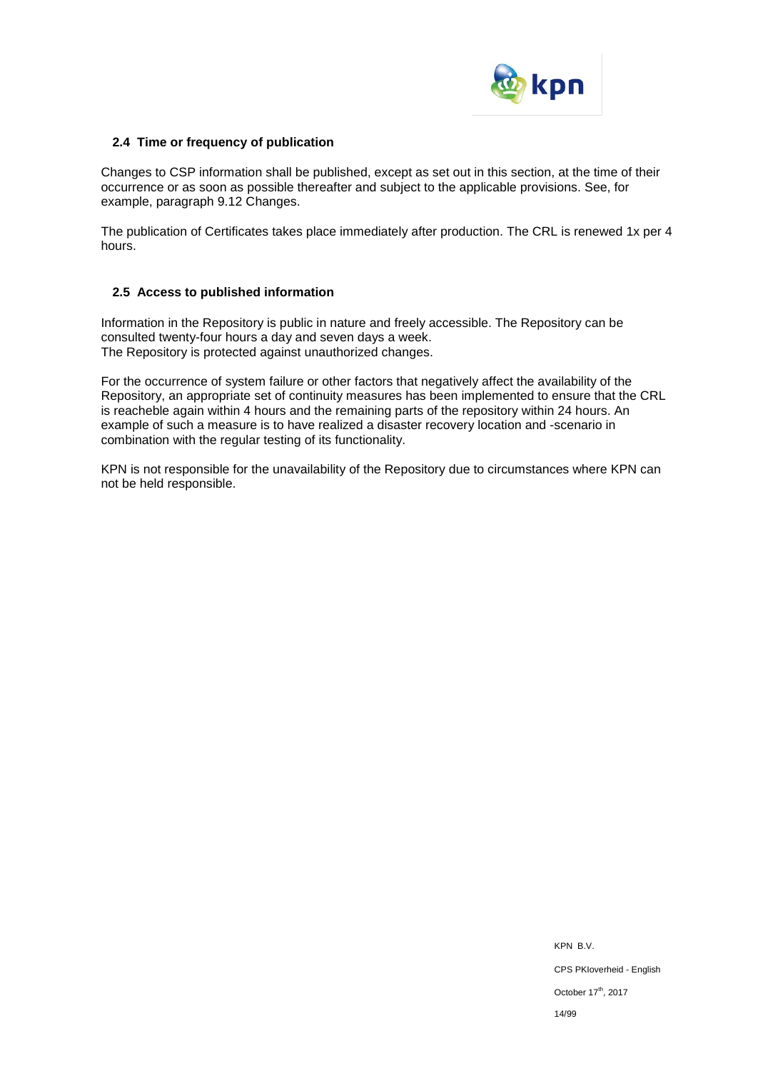### 2.4 Time or frequency of publication

Changes to CSP information shall be published, except as set out in this section, at the time of their occurrence or as soon as possible thereafter and subject to the applicable provisions. See, for example, paragraph 9.12 Changes.

The publication of Certificates takes place immediately after production. The CRL is renewed 1x per 4 hours.

### 2.5 Access to published information

Information in the Repository is public in nature and freely accessible. The Repository can be consulted twenty-four hours a day and seven days a week.
The Repository is protected against unauthorized changes.

For the occurrence of system failure or other factors that negatively affect the availability of the Repository, an appropriate set of continuity measures has been implemented to ensure that the CRL is reacheble again within 4 hours and the remaining parts of the repository within 24 hours. An example of such a measure is to have realized a disaster recovery location and -scenario in combination with the regular testing of its functionality.

KPN is not responsible for the unavailability of the Repository due to circumstances where KPN can not be held responsible.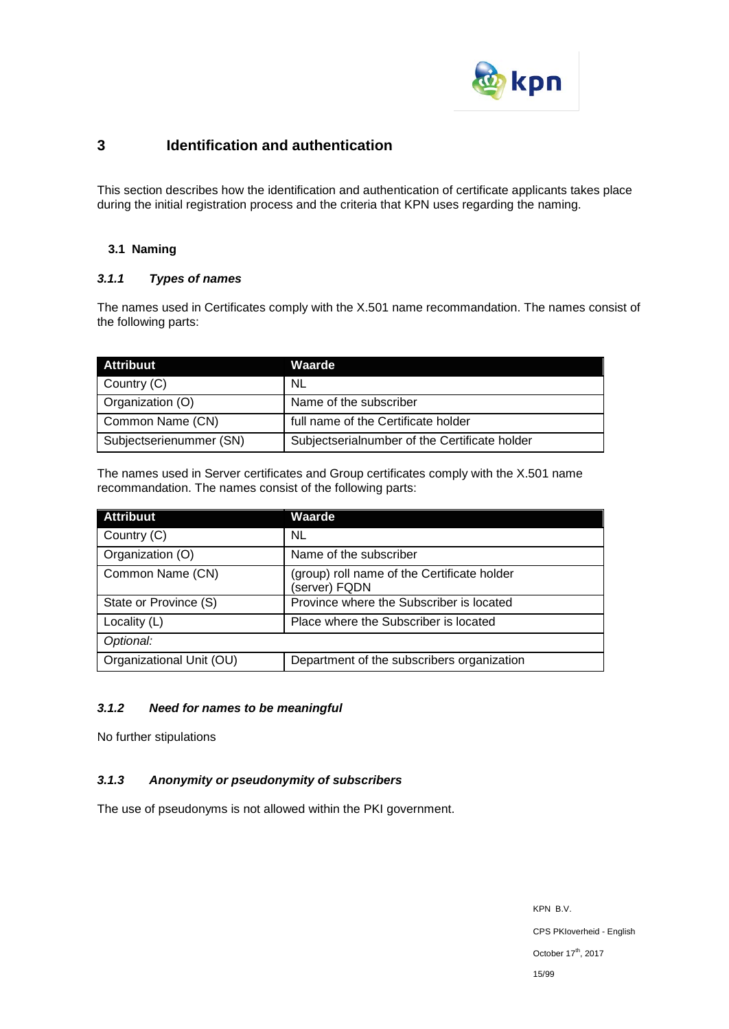# 3 Identification and authentication

This section describes how the identification and authentication of certificate applicants takes place during the initial registration process and the criteria that KPN uses regarding the naming.

## 3.1 Naming

### *3.1.1 Types of names*

The names used in Certificates comply with the X.501 name recommandation. The names consist of the following parts:

| Attribuut | Waarde |
|---|---|
| Country (C) | NL |
| Organization (O) | Name of the subscriber |
| Common Name (CN) | full name of the Certificate holder |
| Subjectserienummer (SN) | Subjectserialnumber of the Certificate holder |

The names used in Server certificates and Group certificates comply with the X.501 name recommandation. The names consist of the following parts:

| Attribuut | Waarde |
|---|---|
| Country (C) | NL |
| Organization (O) | Name of the subscriber |
| Common Name (CN) | (group) roll name of the Certificate holder (server) FQDN |
| State or Province (S) | Province where the Subscriber is located |
| Locality (L) | Place where the Subscriber is located |
| *Optional:* | |
| Organizational Unit (OU) | Department of the subscribers organization |

### *3.1.2 Need for names to be meaningful*

No further stipulations

### *3.1.3 Anonymity or pseudonymity of subscribers*

The use of pseudonyms is not allowed within the PKI government.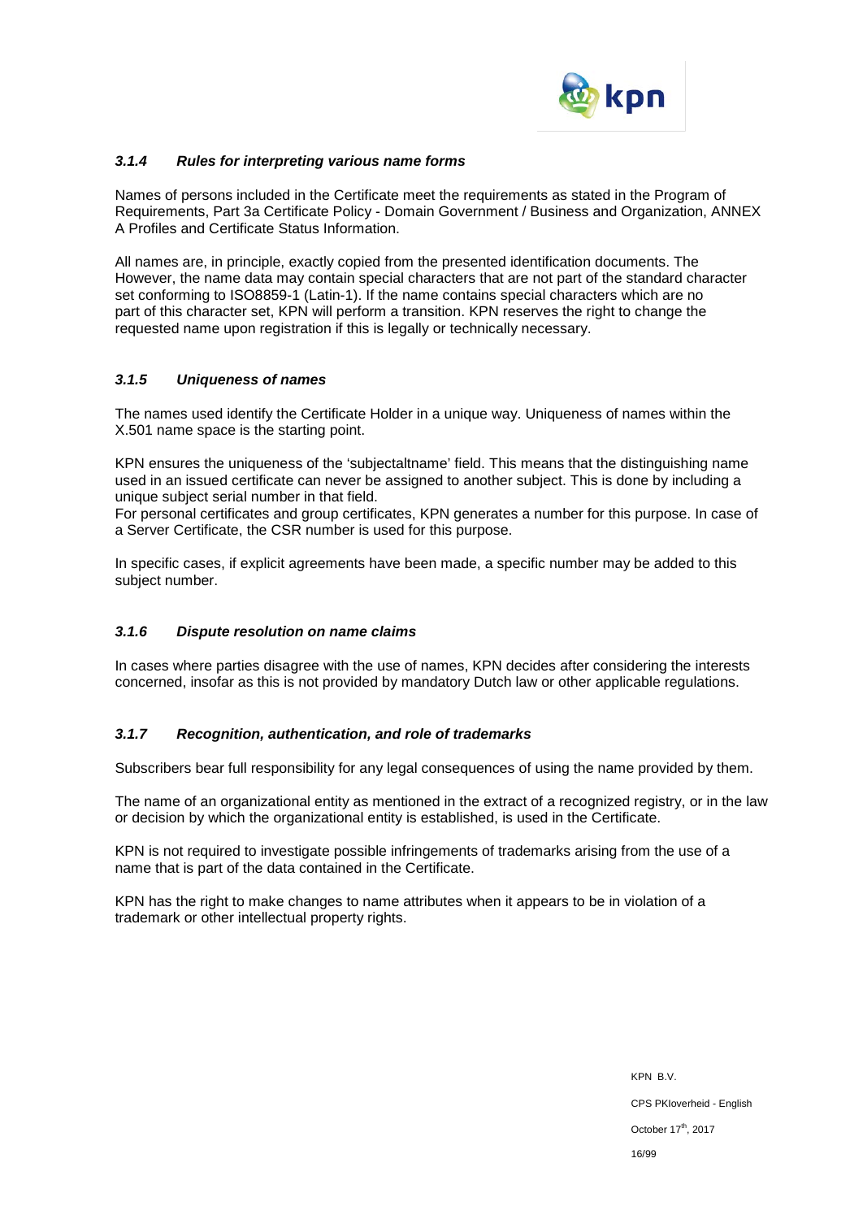### *3.1.4 Rules for interpreting various name forms*

Names of persons included in the Certificate meet the requirements as stated in the Program of Requirements, Part 3a Certificate Policy - Domain Government / Business and Organization, ANNEX A Profiles and Certificate Status Information.

All names are, in principle, exactly copied from the presented identification documents. The However, the name data may contain special characters that are not part of the standard character set conforming to ISO8859-1 (Latin-1). If the name contains special characters which are no part of this character set, KPN will perform a transition. KPN reserves the right to change the requested name upon registration if this is legally or technically necessary.

### *3.1.5 Uniqueness of names*

The names used identify the Certificate Holder in a unique way. Uniqueness of names within the X.501 name space is the starting point.

KPN ensures the uniqueness of the 'subjectaltname' field. This means that the distinguishing name used in an issued certificate can never be assigned to another subject. This is done by including a unique subject serial number in that field.
For personal certificates and group certificates, KPN generates a number for this purpose. In case of a Server Certificate, the CSR number is used for this purpose.

In specific cases, if explicit agreements have been made, a specific number may be added to this subject number.

### *3.1.6 Dispute resolution on name claims*

In cases where parties disagree with the use of names, KPN decides after considering the interests concerned, insofar as this is not provided by mandatory Dutch law or other applicable regulations.

### *3.1.7 Recognition, authentication, and role of trademarks*

Subscribers bear full responsibility for any legal consequences of using the name provided by them.

The name of an organizational entity as mentioned in the extract of a recognized registry, or in the law or decision by which the organizational entity is established, is used in the Certificate.

KPN is not required to investigate possible infringements of trademarks arising from the use of a name that is part of the data contained in the Certificate.

KPN has the right to make changes to name attributes when it appears to be in violation of a trademark or other intellectual property rights.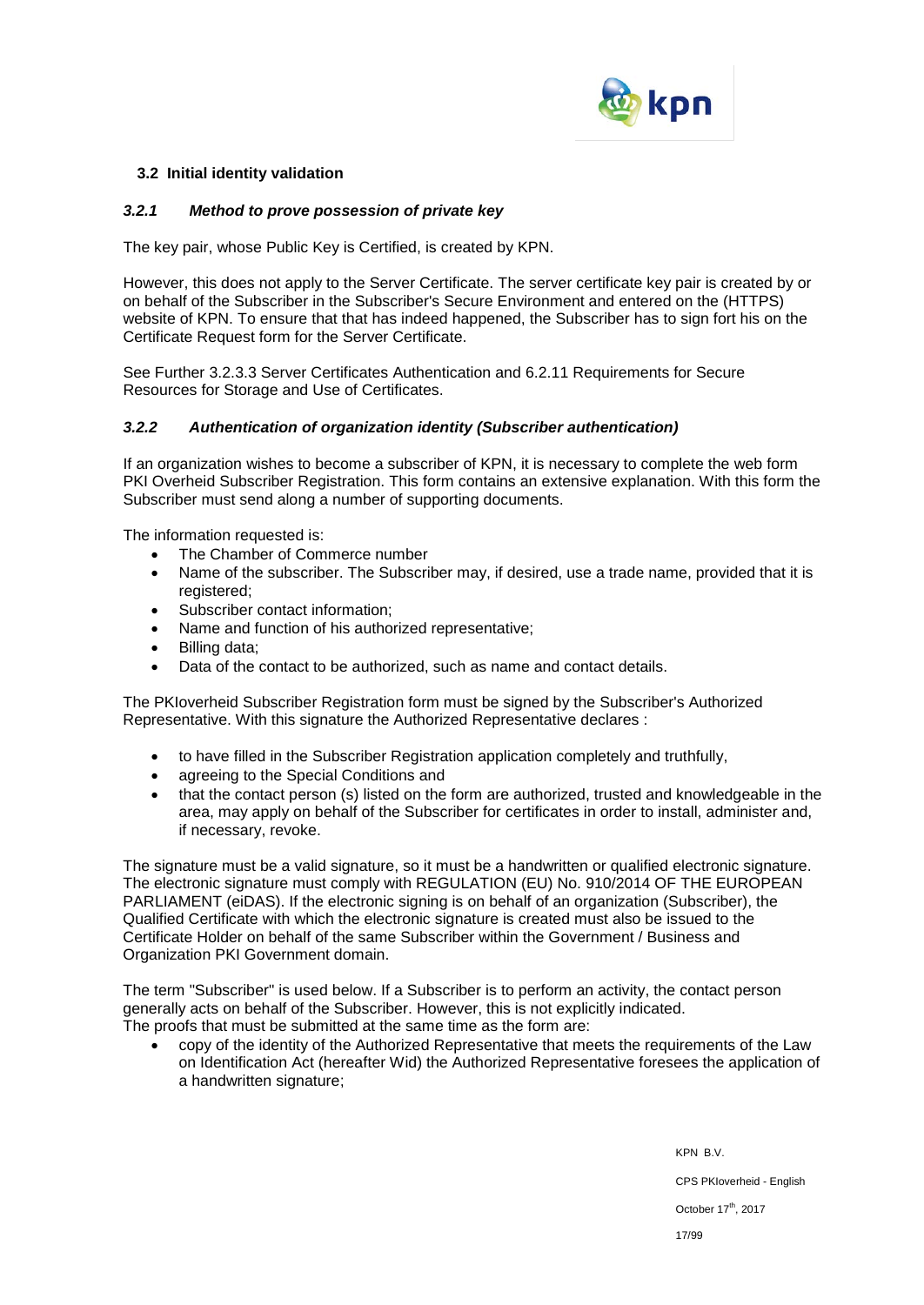## 3.2 Initial identity validation

### *3.2.1 Method to prove possession of private key*

The key pair, whose Public Key is Certified, is created by KPN.

However, this does not apply to the Server Certificate. The server certificate key pair is created by or on behalf of the Subscriber in the Subscriber's Secure Environment and entered on the (HTTPS) website of KPN. To ensure that that has indeed happened, the Subscriber has to sign fort his on the Certificate Request form for the Server Certificate.

See Further 3.2.3.3 Server Certificates Authentication and 6.2.11 Requirements for Secure Resources for Storage and Use of Certificates.

### *3.2.2 Authentication of organization identity (Subscriber authentication)*

If an organization wishes to become a subscriber of KPN, it is necessary to complete the web form PKI Overheid Subscriber Registration. This form contains an extensive explanation. With this form the Subscriber must send along a number of supporting documents.

The information requested is:

- The Chamber of Commerce number
- Name of the subscriber. The Subscriber may, if desired, use a trade name, provided that it is registered;
- Subscriber contact information;
- Name and function of his authorized representative;
- Billing data;
- Data of the contact to be authorized, such as name and contact details.

The PKIoverheid Subscriber Registration form must be signed by the Subscriber's Authorized Representative. With this signature the Authorized Representative declares :

- to have filled in the Subscriber Registration application completely and truthfully,
- agreeing to the Special Conditions and
- that the contact person (s) listed on the form are authorized, trusted and knowledgeable in the area, may apply on behalf of the Subscriber for certificates in order to install, administer and, if necessary, revoke.

The signature must be a valid signature, so it must be a handwritten or qualified electronic signature. The electronic signature must comply with REGULATION (EU) No. 910/2014 OF THE EUROPEAN PARLIAMENT (eiDAS). If the electronic signing is on behalf of an organization (Subscriber), the Qualified Certificate with which the electronic signature is created must also be issued to the Certificate Holder on behalf of the same Subscriber within the Government / Business and Organization PKI Government domain.

The term "Subscriber" is used below. If a Subscriber is to perform an activity, the contact person generally acts on behalf of the Subscriber. However, this is not explicitly indicated.
The proofs that must be submitted at the same time as the form are:

- copy of the identity of the Authorized Representative that meets the requirements of the Law on Identification Act (hereafter Wid) the Authorized Representative foresees the application of a handwritten signature;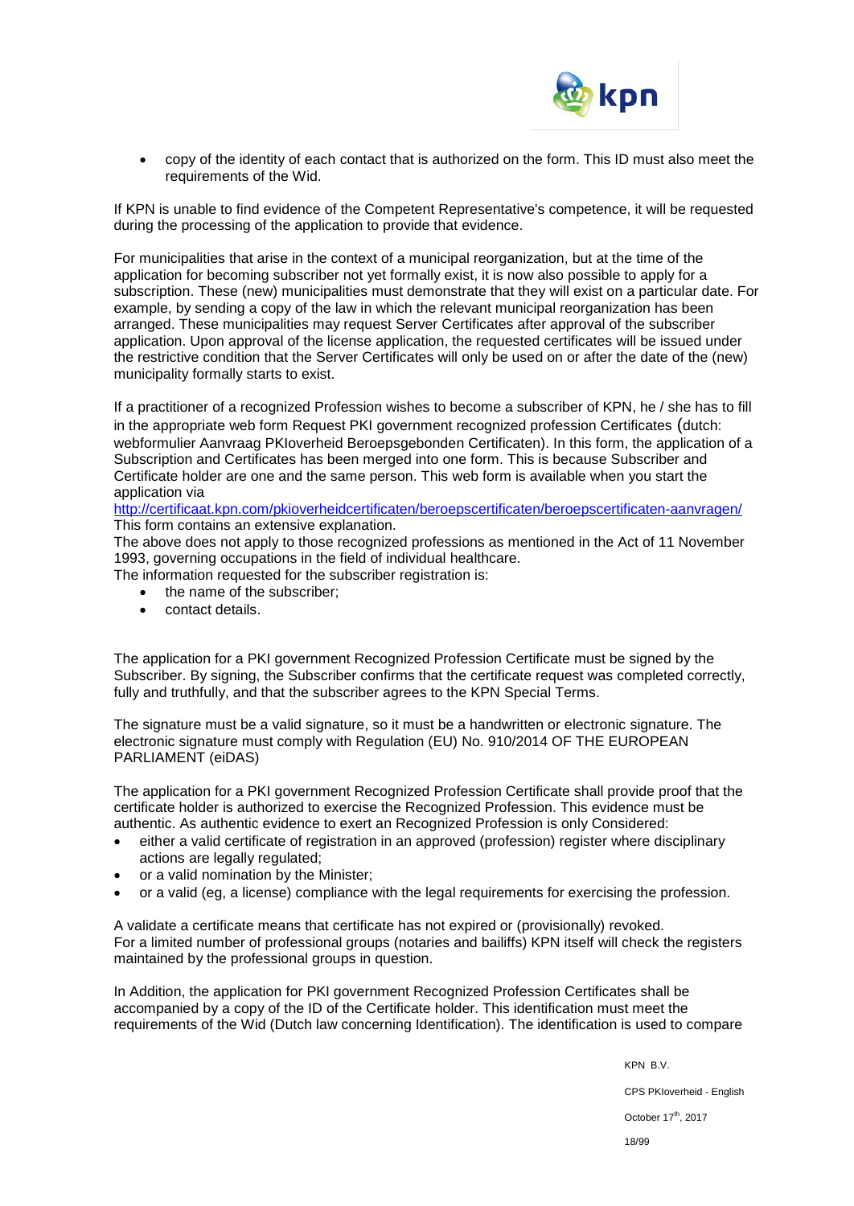- copy of the identity of each contact that is authorized on the form. This ID must also meet the requirements of the Wid.

If KPN is unable to find evidence of the Competent Representative's competence, it will be requested during the processing of the application to provide that evidence.

For municipalities that arise in the context of a municipal reorganization, but at the time of the application for becoming subscriber not yet formally exist, it is now also possible to apply for a subscription. These (new) municipalities must demonstrate that they will exist on a particular date. For example, by sending a copy of the law in which the relevant municipal reorganization has been arranged. These municipalities may request Server Certificates after approval of the subscriber application. Upon approval of the license application, the requested certificates will be issued under the restrictive condition that the Server Certificates will only be used on or after the date of the (new) municipality formally starts to exist.

If a practitioner of a recognized Profession wishes to become a subscriber of KPN, he / she has to fill in the appropriate web form Request PKI government recognized profession Certificates (dutch: webformulier Aanvraag PKIoverheid Beroepsgebonden Certificaten). In this form, the application of a Subscription and Certificates has been merged into one form. This is because Subscriber and Certificate holder are one and the same person. This web form is available when you start the application via
http://certificaat.kpn.com/pkioverheidcertificaten/beroepscertificaten/beroepscertificaten-aanvragen/
This form contains an extensive explanation.
The above does not apply to those recognized professions as mentioned in the Act of 11 November 1993, governing occupations in the field of individual healthcare.
The information requested for the subscriber registration is:

- the name of the subscriber;
- contact details.

The application for a PKI government Recognized Profession Certificate must be signed by the Subscriber. By signing, the Subscriber confirms that the certificate request was completed correctly, fully and truthfully, and that the subscriber agrees to the KPN Special Terms.

The signature must be a valid signature, so it must be a handwritten or electronic signature. The electronic signature must comply with Regulation (EU) No. 910/2014 OF THE EUROPEAN PARLIAMENT (eiDAS)

The application for a PKI government Recognized Profession Certificate shall provide proof that the certificate holder is authorized to exercise the Recognized Profession. This evidence must be authentic. As authentic evidence to exert an Recognized Profession is only Considered:

- either a valid certificate of registration in an approved (profession) register where disciplinary actions are legally regulated;
- or a valid nomination by the Minister;
- or a valid (eg, a license) compliance with the legal requirements for exercising the profession.

A validate a certificate means that certificate has not expired or (provisionally) revoked.
For a limited number of professional groups (notaries and bailiffs) KPN itself will check the registers maintained by the professional groups in question.

In Addition, the application for PKI government Recognized Profession Certificates shall be accompanied by a copy of the ID of the Certificate holder. This identification must meet the requirements of the Wid (Dutch law concerning Identification). The identification is used to compare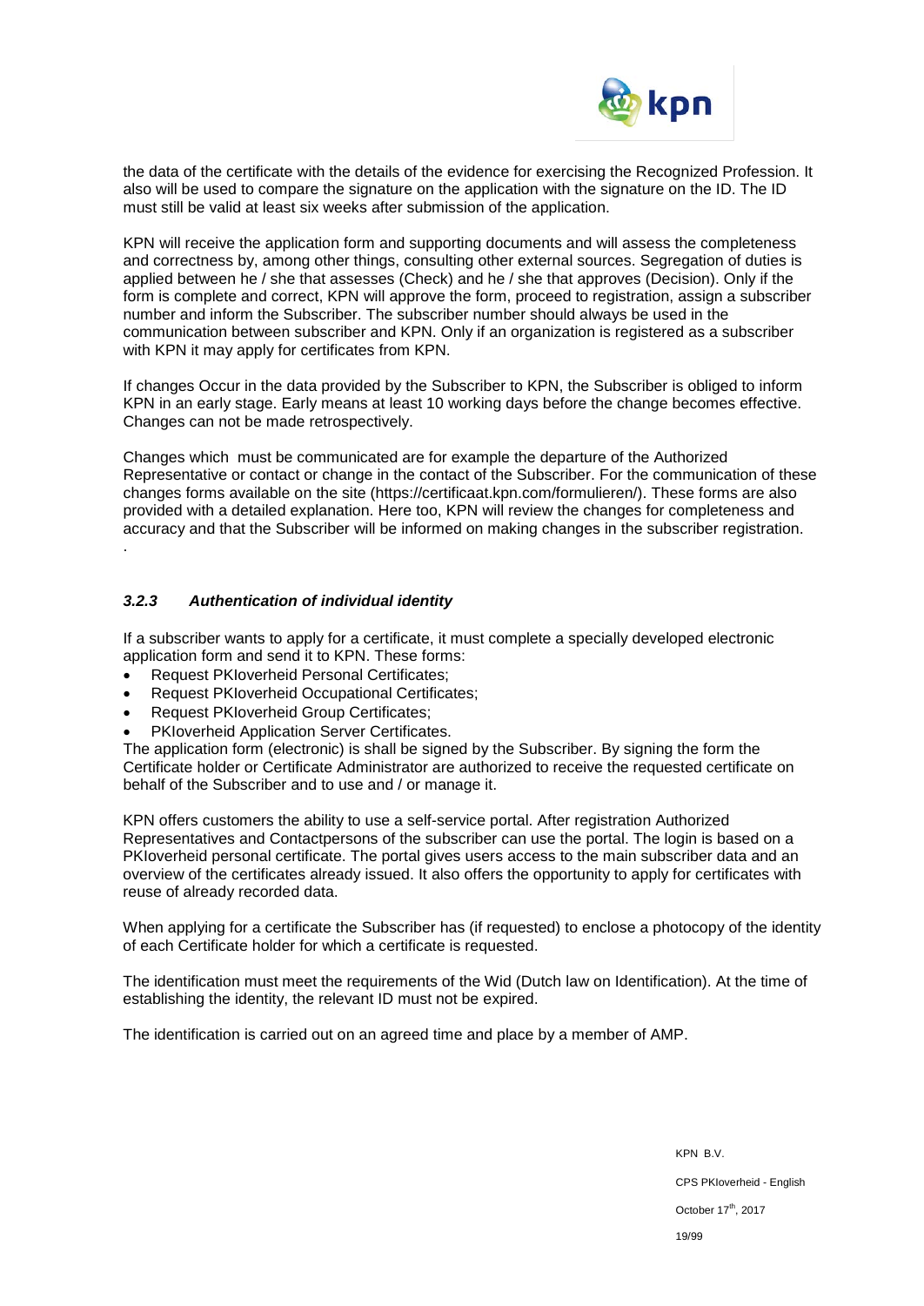the data of the certificate with the details of the evidence for exercising the Recognized Profession. It also will be used to compare the signature on the application with the signature on the ID. The ID must still be valid at least six weeks after submission of the application.

KPN will receive the application form and supporting documents and will assess the completeness and correctness by, among other things, consulting other external sources. Segregation of duties is applied between he / she that assesses (Check) and he / she that approves (Decision). Only if the form is complete and correct, KPN will approve the form, proceed to registration, assign a subscriber number and inform the Subscriber. The subscriber number should always be used in the communication between subscriber and KPN. Only if an organization is registered as a subscriber with KPN it may apply for certificates from KPN.

If changes Occur in the data provided by the Subscriber to KPN, the Subscriber is obliged to inform KPN in an early stage. Early means at least 10 working days before the change becomes effective. Changes can not be made retrospectively.

Changes which must be communicated are for example the departure of the Authorized Representative or contact or change in the contact of the Subscriber. For the communication of these changes forms available on the site (https://certificaat.kpn.com/formulieren/). These forms are also provided with a detailed explanation. Here too, KPN will review the changes for completeness and accuracy and that the Subscriber will be informed on making changes in the subscriber registration.
.

### *3.2.3 Authentication of individual identity*

If a subscriber wants to apply for a certificate, it must complete a specially developed electronic application form and send it to KPN. These forms:

- Request PKIoverheid Personal Certificates;
- Request PKIoverheid Occupational Certificates;
- Request PKIoverheid Group Certificates;
- PKIoverheid Application Server Certificates.

The application form (electronic) is shall be signed by the Subscriber. By signing the form the Certificate holder or Certificate Administrator are authorized to receive the requested certificate on behalf of the Subscriber and to use and / or manage it.

KPN offers customers the ability to use a self-service portal. After registration Authorized Representatives and Contactpersons of the subscriber can use the portal. The login is based on a PKIoverheid personal certificate. The portal gives users access to the main subscriber data and an overview of the certificates already issued. It also offers the opportunity to apply for certificates with reuse of already recorded data.

When applying for a certificate the Subscriber has (if requested) to enclose a photocopy of the identity of each Certificate holder for which a certificate is requested.

The identification must meet the requirements of the Wid (Dutch law on Identification). At the time of establishing the identity, the relevant ID must not be expired.

The identification is carried out on an agreed time and place by a member of AMP.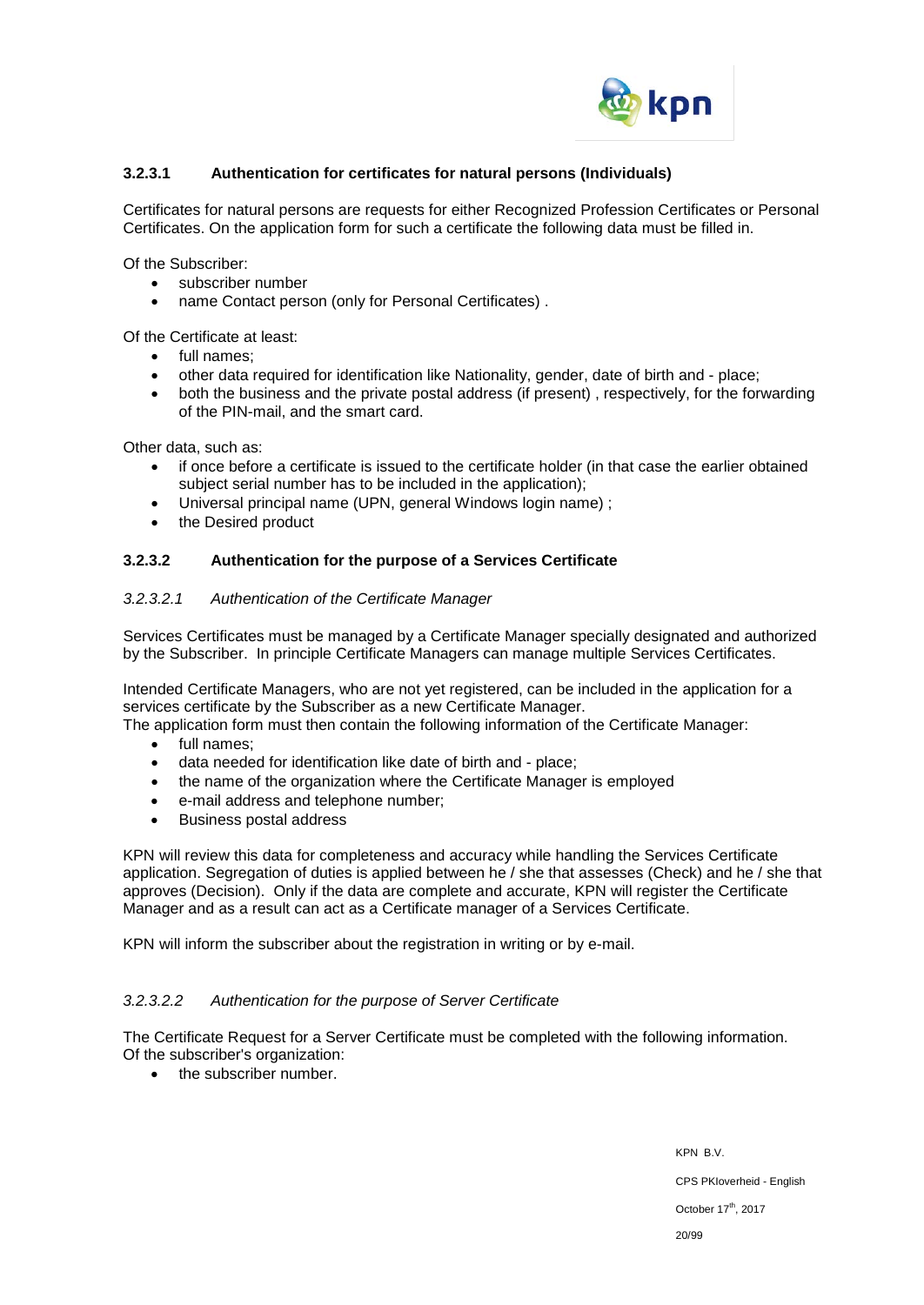#### 3.2.3.1 Authentication for certificates for natural persons (Individuals)

Certificates for natural persons are requests for either Recognized Profession Certificates or Personal Certificates. On the application form for such a certificate the following data must be filled in.

Of the Subscriber:

- subscriber number
- name Contact person (only for Personal Certificates) .

Of the Certificate at least:

- full names;
- other data required for identification like Nationality, gender, date of birth and - place;
- both the business and the private postal address (if present) , respectively, for the forwarding of the PIN-mail, and the smart card.

Other data, such as:

- if once before a certificate is issued to the certificate holder (in that case the earlier obtained subject serial number has to be included in the application);
- Universal principal name (UPN, general Windows login name) ;
- the Desired product

#### 3.2.3.2 Authentication for the purpose of a Services Certificate

##### *3.2.3.2.1 Authentication of the Certificate Manager*

Services Certificates must be managed by a Certificate Manager specially designated and authorized by the Subscriber. In principle Certificate Managers can manage multiple Services Certificates.

Intended Certificate Managers, who are not yet registered, can be included in the application for a services certificate by the Subscriber as a new Certificate Manager.
The application form must then contain the following information of the Certificate Manager:

- full names;
- data needed for identification like date of birth and - place;
- the name of the organization where the Certificate Manager is employed
- e-mail address and telephone number;
- Business postal address

KPN will review this data for completeness and accuracy while handling the Services Certificate application. Segregation of duties is applied between he / she that assesses (Check) and he / she that approves (Decision). Only if the data are complete and accurate, KPN will register the Certificate Manager and as a result can act as a Certificate manager of a Services Certificate.

KPN will inform the subscriber about the registration in writing or by e-mail.

##### *3.2.3.2.2 Authentication for the purpose of Server Certificate*

The Certificate Request for a Server Certificate must be completed with the following information.
Of the subscriber's organization:

- the subscriber number.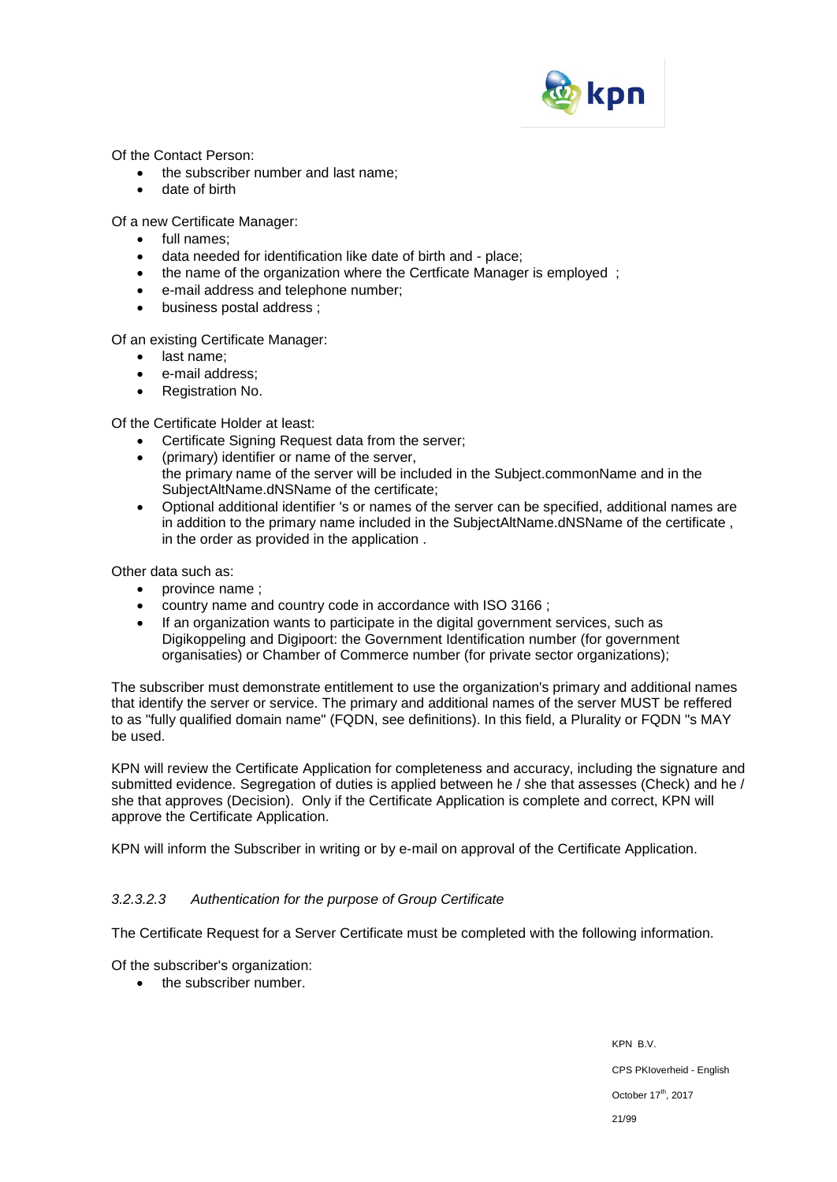Of the Contact Person:

- the subscriber number and last name;
- date of birth

Of a new Certificate Manager:

- full names;
- data needed for identification like date of birth and - place;
- the name of the organization where the Certficate Manager is employed ;
- e-mail address and telephone number;
- business postal address ;

Of an existing Certificate Manager:

- last name;
- e-mail address;
- Registration No.

Of the Certificate Holder at least:

- Certificate Signing Request data from the server;
- (primary) identifier or name of the server,
  the primary name of the server will be included in the Subject.commonName and in the SubjectAltName.dNSName of the certificate;
- Optional additional identifier 's or names of the server can be specified, additional names are in addition to the primary name included in the SubjectAltName.dNSName of the certificate , in the order as provided in the application .

Other data such as:

- province name ;
- country name and country code in accordance with ISO 3166 ;
- If an organization wants to participate in the digital government services, such as Digikoppeling and Digipoort: the Government Identification number (for government organisaties) or Chamber of Commerce number (for private sector organizations);

The subscriber must demonstrate entitlement to use the organization's primary and additional names that identify the server or service. The primary and additional names of the server MUST be reffered to as "fully qualified domain name" (FQDN, see definitions). In this field, a Plurality or FQDN "s MAY be used.

KPN will review the Certificate Application for completeness and accuracy, including the signature and submitted evidence. Segregation of duties is applied between he / she that assesses (Check) and he / she that approves (Decision). Only if the Certificate Application is complete and correct, KPN will approve the Certificate Application.

KPN will inform the Subscriber in writing or by e-mail on approval of the Certificate Application.

#### *3.2.3.2.3 Authentication for the purpose of Group Certificate*

The Certificate Request for a Server Certificate must be completed with the following information.

Of the subscriber's organization:

- the subscriber number.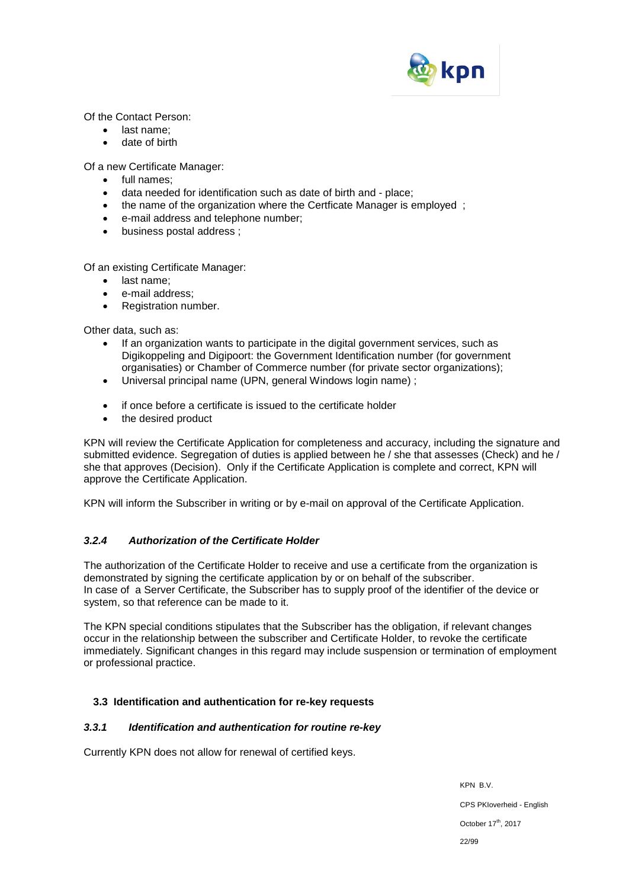Of the Contact Person:

- last name;
- date of birth

Of a new Certificate Manager:

- full names;
- data needed for identification such as date of birth and - place;
- the name of the organization where the Certficate Manager is employed ;
- e-mail address and telephone number;
- business postal address ;

Of an existing Certificate Manager:

- last name;
- e-mail address;
- Registration number.

Other data, such as:

- If an organization wants to participate in the digital government services, such as Digikoppeling and Digipoort: the Government Identification number (for government organisaties) or Chamber of Commerce number (for private sector organizations);
- Universal principal name (UPN, general Windows login name) ;
- if once before a certificate is issued to the certificate holder
- the desired product

KPN will review the Certificate Application for completeness and accuracy, including the signature and submitted evidence. Segregation of duties is applied between he / she that assesses (Check) and he / she that approves (Decision). Only if the Certificate Application is complete and correct, KPN will approve the Certificate Application.

KPN will inform the Subscriber in writing or by e-mail on approval of the Certificate Application.

### *3.2.4 Authorization of the Certificate Holder*

The authorization of the Certificate Holder to receive and use a certificate from the organization is demonstrated by signing the certificate application by or on behalf of the subscriber.
In case of a Server Certificate, the Subscriber has to supply proof of the identifier of the device or system, so that reference can be made to it.

The KPN special conditions stipulates that the Subscriber has the obligation, if relevant changes occur in the relationship between the subscriber and Certificate Holder, to revoke the certificate immediately. Significant changes in this regard may include suspension or termination of employment or professional practice.

## 3.3 Identification and authentication for re-key requests

### *3.3.1 Identification and authentication for routine re-key*

Currently KPN does not allow for renewal of certified keys.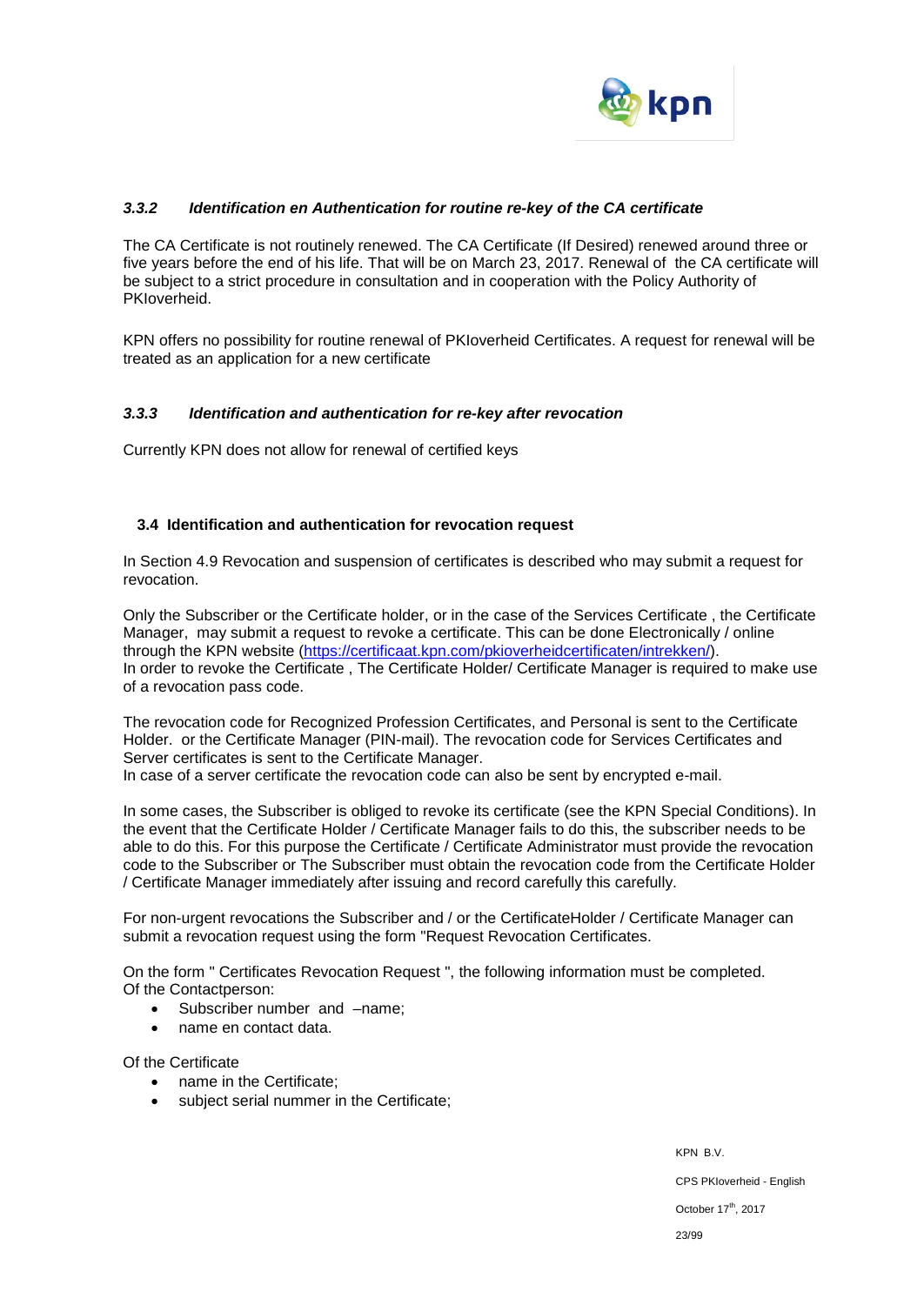### *3.3.2 Identification en Authentication for routine re-key of the CA certificate*

The CA Certificate is not routinely renewed. The CA Certificate (If Desired) renewed around three or five years before the end of his life. That will be on March 23, 2017. Renewal of the CA certificate will be subject to a strict procedure in consultation and in cooperation with the Policy Authority of PKIoverheid.

KPN offers no possibility for routine renewal of PKIoverheid Certificates. A request for renewal will be treated as an application for a new certificate

### *3.3.3 Identification and authentication for re-key after revocation*

Currently KPN does not allow for renewal of certified keys

## 3.4 Identification and authentication for revocation request

In Section 4.9 Revocation and suspension of certificates is described who may submit a request for revocation.

Only the Subscriber or the Certificate holder, or in the case of the Services Certificate , the Certificate Manager, may submit a request to revoke a certificate. This can be done Electronically / online through the KPN website (https://certificaat.kpn.com/pkioverheidcertificaten/intrekken/).
In order to revoke the Certificate , The Certificate Holder/ Certificate Manager is required to make use of a revocation pass code.

The revocation code for Recognized Profession Certificates, and Personal is sent to the Certificate Holder. or the Certificate Manager (PIN-mail). The revocation code for Services Certificates and Server certificates is sent to the Certificate Manager.
In case of a server certificate the revocation code can also be sent by encrypted e-mail.

In some cases, the Subscriber is obliged to revoke its certificate (see the KPN Special Conditions). In the event that the Certificate Holder / Certificate Manager fails to do this, the subscriber needs to be able to do this. For this purpose the Certificate / Certificate Administrator must provide the revocation code to the Subscriber or The Subscriber must obtain the revocation code from the Certificate Holder / Certificate Manager immediately after issuing and record carefully this carefully.

For non-urgent revocations the Subscriber and / or the CertificateHolder / Certificate Manager can submit a revocation request using the form "Request Revocation Certificates.

On the form " Certificates Revocation Request ", the following information must be completed.
Of the Contactperson:

- Subscriber number and –name;
- name en contact data.

Of the Certificate

- name in the Certificate;
- subject serial nummer in the Certificate;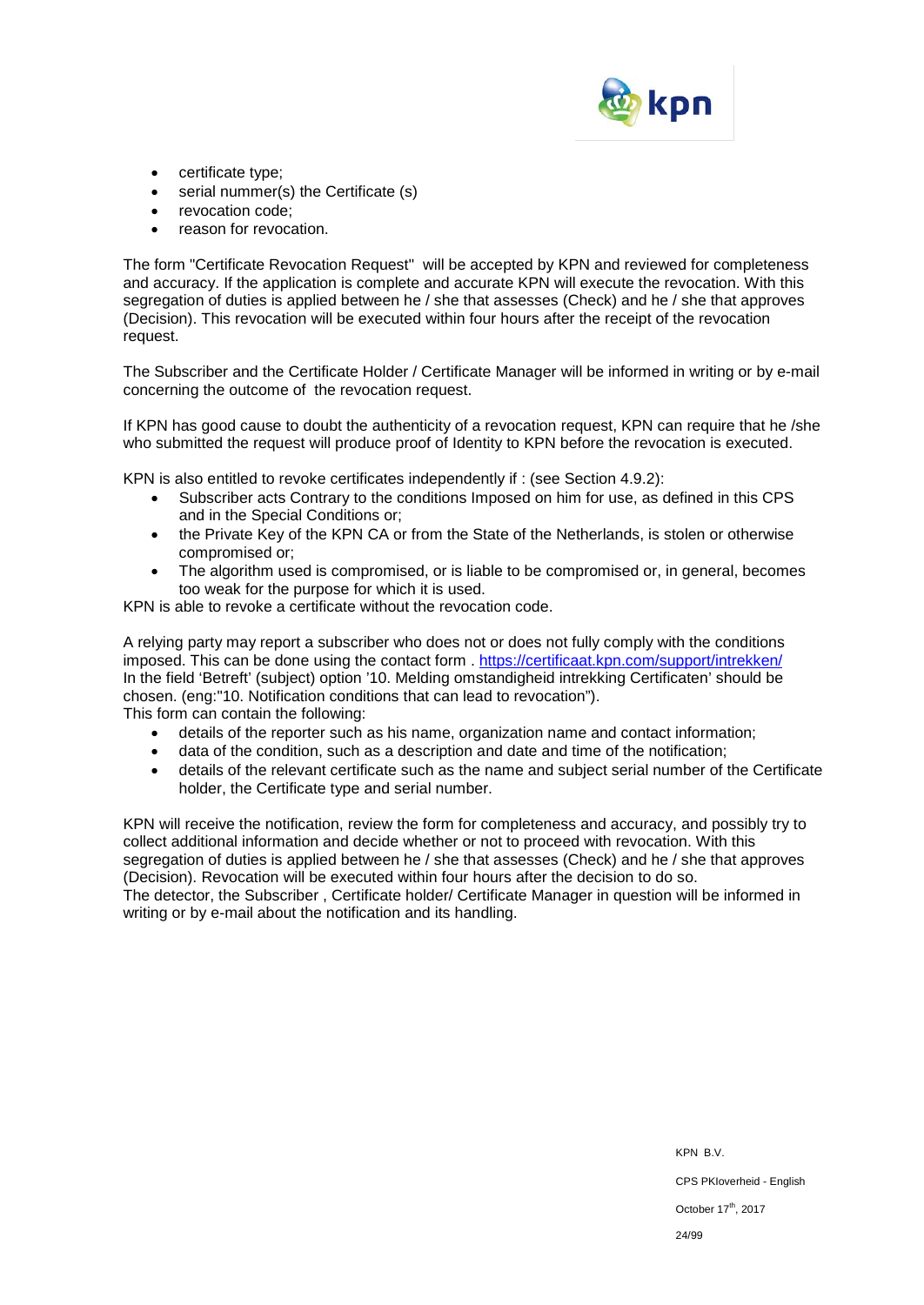- certificate type;
- serial nummer(s) the Certificate (s)
- revocation code;
- reason for revocation.

The form "Certificate Revocation Request" will be accepted by KPN and reviewed for completeness and accuracy. If the application is complete and accurate KPN will execute the revocation. With this segregation of duties is applied between he / she that assesses (Check) and he / she that approves (Decision). This revocation will be executed within four hours after the receipt of the revocation request.

The Subscriber and the Certificate Holder / Certificate Manager will be informed in writing or by e-mail concerning the outcome of the revocation request.

If KPN has good cause to doubt the authenticity of a revocation request, KPN can require that he /she who submitted the request will produce proof of Identity to KPN before the revocation is executed.

KPN is also entitled to revoke certificates independently if : (see Section 4.9.2):

- Subscriber acts Contrary to the conditions Imposed on him for use, as defined in this CPS and in the Special Conditions or;
- the Private Key of the KPN CA or from the State of the Netherlands, is stolen or otherwise compromised or;
- The algorithm used is compromised, or is liable to be compromised or, in general, becomes too weak for the purpose for which it is used.

KPN is able to revoke a certificate without the revocation code.

A relying party may report a subscriber who does not or does not fully comply with the conditions imposed. This can be done using the contact form . https://certificaat.kpn.com/support/intrekken/
In the field 'Betreft' (subject) option '10. Melding omstandigheid intrekking Certificaten' should be chosen. (eng:"10. Notification conditions that can lead to revocation").
This form can contain the following:

- details of the reporter such as his name, organization name and contact information;
- data of the condition, such as a description and date and time of the notification;
- details of the relevant certificate such as the name and subject serial number of the Certificate holder, the Certificate type and serial number.

KPN will receive the notification, review the form for completeness and accuracy, and possibly try to collect additional information and decide whether or not to proceed with revocation. With this segregation of duties is applied between he / she that assesses (Check) and he / she that approves (Decision). Revocation will be executed within four hours after the decision to do so.
The detector, the Subscriber , Certificate holder/ Certificate Manager in question will be informed in writing or by e-mail about the notification and its handling.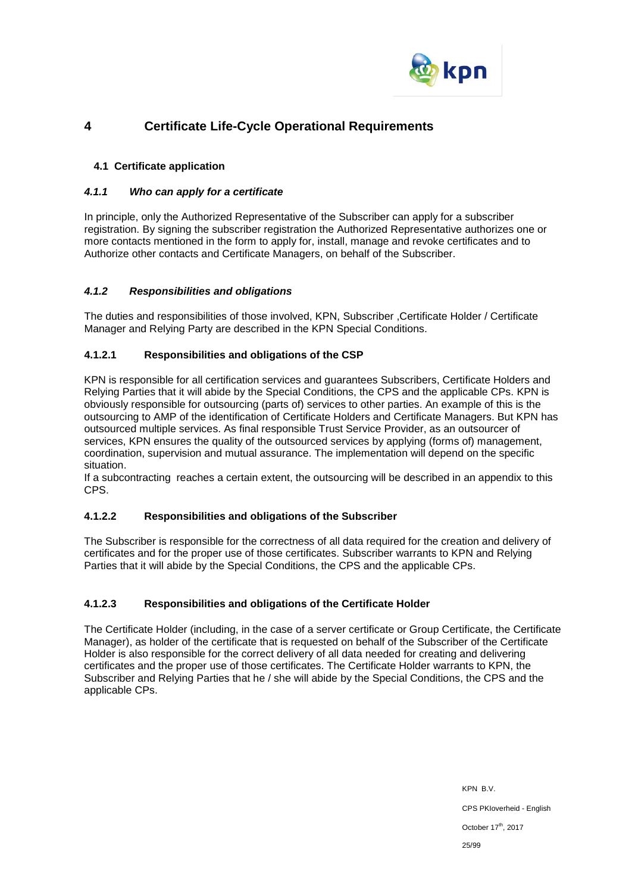# 4 Certificate Life-Cycle Operational Requirements

## 4.1 Certificate application

### *4.1.1 Who can apply for a certificate*

In principle, only the Authorized Representative of the Subscriber can apply for a subscriber registration. By signing the subscriber registration the Authorized Representative authorizes one or more contacts mentioned in the form to apply for, install, manage and revoke certificates and to Authorize other contacts and Certificate Managers, on behalf of the Subscriber.

### *4.1.2 Responsibilities and obligations*

The duties and responsibilities of those involved, KPN, Subscriber ,Certificate Holder / Certificate Manager and Relying Party are described in the KPN Special Conditions.

#### 4.1.2.1 Responsibilities and obligations of the CSP

KPN is responsible for all certification services and guarantees Subscribers, Certificate Holders and Relying Parties that it will abide by the Special Conditions, the CPS and the applicable CPs. KPN is obviously responsible for outsourcing (parts of) services to other parties. An example of this is the outsourcing to AMP of the identification of Certificate Holders and Certificate Managers. But KPN has outsourced multiple services. As final responsible Trust Service Provider, as an outsourcer of services, KPN ensures the quality of the outsourced services by applying (forms of) management, coordination, supervision and mutual assurance. The implementation will depend on the specific situation.

If a subcontracting reaches a certain extent, the outsourcing will be described in an appendix to this CPS.

#### 4.1.2.2 Responsibilities and obligations of the Subscriber

The Subscriber is responsible for the correctness of all data required for the creation and delivery of certificates and for the proper use of those certificates. Subscriber warrants to KPN and Relying Parties that it will abide by the Special Conditions, the CPS and the applicable CPs.

#### 4.1.2.3 Responsibilities and obligations of the Certificate Holder

The Certificate Holder (including, in the case of a server certificate or Group Certificate, the Certificate Manager), as holder of the certificate that is requested on behalf of the Subscriber of the Certificate Holder is also responsible for the correct delivery of all data needed for creating and delivering certificates and the proper use of those certificates. The Certificate Holder warrants to KPN, the Subscriber and Relying Parties that he / she will abide by the Special Conditions, the CPS and the applicable CPs.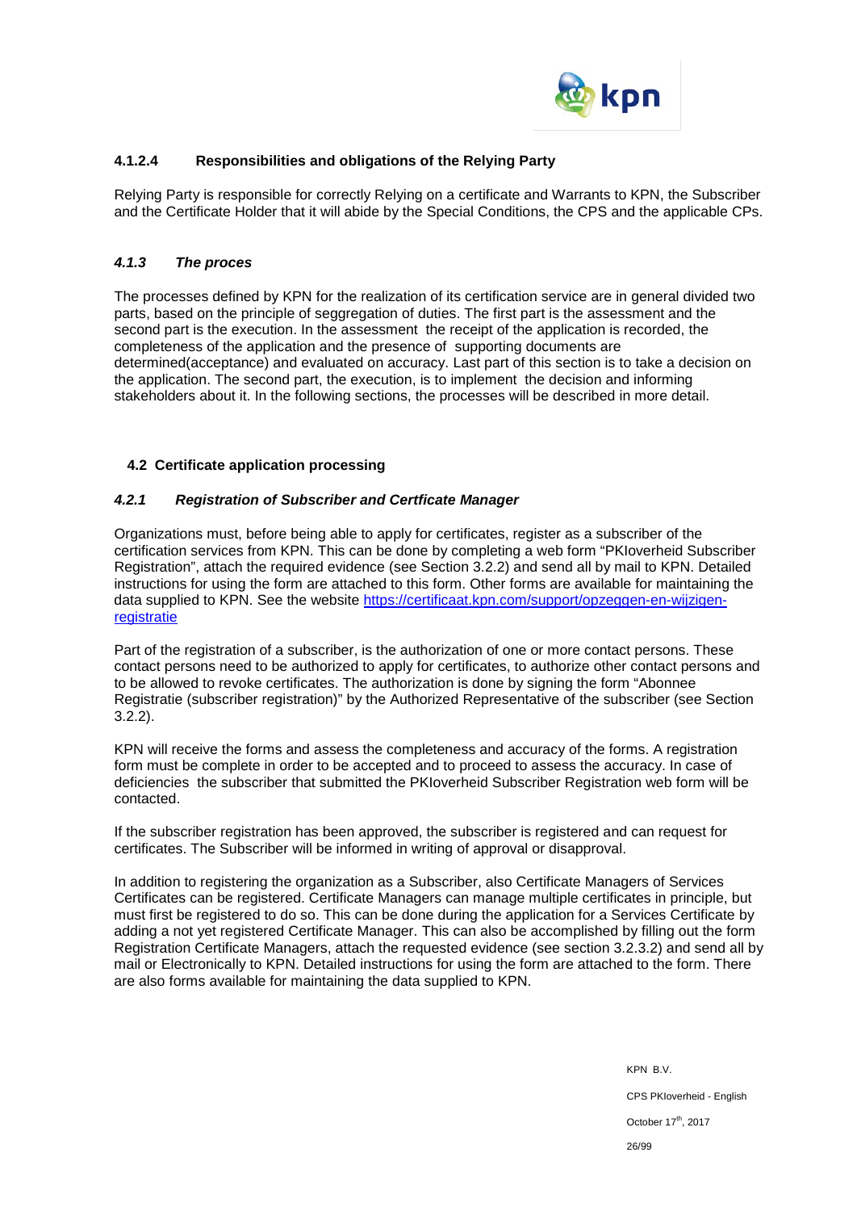#### 4.1.2.4 Responsibilities and obligations of the Relying Party

Relying Party is responsible for correctly Relying on a certificate and Warrants to KPN, the Subscriber and the Certificate Holder that it will abide by the Special Conditions, the CPS and the applicable CPs.

### *4.1.3 The proces*

The processes defined by KPN for the realization of its certification service are in general divided two parts, based on the principle of seggregation of duties. The first part is the assessment and the second part is the execution. In the assessment the receipt of the application is recorded, the completeness of the application and the presence of supporting documents are determined(acceptance) and evaluated on accuracy. Last part of this section is to take a decision on the application. The second part, the execution, is to implement the decision and informing stakeholders about it. In the following sections, the processes will be described in more detail.

## 4.2 Certificate application processing

### *4.2.1 Registration of Subscriber and Certficate Manager*

Organizations must, before being able to apply for certificates, register as a subscriber of the certification services from KPN. This can be done by completing a web form "PKIoverheid Subscriber Registration", attach the required evidence (see Section 3.2.2) and send all by mail to KPN. Detailed instructions for using the form are attached to this form. Other forms are available for maintaining the data supplied to KPN. See the website [https://certificaat.kpn.com/support/opzeggen-en-wijzigen-registratie](https://certificaat.kpn.com/support/opzeggen-en-wijzigen-registratie)

Part of the registration of a subscriber, is the authorization of one or more contact persons. These contact persons need to be authorized to apply for certificates, to authorize other contact persons and to be allowed to revoke certificates. The authorization is done by signing the form "Abonnee Registratie (subscriber registration)" by the Authorized Representative of the subscriber (see Section 3.2.2).

KPN will receive the forms and assess the completeness and accuracy of the forms. A registration form must be complete in order to be accepted and to proceed to assess the accuracy. In case of deficiencies the subscriber that submitted the PKIoverheid Subscriber Registration web form will be contacted.

If the subscriber registration has been approved, the subscriber is registered and can request for certificates. The Subscriber will be informed in writing of approval or disapproval.

In addition to registering the organization as a Subscriber, also Certificate Managers of Services Certificates can be registered. Certificate Managers can manage multiple certificates in principle, but must first be registered to do so. This can be done during the application for a Services Certificate by adding a not yet registered Certificate Manager. This can also be accomplished by filling out the form Registration Certificate Managers, attach the requested evidence (see section 3.2.3.2) and send all by mail or Electronically to KPN. Detailed instructions for using the form are attached to the form. There are also forms available for maintaining the data supplied to KPN.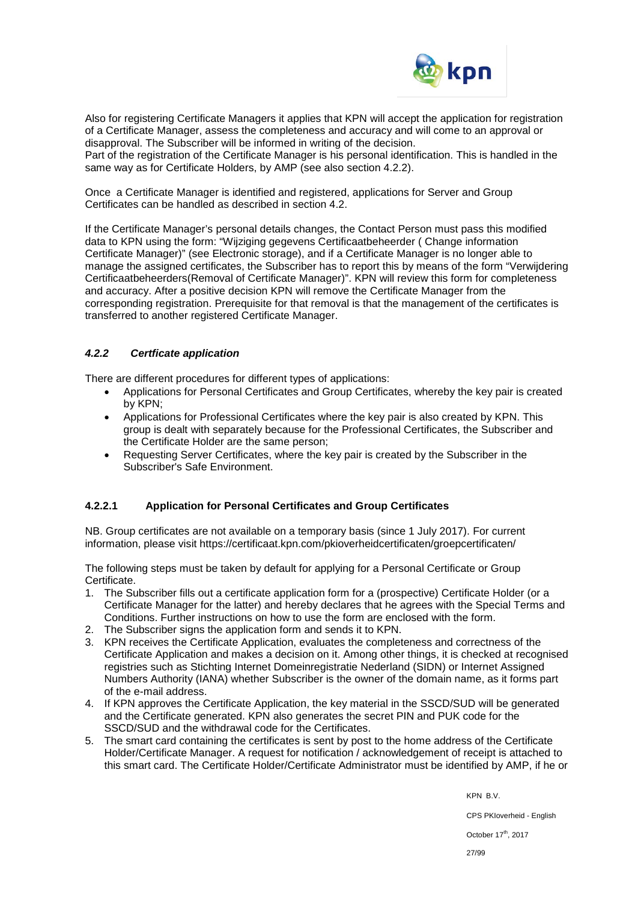Also for registering Certificate Managers it applies that KPN will accept the application for registration of a Certificate Manager, assess the completeness and accuracy and will come to an approval or disapproval. The Subscriber will be informed in writing of the decision.
Part of the registration of the Certificate Manager is his personal identification. This is handled in the same way as for Certificate Holders, by AMP (see also section 4.2.2).

Once a Certificate Manager is identified and registered, applications for Server and Group Certificates can be handled as described in section 4.2.

If the Certificate Manager's personal details changes, the Contact Person must pass this modified data to KPN using the form: "Wijziging gegevens Certificaatbeheerder ( Change information Certificate Manager)" (see Electronic storage), and if a Certificate Manager is no longer able to manage the assigned certificates, the Subscriber has to report this by means of the form "Verwijdering Certificaatbeheerders(Removal of Certificate Manager)". KPN will review this form for completeness and accuracy. After a positive decision KPN will remove the Certificate Manager from the corresponding registration. Prerequisite for that removal is that the management of the certificates is transferred to another registered Certificate Manager.

### *4.2.2 Certficate application*

There are different procedures for different types of applications:

- Applications for Personal Certificates and Group Certificates, whereby the key pair is created by KPN;
- Applications for Professional Certificates where the key pair is also created by KPN. This group is dealt with separately because for the Professional Certificates, the Subscriber and the Certificate Holder are the same person;
- Requesting Server Certificates, where the key pair is created by the Subscriber in the Subscriber's Safe Environment.

#### 4.2.2.1 Application for Personal Certificates and Group Certificates

NB. Group certificates are not available on a temporary basis (since 1 July 2017). For current information, please visit https://certificaat.kpn.com/pkioverheidcertificaten/groepcertificaten/

The following steps must be taken by default for applying for a Personal Certificate or Group Certificate.

1. The Subscriber fills out a certificate application form for a (prospective) Certificate Holder (or a Certificate Manager for the latter) and hereby declares that he agrees with the Special Terms and Conditions. Further instructions on how to use the form are enclosed with the form.
2. The Subscriber signs the application form and sends it to KPN.
3. KPN receives the Certificate Application, evaluates the completeness and correctness of the Certificate Application and makes a decision on it. Among other things, it is checked at recognised registries such as Stichting Internet Domeinregistratie Nederland (SIDN) or Internet Assigned Numbers Authority (IANA) whether Subscriber is the owner of the domain name, as it forms part of the e-mail address.
4. If KPN approves the Certificate Application, the key material in the SSCD/SUD will be generated and the Certificate generated. KPN also generates the secret PIN and PUK code for the SSCD/SUD and the withdrawal code for the Certificates.
5. The smart card containing the certificates is sent by post to the home address of the Certificate Holder/Certificate Manager. A request for notification / acknowledgement of receipt is attached to this smart card. The Certificate Holder/Certificate Administrator must be identified by AMP, if he or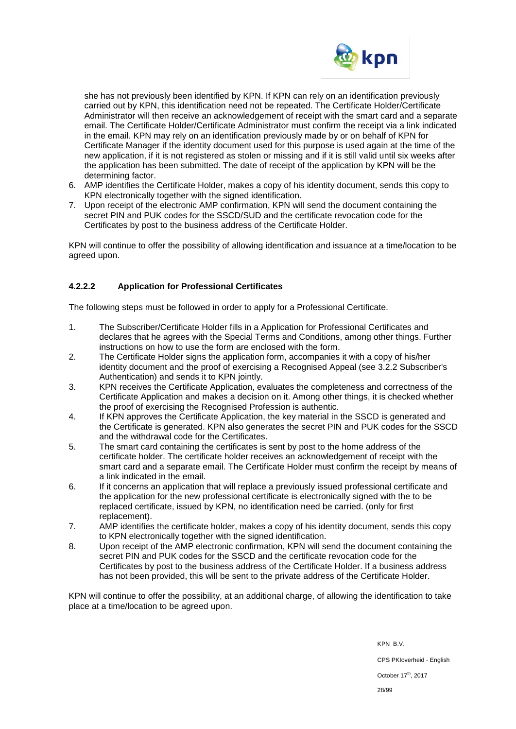she has not previously been identified by KPN. If KPN can rely on an identification previously carried out by KPN, this identification need not be repeated. The Certificate Holder/Certificate Administrator will then receive an acknowledgement of receipt with the smart card and a separate email. The Certificate Holder/Certificate Administrator must confirm the receipt via a link indicated in the email. KPN may rely on an identification previously made by or on behalf of KPN for Certificate Manager if the identity document used for this purpose is used again at the time of the new application, if it is not registered as stolen or missing and if it is still valid until six weeks after the application has been submitted. The date of receipt of the application by KPN will be the determining factor.

6. AMP identifies the Certificate Holder, makes a copy of his identity document, sends this copy to KPN electronically together with the signed identification.
7. Upon receipt of the electronic AMP confirmation, KPN will send the document containing the secret PIN and PUK codes for the SSCD/SUD and the certificate revocation code for the Certificates by post to the business address of the Certificate Holder.

KPN will continue to offer the possibility of allowing identification and issuance at a time/location to be agreed upon.

#### 4.2.2.2 Application for Professional Certificates

The following steps must be followed in order to apply for a Professional Certificate.

1. The Subscriber/Certificate Holder fills in a Application for Professional Certificates and declares that he agrees with the Special Terms and Conditions, among other things. Further instructions on how to use the form are enclosed with the form.
2. The Certificate Holder signs the application form, accompanies it with a copy of his/her identity document and the proof of exercising a Recognised Appeal (see 3.2.2 Subscriber's Authentication) and sends it to KPN jointly.
3. KPN receives the Certificate Application, evaluates the completeness and correctness of the Certificate Application and makes a decision on it. Among other things, it is checked whether the proof of exercising the Recognised Profession is authentic.
4. If KPN approves the Certificate Application, the key material in the SSCD is generated and the Certificate is generated. KPN also generates the secret PIN and PUK codes for the SSCD and the withdrawal code for the Certificates.
5. The smart card containing the certificates is sent by post to the home address of the certificate holder. The certificate holder receives an acknowledgement of receipt with the smart card and a separate email. The Certificate Holder must confirm the receipt by means of a link indicated in the email.
6. If it concerns an application that will replace a previously issued professional certificate and the application for the new professional certificate is electronically signed with the to be replaced certificate, issued by KPN, no identification need be carried. (only for first replacement).
7. AMP identifies the certificate holder, makes a copy of his identity document, sends this copy to KPN electronically together with the signed identification.
8. Upon receipt of the AMP electronic confirmation, KPN will send the document containing the secret PIN and PUK codes for the SSCD and the certificate revocation code for the Certificates by post to the business address of the Certificate Holder. If a business address has not been provided, this will be sent to the private address of the Certificate Holder.

KPN will continue to offer the possibility, at an additional charge, of allowing the identification to take place at a time/location to be agreed upon.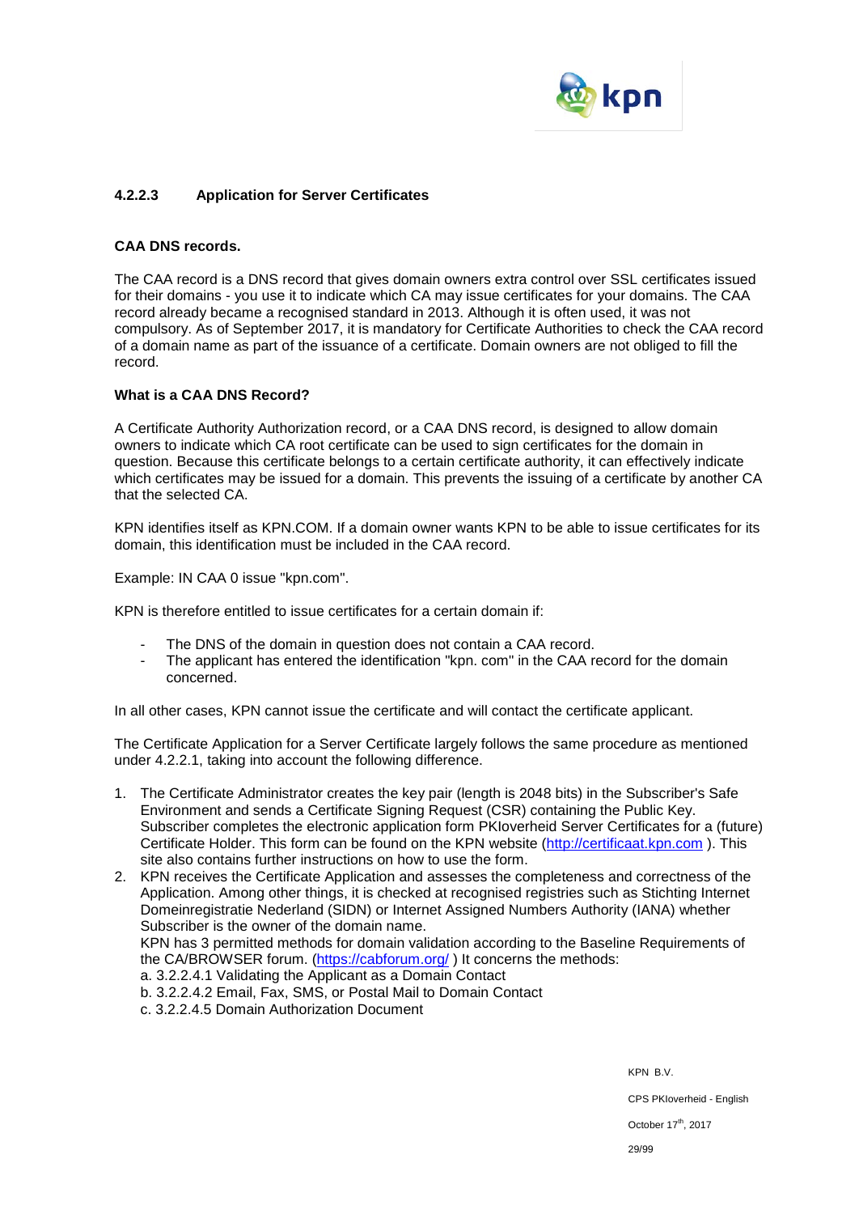#### 4.2.2.3 Application for Server Certificates

**CAA DNS records.**

The CAA record is a DNS record that gives domain owners extra control over SSL certificates issued for their domains - you use it to indicate which CA may issue certificates for your domains. The CAA record already became a recognised standard in 2013. Although it is often used, it was not compulsory. As of September 2017, it is mandatory for Certificate Authorities to check the CAA record of a domain name as part of the issuance of a certificate. Domain owners are not obliged to fill the record.

**What is a CAA DNS Record?**

A Certificate Authority Authorization record, or a CAA DNS record, is designed to allow domain owners to indicate which CA root certificate can be used to sign certificates for the domain in question. Because this certificate belongs to a certain certificate authority, it can effectively indicate which certificates may be issued for a domain. This prevents the issuing of a certificate by another CA that the selected CA.

KPN identifies itself as KPN.COM. If a domain owner wants KPN to be able to issue certificates for its domain, this identification must be included in the CAA record.

Example: IN CAA 0 issue "kpn.com".

KPN is therefore entitled to issue certificates for a certain domain if:

- The DNS of the domain in question does not contain a CAA record.
- The applicant has entered the identification "kpn. com" in the CAA record for the domain concerned.

In all other cases, KPN cannot issue the certificate and will contact the certificate applicant.

The Certificate Application for a Server Certificate largely follows the same procedure as mentioned under 4.2.2.1, taking into account the following difference.

1. The Certificate Administrator creates the key pair (length is 2048 bits) in the Subscriber's Safe Environment and sends a Certificate Signing Request (CSR) containing the Public Key. Subscriber completes the electronic application form PKIoverheid Server Certificates for a (future) Certificate Holder. This form can be found on the KPN website (http://certificaat.kpn.com ). This site also contains further instructions on how to use the form.
2. KPN receives the Certificate Application and assesses the completeness and correctness of the Application. Among other things, it is checked at recognised registries such as Stichting Internet Domeinregistratie Nederland (SIDN) or Internet Assigned Numbers Authority (IANA) whether Subscriber is the owner of the domain name.
   KPN has 3 permitted methods for domain validation according to the Baseline Requirements of the CA/BROWSER forum. (https://cabforum.org/ ) It concerns the methods:
   a. 3.2.2.4.1 Validating the Applicant as a Domain Contact
   b. 3.2.2.4.2 Email, Fax, SMS, or Postal Mail to Domain Contact
   c. 3.2.2.4.5 Domain Authorization Document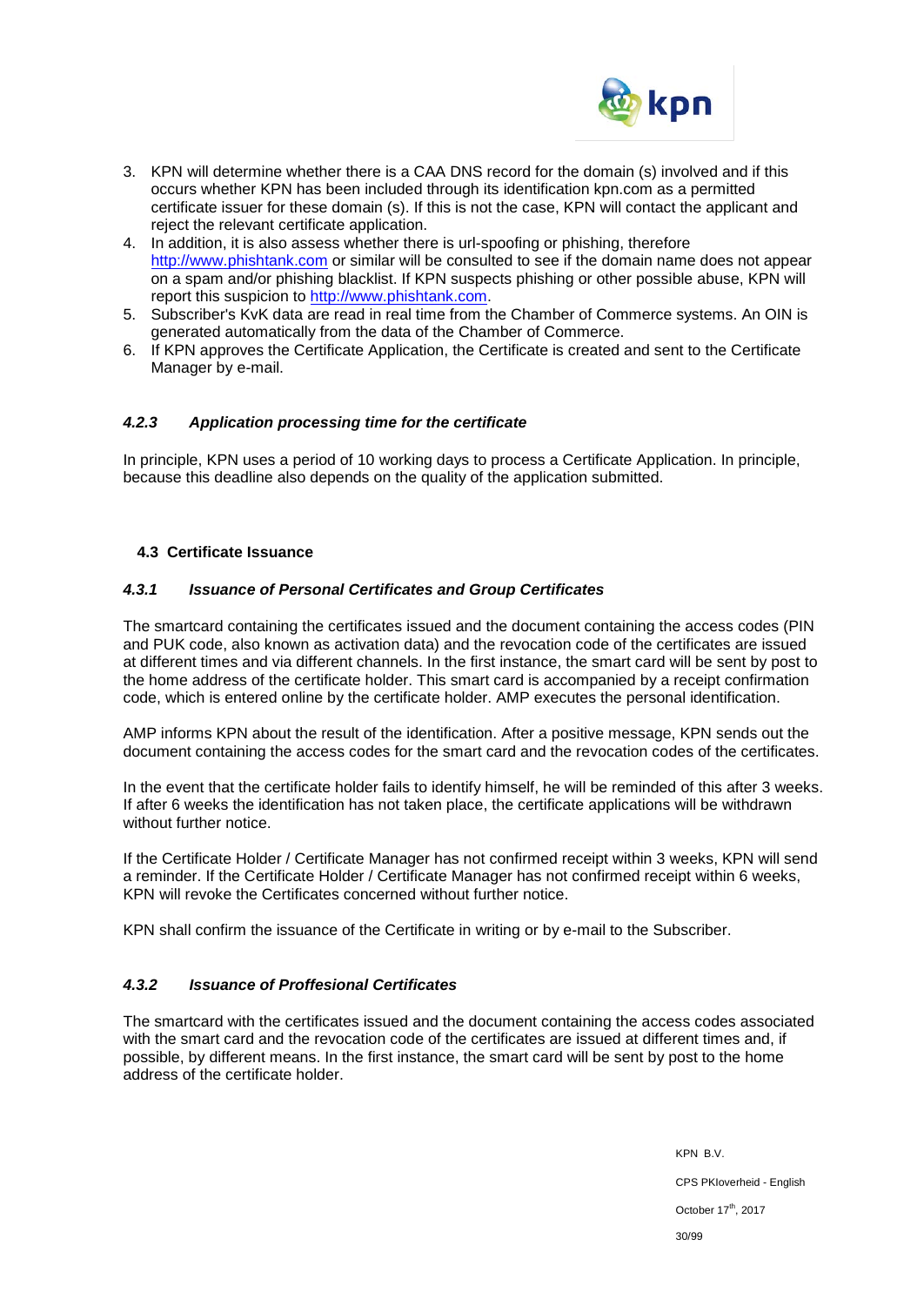3. KPN will determine whether there is a CAA DNS record for the domain (s) involved and if this occurs whether KPN has been included through its identification kpn.com as a permitted certificate issuer for these domain (s). If this is not the case, KPN will contact the applicant and reject the relevant certificate application.
4. In addition, it is also assess whether there is url-spoofing or phishing, therefore http://www.phishtank.com or similar will be consulted to see if the domain name does not appear on a spam and/or phishing blacklist. If KPN suspects phishing or other possible abuse, KPN will report this suspicion to http://www.phishtank.com.
5. Subscriber's KvK data are read in real time from the Chamber of Commerce systems. An OIN is generated automatically from the data of the Chamber of Commerce.
6. If KPN approves the Certificate Application, the Certificate is created and sent to the Certificate Manager by e-mail.

#### *4.2.3 Application processing time for the certificate*

In principle, KPN uses a period of 10 working days to process a Certificate Application. In principle, because this deadline also depends on the quality of the application submitted.

### 4.3 Certificate Issuance

#### *4.3.1 Issuance of Personal Certificates and Group Certificates*

The smartcard containing the certificates issued and the document containing the access codes (PIN and PUK code, also known as activation data) and the revocation code of the certificates are issued at different times and via different channels. In the first instance, the smart card will be sent by post to the home address of the certificate holder. This smart card is accompanied by a receipt confirmation code, which is entered online by the certificate holder. AMP executes the personal identification.

AMP informs KPN about the result of the identification. After a positive message, KPN sends out the document containing the access codes for the smart card and the revocation codes of the certificates.

In the event that the certificate holder fails to identify himself, he will be reminded of this after 3 weeks. If after 6 weeks the identification has not taken place, the certificate applications will be withdrawn without further notice.

If the Certificate Holder / Certificate Manager has not confirmed receipt within 3 weeks, KPN will send a reminder. If the Certificate Holder / Certificate Manager has not confirmed receipt within 6 weeks, KPN will revoke the Certificates concerned without further notice.

KPN shall confirm the issuance of the Certificate in writing or by e-mail to the Subscriber.

#### *4.3.2 Issuance of Proffesional Certificates*

The smartcard with the certificates issued and the document containing the access codes associated with the smart card and the revocation code of the certificates are issued at different times and, if possible, by different means. In the first instance, the smart card will be sent by post to the home address of the certificate holder.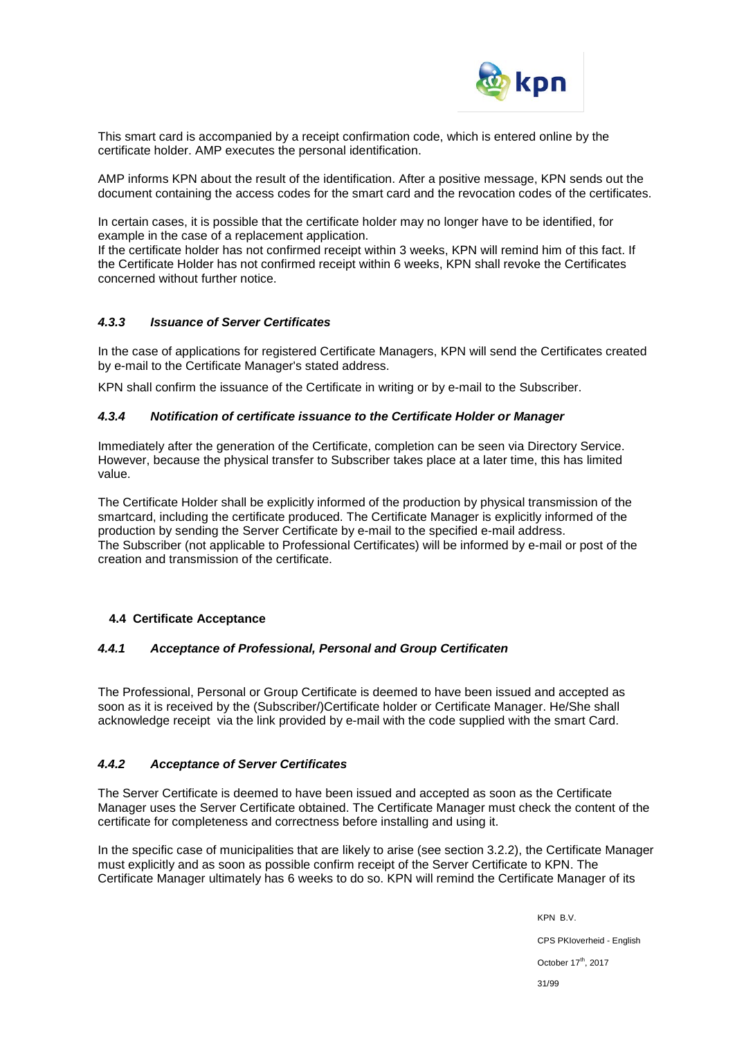This smart card is accompanied by a receipt confirmation code, which is entered online by the certificate holder. AMP executes the personal identification.

AMP informs KPN about the result of the identification. After a positive message, KPN sends out the document containing the access codes for the smart card and the revocation codes of the certificates.

In certain cases, it is possible that the certificate holder may no longer have to be identified, for example in the case of a replacement application.
If the certificate holder has not confirmed receipt within 3 weeks, KPN will remind him of this fact. If the Certificate Holder has not confirmed receipt within 6 weeks, KPN shall revoke the Certificates concerned without further notice.

#### *4.3.3 Issuance of Server Certificates*

In the case of applications for registered Certificate Managers, KPN will send the Certificates created by e-mail to the Certificate Manager's stated address.

KPN shall confirm the issuance of the Certificate in writing or by e-mail to the Subscriber.

#### *4.3.4 Notification of certificate issuance to the Certificate Holder or Manager*

Immediately after the generation of the Certificate, completion can be seen via Directory Service. However, because the physical transfer to Subscriber takes place at a later time, this has limited value.

The Certificate Holder shall be explicitly informed of the production by physical transmission of the smartcard, including the certificate produced. The Certificate Manager is explicitly informed of the production by sending the Server Certificate by e-mail to the specified e-mail address.
The Subscriber (not applicable to Professional Certificates) will be informed by e-mail or post of the creation and transmission of the certificate.

### 4.4 Certificate Acceptance

#### *4.4.1 Acceptance of Professional, Personal and Group Certificaten*

The Professional, Personal or Group Certificate is deemed to have been issued and accepted as soon as it is received by the (Subscriber/)Certificate holder or Certificate Manager. He/She shall acknowledge receipt via the link provided by e-mail with the code supplied with the smart Card.

#### *4.4.2 Acceptance of Server Certificates*

The Server Certificate is deemed to have been issued and accepted as soon as the Certificate Manager uses the Server Certificate obtained. The Certificate Manager must check the content of the certificate for completeness and correctness before installing and using it.

In the specific case of municipalities that are likely to arise (see section 3.2.2), the Certificate Manager must explicitly and as soon as possible confirm receipt of the Server Certificate to KPN. The Certificate Manager ultimately has 6 weeks to do so. KPN will remind the Certificate Manager of its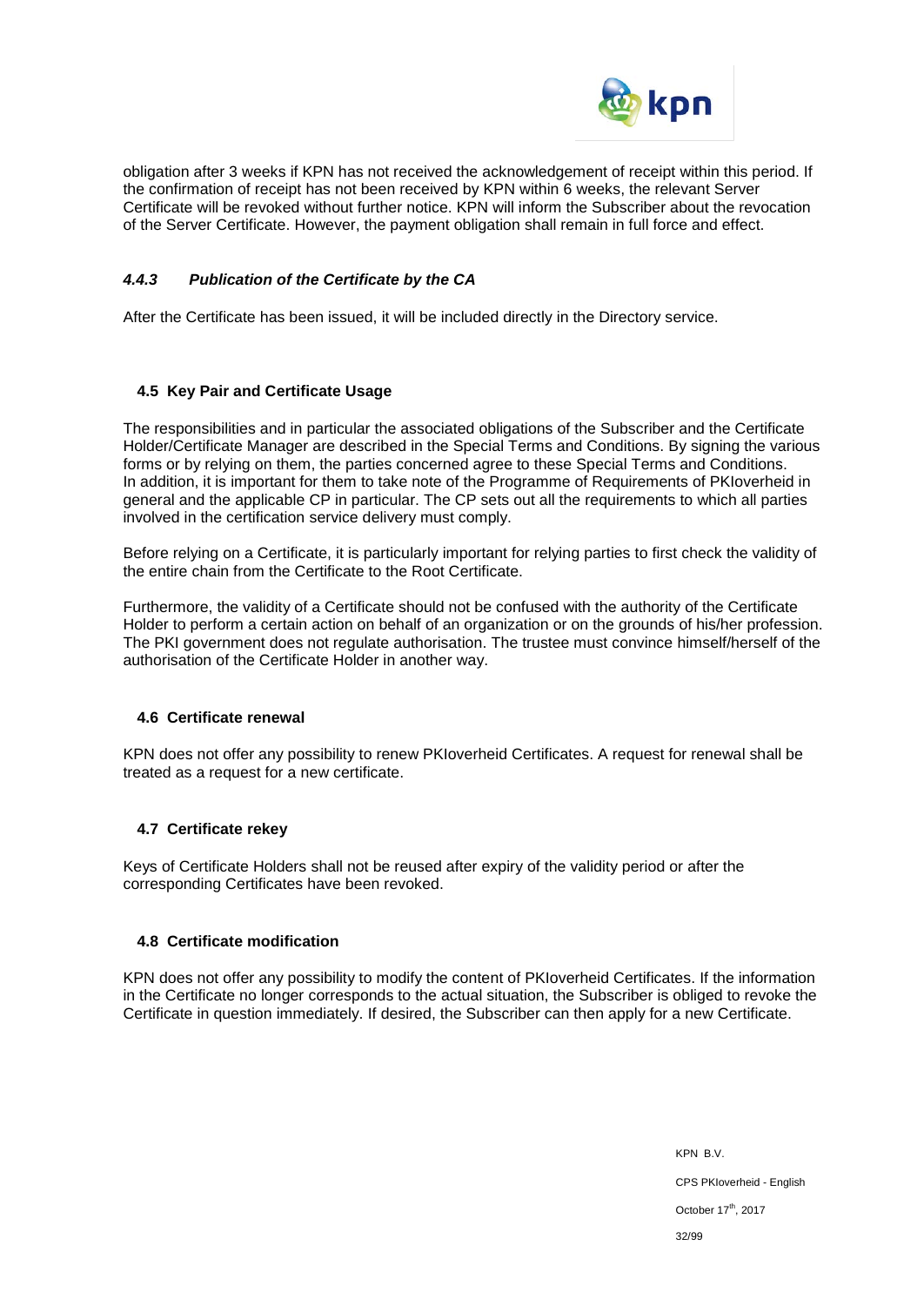obligation after 3 weeks if KPN has not received the acknowledgement of receipt within this period. If the confirmation of receipt has not been received by KPN within 6 weeks, the relevant Server Certificate will be revoked without further notice. KPN will inform the Subscriber about the revocation of the Server Certificate. However, the payment obligation shall remain in full force and effect.

#### *4.4.3 Publication of the Certificate by the CA*

After the Certificate has been issued, it will be included directly in the Directory service.

## 4.5 Key Pair and Certificate Usage

The responsibilities and in particular the associated obligations of the Subscriber and the Certificate Holder/Certificate Manager are described in the Special Terms and Conditions. By signing the various forms or by relying on them, the parties concerned agree to these Special Terms and Conditions. In addition, it is important for them to take note of the Programme of Requirements of PKIoverheid in general and the applicable CP in particular. The CP sets out all the requirements to which all parties involved in the certification service delivery must comply.

Before relying on a Certificate, it is particularly important for relying parties to first check the validity of the entire chain from the Certificate to the Root Certificate.

Furthermore, the validity of a Certificate should not be confused with the authority of the Certificate Holder to perform a certain action on behalf of an organization or on the grounds of his/her profession. The PKI government does not regulate authorisation. The trustee must convince himself/herself of the authorisation of the Certificate Holder in another way.

## 4.6 Certificate renewal

KPN does not offer any possibility to renew PKIoverheid Certificates. A request for renewal shall be treated as a request for a new certificate.

## 4.7 Certificate rekey

Keys of Certificate Holders shall not be reused after expiry of the validity period or after the corresponding Certificates have been revoked.

## 4.8 Certificate modification

KPN does not offer any possibility to modify the content of PKIoverheid Certificates. If the information in the Certificate no longer corresponds to the actual situation, the Subscriber is obliged to revoke the Certificate in question immediately. If desired, the Subscriber can then apply for a new Certificate.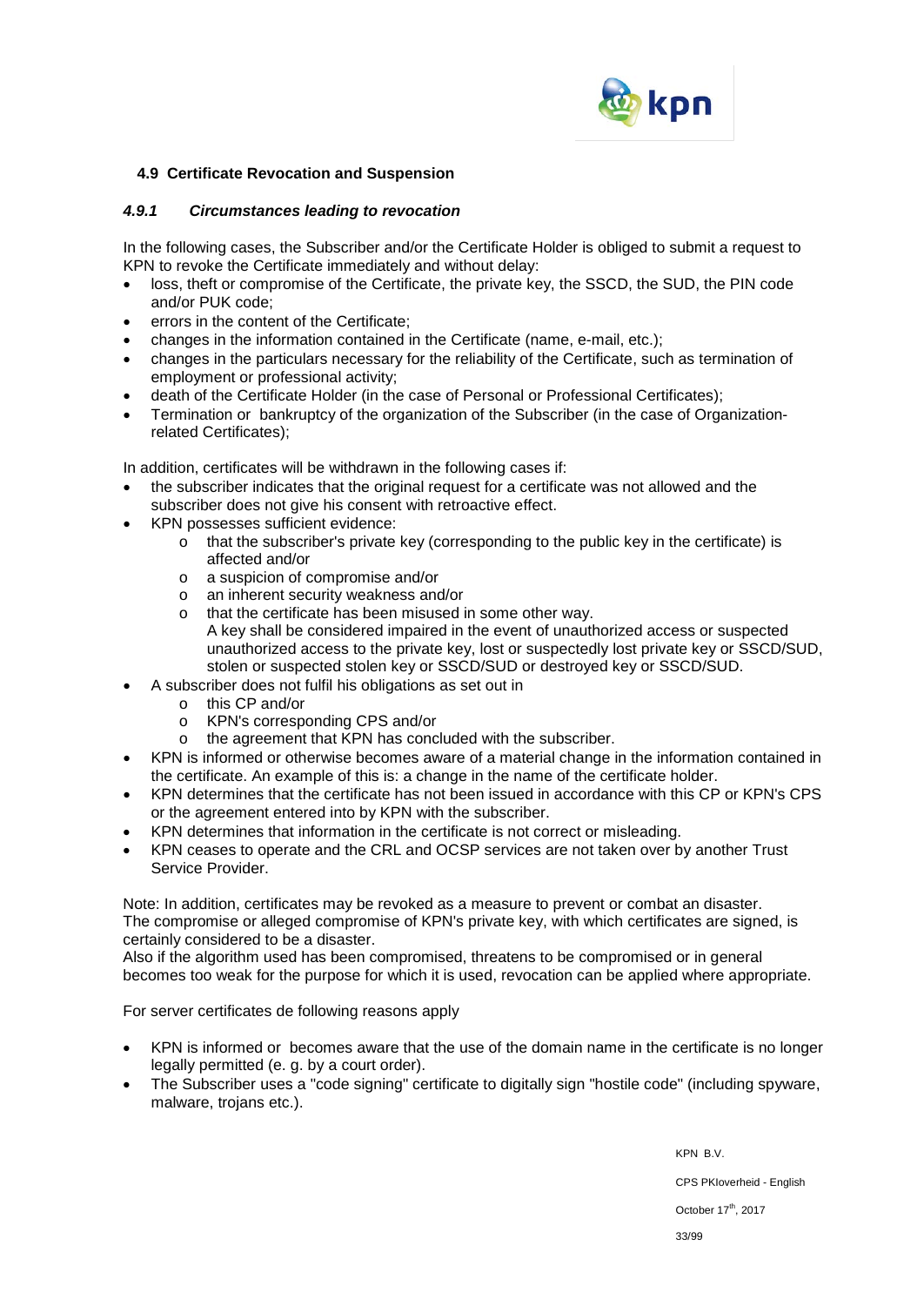## 4.9 Certificate Revocation and Suspension

### *4.9.1 Circumstances leading to revocation*

In the following cases, the Subscriber and/or the Certificate Holder is obliged to submit a request to KPN to revoke the Certificate immediately and without delay:

- loss, theft or compromise of the Certificate, the private key, the SSCD, the SUD, the PIN code and/or PUK code;
- errors in the content of the Certificate;
- changes in the information contained in the Certificate (name, e-mail, etc.);
- changes in the particulars necessary for the reliability of the Certificate, such as termination of employment or professional activity;
- death of the Certificate Holder (in the case of Personal or Professional Certificates);
- Termination or bankruptcy of the organization of the Subscriber (in the case of Organization-related Certificates);

In addition, certificates will be withdrawn in the following cases if:

- the subscriber indicates that the original request for a certificate was not allowed and the subscriber does not give his consent with retroactive effect.
- KPN possesses sufficient evidence:
  - that the subscriber's private key (corresponding to the public key in the certificate) is affected and/or
  - a suspicion of compromise and/or
  - an inherent security weakness and/or
  - that the certificate has been misused in some other way.
    A key shall be considered impaired in the event of unauthorized access or suspected unauthorized access to the private key, lost or suspectedly lost private key or SSCD/SUD, stolen or suspected stolen key or SSCD/SUD or destroyed key or SSCD/SUD.
- A subscriber does not fulfil his obligations as set out in
  - this CP and/or
  - KPN's corresponding CPS and/or
  - the agreement that KPN has concluded with the subscriber.
- KPN is informed or otherwise becomes aware of a material change in the information contained in the certificate. An example of this is: a change in the name of the certificate holder.
- KPN determines that the certificate has not been issued in accordance with this CP or KPN's CPS or the agreement entered into by KPN with the subscriber.
- KPN determines that information in the certificate is not correct or misleading.
- KPN ceases to operate and the CRL and OCSP services are not taken over by another Trust Service Provider.

Note: In addition, certificates may be revoked as a measure to prevent or combat an disaster. The compromise or alleged compromise of KPN's private key, with which certificates are signed, is certainly considered to be a disaster.
Also if the algorithm used has been compromised, threatens to be compromised or in general becomes too weak for the purpose for which it is used, revocation can be applied where appropriate.

For server certificates de following reasons apply

- KPN is informed or becomes aware that the use of the domain name in the certificate is no longer legally permitted (e. g. by a court order).
- The Subscriber uses a "code signing" certificate to digitally sign "hostile code" (including spyware, malware, trojans etc.).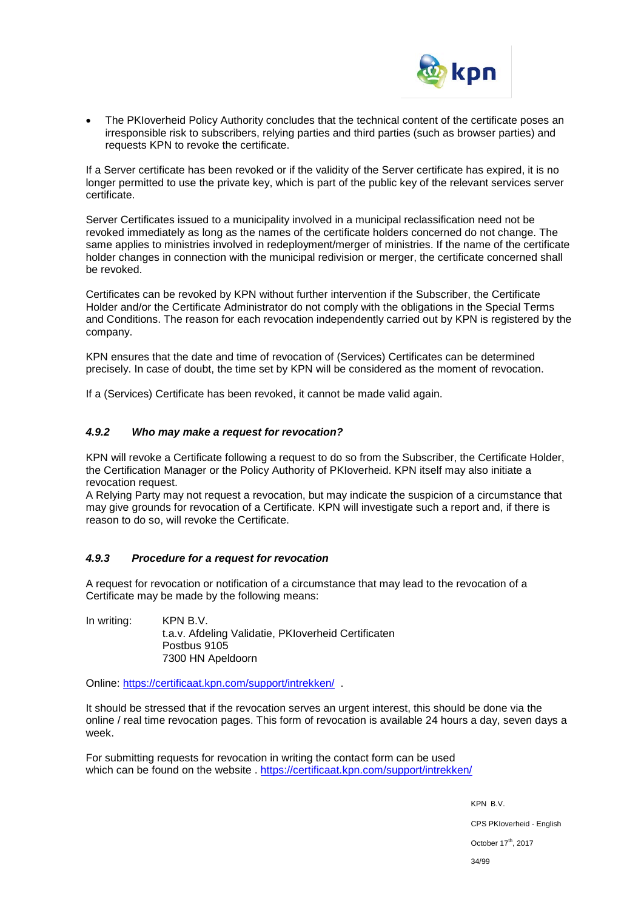- The PKIoverheid Policy Authority concludes that the technical content of the certificate poses an irresponsible risk to subscribers, relying parties and third parties (such as browser parties) and requests KPN to revoke the certificate.

If a Server certificate has been revoked or if the validity of the Server certificate has expired, it is no longer permitted to use the private key, which is part of the public key of the relevant services server certificate.

Server Certificates issued to a municipality involved in a municipal reclassification need not be revoked immediately as long as the names of the certificate holders concerned do not change. The same applies to ministries involved in redeployment/merger of ministries. If the name of the certificate holder changes in connection with the municipal redivision or merger, the certificate concerned shall be revoked.

Certificates can be revoked by KPN without further intervention if the Subscriber, the Certificate Holder and/or the Certificate Administrator do not comply with the obligations in the Special Terms and Conditions. The reason for each revocation independently carried out by KPN is registered by the company.

KPN ensures that the date and time of revocation of (Services) Certificates can be determined precisely. In case of doubt, the time set by KPN will be considered as the moment of revocation.

If a (Services) Certificate has been revoked, it cannot be made valid again.

### *4.9.2 Who may make a request for revocation?*

KPN will revoke a Certificate following a request to do so from the Subscriber, the Certificate Holder, the Certification Manager or the Policy Authority of PKIoverheid. KPN itself may also initiate a revocation request.
A Relying Party may not request a revocation, but may indicate the suspicion of a circumstance that may give grounds for revocation of a Certificate. KPN will investigate such a report and, if there is reason to do so, will revoke the Certificate.

### *4.9.3 Procedure for a request for revocation*

A request for revocation or notification of a circumstance that may lead to the revocation of a Certificate may be made by the following means:

In writing: KPN B.V.
t.a.v. Afdeling Validatie, PKIoverheid Certificaten
Postbus 9105
7300 HN Apeldoorn

Online: https://certificaat.kpn.com/support/intrekken/ .

It should be stressed that if the revocation serves an urgent interest, this should be done via the online / real time revocation pages. This form of revocation is available 24 hours a day, seven days a week.

For submitting requests for revocation in writing the contact form can be used which can be found on the website . https://certificaat.kpn.com/support/intrekken/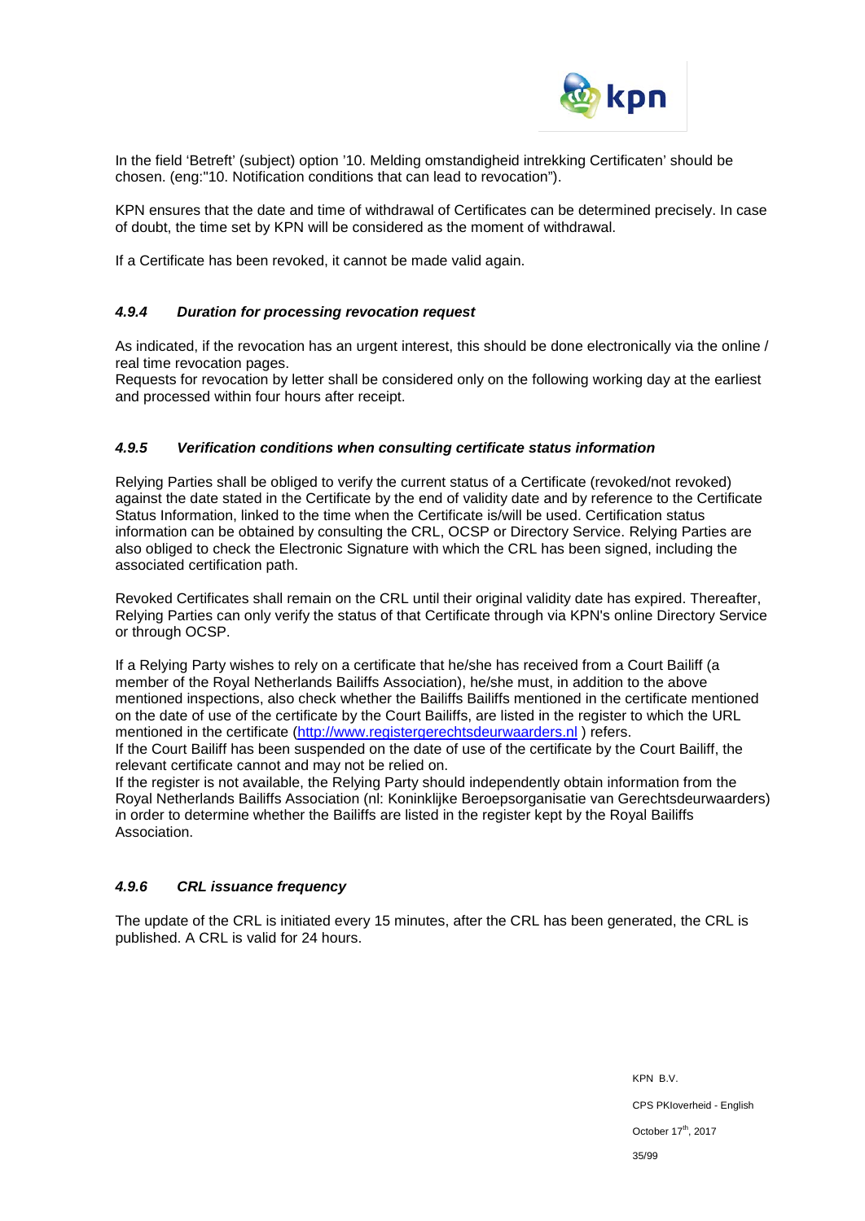In the field 'Betreft' (subject) option '10. Melding omstandigheid intrekking Certificaten' should be chosen. (eng:"10. Notification conditions that can lead to revocation").

KPN ensures that the date and time of withdrawal of Certificates can be determined precisely. In case of doubt, the time set by KPN will be considered as the moment of withdrawal.

If a Certificate has been revoked, it cannot be made valid again.

#### *4.9.4 Duration for processing revocation request*

As indicated, if the revocation has an urgent interest, this should be done electronically via the online / real time revocation pages.
Requests for revocation by letter shall be considered only on the following working day at the earliest and processed within four hours after receipt.

#### *4.9.5 Verification conditions when consulting certificate status information*

Relying Parties shall be obliged to verify the current status of a Certificate (revoked/not revoked) against the date stated in the Certificate by the end of validity date and by reference to the Certificate Status Information, linked to the time when the Certificate is/will be used. Certification status information can be obtained by consulting the CRL, OCSP or Directory Service. Relying Parties are also obliged to check the Electronic Signature with which the CRL has been signed, including the associated certification path.

Revoked Certificates shall remain on the CRL until their original validity date has expired. Thereafter, Relying Parties can only verify the status of that Certificate through via KPN's online Directory Service or through OCSP.

If a Relying Party wishes to rely on a certificate that he/she has received from a Court Bailiff (a member of the Royal Netherlands Bailiffs Association), he/she must, in addition to the above mentioned inspections, also check whether the Bailiffs Bailiffs mentioned in the certificate mentioned on the date of use of the certificate by the Court Bailiffs, are listed in the register to which the URL mentioned in the certificate (http://www.registergerechtsdeurwaarders.nl ) refers.
If the Court Bailiff has been suspended on the date of use of the certificate by the Court Bailiff, the relevant certificate cannot and may not be relied on.
If the register is not available, the Relying Party should independently obtain information from the Royal Netherlands Bailiffs Association (nl: Koninklijke Beroepsorganisatie van Gerechtsdeurwaarders) in order to determine whether the Bailiffs are listed in the register kept by the Royal Bailiffs Association.

#### *4.9.6 CRL issuance frequency*

The update of the CRL is initiated every 15 minutes, after the CRL has been generated, the CRL is published. A CRL is valid for 24 hours.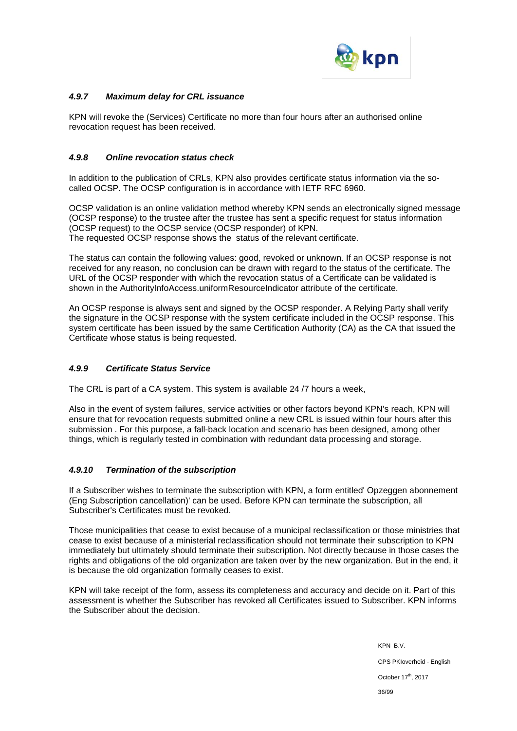#### *4.9.7 Maximum delay for CRL issuance*

KPN will revoke the (Services) Certificate no more than four hours after an authorised online revocation request has been received.

#### *4.9.8 Online revocation status check*

In addition to the publication of CRLs, KPN also provides certificate status information via the so-called OCSP. The OCSP configuration is in accordance with IETF RFC 6960.

OCSP validation is an online validation method whereby KPN sends an electronically signed message (OCSP response) to the trustee after the trustee has sent a specific request for status information (OCSP request) to the OCSP service (OCSP responder) of KPN.
The requested OCSP response shows the status of the relevant certificate.

The status can contain the following values: good, revoked or unknown. If an OCSP response is not received for any reason, no conclusion can be drawn with regard to the status of the certificate. The URL of the OCSP responder with which the revocation status of a Certificate can be validated is shown in the AuthorityInfoAccess.uniformResourceIndicator attribute of the certificate.

An OCSP response is always sent and signed by the OCSP responder. A Relying Party shall verify the signature in the OCSP response with the system certificate included in the OCSP response. This system certificate has been issued by the same Certification Authority (CA) as the CA that issued the Certificate whose status is being requested.

#### *4.9.9 Certificate Status Service*

The CRL is part of a CA system. This system is available 24 /7 hours a week,

Also in the event of system failures, service activities or other factors beyond KPN's reach, KPN will ensure that for revocation requests submitted online a new CRL is issued within four hours after this submission . For this purpose, a fall-back location and scenario has been designed, among other things, which is regularly tested in combination with redundant data processing and storage.

#### *4.9.10 Termination of the subscription*

If a Subscriber wishes to terminate the subscription with KPN, a form entitled' Opzeggen abonnement (Eng Subscription cancellation)' can be used. Before KPN can terminate the subscription, all Subscriber's Certificates must be revoked.

Those municipalities that cease to exist because of a municipal reclassification or those ministries that cease to exist because of a ministerial reclassification should not terminate their subscription to KPN immediately but ultimately should terminate their subscription. Not directly because in those cases the rights and obligations of the old organization are taken over by the new organization. But in the end, it is because the old organization formally ceases to exist.

KPN will take receipt of the form, assess its completeness and accuracy and decide on it. Part of this assessment is whether the Subscriber has revoked all Certificates issued to Subscriber. KPN informs the Subscriber about the decision.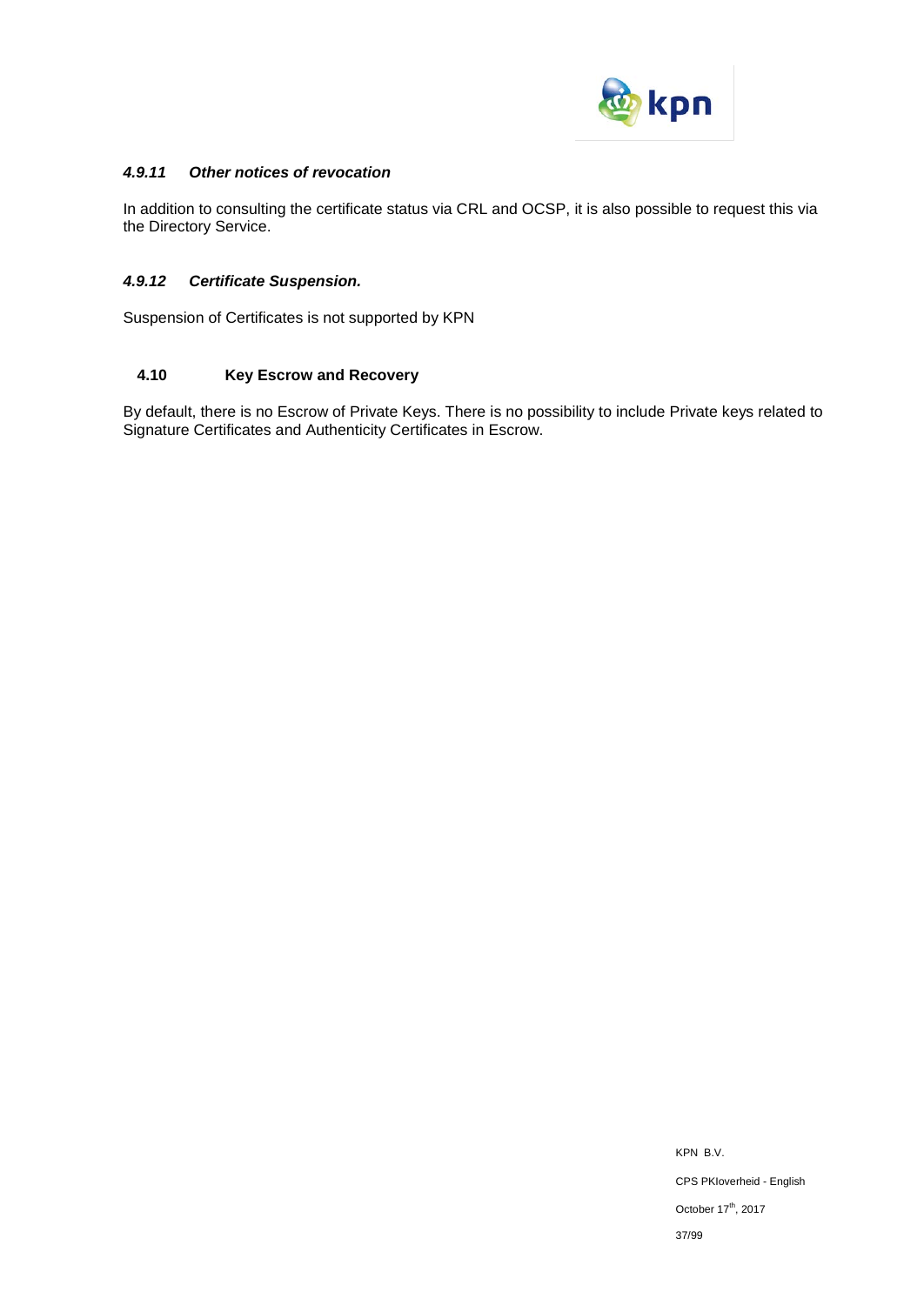#### *4.9.11 Other notices of revocation*

In addition to consulting the certificate status via CRL and OCSP, it is also possible to request this via the Directory Service.

#### *4.9.12 Certificate Suspension.*

Suspension of Certificates is not supported by KPN

### 4.10 Key Escrow and Recovery

By default, there is no Escrow of Private Keys. There is no possibility to include Private keys related to Signature Certificates and Authenticity Certificates in Escrow.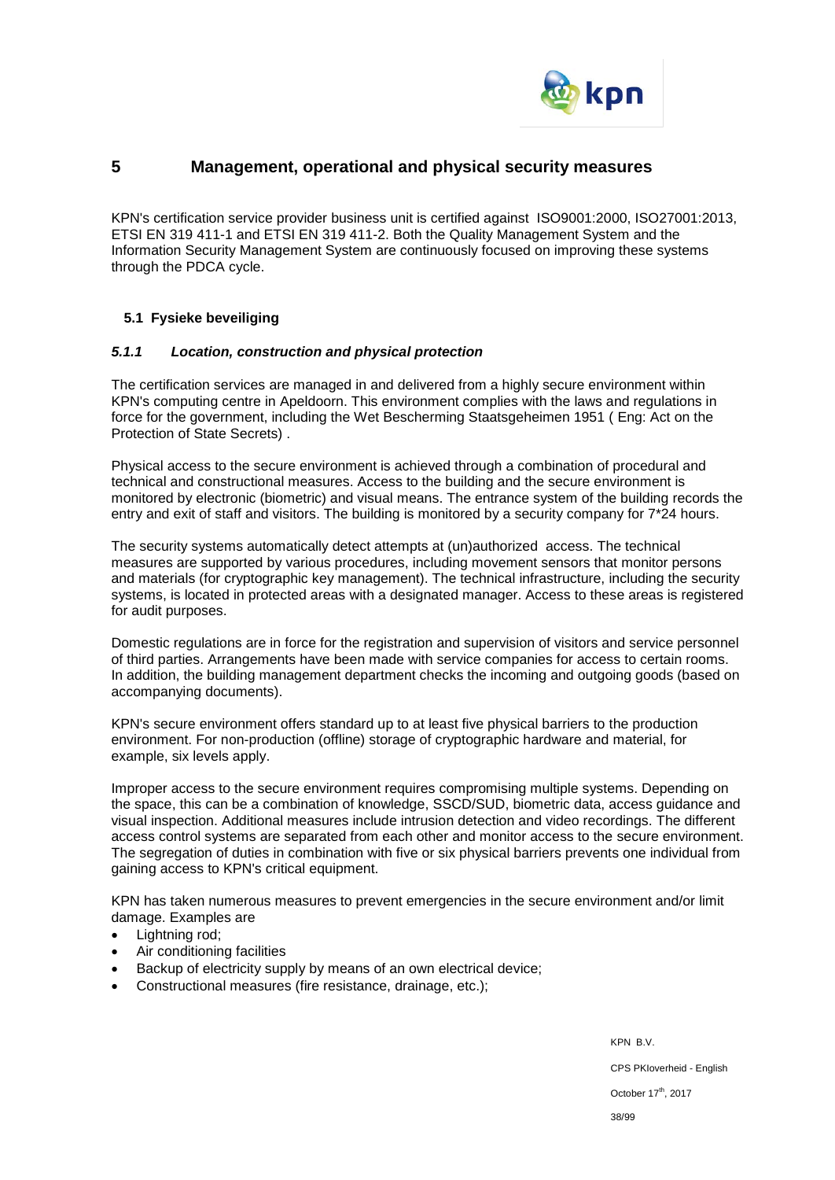# 5 Management, operational and physical security measures

KPN's certification service provider business unit is certified against ISO9001:2000, ISO27001:2013, ETSI EN 319 411-1 and ETSI EN 319 411-2. Both the Quality Management System and the Information Security Management System are continuously focused on improving these systems through the PDCA cycle.

## 5.1 Fysieke beveiliging

### *5.1.1 Location, construction and physical protection*

The certification services are managed in and delivered from a highly secure environment within KPN's computing centre in Apeldoorn. This environment complies with the laws and regulations in force for the government, including the Wet Bescherming Staatsgeheimen 1951 ( Eng: Act on the Protection of State Secrets) .

Physical access to the secure environment is achieved through a combination of procedural and technical and constructional measures. Access to the building and the secure environment is monitored by electronic (biometric) and visual means. The entrance system of the building records the entry and exit of staff and visitors. The building is monitored by a security company for 7*24 hours.

The security systems automatically detect attempts at (un)authorized access. The technical measures are supported by various procedures, including movement sensors that monitor persons and materials (for cryptographic key management). The technical infrastructure, including the security systems, is located in protected areas with a designated manager. Access to these areas is registered for audit purposes.

Domestic regulations are in force for the registration and supervision of visitors and service personnel of third parties. Arrangements have been made with service companies for access to certain rooms. In addition, the building management department checks the incoming and outgoing goods (based on accompanying documents).

KPN's secure environment offers standard up to at least five physical barriers to the production environment. For non-production (offline) storage of cryptographic hardware and material, for example, six levels apply.

Improper access to the secure environment requires compromising multiple systems. Depending on the space, this can be a combination of knowledge, SSCD/SUD, biometric data, access guidance and visual inspection. Additional measures include intrusion detection and video recordings. The different access control systems are separated from each other and monitor access to the secure environment. The segregation of duties in combination with five or six physical barriers prevents one individual from gaining access to KPN's critical equipment.

KPN has taken numerous measures to prevent emergencies in the secure environment and/or limit damage. Examples are

- Lightning rod;
- Air conditioning facilities
- Backup of electricity supply by means of an own electrical device;
- Constructional measures (fire resistance, drainage, etc.);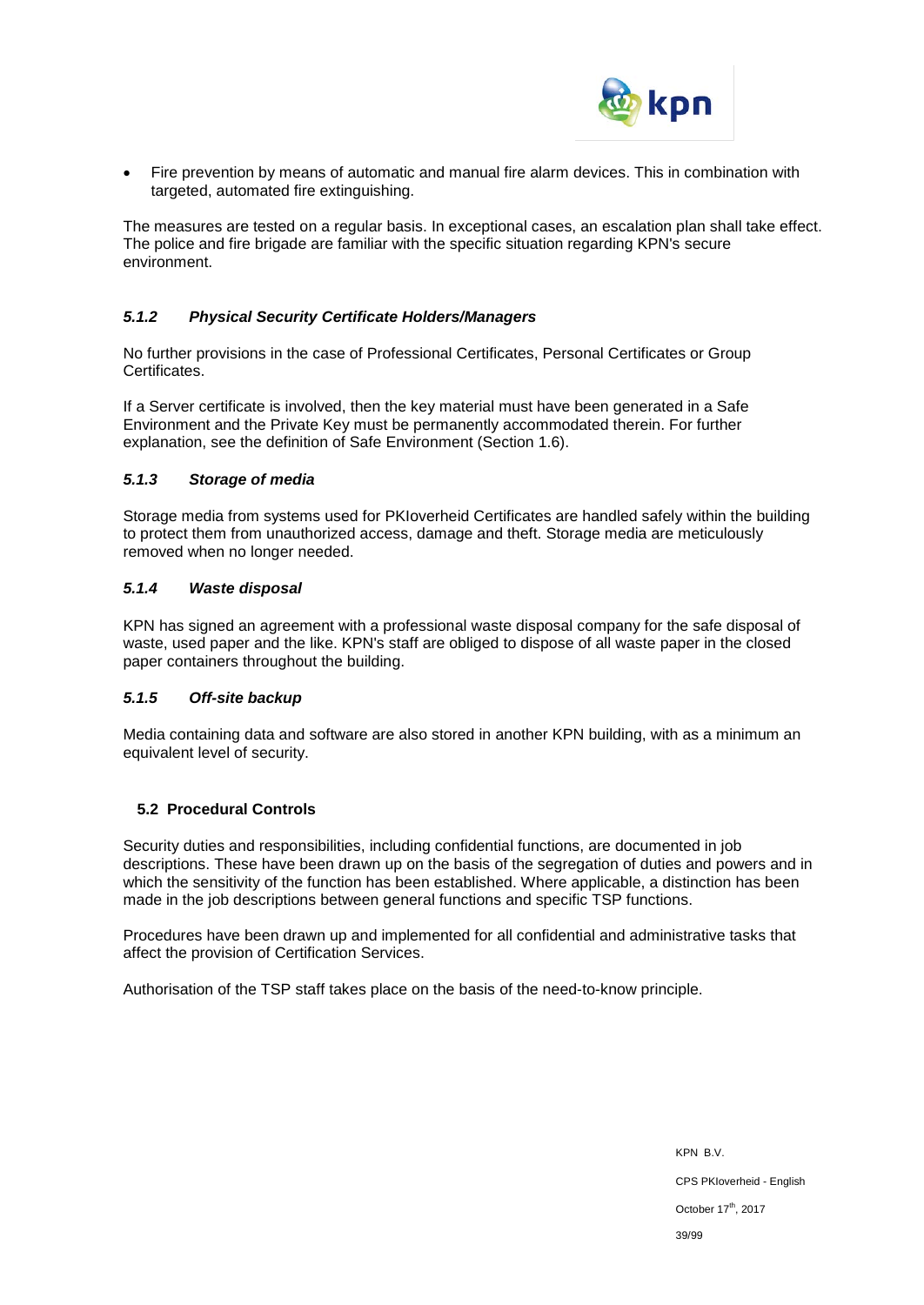- Fire prevention by means of automatic and manual fire alarm devices. This in combination with targeted, automated fire extinguishing.

The measures are tested on a regular basis. In exceptional cases, an escalation plan shall take effect. The police and fire brigade are familiar with the specific situation regarding KPN's secure environment.

#### *5.1.2 Physical Security Certificate Holders/Managers*

No further provisions in the case of Professional Certificates, Personal Certificates or Group Certificates.

If a Server certificate is involved, then the key material must have been generated in a Safe Environment and the Private Key must be permanently accommodated therein. For further explanation, see the definition of Safe Environment (Section 1.6).

#### *5.1.3 Storage of media*

Storage media from systems used for PKIoverheid Certificates are handled safely within the building to protect them from unauthorized access, damage and theft. Storage media are meticulously removed when no longer needed.

#### *5.1.4 Waste disposal*

KPN has signed an agreement with a professional waste disposal company for the safe disposal of waste, used paper and the like. KPN's staff are obliged to dispose of all waste paper in the closed paper containers throughout the building.

#### *5.1.5 Off-site backup*

Media containing data and software are also stored in another KPN building, with as a minimum an equivalent level of security.

### 5.2 Procedural Controls

Security duties and responsibilities, including confidential functions, are documented in job descriptions. These have been drawn up on the basis of the segregation of duties and powers and in which the sensitivity of the function has been established. Where applicable, a distinction has been made in the job descriptions between general functions and specific TSP functions.

Procedures have been drawn up and implemented for all confidential and administrative tasks that affect the provision of Certification Services.

Authorisation of the TSP staff takes place on the basis of the need-to-know principle.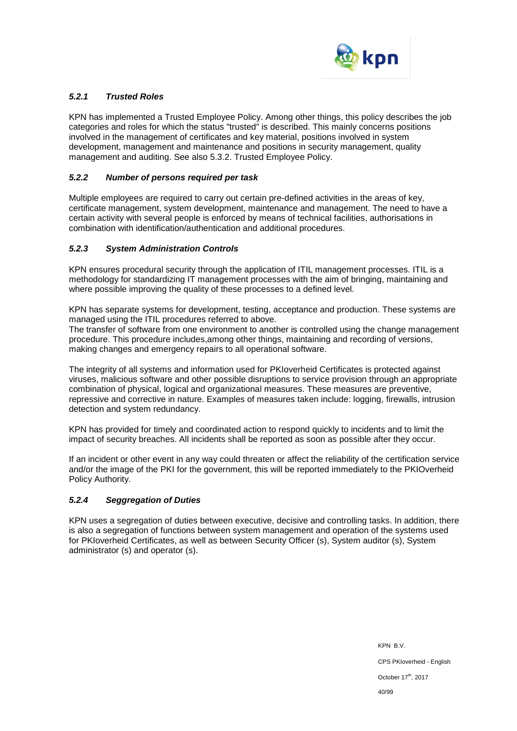### *5.2.1 Trusted Roles*

KPN has implemented a Trusted Employee Policy. Among other things, this policy describes the job categories and roles for which the status "trusted" is described. This mainly concerns positions involved in the management of certificates and key material, positions involved in system development, management and maintenance and positions in security management, quality management and auditing. See also 5.3.2. Trusted Employee Policy.

### *5.2.2 Number of persons required per task*

Multiple employees are required to carry out certain pre-defined activities in the areas of key, certificate management, system development, maintenance and management. The need to have a certain activity with several people is enforced by means of technical facilities, authorisations in combination with identification/authentication and additional procedures.

### *5.2.3 System Administration Controls*

KPN ensures procedural security through the application of ITIL management processes. ITIL is a methodology for standardizing IT management processes with the aim of bringing, maintaining and where possible improving the quality of these processes to a defined level.

KPN has separate systems for development, testing, acceptance and production. These systems are managed using the ITIL procedures referred to above.
The transfer of software from one environment to another is controlled using the change management procedure. This procedure includes,among other things, maintaining and recording of versions, making changes and emergency repairs to all operational software.

The integrity of all systems and information used for PKIoverheid Certificates is protected against viruses, malicious software and other possible disruptions to service provision through an appropriate combination of physical, logical and organizational measures. These measures are preventive, repressive and corrective in nature. Examples of measures taken include: logging, firewalls, intrusion detection and system redundancy.

KPN has provided for timely and coordinated action to respond quickly to incidents and to limit the impact of security breaches. All incidents shall be reported as soon as possible after they occur.

If an incident or other event in any way could threaten or affect the reliability of the certification service and/or the image of the PKI for the government, this will be reported immediately to the PKIOverheid Policy Authority.

### *5.2.4 Seggregation of Duties*

KPN uses a segregation of duties between executive, decisive and controlling tasks. In addition, there is also a segregation of functions between system management and operation of the systems used for PKIoverheid Certificates, as well as between Security Officer (s), System auditor (s), System administrator (s) and operator (s).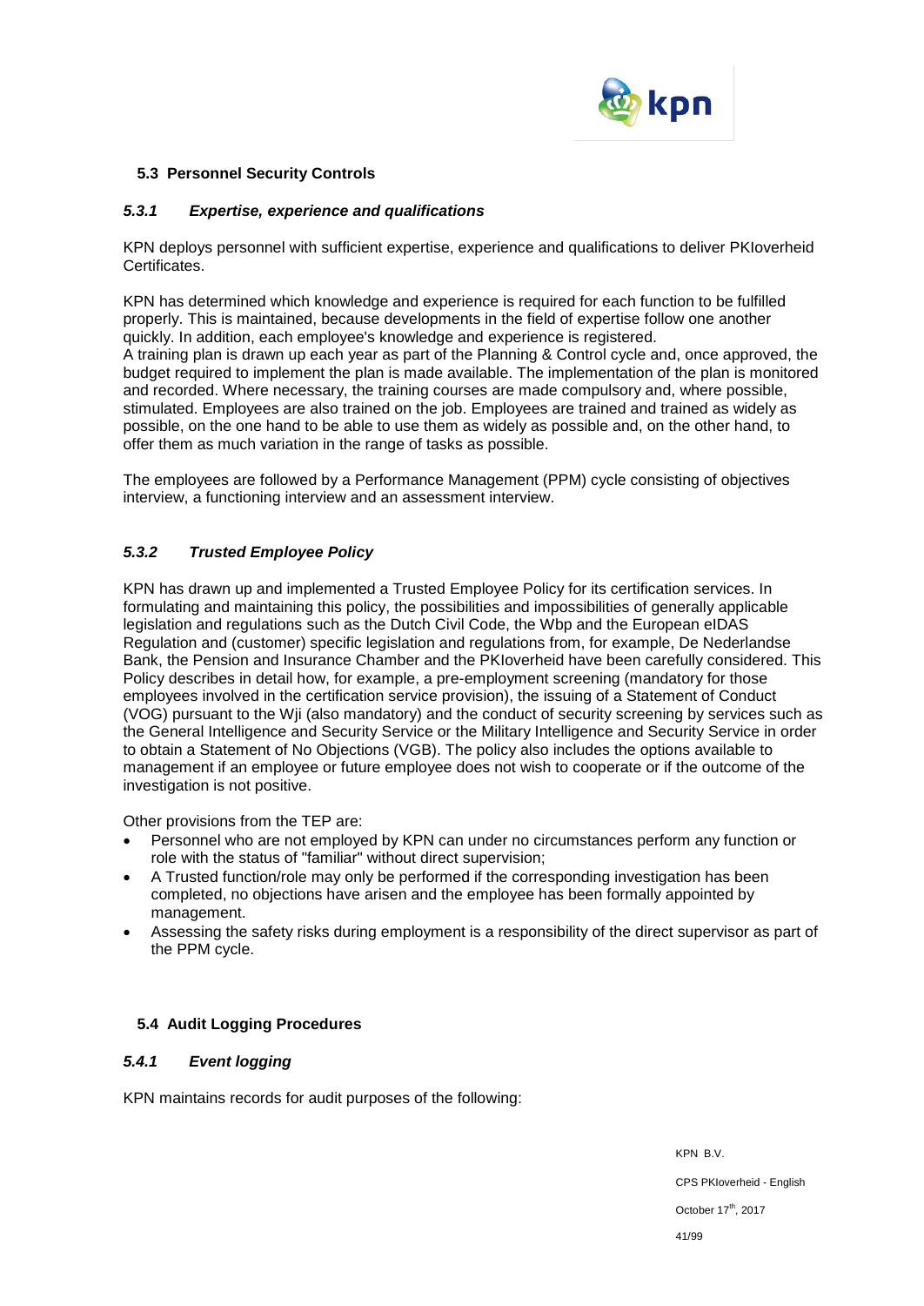## 5.3 Personnel Security Controls

### *5.3.1 Expertise, experience and qualifications*

KPN deploys personnel with sufficient expertise, experience and qualifications to deliver PKIoverheid Certificates.

KPN has determined which knowledge and experience is required for each function to be fulfilled properly. This is maintained, because developments in the field of expertise follow one another quickly. In addition, each employee's knowledge and experience is registered.
A training plan is drawn up each year as part of the Planning & Control cycle and, once approved, the budget required to implement the plan is made available. The implementation of the plan is monitored and recorded. Where necessary, the training courses are made compulsory and, where possible, stimulated. Employees are also trained on the job. Employees are trained and trained as widely as possible, on the one hand to be able to use them as widely as possible and, on the other hand, to offer them as much variation in the range of tasks as possible.

The employees are followed by a Performance Management (PPM) cycle consisting of objectives interview, a functioning interview and an assessment interview.

### *5.3.2 Trusted Employee Policy*

KPN has drawn up and implemented a Trusted Employee Policy for its certification services. In formulating and maintaining this policy, the possibilities and impossibilities of generally applicable legislation and regulations such as the Dutch Civil Code, the Wbp and the European eIDAS Regulation and (customer) specific legislation and regulations from, for example, De Nederlandse Bank, the Pension and Insurance Chamber and the PKIoverheid have been carefully considered. This Policy describes in detail how, for example, a pre-employment screening (mandatory for those employees involved in the certification service provision), the issuing of a Statement of Conduct (VOG) pursuant to the Wji (also mandatory) and the conduct of security screening by services such as the General Intelligence and Security Service or the Military Intelligence and Security Service in order to obtain a Statement of No Objections (VGB). The policy also includes the options available to management if an employee or future employee does not wish to cooperate or if the outcome of the investigation is not positive.

Other provisions from the TEP are:

- Personnel who are not employed by KPN can under no circumstances perform any function or role with the status of "familiar" without direct supervision;
- A Trusted function/role may only be performed if the corresponding investigation has been completed, no objections have arisen and the employee has been formally appointed by management.
- Assessing the safety risks during employment is a responsibility of the direct supervisor as part of the PPM cycle.

## 5.4 Audit Logging Procedures

### *5.4.1 Event logging*

KPN maintains records for audit purposes of the following: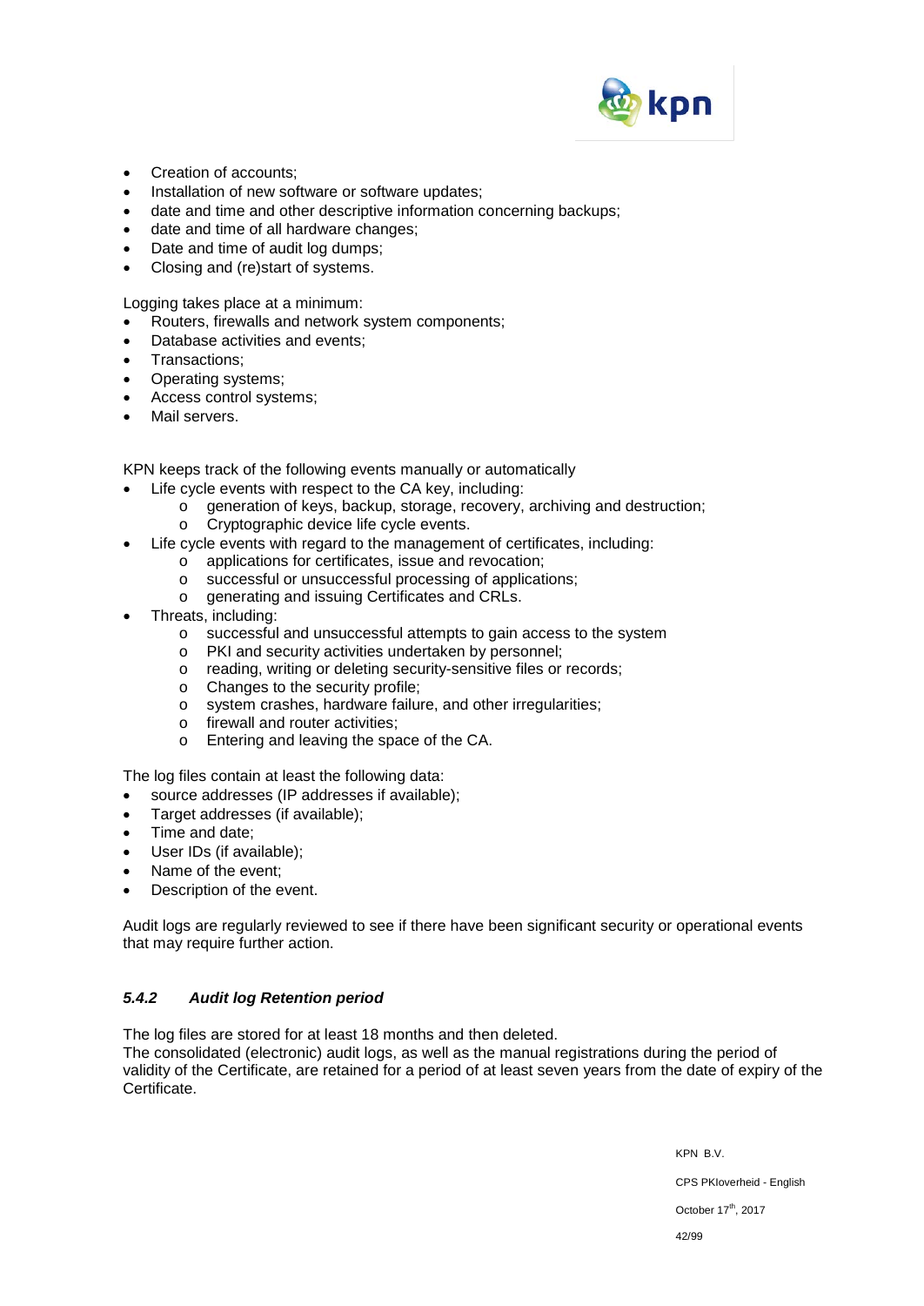- Creation of accounts;
- Installation of new software or software updates;
- date and time and other descriptive information concerning backups;
- date and time of all hardware changes;
- Date and time of audit log dumps;
- Closing and (re)start of systems.

Logging takes place at a minimum:

- Routers, firewalls and network system components;
- Database activities and events;
- Transactions;
- Operating systems;
- Access control systems;
- Mail servers.

KPN keeps track of the following events manually or automatically

- Life cycle events with respect to the CA key, including:
  - generation of keys, backup, storage, recovery, archiving and destruction;
  - Cryptographic device life cycle events.
- Life cycle events with regard to the management of certificates, including:
  - applications for certificates, issue and revocation;
  - successful or unsuccessful processing of applications;
  - generating and issuing Certificates and CRLs.
- Threats, including:
  - successful and unsuccessful attempts to gain access to the system
  - PKI and security activities undertaken by personnel;
  - reading, writing or deleting security-sensitive files or records;
  - Changes to the security profile;
  - system crashes, hardware failure, and other irregularities;
  - firewall and router activities;
  - Entering and leaving the space of the CA.

The log files contain at least the following data:

- source addresses (IP addresses if available);
- Target addresses (if available);
- Time and date;
- User IDs (if available);
- Name of the event;
- Description of the event.

Audit logs are regularly reviewed to see if there have been significant security or operational events that may require further action.

### *5.4.2 Audit log Retention period*

The log files are stored for at least 18 months and then deleted.
The consolidated (electronic) audit logs, as well as the manual registrations during the period of validity of the Certificate, are retained for a period of at least seven years from the date of expiry of the Certificate.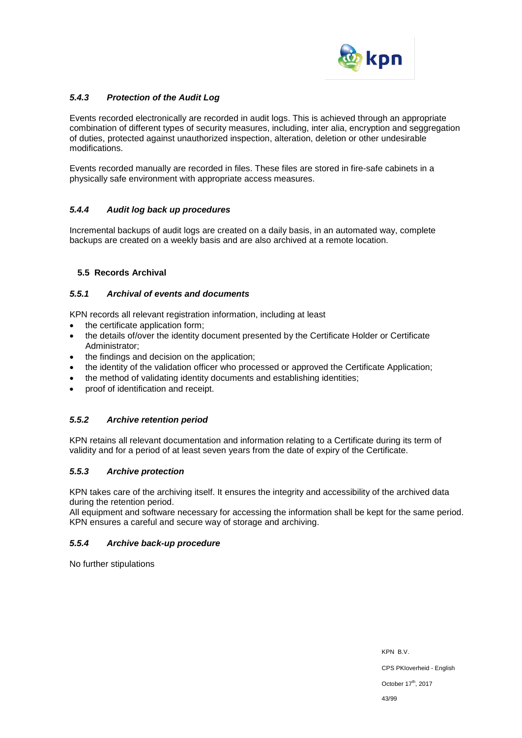#### *5.4.3 Protection of the Audit Log*

Events recorded electronically are recorded in audit logs. This is achieved through an appropriate combination of different types of security measures, including, inter alia, encryption and seggregation of duties, protected against unauthorized inspection, alteration, deletion or other undesirable modifications.

Events recorded manually are recorded in files. These files are stored in fire-safe cabinets in a physically safe environment with appropriate access measures.

#### *5.4.4 Audit log back up procedures*

Incremental backups of audit logs are created on a daily basis, in an automated way, complete backups are created on a weekly basis and are also archived at a remote location.

### 5.5 Records Archival

#### *5.5.1 Archival of events and documents*

KPN records all relevant registration information, including at least

- the certificate application form;
- the details of/over the identity document presented by the Certificate Holder or Certificate Administrator;
- the findings and decision on the application;
- the identity of the validation officer who processed or approved the Certificate Application;
- the method of validating identity documents and establishing identities;
- proof of identification and receipt.

#### *5.5.2 Archive retention period*

KPN retains all relevant documentation and information relating to a Certificate during its term of validity and for a period of at least seven years from the date of expiry of the Certificate.

#### *5.5.3 Archive protection*

KPN takes care of the archiving itself. It ensures the integrity and accessibility of the archived data during the retention period.
All equipment and software necessary for accessing the information shall be kept for the same period. KPN ensures a careful and secure way of storage and archiving.

#### *5.5.4 Archive back-up procedure*

No further stipulations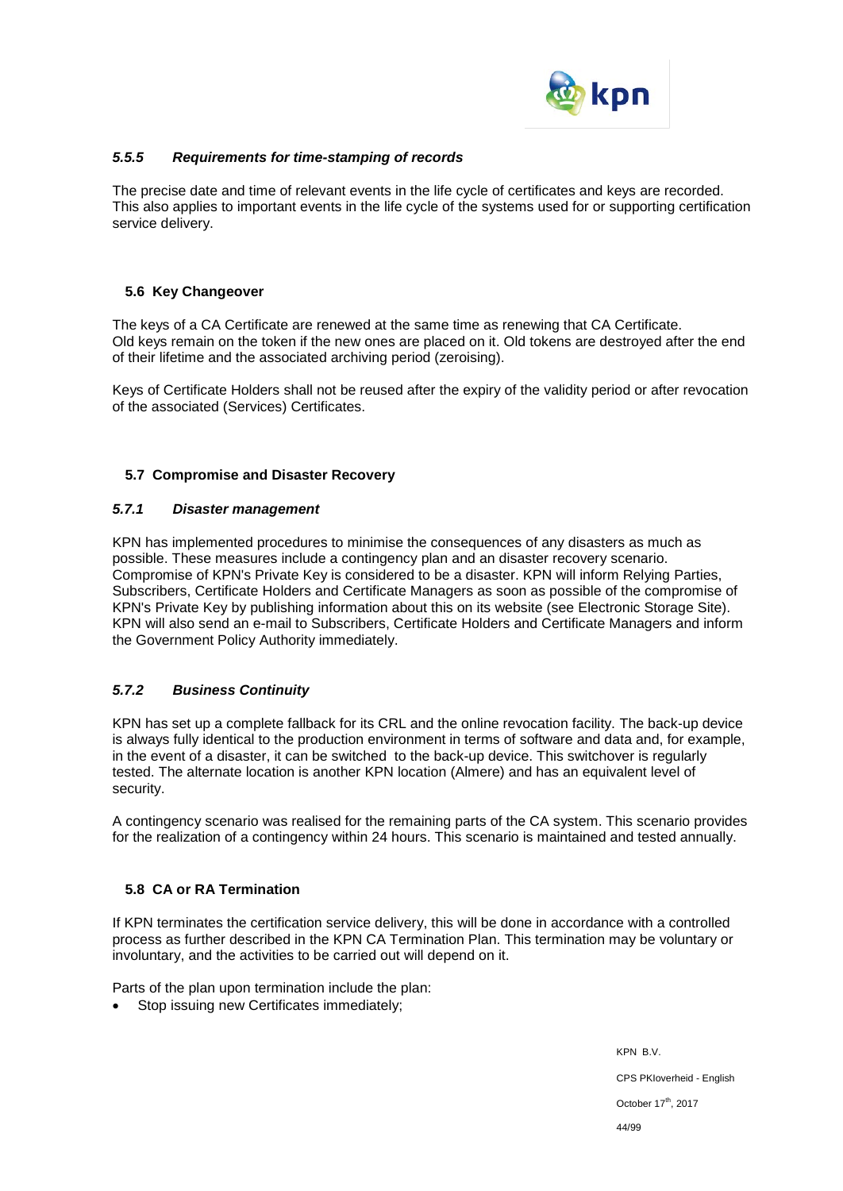#### *5.5.5 Requirements for time-stamping of records*

The precise date and time of relevant events in the life cycle of certificates and keys are recorded. This also applies to important events in the life cycle of the systems used for or supporting certification service delivery.

## 5.6 Key Changeover

The keys of a CA Certificate are renewed at the same time as renewing that CA Certificate. Old keys remain on the token if the new ones are placed on it. Old tokens are destroyed after the end of their lifetime and the associated archiving period (zeroising).

Keys of Certificate Holders shall not be reused after the expiry of the validity period or after revocation of the associated (Services) Certificates.

## 5.7 Compromise and Disaster Recovery

#### *5.7.1 Disaster management*

KPN has implemented procedures to minimise the consequences of any disasters as much as possible. These measures include a contingency plan and an disaster recovery scenario. Compromise of KPN's Private Key is considered to be a disaster. KPN will inform Relying Parties, Subscribers, Certificate Holders and Certificate Managers as soon as possible of the compromise of KPN's Private Key by publishing information about this on its website (see Electronic Storage Site). KPN will also send an e-mail to Subscribers, Certificate Holders and Certificate Managers and inform the Government Policy Authority immediately.

#### *5.7.2 Business Continuity*

KPN has set up a complete fallback for its CRL and the online revocation facility. The back-up device is always fully identical to the production environment in terms of software and data and, for example, in the event of a disaster, it can be switched to the back-up device. This switchover is regularly tested. The alternate location is another KPN location (Almere) and has an equivalent level of security.

A contingency scenario was realised for the remaining parts of the CA system. This scenario provides for the realization of a contingency within 24 hours. This scenario is maintained and tested annually.

## 5.8 CA or RA Termination

If KPN terminates the certification service delivery, this will be done in accordance with a controlled process as further described in the KPN CA Termination Plan. This termination may be voluntary or involuntary, and the activities to be carried out will depend on it.

Parts of the plan upon termination include the plan:

- Stop issuing new Certificates immediately;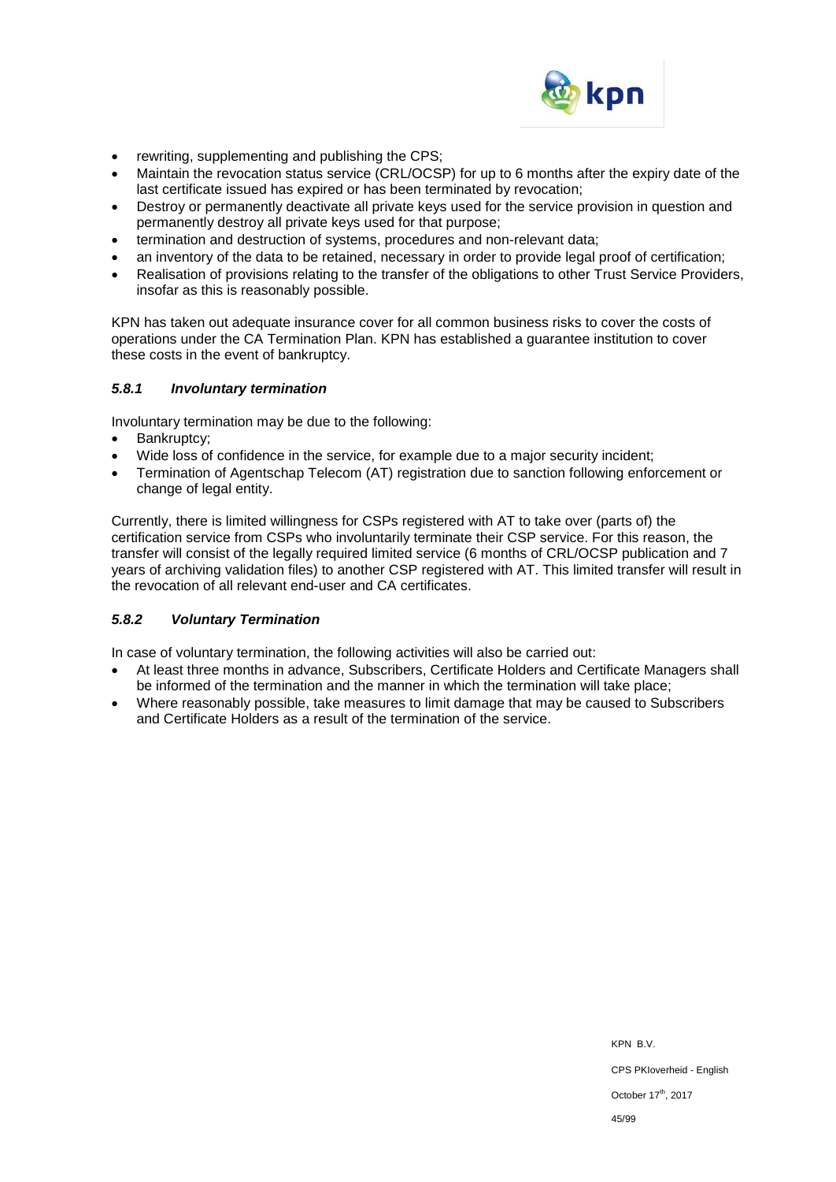- rewriting, supplementing and publishing the CPS;
- Maintain the revocation status service (CRL/OCSP) for up to 6 months after the expiry date of the last certificate issued has expired or has been terminated by revocation;
- Destroy or permanently deactivate all private keys used for the service provision in question and permanently destroy all private keys used for that purpose;
- termination and destruction of systems, procedures and non-relevant data;
- an inventory of the data to be retained, necessary in order to provide legal proof of certification;
- Realisation of provisions relating to the transfer of the obligations to other Trust Service Providers, insofar as this is reasonably possible.

KPN has taken out adequate insurance cover for all common business risks to cover the costs of operations under the CA Termination Plan. KPN has established a guarantee institution to cover these costs in the event of bankruptcy.

### *5.8.1 Involuntary termination*

Involuntary termination may be due to the following:

- Bankruptcy;
- Wide loss of confidence in the service, for example due to a major security incident;
- Termination of Agentschap Telecom (AT) registration due to sanction following enforcement or change of legal entity.

Currently, there is limited willingness for CSPs registered with AT to take over (parts of) the certification service from CSPs who involuntarily terminate their CSP service. For this reason, the transfer will consist of the legally required limited service (6 months of CRL/OCSP publication and 7 years of archiving validation files) to another CSP registered with AT. This limited transfer will result in the revocation of all relevant end-user and CA certificates.

### *5.8.2 Voluntary Termination*

In case of voluntary termination, the following activities will also be carried out:

- At least three months in advance, Subscribers, Certificate Holders and Certificate Managers shall be informed of the termination and the manner in which the termination will take place;
- Where reasonably possible, take measures to limit damage that may be caused to Subscribers and Certificate Holders as a result of the termination of the service.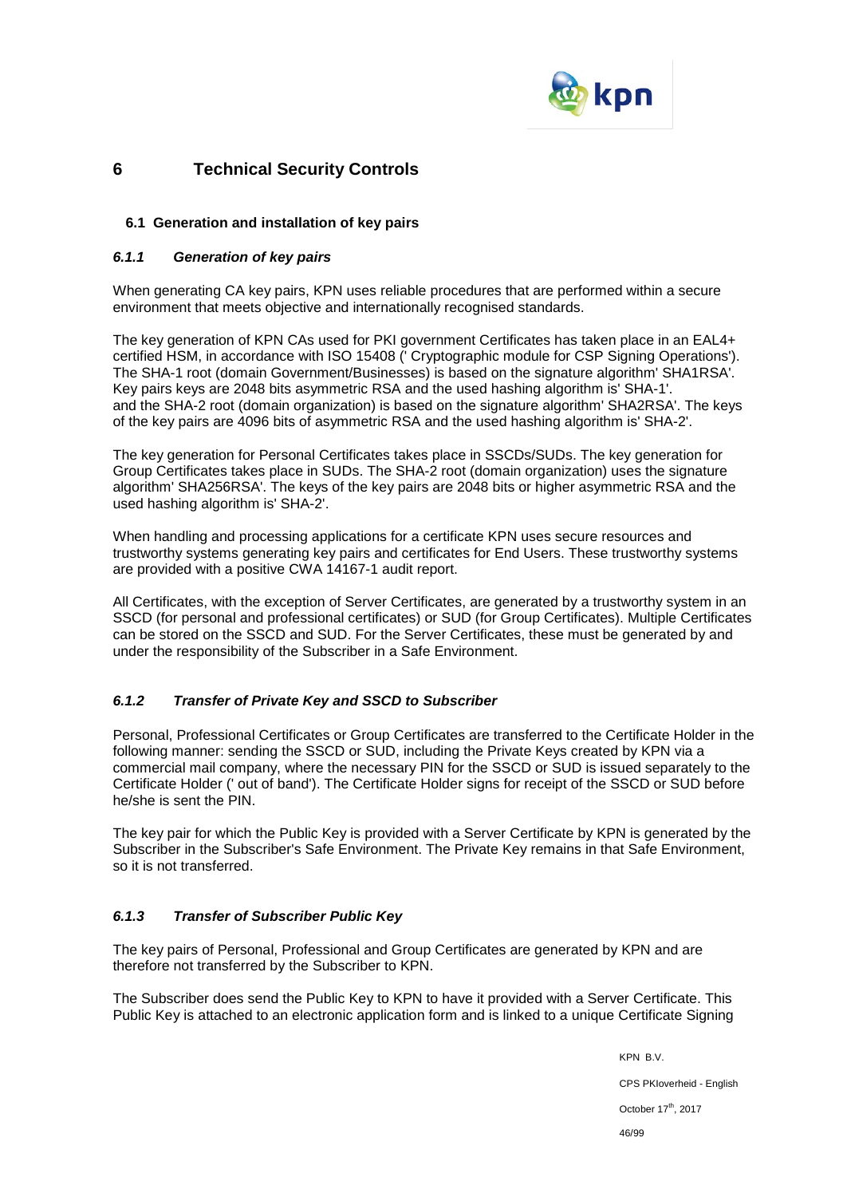# 6 Technical Security Controls

## 6.1 Generation and installation of key pairs

### *6.1.1 Generation of key pairs*

When generating CA key pairs, KPN uses reliable procedures that are performed within a secure environment that meets objective and internationally recognised standards.

The key generation of KPN CAs used for PKI government Certificates has taken place in an EAL4+ certified HSM, in accordance with ISO 15408 (' Cryptographic module for CSP Signing Operations'). The SHA-1 root (domain Government/Businesses) is based on the signature algorithm' SHA1RSA'. Key pairs keys are 2048 bits asymmetric RSA and the used hashing algorithm is' SHA-1'. and the SHA-2 root (domain organization) is based on the signature algorithm' SHA2RSA'. The keys of the key pairs are 4096 bits of asymmetric RSA and the used hashing algorithm is' SHA-2'.

The key generation for Personal Certificates takes place in SSCDs/SUDs. The key generation for Group Certificates takes place in SUDs. The SHA-2 root (domain organization) uses the signature algorithm' SHA256RSA'. The keys of the key pairs are 2048 bits or higher asymmetric RSA and the used hashing algorithm is' SHA-2'.

When handling and processing applications for a certificate KPN uses secure resources and trustworthy systems generating key pairs and certificates for End Users. These trustworthy systems are provided with a positive CWA 14167-1 audit report.

All Certificates, with the exception of Server Certificates, are generated by a trustworthy system in an SSCD (for personal and professional certificates) or SUD (for Group Certificates). Multiple Certificates can be stored on the SSCD and SUD. For the Server Certificates, these must be generated by and under the responsibility of the Subscriber in a Safe Environment.

### *6.1.2 Transfer of Private Key and SSCD to Subscriber*

Personal, Professional Certificates or Group Certificates are transferred to the Certificate Holder in the following manner: sending the SSCD or SUD, including the Private Keys created by KPN via a commercial mail company, where the necessary PIN for the SSCD or SUD is issued separately to the Certificate Holder (' out of band'). The Certificate Holder signs for receipt of the SSCD or SUD before he/she is sent the PIN.

The key pair for which the Public Key is provided with a Server Certificate by KPN is generated by the Subscriber in the Subscriber's Safe Environment. The Private Key remains in that Safe Environment, so it is not transferred.

### *6.1.3 Transfer of Subscriber Public Key*

The key pairs of Personal, Professional and Group Certificates are generated by KPN and are therefore not transferred by the Subscriber to KPN.

The Subscriber does send the Public Key to KPN to have it provided with a Server Certificate. This Public Key is attached to an electronic application form and is linked to a unique Certificate Signing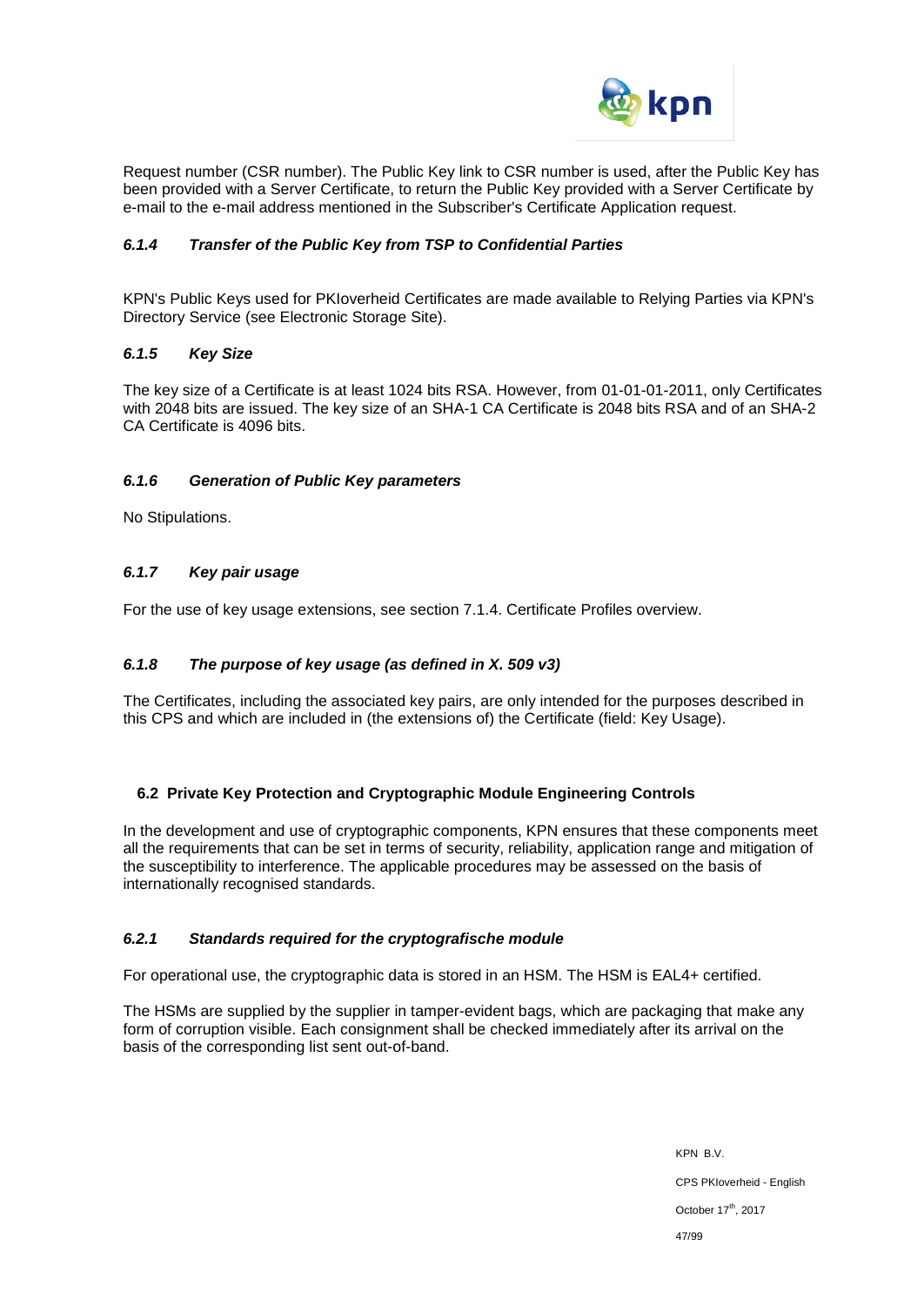Request number (CSR number). The Public Key link to CSR number is used, after the Public Key has been provided with a Server Certificate, to return the Public Key provided with a Server Certificate by e-mail to the e-mail address mentioned in the Subscriber's Certificate Application request.

### *6.1.4 Transfer of the Public Key from TSP to Confidential Parties*

KPN's Public Keys used for PKIoverheid Certificates are made available to Relying Parties via KPN's Directory Service (see Electronic Storage Site).

### *6.1.5 Key Size*

The key size of a Certificate is at least 1024 bits RSA. However, from 01-01-01-2011, only Certificates with 2048 bits are issued. The key size of an SHA-1 CA Certificate is 2048 bits RSA and of an SHA-2 CA Certificate is 4096 bits.

### *6.1.6 Generation of Public Key parameters*

No Stipulations.

### *6.1.7 Key pair usage*

For the use of key usage extensions, see section 7.1.4. Certificate Profiles overview.

### *6.1.8 The purpose of key usage (as defined in X. 509 v3)*

The Certificates, including the associated key pairs, are only intended for the purposes described in this CPS and which are included in (the extensions of) the Certificate (field: Key Usage).

## 6.2 Private Key Protection and Cryptographic Module Engineering Controls

In the development and use of cryptographic components, KPN ensures that these components meet all the requirements that can be set in terms of security, reliability, application range and mitigation of the susceptibility to interference. The applicable procedures may be assessed on the basis of internationally recognised standards.

### *6.2.1 Standards required for the cryptografische module*

For operational use, the cryptographic data is stored in an HSM. The HSM is EAL4+ certified.

The HSMs are supplied by the supplier in tamper-evident bags, which are packaging that make any form of corruption visible. Each consignment shall be checked immediately after its arrival on the basis of the corresponding list sent out-of-band.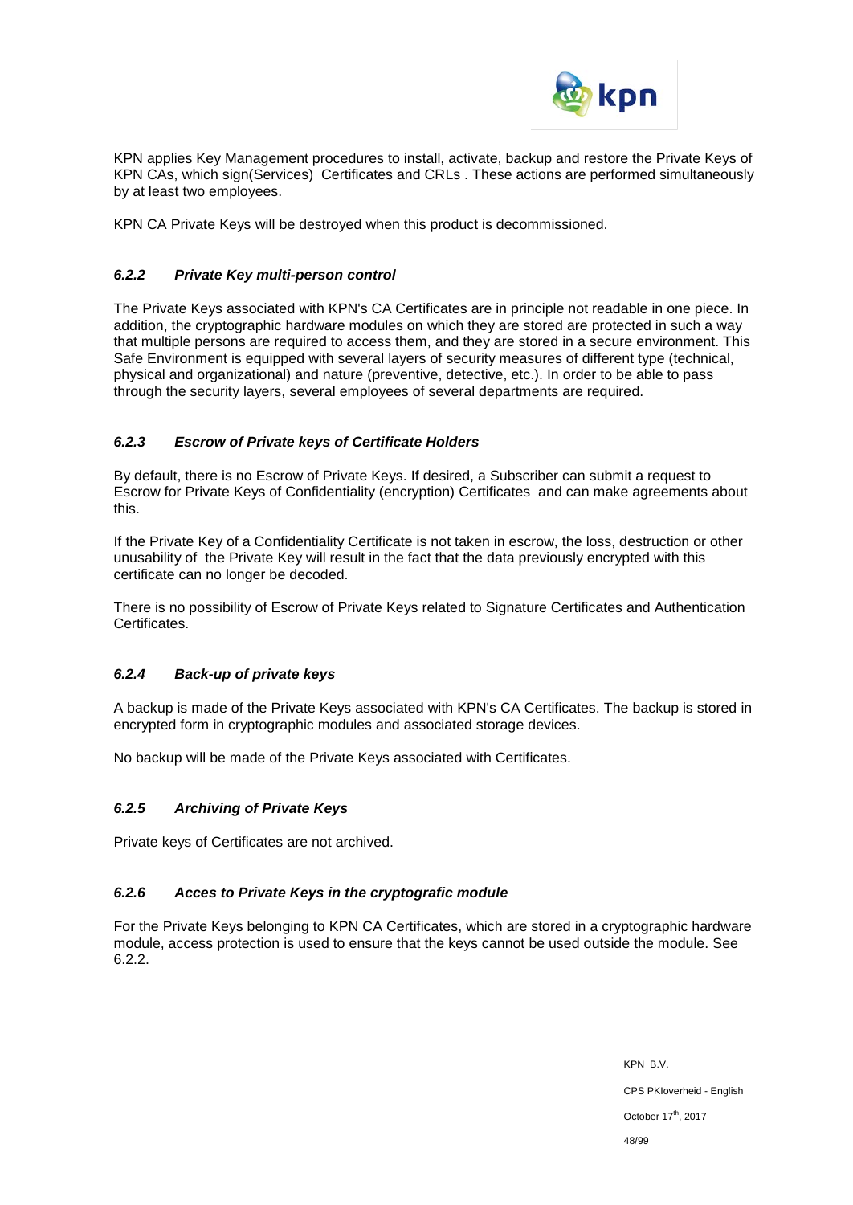KPN applies Key Management procedures to install, activate, backup and restore the Private Keys of KPN CAs, which sign(Services) Certificates and CRLs . These actions are performed simultaneously by at least two employees.

KPN CA Private Keys will be destroyed when this product is decommissioned.

### *6.2.2 Private Key multi-person control*

The Private Keys associated with KPN's CA Certificates are in principle not readable in one piece. In addition, the cryptographic hardware modules on which they are stored are protected in such a way that multiple persons are required to access them, and they are stored in a secure environment. This Safe Environment is equipped with several layers of security measures of different type (technical, physical and organizational) and nature (preventive, detective, etc.). In order to be able to pass through the security layers, several employees of several departments are required.

### *6.2.3 Escrow of Private keys of Certificate Holders*

By default, there is no Escrow of Private Keys. If desired, a Subscriber can submit a request to Escrow for Private Keys of Confidentiality (encryption) Certificates and can make agreements about this.

If the Private Key of a Confidentiality Certificate is not taken in escrow, the loss, destruction or other unusability of the Private Key will result in the fact that the data previously encrypted with this certificate can no longer be decoded.

There is no possibility of Escrow of Private Keys related to Signature Certificates and Authentication Certificates.

### *6.2.4 Back-up of private keys*

A backup is made of the Private Keys associated with KPN's CA Certificates. The backup is stored in encrypted form in cryptographic modules and associated storage devices.

No backup will be made of the Private Keys associated with Certificates.

### *6.2.5 Archiving of Private Keys*

Private keys of Certificates are not archived.

### *6.2.6 Acces to Private Keys in the cryptografic module*

For the Private Keys belonging to KPN CA Certificates, which are stored in a cryptographic hardware module, access protection is used to ensure that the keys cannot be used outside the module. See 6.2.2.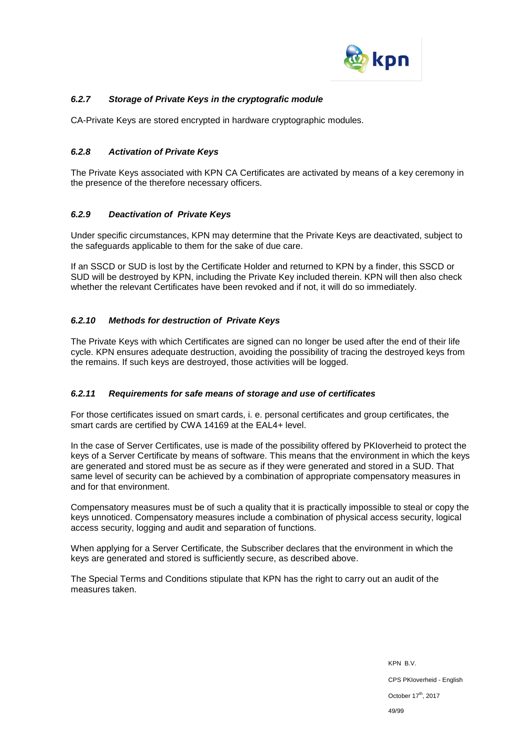### *6.2.7 Storage of Private Keys in the cryptografic module*

CA-Private Keys are stored encrypted in hardware cryptographic modules.

### *6.2.8 Activation of Private Keys*

The Private Keys associated with KPN CA Certificates are activated by means of a key ceremony in the presence of the therefore necessary officers.

### *6.2.9 Deactivation of Private Keys*

Under specific circumstances, KPN may determine that the Private Keys are deactivated, subject to the safeguards applicable to them for the sake of due care.

If an SSCD or SUD is lost by the Certificate Holder and returned to KPN by a finder, this SSCD or SUD will be destroyed by KPN, including the Private Key included therein. KPN will then also check whether the relevant Certificates have been revoked and if not, it will do so immediately.

### *6.2.10 Methods for destruction of Private Keys*

The Private Keys with which Certificates are signed can no longer be used after the end of their life cycle. KPN ensures adequate destruction, avoiding the possibility of tracing the destroyed keys from the remains. If such keys are destroyed, those activities will be logged.

### *6.2.11 Requirements for safe means of storage and use of certificates*

For those certificates issued on smart cards, i. e. personal certificates and group certificates, the smart cards are certified by CWA 14169 at the EAL4+ level.

In the case of Server Certificates, use is made of the possibility offered by PKIoverheid to protect the keys of a Server Certificate by means of software. This means that the environment in which the keys are generated and stored must be as secure as if they were generated and stored in a SUD. That same level of security can be achieved by a combination of appropriate compensatory measures in and for that environment.

Compensatory measures must be of such a quality that it is practically impossible to steal or copy the keys unnoticed. Compensatory measures include a combination of physical access security, logical access security, logging and audit and separation of functions.

When applying for a Server Certificate, the Subscriber declares that the environment in which the keys are generated and stored is sufficiently secure, as described above.

The Special Terms and Conditions stipulate that KPN has the right to carry out an audit of the measures taken.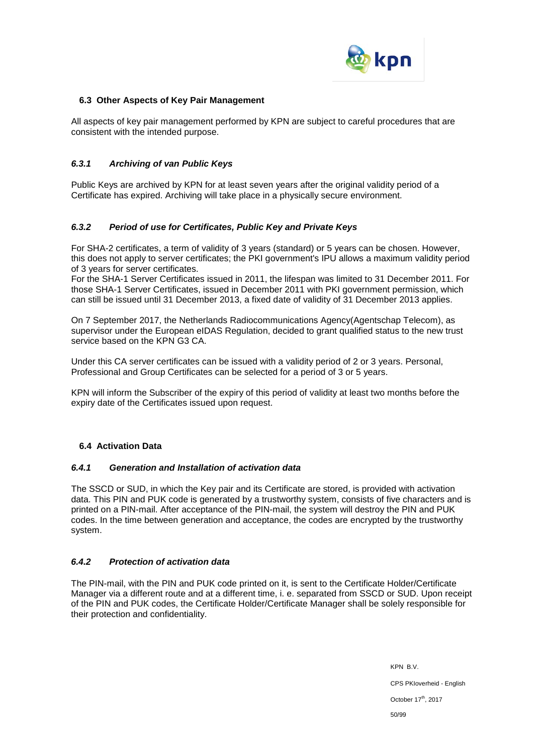## 6.3 Other Aspects of Key Pair Management

All aspects of key pair management performed by KPN are subject to careful procedures that are consistent with the intended purpose.

### *6.3.1 Archiving of van Public Keys*

Public Keys are archived by KPN for at least seven years after the original validity period of a Certificate has expired. Archiving will take place in a physically secure environment.

### *6.3.2 Period of use for Certificates, Public Key and Private Keys*

For SHA-2 certificates, a term of validity of 3 years (standard) or 5 years can be chosen. However, this does not apply to server certificates; the PKI government's IPU allows a maximum validity period of 3 years for server certificates.
For the SHA-1 Server Certificates issued in 2011, the lifespan was limited to 31 December 2011. For those SHA-1 Server Certificates, issued in December 2011 with PKI government permission, which can still be issued until 31 December 2013, a fixed date of validity of 31 December 2013 applies.

On 7 September 2017, the Netherlands Radiocommunications Agency(Agentschap Telecom), as supervisor under the European eIDAS Regulation, decided to grant qualified status to the new trust service based on the KPN G3 CA.

Under this CA server certificates can be issued with a validity period of 2 or 3 years. Personal, Professional and Group Certificates can be selected for a period of 3 or 5 years.

KPN will inform the Subscriber of the expiry of this period of validity at least two months before the expiry date of the Certificates issued upon request.

## 6.4 Activation Data

### *6.4.1 Generation and Installation of activation data*

The SSCD or SUD, in which the Key pair and its Certificate are stored, is provided with activation data. This PIN and PUK code is generated by a trustworthy system, consists of five characters and is printed on a PIN-mail. After acceptance of the PIN-mail, the system will destroy the PIN and PUK codes. In the time between generation and acceptance, the codes are encrypted by the trustworthy system.

### *6.4.2 Protection of activation data*

The PIN-mail, with the PIN and PUK code printed on it, is sent to the Certificate Holder/Certificate Manager via a different route and at a different time, i. e. separated from SSCD or SUD. Upon receipt of the PIN and PUK codes, the Certificate Holder/Certificate Manager shall be solely responsible for their protection and confidentiality.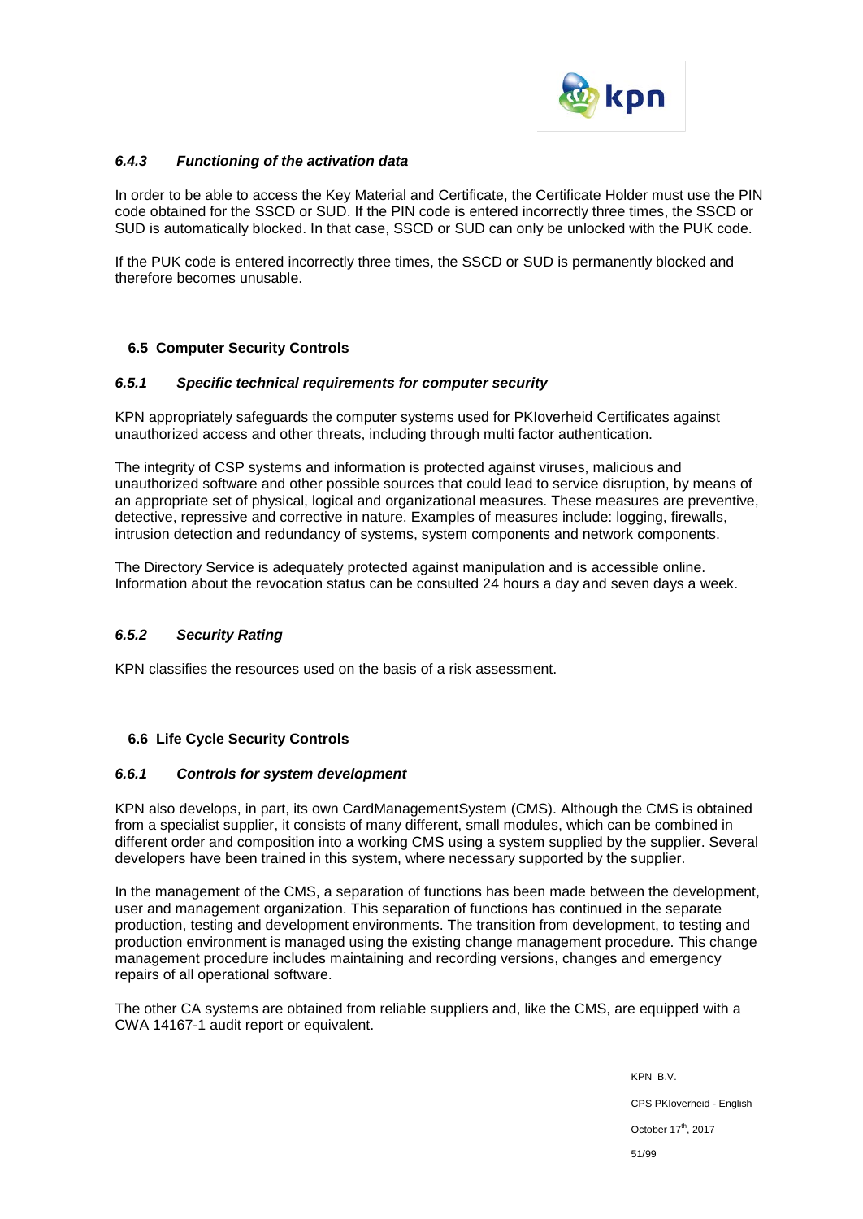#### *6.4.3 Functioning of the activation data*

In order to be able to access the Key Material and Certificate, the Certificate Holder must use the PIN code obtained for the SSCD or SUD. If the PIN code is entered incorrectly three times, the SSCD or SUD is automatically blocked. In that case, SSCD or SUD can only be unlocked with the PUK code.

If the PUK code is entered incorrectly three times, the SSCD or SUD is permanently blocked and therefore becomes unusable.

### 6.5 Computer Security Controls

#### *6.5.1 Specific technical requirements for computer security*

KPN appropriately safeguards the computer systems used for PKIoverheid Certificates against unauthorized access and other threats, including through multi factor authentication.

The integrity of CSP systems and information is protected against viruses, malicious and unauthorized software and other possible sources that could lead to service disruption, by means of an appropriate set of physical, logical and organizational measures. These measures are preventive, detective, repressive and corrective in nature. Examples of measures include: logging, firewalls, intrusion detection and redundancy of systems, system components and network components.

The Directory Service is adequately protected against manipulation and is accessible online. Information about the revocation status can be consulted 24 hours a day and seven days a week.

#### *6.5.2 Security Rating*

KPN classifies the resources used on the basis of a risk assessment.

### 6.6 Life Cycle Security Controls

#### *6.6.1 Controls for system development*

KPN also develops, in part, its own CardManagementSystem (CMS). Although the CMS is obtained from a specialist supplier, it consists of many different, small modules, which can be combined in different order and composition into a working CMS using a system supplied by the supplier. Several developers have been trained in this system, where necessary supported by the supplier.

In the management of the CMS, a separation of functions has been made between the development, user and management organization. This separation of functions has continued in the separate production, testing and development environments. The transition from development, to testing and production environment is managed using the existing change management procedure. This change management procedure includes maintaining and recording versions, changes and emergency repairs of all operational software.

The other CA systems are obtained from reliable suppliers and, like the CMS, are equipped with a CWA 14167-1 audit report or equivalent.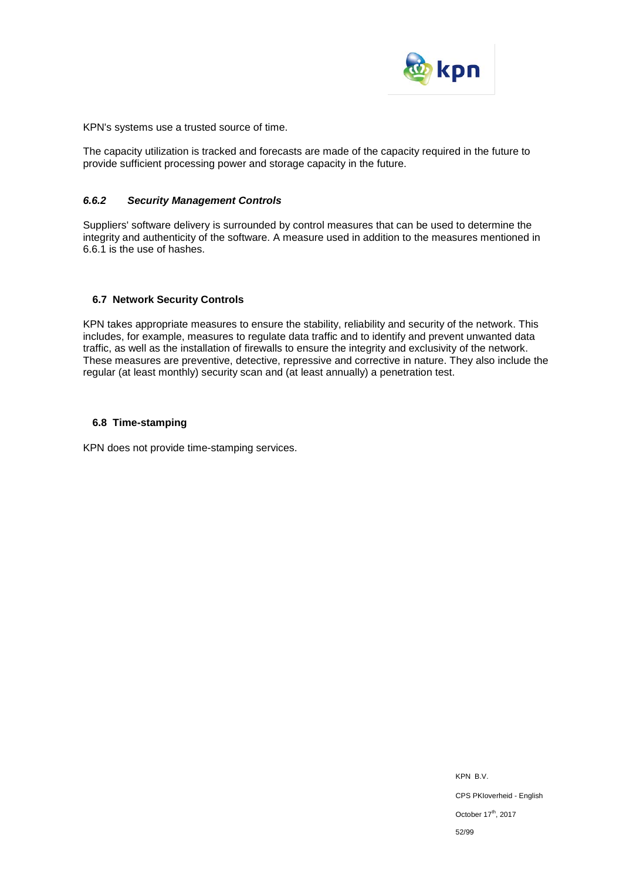KPN's systems use a trusted source of time.

The capacity utilization is tracked and forecasts are made of the capacity required in the future to provide sufficient processing power and storage capacity in the future.

#### *6.6.2 Security Management Controls*

Suppliers' software delivery is surrounded by control measures that can be used to determine the integrity and authenticity of the software. A measure used in addition to the measures mentioned in 6.6.1 is the use of hashes.

### 6.7 Network Security Controls

KPN takes appropriate measures to ensure the stability, reliability and security of the network. This includes, for example, measures to regulate data traffic and to identify and prevent unwanted data traffic, as well as the installation of firewalls to ensure the integrity and exclusivity of the network. These measures are preventive, detective, repressive and corrective in nature. They also include the regular (at least monthly) security scan and (at least annually) a penetration test.

### 6.8 Time-stamping

KPN does not provide time-stamping services.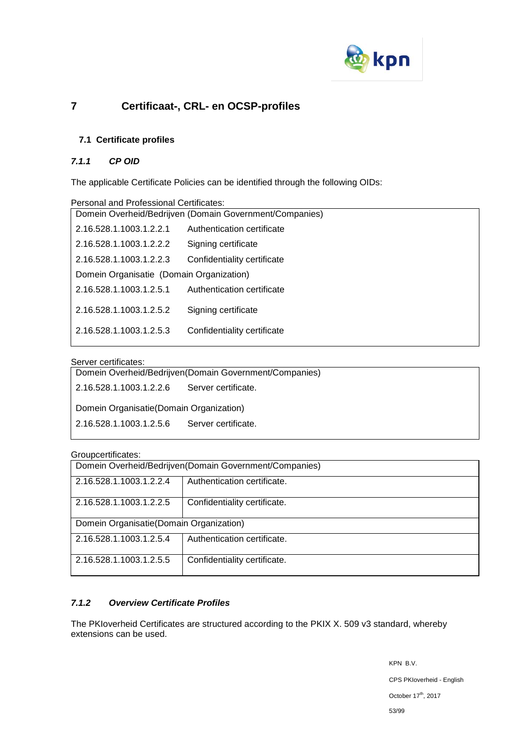# 7 Certificaat-, CRL- en OCSP-profiles

## 7.1 Certificate profiles

### *7.1.1 CP OID*

The applicable Certificate Policies can be identified through the following OIDs:

Personal and Professional Certificates:

| Domein Overheid/Bedrijven (Domain Government/Companies) | |
|---|---|
| 2.16.528.1.1003.1.2.2.1 | Authentication certificate |
| 2.16.528.1.1003.1.2.2.2 | Signing certificate |
| 2.16.528.1.1003.1.2.2.3 | Confidentiality certificate |
| Domein Organisatie (Domain Organization) | |
| 2.16.528.1.1003.1.2.5.1 | Authentication certificate |
| 2.16.528.1.1003.1.2.5.2 | Signing certificate |
| 2.16.528.1.1003.1.2.5.3 | Confidentiality certificate |

Server certificates:

| Domein Overheid/Bedrijven(Domain Government/Companies) | |
|---|---|
| 2.16.528.1.1003.1.2.2.6 | Server certificate. |
| Domein Organisatie(Domain Organization) | |
| 2.16.528.1.1003.1.2.5.6 | Server certificate. |

Groupcertificates:

| Domein Overheid/Bedrijven(Domain Government/Companies) | |
|---|---|
| 2.16.528.1.1003.1.2.2.4 | Authentication certificate. |
| 2.16.528.1.1003.1.2.2.5 | Confidentiality certificate. |
| Domein Organisatie(Domain Organization) | |
| 2.16.528.1.1003.1.2.5.4 | Authentication certificate. |
| 2.16.528.1.1003.1.2.5.5 | Confidentiality certificate. |

### *7.1.2 Overview Certificate Profiles*

The PKIoverheid Certificates are structured according to the PKIX X. 509 v3 standard, whereby extensions can be used.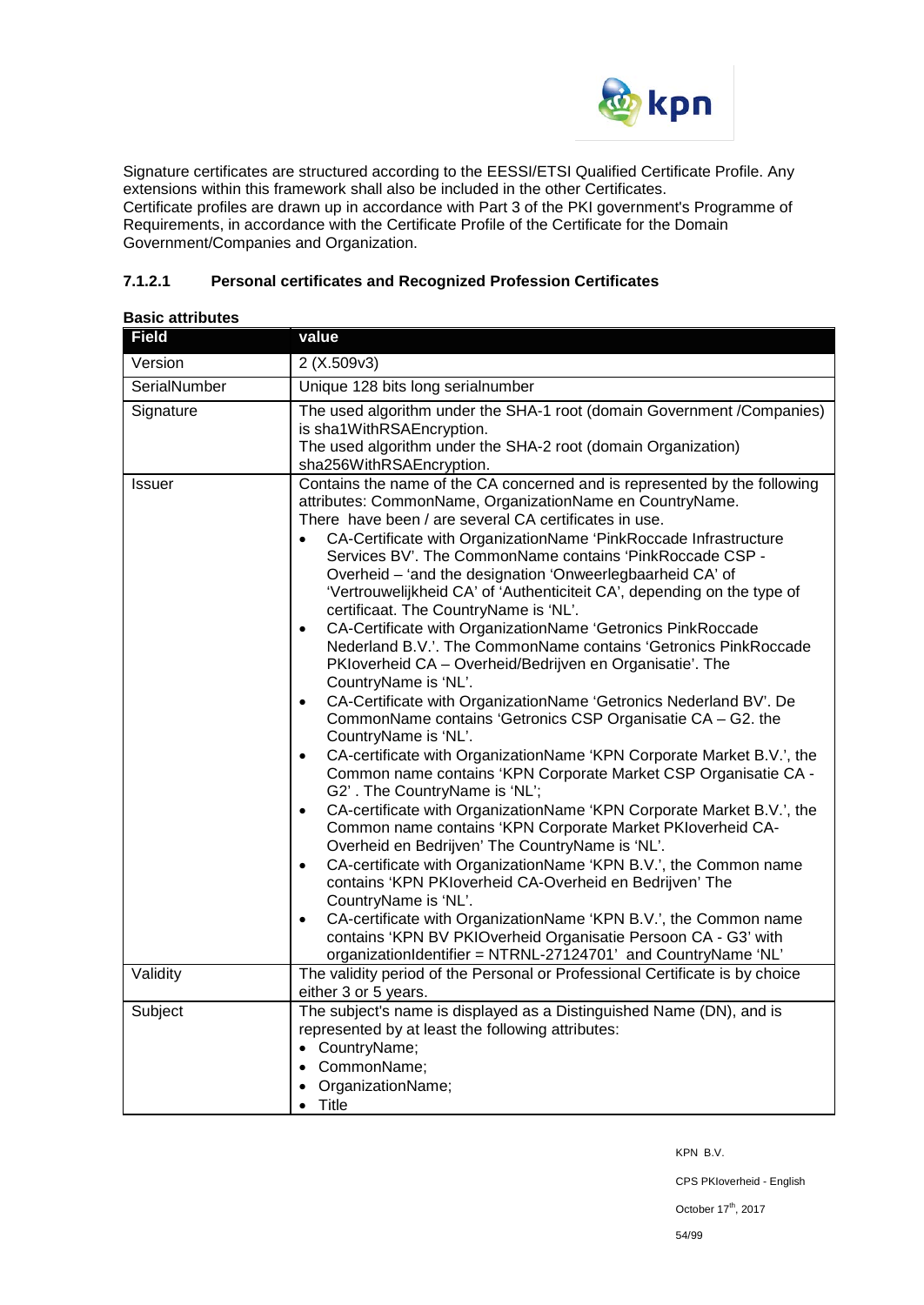Signature certificates are structured according to the EESSI/ETSI Qualified Certificate Profile. Any extensions within this framework shall also be included in the other Certificates.
Certificate profiles are drawn up in accordance with Part 3 of the PKI government's Programme of Requirements, in accordance with the Certificate Profile of the Certificate for the Domain Government/Companies and Organization.

#### 7.1.2.1 Personal certificates and Recognized Profession Certificates

**Basic attributes**

| Field | value |
|---|---|
| Version | 2 (X.509v3) |
| SerialNumber | Unique 128 bits long serialnumber |
| Signature | The used algorithm under the SHA-1 root (domain Government /Companies) is sha1WithRSAEncryption.<br>The used algorithm under the SHA-2 root (domain Organization) sha256WithRSAEncryption. |
| Issuer | Contains the name of the CA concerned and is represented by the following attributes: CommonName, OrganizationName en CountryName.<br>There have been / are several CA certificates in use.<br>• CA-Certificate with OrganizationName 'PinkRoccade Infrastructure Services BV'. The CommonName contains 'PinkRoccade CSP - Overheid – 'and the designation 'Onweerlegbaarheid CA' of 'Vertrouwelijkheid CA' of 'Authenticiteit CA', depending on the type of certificaat. The CountryName is 'NL'.<br>• CA-Certificate with OrganizationName 'Getronics PinkRoccade Nederland B.V.'. The CommonName contains 'Getronics PinkRoccade PKIoverheid CA – Overheid/Bedrijven en Organisatie'. The CountryName is 'NL'.<br>• CA-Certificate with OrganizationName 'Getronics Nederland BV'. De CommonName contains 'Getronics CSP Organisatie CA – G2. the CountryName is 'NL'.<br>• CA-certificate with OrganizationName 'KPN Corporate Market B.V.', the Common name contains 'KPN Corporate Market CSP Organisatie CA - G2' . The CountryName is 'NL';<br>• CA-certificate with OrganizationName 'KPN Corporate Market B.V.', the Common name contains 'KPN Corporate Market PKIoverheid CA-Overheid en Bedrijven' The CountryName is 'NL'.<br>• CA-certificate with OrganizationName 'KPN B.V.', the Common name contains 'KPN PKIoverheid CA-Overheid en Bedrijven' The CountryName is 'NL'.<br>• CA-certificate with OrganizationName 'KPN B.V.', the Common name contains 'KPN BV PKIOverheid Organisatie Persoon CA - G3' with organizationIdentifier = NTRNL-27124701' and CountryName 'NL' |
| Validity | The validity period of the Personal or Professional Certificate is by choice either 3 or 5 years. |
| Subject | The subject's name is displayed as a Distinguished Name (DN), and is represented by at least the following attributes:<br>• CountryName;<br>• CommonName;<br>• OrganizationName;<br>• Title |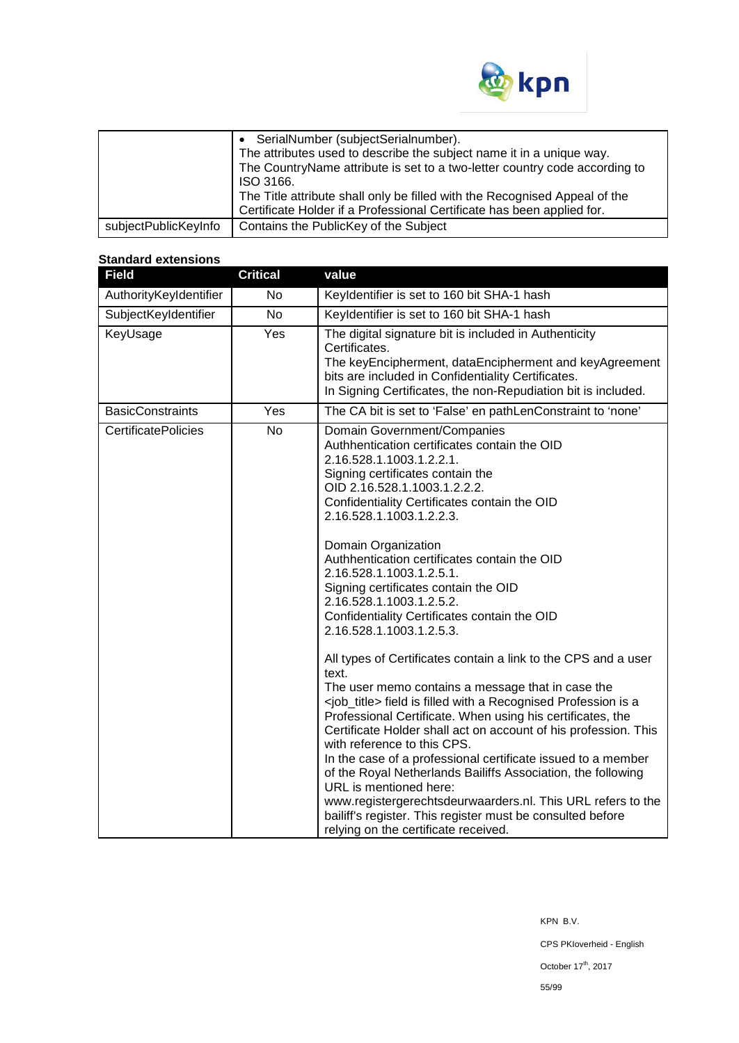| | |
|---|---|
| | • SerialNumber (subjectSerialnumber).<br>The attributes used to describe the subject name it in a unique way.<br>The CountryName attribute is set to a two-letter country code according to ISO 3166.<br>The Title attribute shall only be filled with the Recognised Appeal of the Certificate Holder if a Professional Certificate has been applied for. |
| subjectPublicKeyInfo | Contains the PublicKey of the Subject |

**Standard extensions**

| Field | Critical | value |
|---|---|---|
| AuthorityKeyIdentifier | No | KeyIdentifier is set to 160 bit SHA-1 hash |
| SubjectKeyIdentifier | No | KeyIdentifier is set to 160 bit SHA-1 hash |
| KeyUsage | Yes | The digital signature bit is included in Authenticity Certificates.<br>The keyEncipherment, dataEncipherment and keyAgreement bits are included in Confidentiality Certificates.<br>In Signing Certificates, the non-Repudiation bit is included. |
| BasicConstraints | Yes | The CA bit is set to 'False' en pathLenConstraint to 'none' |
| CertificatePolicies | No | Domain Government/Companies<br>Authhentication certificates contain the OID 2.16.528.1.1003.1.2.2.1.<br>Signing certificates contain the OID 2.16.528.1.1003.1.2.2.2.<br>Confidentiality Certificates contain the OID 2.16.528.1.1003.1.2.2.3.<br><br>Domain Organization<br>Authhentication certificates contain the OID 2.16.528.1.1003.1.2.5.1.<br>Signing certificates contain the OID 2.16.528.1.1003.1.2.5.2.<br>Confidentiality Certificates contain the OID 2.16.528.1.1003.1.2.5.3.<br><br>All types of Certificates contain a link to the CPS and a user text.<br>The user memo contains a message that in case the <job_title> field is filled with a Recognised Profession is a Professional Certificate. When using his certificates, the Certificate Holder shall act on account of his profession. This with reference to this CPS.<br>In the case of a professional certificate issued to a member of the Royal Netherlands Bailiffs Association, the following URL is mentioned here:<br>www.registergerechtsdeurwaarders.nl. This URL refers to the bailiff's register. This register must be consulted before relying on the certificate received. |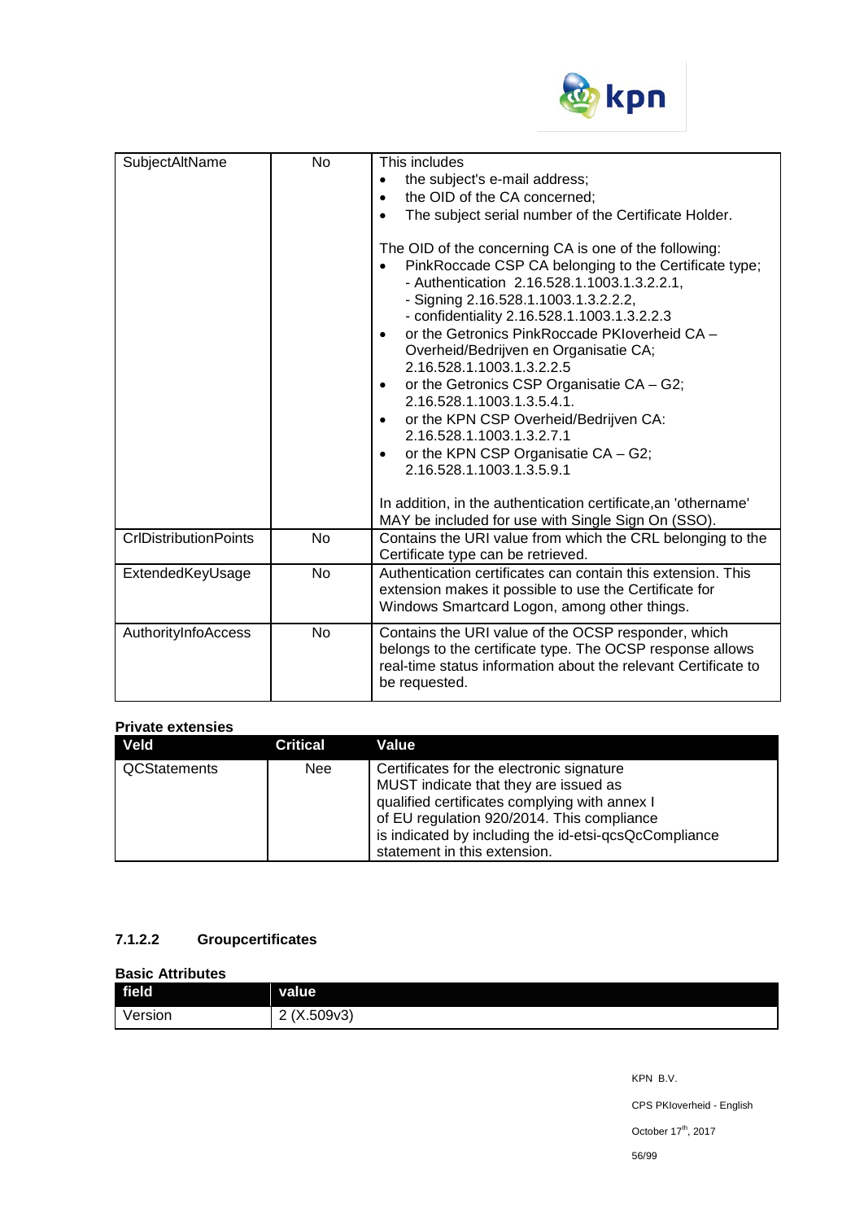| SubjectAltName | No | This includes<br>• the subject's e-mail address;<br>• the OID of the CA concerned;<br>• The subject serial number of the Certificate Holder.<br><br>The OID of the concerning CA is one of the following:<br>• PinkRoccade CSP CA belonging to the Certificate type;<br>- Authentication 2.16.528.1.1003.1.3.2.2.1,<br>- Signing 2.16.528.1.1003.1.3.2.2.2,<br>- confidentiality 2.16.528.1.1003.1.3.2.2.3<br>• or the Getronics PinkRoccade PKIoverheid CA – Overheid/Bedrijven en Organisatie CA; 2.16.528.1.1003.1.3.2.2.5<br>• or the Getronics CSP Organisatie CA – G2; 2.16.528.1.1003.1.3.5.4.1.<br>• or the KPN CSP Overheid/Bedrijven CA: 2.16.528.1.1003.1.3.2.7.1<br>• or the KPN CSP Organisatie CA – G2; 2.16.528.1.1003.1.3.5.9.1<br><br>In addition, in the authentication certificate,an 'othername' MAY be included for use with Single Sign On (SSO). |
|---|---|---|
| CrlDistributionPoints | No | Contains the URI value from which the CRL belonging to the Certificate type can be retrieved. |
| ExtendedKeyUsage | No | Authentication certificates can contain this extension. This extension makes it possible to use the Certificate for Windows Smartcard Logon, among other things. |
| AuthorityInfoAccess | No | Contains the URI value of the OCSP responder, which belongs to the certificate type. The OCSP response allows real-time status information about the relevant Certificate to be requested. |

**Private extensies**

| Veld | Critical | Value |
|---|---|---|
| QCStatements | Nee | Certificates for the electronic signature MUST indicate that they are issued as qualified certificates complying with annex I of EU regulation 920/2014. This compliance is indicated by including the id-etsi-qcsQcCompliance statement in this extension. |

#### 7.1.2.2 Groupcertificates

**Basic Attributes**

| field | value |
|---|---|
| Version | 2 (X.509v3) |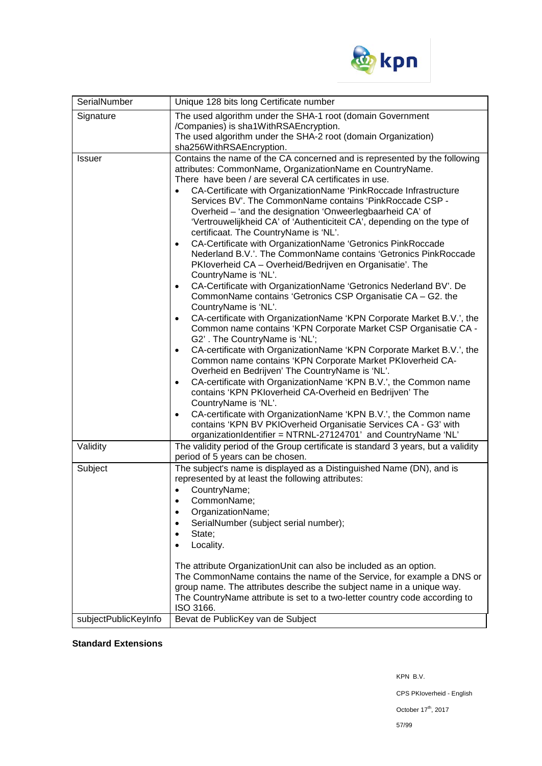| SerialNumber | Unique 128 bits long Certificate number |
|---|---|
| Signature | The used algorithm under the SHA-1 root (domain Government /Companies) is sha1WithRSAEncryption.<br>The used algorithm under the SHA-2 root (domain Organization) sha256WithRSAEncryption. |
| Issuer | Contains the name of the CA concerned and is represented by the following attributes: CommonName, OrganizationName en CountryName.<br>There have been / are several CA certificates in use.<br>• CA-Certificate with OrganizationName 'PinkRoccade Infrastructure Services BV'. The CommonName contains 'PinkRoccade CSP - Overheid – 'and the designation 'Onweerlegbaarheid CA' of 'Vertrouwelijkheid CA' of 'Authenticiteit CA', depending on the type of certificaat. The CountryName is 'NL'.<br>• CA-Certificate with OrganizationName 'Getronics PinkRoccade Nederland B.V.'. The CommonName contains 'Getronics PinkRoccade PKIoverheid CA – Overheid/Bedrijven en Organisatie'. The CountryName is 'NL'.<br>• CA-Certificate with OrganizationName 'Getronics Nederland BV'. De CommonName contains 'Getronics CSP Organisatie CA – G2. the CountryName is 'NL'.<br>• CA-certificate with OrganizationName 'KPN Corporate Market B.V.', the Common name contains 'KPN Corporate Market CSP Organisatie CA - G2' . The CountryName is 'NL';<br>• CA-certificate with OrganizationName 'KPN Corporate Market B.V.', the Common name contains 'KPN Corporate Market PKIoverheid CA- Overheid en Bedrijven' The CountryName is 'NL'.<br>• CA-certificate with OrganizationName 'KPN B.V.', the Common name contains 'KPN PKIoverheid CA-Overheid en Bedrijven' The CountryName is 'NL'.<br>• CA-certificate with OrganizationName 'KPN B.V.', the Common name contains 'KPN BV PKIOverheid Organisatie Services CA - G3' with organizationIdentifier = NTRNL-27124701' and CountryName 'NL' |
| Validity | The validity period of the Group certificate is standard 3 years, but a validity period of 5 years can be chosen. |
| Subject | The subject's name is displayed as a Distinguished Name (DN), and is represented by at least the following attributes:<br>• CountryName;<br>• CommonName;<br>• OrganizationName;<br>• SerialNumber (subject serial number);<br>• State;<br>• Locality.<br><br>The attribute OrganizationUnit can also be included as an option.<br>The CommonName contains the name of the Service, for example a DNS or group name. The attributes describe the subject name in a unique way.<br>The CountryName attribute is set to a two-letter country code according to ISO 3166. |
| subjectPublicKeyInfo | Bevat de PublicKey van de Subject |

**Standard Extensions**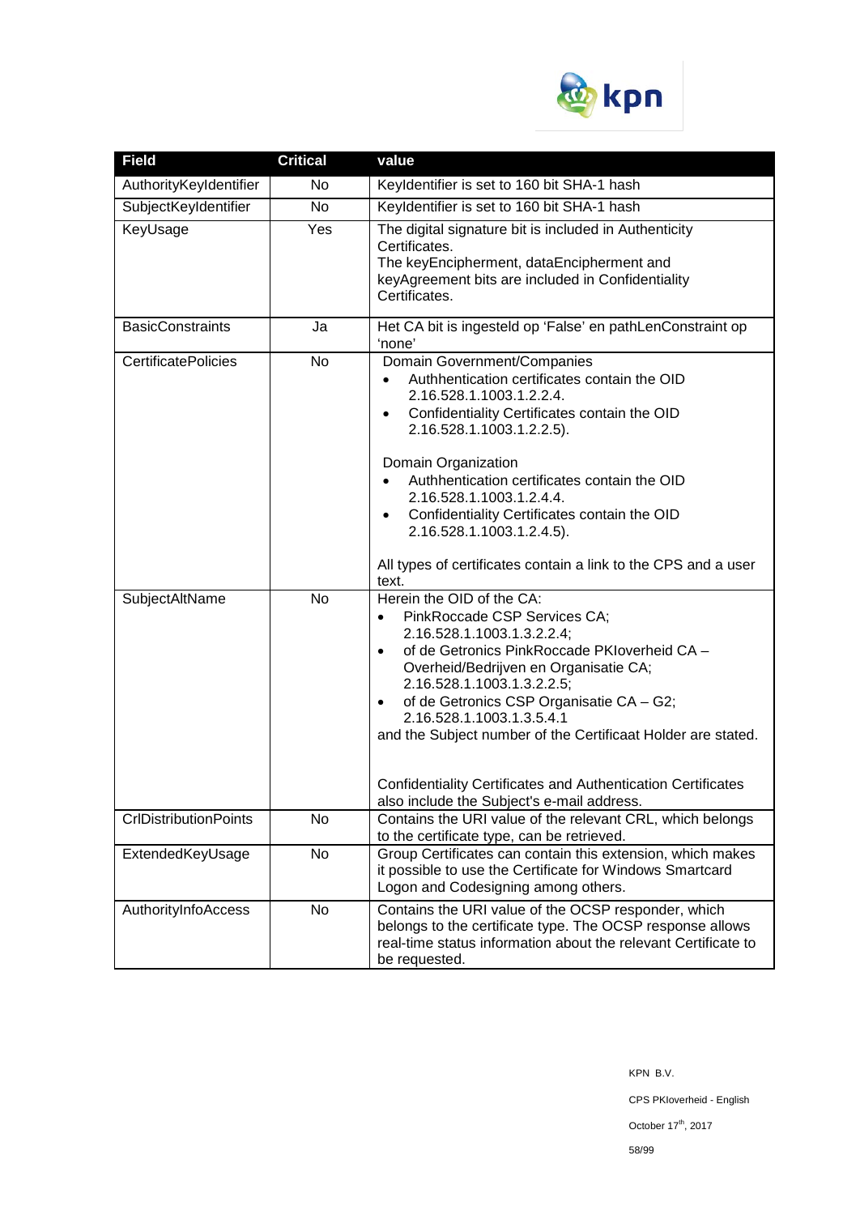| Field | Critical | value |
|---|---|---|
| AuthorityKeyIdentifier | No | KeyIdentifier is set to 160 bit SHA-1 hash |
| SubjectKeyIdentifier | No | KeyIdentifier is set to 160 bit SHA-1 hash |
| KeyUsage | Yes | The digital signature bit is included in Authenticity Certificates.<br>The keyEncipherment, dataEncipherment and keyAgreement bits are included in Confidentiality Certificates. |
| BasicConstraints | Ja | Het CA bit is ingesteld op 'False' en pathLenConstraint op 'none' |
| CertificatePolicies | No | Domain Government/Companies<br>• Authhentication certificates contain the OID 2.16.528.1.1003.1.2.2.4.<br>• Confidentiality Certificates contain the OID 2.16.528.1.1003.1.2.2.5).<br><br>Domain Organization<br>• Authhentication certificates contain the OID 2.16.528.1.1003.1.2.4.4.<br>• Confidentiality Certificates contain the OID 2.16.528.1.1003.1.2.4.5).<br><br>All types of certificates contain a link to the CPS and a user text. |
| SubjectAltName | No | Herein the OID of the CA:<br>• PinkRoccade CSP Services CA; 2.16.528.1.1003.1.3.2.2.4;<br>• of de Getronics PinkRoccade PKIoverheid CA – Overheid/Bedrijven en Organisatie CA; 2.16.528.1.1003.1.3.2.2.5;<br>• of de Getronics CSP Organisatie CA – G2; 2.16.528.1.1003.1.3.5.4.1<br>and the Subject number of the Certificaat Holder are stated.<br><br>Confidentiality Certificates and Authentication Certificates also include the Subject's e-mail address. |
| CrlDistributionPoints | No | Contains the URI value of the relevant CRL, which belongs to the certificate type, can be retrieved. |
| ExtendedKeyUsage | No | Group Certificates can contain this extension, which makes it possible to use the Certificate for Windows Smartcard Logon and Codesigning among others. |
| AuthorityInfoAccess | No | Contains the URI value of the OCSP responder, which belongs to the certificate type. The OCSP response allows real-time status information about the relevant Certificate to be requested. |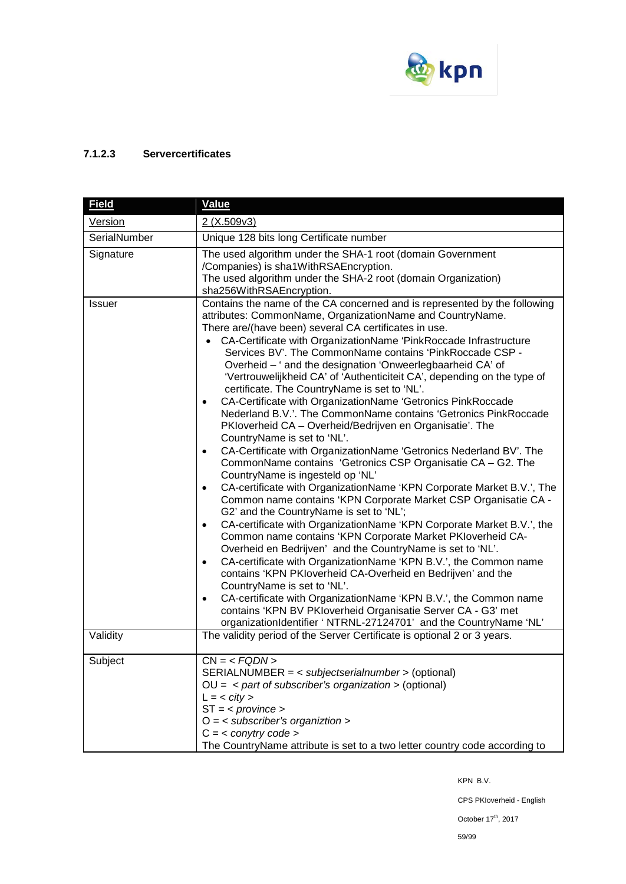#### 7.1.2.3 Servercertificates

| Field | Value |
|---|---|
| Version | 2 (X.509v3) |
| SerialNumber | Unique 128 bits long Certificate number |
| Signature | The used algorithm under the SHA-1 root (domain Government /Companies) is sha1WithRSAEncryption.<br>The used algorithm under the SHA-2 root (domain Organization) sha256WithRSAEncryption. |
| Issuer | Contains the name of the CA concerned and is represented by the following attributes: CommonName, OrganizationName and CountryName.<br>There are/(have been) several CA certificates in use.<br>• CA-Certificate with OrganizationName 'PinkRoccade Infrastructure Services BV'. The CommonName contains 'PinkRoccade CSP - Overheid – ' and the designation 'Onweerlegbaarheid CA' of 'Vertrouwelijkheid CA' of 'Authenticiteit CA', depending on the type of certificate. The CountryName is set to 'NL'.<br>• CA-Certificate with OrganizationName 'Getronics PinkRoccade Nederland B.V.'. The CommonName contains 'Getronics PinkRoccade PKIoverheid CA – Overheid/Bedrijven en Organisatie'. The CountryName is set to 'NL'.<br>• CA-Certificate with OrganizationName 'Getronics Nederland BV'. The CommonName contains 'Getronics CSP Organisatie CA – G2. The CountryName is ingesteld op 'NL'<br>• CA-certificate with OrganizationName 'KPN Corporate Market B.V.', The Common name contains 'KPN Corporate Market CSP Organisatie CA - G2' and the CountryName is set to 'NL';<br>• CA-certificate with OrganizationName 'KPN Corporate Market B.V.', the Common name contains 'KPN Corporate Market PKIoverheid CA-Overheid en Bedrijven' and the CountryName is set to 'NL'.<br>• CA-certificate with OrganizationName 'KPN B.V.', the Common name contains 'KPN PKIoverheid CA-Overheid en Bedrijven' and the CountryName is set to 'NL'.<br>• CA-certificate with OrganizationName 'KPN B.V.', the Common name contains 'KPN BV PKIoverheid Organisatie Server CA - G3' met organizationIdentifier ' NTRNL-27124701' and the CountryName 'NL' |
| Validity | The validity period of the Server Certificate is optional 2 or 3 years. |
| Subject | CN = < *FQDN* ><br>SERIALNUMBER = < *subjectserialnumber* > (optional)<br>OU = < *part of subscriber's organization* > (optional)<br>L = < *city* ><br>ST = < *province* ><br>O = < *subscriber's organiztion* ><br>C = < *conytry code* ><br>The CountryName attribute is set to a two letter country code according to |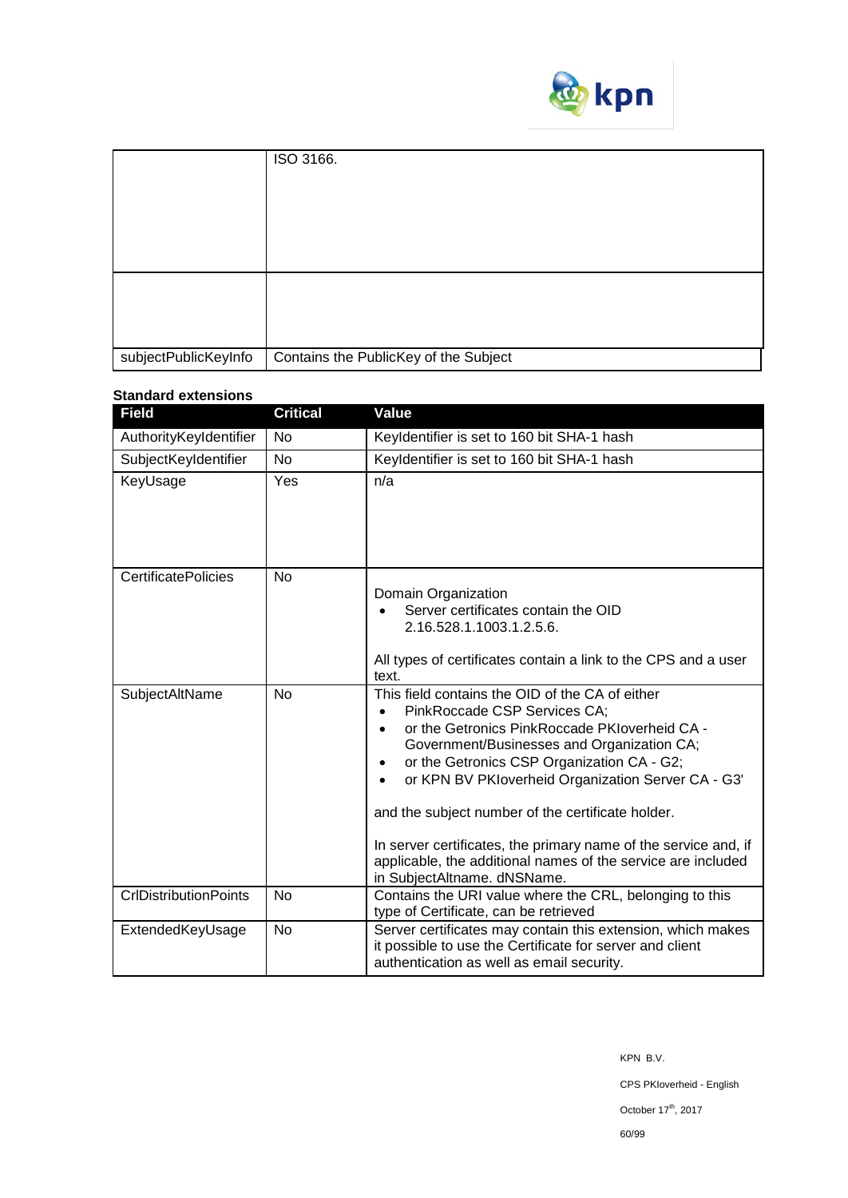|  |  |
|---|---|
|  | ISO 3166. |
|  |  |
| subjectPublicKeyInfo | Contains the PublicKey of the Subject |

**Standard extensions**

| Field | Critical | Value |
|---|---|---|
| AuthorityKeyIdentifier | No | KeyIdentifier is set to 160 bit SHA-1 hash |
| SubjectKeyIdentifier | No | KeyIdentifier is set to 160 bit SHA-1 hash |
| KeyUsage | Yes | n/a |
| CertificatePolicies | No | Domain Organization<br>• Server certificates contain the OID 2.16.528.1.1003.1.2.5.6.<br><br>All types of certificates contain a link to the CPS and a user text. |
| SubjectAltName | No | This field contains the OID of the CA of either<br>• PinkRoccade CSP Services CA;<br>• or the Getronics PinkRoccade PKIoverheid CA - Government/Businesses and Organization CA;<br>• or the Getronics CSP Organization CA - G2;<br>• or KPN BV PKIoverheid Organization Server CA - G3'<br><br>and the subject number of the certificate holder.<br><br>In server certificates, the primary name of the service and, if applicable, the additional names of the service are included in SubjectAltname. dNSName. |
| CrlDistributionPoints | No | Contains the URI value where the CRL, belonging to this type of Certificate, can be retrieved |
| ExtendedKeyUsage | No | Server certificates may contain this extension, which makes it possible to use the Certificate for server and client authentication as well as email security. |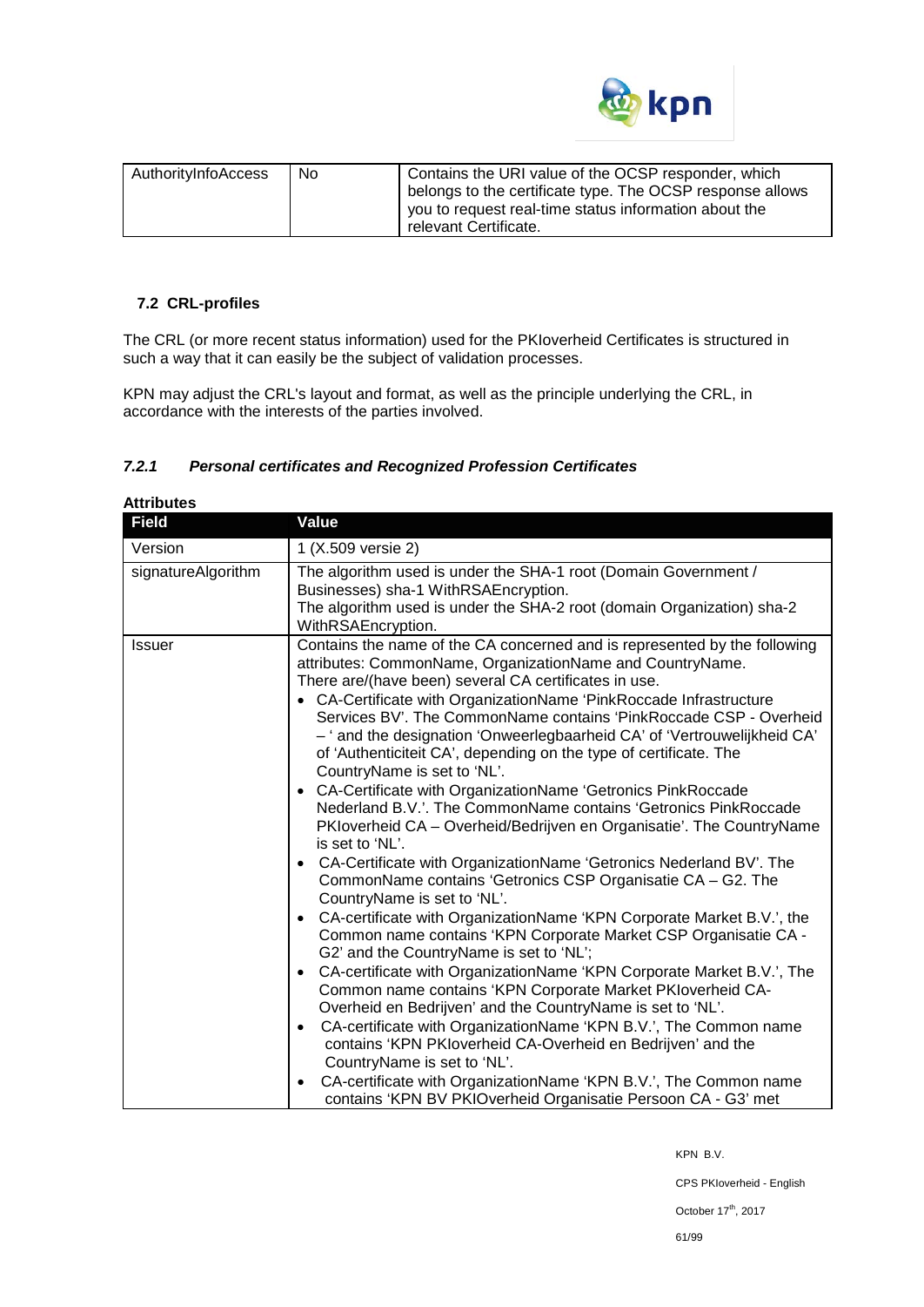| AuthorityInfoAccess | No | Contains the URI value of the OCSP responder, which belongs to the certificate type. The OCSP response allows you to request real-time status information about the relevant Certificate. |
|---|---|---|

## 7.2 CRL-profiles

The CRL (or more recent status information) used for the PKIoverheid Certificates is structured in such a way that it can easily be the subject of validation processes.

KPN may adjust the CRL's layout and format, as well as the principle underlying the CRL, in accordance with the interests of the parties involved.

### *7.2.1 Personal certificates and Recognized Profession Certificates*

**Attributes**

| Field | Value |
|---|---|
| Version | 1 (X.509 versie 2) |
| signatureAlgorithm | The algorithm used is under the SHA-1 root (Domain Government / Businesses) sha-1 WithRSAEncryption.<br>The algorithm used is under the SHA-2 root (domain Organization) sha-2 WithRSAEncryption. |
| Issuer | Contains the name of the CA concerned and is represented by the following attributes: CommonName, OrganizationName and CountryName.<br>There are/(have been) several CA certificates in use.<br>• CA-Certificate with OrganizationName 'PinkRoccade Infrastructure Services BV'. The CommonName contains 'PinkRoccade CSP - Overheid – ' and the designation 'Onweerlegbaarheid CA' of 'Vertrouwelijkheid CA' of 'Authenticiteit CA', depending on the type of certificate. The CountryName is set to 'NL'.<br>• CA-Certificate with OrganizationName 'Getronics PinkRoccade Nederland B.V.'. The CommonName contains 'Getronics PinkRoccade PKIoverheid CA – Overheid/Bedrijven en Organisatie'. The CountryName is set to 'NL'.<br>• CA-Certificate with OrganizationName 'Getronics Nederland BV'. The CommonName contains 'Getronics CSP Organisatie CA – G2. The CountryName is set to 'NL'.<br>• CA-certificate with OrganizationName 'KPN Corporate Market B.V.', the Common name contains 'KPN Corporate Market CSP Organisatie CA - G2' and the CountryName is set to 'NL';<br>• CA-certificate with OrganizationName 'KPN Corporate Market B.V.', The Common name contains 'KPN Corporate Market PKIoverheid CA-Overheid en Bedrijven' and the CountryName is set to 'NL'.<br>• CA-certificate with OrganizationName 'KPN B.V.', The Common name contains 'KPN PKIoverheid CA-Overheid en Bedrijven' and the CountryName is set to 'NL'.<br>• CA-certificate with OrganizationName 'KPN B.V.', The Common name contains 'KPN BV PKIOverheid Organisatie Persoon CA - G3' met |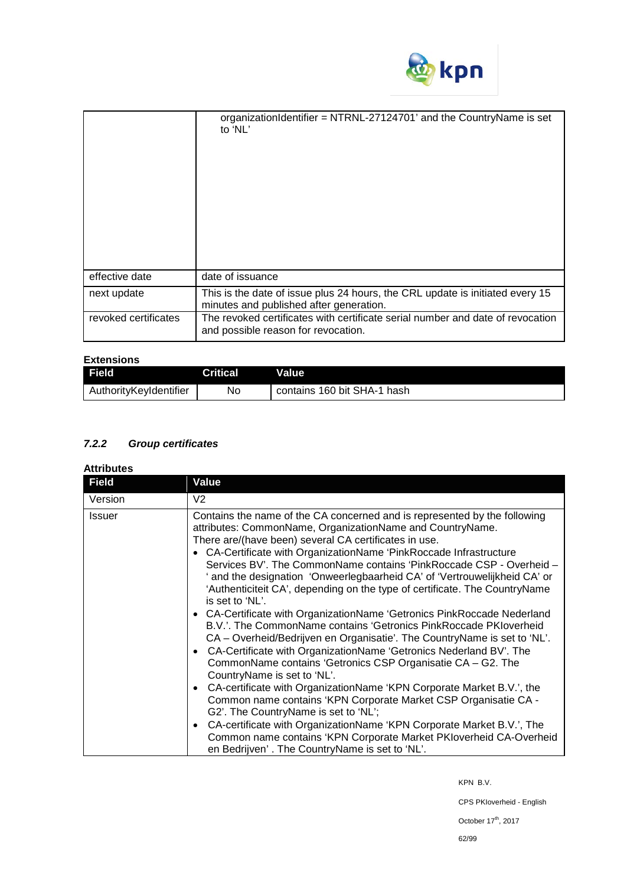| | |
|---|---|
| | organizationIdentifier = NTRNL-27124701' and the CountryName is set to 'NL' |
| effective date | date of issuance |
| next update | This is the date of issue plus 24 hours, the CRL update is initiated every 15 minutes and published after generation. |
| revoked certificates | The revoked certificates with certificate serial number and date of revocation and possible reason for revocation. |

**Extensions**

| Field | Critical | Value |
|---|---|---|
| AuthorityKeyIdentifier | No | contains 160 bit SHA-1 hash |

### *7.2.2 Group certificates*

**Attributes**

| Field | Value |
|---|---|
| Version | V2 |
| Issuer | Contains the name of the CA concerned and is represented by the following attributes: CommonName, OrganizationName and CountryName.<br>There are/(have been) several CA certificates in use.<br>• CA-Certificate with OrganizationName 'PinkRoccade Infrastructure Services BV'. The CommonName contains 'PinkRoccade CSP - Overheid – ' and the designation 'Onweerlegbaarheid CA' of 'Vertrouwelijkheid CA' or 'Authenticiteit CA', depending on the type of certificate. The CountryName is set to 'NL'.<br>• CA-Certificate with OrganizationName 'Getronics PinkRoccade Nederland B.V.'. The CommonName contains 'Getronics PinkRoccade PKIoverheid CA – Overheid/Bedrijven en Organisatie'. The CountryName is set to 'NL'.<br>• CA-Certificate with OrganizationName 'Getronics Nederland BV'. The CommonName contains 'Getronics CSP Organisatie CA – G2. The CountryName is set to 'NL'.<br>• CA-certificate with OrganizationName 'KPN Corporate Market B.V.', the Common name contains 'KPN Corporate Market CSP Organisatie CA - G2'. The CountryName is set to 'NL';<br>• CA-certificate with OrganizationName 'KPN Corporate Market B.V.', The Common name contains 'KPN Corporate Market PKIoverheid CA-Overheid en Bedrijven' . The CountryName is set to 'NL'. |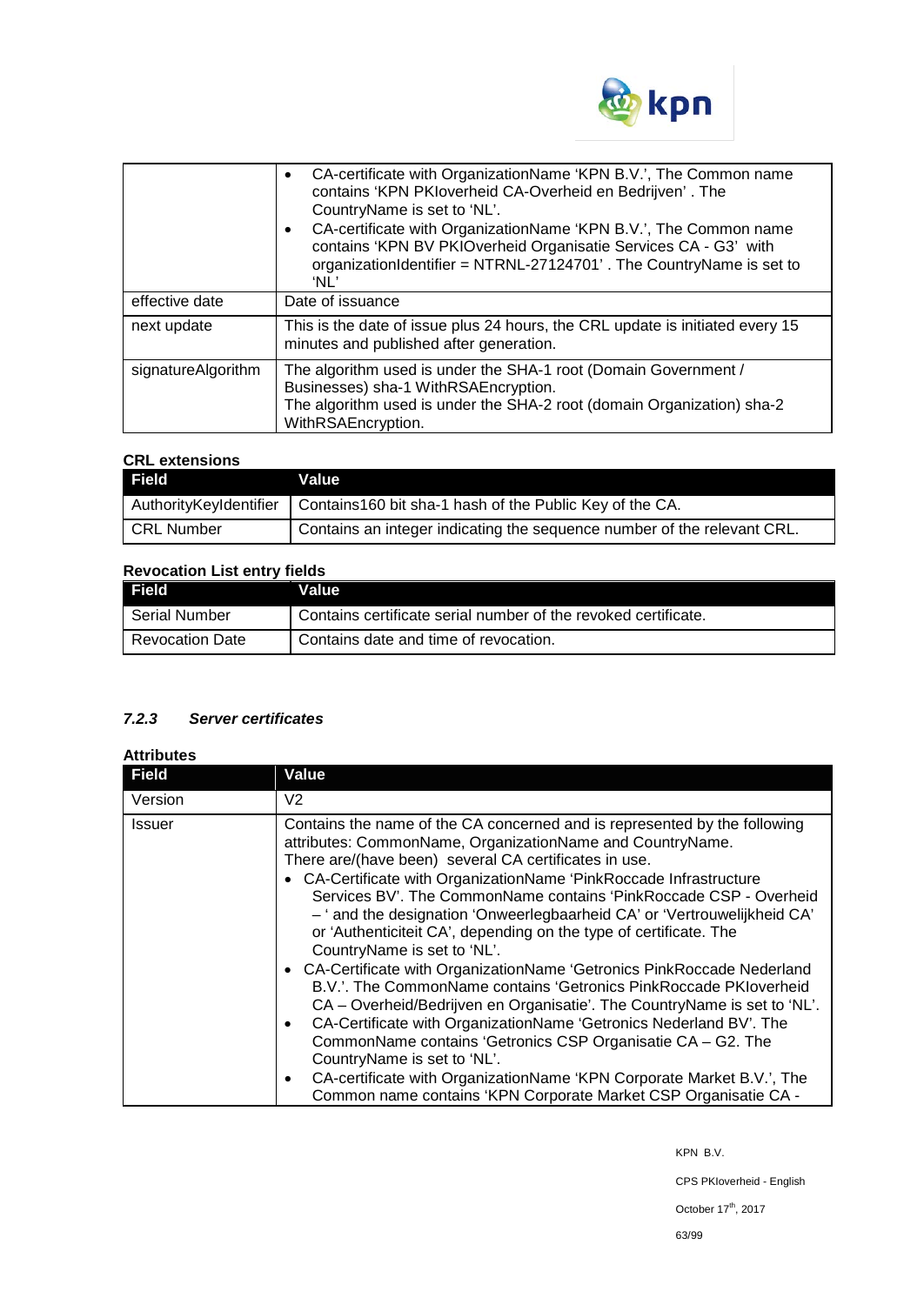| | |
|---|---|
| | • CA-certificate with OrganizationName 'KPN B.V.', The Common name contains 'KPN PKIoverheid CA-Overheid en Bedrijven' . The CountryName is set to 'NL'. • CA-certificate with OrganizationName 'KPN B.V.', The Common name contains 'KPN BV PKIOverheid Organisatie Services CA - G3' with organizationIdentifier = NTRNL-27124701' . The CountryName is set to 'NL' |
| effective date | Date of issuance |
| next update | This is the date of issue plus 24 hours, the CRL update is initiated every 15 minutes and published after generation. |
| signatureAlgorithm | The algorithm used is under the SHA-1 root (Domain Government / Businesses) sha-1 WithRSAEncryption. The algorithm used is under the SHA-2 root (domain Organization) sha-2 WithRSAEncryption. |

**CRL extensions**

| Field | Value |
|---|---|
| AuthorityKeyIdentifier | Contains160 bit sha-1 hash of the Public Key of the CA. |
| CRL Number | Contains an integer indicating the sequence number of the relevant CRL. |

**Revocation List entry fields**

| Field | Value |
|---|---|
| Serial Number | Contains certificate serial number of the revoked certificate. |
| Revocation Date | Contains date and time of revocation. |

### *7.2.3 Server certificates*

**Attributes**

| Field | Value |
|---|---|
| Version | V2 |
| Issuer | Contains the name of the CA concerned and is represented by the following attributes: CommonName, OrganizationName and CountryName. There are/(have been) several CA certificates in use. • CA-Certificate with OrganizationName 'PinkRoccade Infrastructure Services BV'. The CommonName contains 'PinkRoccade CSP - Overheid – ' and the designation 'Onweerlegbaarheid CA' or 'Vertrouwelijkheid CA' or 'Authenticiteit CA', depending on the type of certificate. The CountryName is set to 'NL'. • CA-Certificate with OrganizationName 'Getronics PinkRoccade Nederland B.V.'. The CommonName contains 'Getronics PinkRoccade PKIoverheid CA – Overheid/Bedrijven en Organisatie'. The CountryName is set to 'NL'. • CA-Certificate with OrganizationName 'Getronics Nederland BV'. The CommonName contains 'Getronics CSP Organisatie CA – G2. The CountryName is set to 'NL'. • CA-certificate with OrganizationName 'KPN Corporate Market B.V.', The Common name contains 'KPN Corporate Market CSP Organisatie CA - |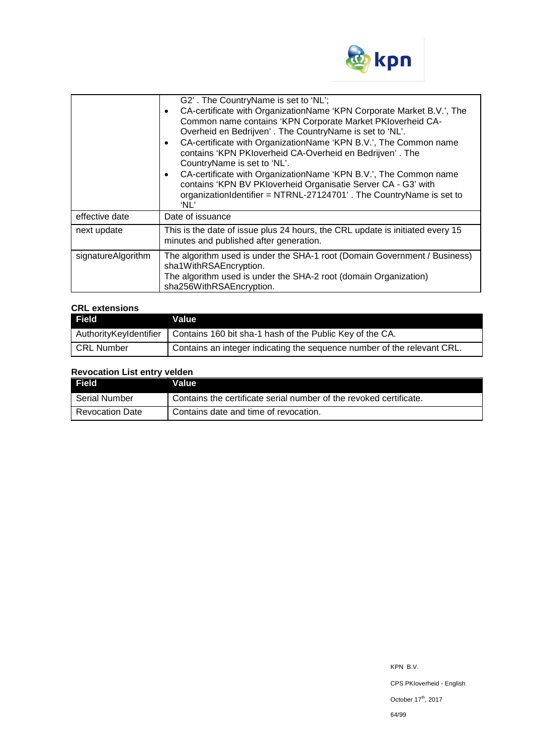| | |
|---|---|
| | G2' . The CountryName is set to 'NL'; <br>• CA-certificate with OrganizationName 'KPN Corporate Market B.V.', The Common name contains 'KPN Corporate Market PKIoverheid CA-Overheid en Bedrijven' . The CountryName is set to 'NL'. <br>• CA-certificate with OrganizationName 'KPN B.V.', The Common name contains 'KPN PKIoverheid CA-Overheid en Bedrijven' . The CountryName is set to 'NL'. <br>• CA-certificate with OrganizationName 'KPN B.V.', The Common name contains 'KPN BV PKIoverheid Organisatie Server CA - G3' with organizationIdentifier = NTRNL-27124701' . The CountryName is set to 'NL' |
| effective date | Date of issuance |
| next update | This is the date of issue plus 24 hours, the CRL update is initiated every 15 minutes and published after generation. |
| signatureAlgorithm | The algorithm used is under the SHA-1 root (Domain Government / Business) sha1WithRSAEncryption.<br>The algorithm used is under the SHA-2 root (domain Organization) sha256WithRSAEncryption. |

**CRL extensions**

| Field | Value |
|---|---|
| AuthorityKeyIdentifier | Contains 160 bit sha-1 hash of the Public Key of the CA. |
| CRL Number | Contains an integer indicating the sequence number of the relevant CRL. |

**Revocation List entry velden**

| Field | Value |
|---|---|
| Serial Number | Contains the certificate serial number of the revoked certificate. |
| Revocation Date | Contains date and time of revocation. |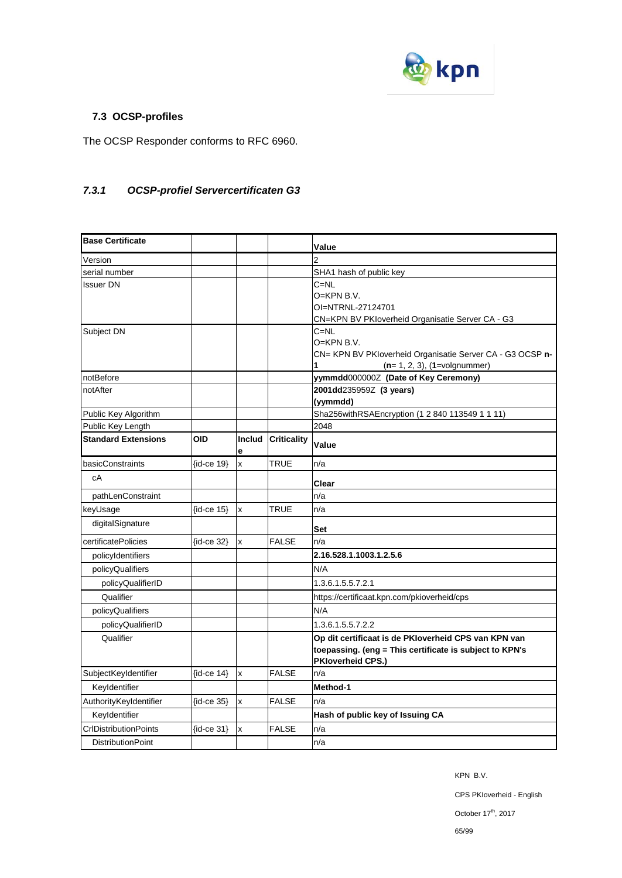### 7.3 OCSP-profiles

The OCSP Responder conforms to RFC 6960.

#### *7.3.1 OCSP-profiel Servercertificaten G3*

| Base Certificate | | | | Value |
|---|---|---|---|---|
| Version | | | | 2 |
| serial number | | | | SHA1 hash of public key |
| Issuer DN | | | | C=NL<br>O=KPN B.V.<br>OI=NTRNL-27124701<br>CN=KPN BV PKIoverheid Organisatie Server CA - G3 |
| Subject DN | | | | C=NL<br>O=KPN B.V.<br>CN= KPN BV PKIoverheid Organisatie Server CA - G3 OCSP **n-1** (**n**= 1, 2, 3), (**1**=volgnummer) |
| notBefore | | | | **yymmdd**000000Z **(Date of Key Ceremony)** |
| notAfter | | | | **2001dd**235959Z **(3 years) (yymmdd)** |
| Public Key Algorithm | | | | Sha256withRSAEncryption (1 2 840 113549 1 1 11) |
| Public Key Length | | | | 2048 |
| **Standard Extensions** | **OID** | **Include** | **Criticality** | **Value** |
| basicConstraints | {id-ce 19} | x | TRUE | n/a |
| cA | | | | **Clear** |
| pathLenConstraint | | | | n/a |
| keyUsage | {id-ce 15} | x | TRUE | n/a |
| digitalSignature | | | | **Set** |
| certificatePolicies | {id-ce 32} | x | FALSE | n/a |
| policyIdentifiers | | | | **2.16.528.1.1003.1.2.5.6** |
| policyQualifiers | | | | N/A |
| policyQualifierID | | | | 1.3.6.1.5.5.7.2.1 |
| Qualifier | | | | https://certificaat.kpn.com/pkioverheid/cps |
| policyQualifiers | | | | N/A |
| policyQualifierID | | | | 1.3.6.1.5.5.7.2.2 |
| Qualifier | | | | **Op dit certificaat is de PKIoverheid CPS van KPN van toepassing. (eng = This certificate is subject to KPN's PKIoverheid CPS.)** |
| SubjectKeyIdentifier | {id-ce 14} | x | FALSE | n/a |
| KeyIdentifier | | | | **Method-1** |
| AuthorityKeyIdentifier | {id-ce 35} | x | FALSE | n/a |
| KeyIdentifier | | | | **Hash of public key of Issuing CA** |
| CrlDistributionPoints | {id-ce 31} | x | FALSE | n/a |
| DistributionPoint | | | | n/a |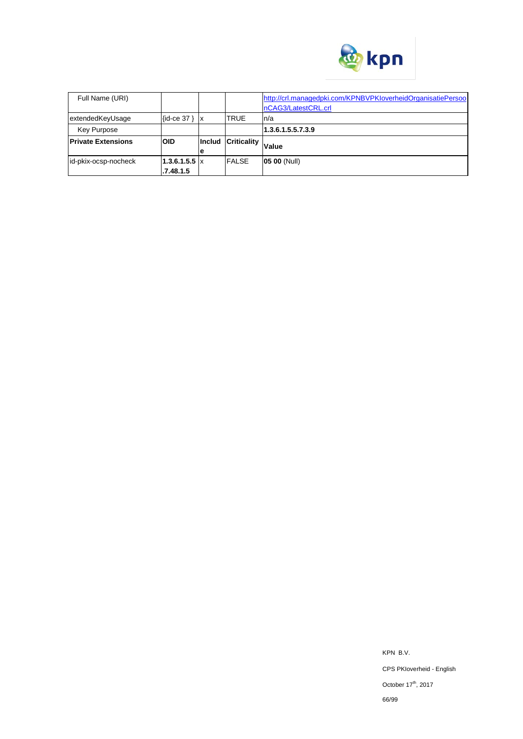| Full Name (URI) | | | | http://crl.managedpki.com/KPNBVPKIoverheidOrganisatiePersoonCAG3/LatestCRL.crl |
|---|---|---|---|---|
| extendedKeyUsage | {id-ce 37 } | x | TRUE | n/a |
| Key Purpose | | | | **1.3.6.1.5.5.7.3.9** |
| **Private Extensions** | **OID** | **Include** | **Criticality** | **Value** |
| id-pkix-ocsp-nocheck | **1.3.6.1.5.5.7.48.1.5** | x | FALSE | **05 00** (Null) |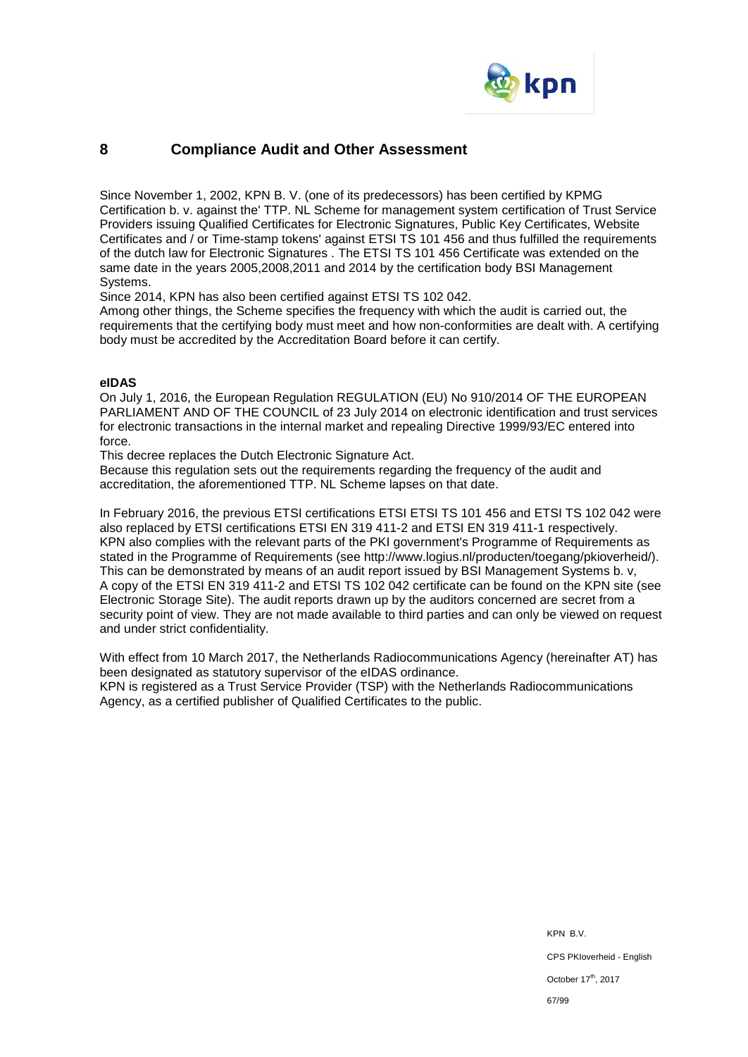# 8 Compliance Audit and Other Assessment

Since November 1, 2002, KPN B. V. (one of its predecessors) has been certified by KPMG Certification b. v. against the' TTP. NL Scheme for management system certification of Trust Service Providers issuing Qualified Certificates for Electronic Signatures, Public Key Certificates, Website Certificates and / or Time-stamp tokens' against ETSI TS 101 456 and thus fulfilled the requirements of the dutch law for Electronic Signatures . The ETSI TS 101 456 Certificate was extended on the same date in the years 2005,2008,2011 and 2014 by the certification body BSI Management Systems.

Since 2014, KPN has also been certified against ETSI TS 102 042.

Among other things, the Scheme specifies the frequency with which the audit is carried out, the requirements that the certifying body must meet and how non-conformities are dealt with. A certifying body must be accredited by the Accreditation Board before it can certify.

**eIDAS**

On July 1, 2016, the European Regulation REGULATION (EU) No 910/2014 OF THE EUROPEAN PARLIAMENT AND OF THE COUNCIL of 23 July 2014 on electronic identification and trust services for electronic transactions in the internal market and repealing Directive 1999/93/EC entered into force.

This decree replaces the Dutch Electronic Signature Act.

Because this regulation sets out the requirements regarding the frequency of the audit and accreditation, the aforementioned TTP. NL Scheme lapses on that date.

In February 2016, the previous ETSI certifications ETSI ETSI TS 101 456 and ETSI TS 102 042 were also replaced by ETSI certifications ETSI EN 319 411-2 and ETSI EN 319 411-1 respectively.

KPN also complies with the relevant parts of the PKI government's Programme of Requirements as stated in the Programme of Requirements (see http://www.logius.nl/producten/toegang/pkioverheid/). This can be demonstrated by means of an audit report issued by BSI Management Systems b. v, A copy of the ETSI EN 319 411-2 and ETSI TS 102 042 certificate can be found on the KPN site (see Electronic Storage Site). The audit reports drawn up by the auditors concerned are secret from a security point of view. They are not made available to third parties and can only be viewed on request and under strict confidentiality.

With effect from 10 March 2017, the Netherlands Radiocommunications Agency (hereinafter AT) has been designated as statutory supervisor of the eIDAS ordinance.

KPN is registered as a Trust Service Provider (TSP) with the Netherlands Radiocommunications Agency, as a certified publisher of Qualified Certificates to the public.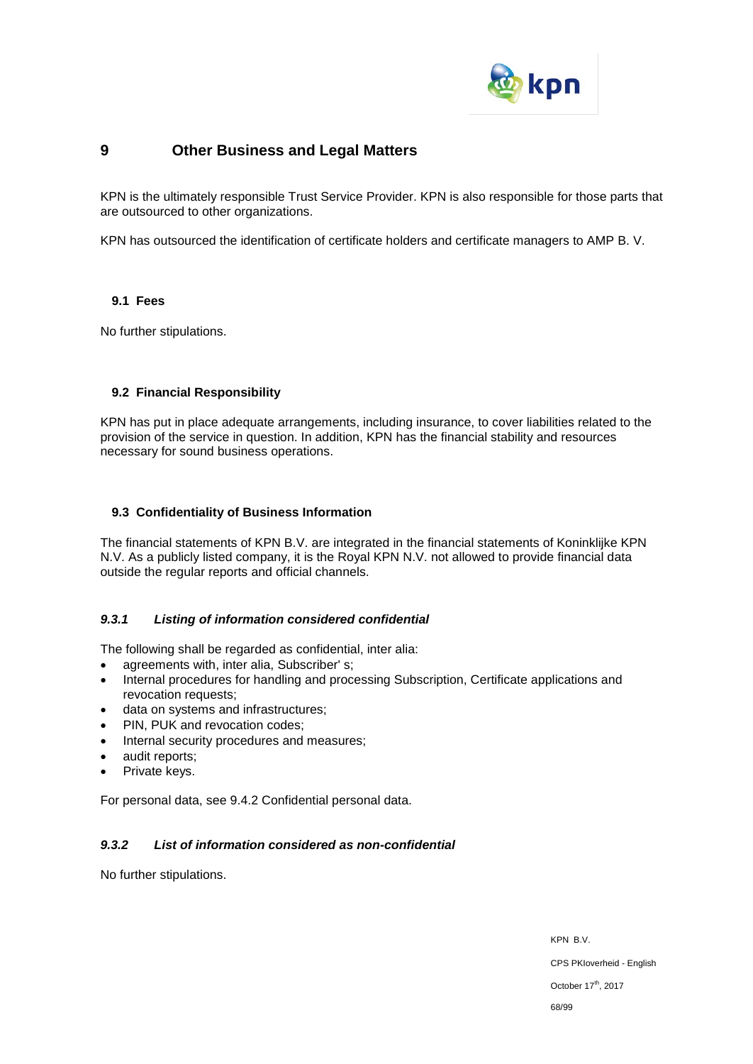# 9 Other Business and Legal Matters

KPN is the ultimately responsible Trust Service Provider. KPN is also responsible for those parts that are outsourced to other organizations.

KPN has outsourced the identification of certificate holders and certificate managers to AMP B. V.

## 9.1 Fees

No further stipulations.

## 9.2 Financial Responsibility

KPN has put in place adequate arrangements, including insurance, to cover liabilities related to the provision of the service in question. In addition, KPN has the financial stability and resources necessary for sound business operations.

## 9.3 Confidentiality of Business Information

The financial statements of KPN B.V. are integrated in the financial statements of Koninklijke KPN N.V. As a publicly listed company, it is the Royal KPN N.V. not allowed to provide financial data outside the regular reports and official channels.

### *9.3.1 Listing of information considered confidential*

The following shall be regarded as confidential, inter alia:

- agreements with, inter alia, Subscriber' s;
- Internal procedures for handling and processing Subscription, Certificate applications and revocation requests;
- data on systems and infrastructures;
- PIN, PUK and revocation codes;
- Internal security procedures and measures;
- audit reports;
- Private keys.

For personal data, see 9.4.2 Confidential personal data.

### *9.3.2 List of information considered as non-confidential*

No further stipulations.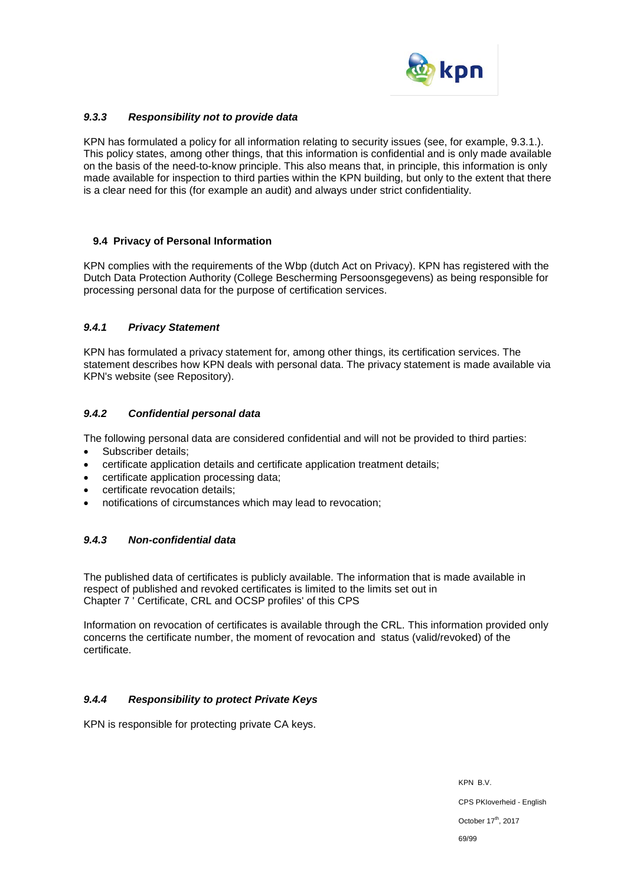### *9.3.3 Responsibility not to provide data*

KPN has formulated a policy for all information relating to security issues (see, for example, 9.3.1.). This policy states, among other things, that this information is confidential and is only made available on the basis of the need-to-know principle. This also means that, in principle, this information is only made available for inspection to third parties within the KPN building, but only to the extent that there is a clear need for this (for example an audit) and always under strict confidentiality.

## 9.4 Privacy of Personal Information

KPN complies with the requirements of the Wbp (dutch Act on Privacy). KPN has registered with the Dutch Data Protection Authority (College Bescherming Persoonsgegevens) as being responsible for processing personal data for the purpose of certification services.

### *9.4.1 Privacy Statement*

KPN has formulated a privacy statement for, among other things, its certification services. The statement describes how KPN deals with personal data. The privacy statement is made available via KPN's website (see Repository).

### *9.4.2 Confidential personal data*

The following personal data are considered confidential and will not be provided to third parties:

- Subscriber details;
- certificate application details and certificate application treatment details;
- certificate application processing data;
- certificate revocation details;
- notifications of circumstances which may lead to revocation;

### *9.4.3 Non-confidential data*

The published data of certificates is publicly available. The information that is made available in respect of published and revoked certificates is limited to the limits set out in Chapter 7 ' Certificate, CRL and OCSP profiles' of this CPS

Information on revocation of certificates is available through the CRL. This information provided only concerns the certificate number, the moment of revocation and status (valid/revoked) of the certificate.

### *9.4.4 Responsibility to protect Private Keys*

KPN is responsible for protecting private CA keys.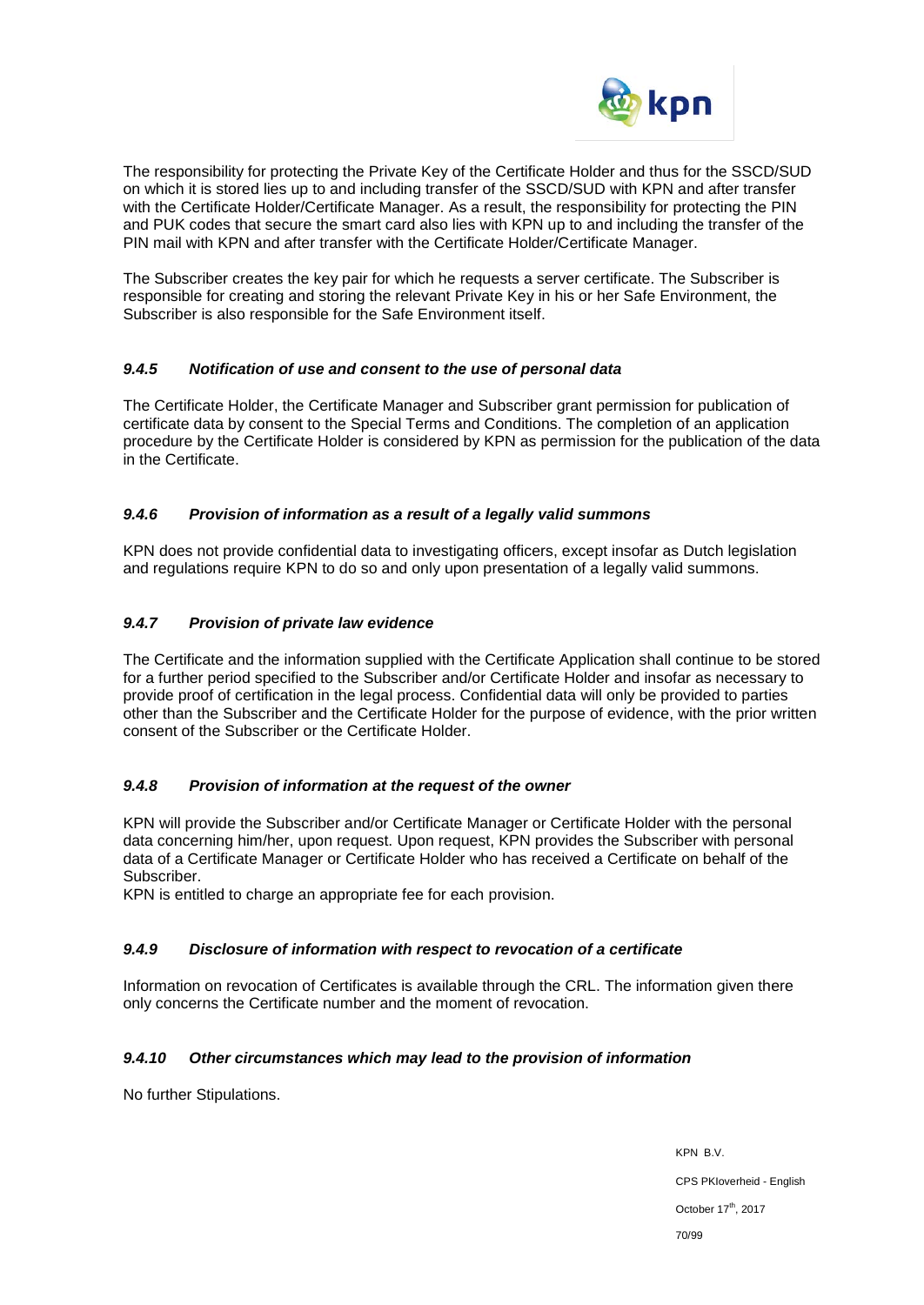The responsibility for protecting the Private Key of the Certificate Holder and thus for the SSCD/SUD on which it is stored lies up to and including transfer of the SSCD/SUD with KPN and after transfer with the Certificate Holder/Certificate Manager. As a result, the responsibility for protecting the PIN and PUK codes that secure the smart card also lies with KPN up to and including the transfer of the PIN mail with KPN and after transfer with the Certificate Holder/Certificate Manager.

The Subscriber creates the key pair for which he requests a server certificate. The Subscriber is responsible for creating and storing the relevant Private Key in his or her Safe Environment, the Subscriber is also responsible for the Safe Environment itself.

#### *9.4.5 Notification of use and consent to the use of personal data*

The Certificate Holder, the Certificate Manager and Subscriber grant permission for publication of certificate data by consent to the Special Terms and Conditions. The completion of an application procedure by the Certificate Holder is considered by KPN as permission for the publication of the data in the Certificate.

#### *9.4.6 Provision of information as a result of a legally valid summons*

KPN does not provide confidential data to investigating officers, except insofar as Dutch legislation and regulations require KPN to do so and only upon presentation of a legally valid summons.

#### *9.4.7 Provision of private law evidence*

The Certificate and the information supplied with the Certificate Application shall continue to be stored for a further period specified to the Subscriber and/or Certificate Holder and insofar as necessary to provide proof of certification in the legal process. Confidential data will only be provided to parties other than the Subscriber and the Certificate Holder for the purpose of evidence, with the prior written consent of the Subscriber or the Certificate Holder.

#### *9.4.8 Provision of information at the request of the owner*

KPN will provide the Subscriber and/or Certificate Manager or Certificate Holder with the personal data concerning him/her, upon request. Upon request, KPN provides the Subscriber with personal data of a Certificate Manager or Certificate Holder who has received a Certificate on behalf of the Subscriber.
KPN is entitled to charge an appropriate fee for each provision.

#### *9.4.9 Disclosure of information with respect to revocation of a certificate*

Information on revocation of Certificates is available through the CRL. The information given there only concerns the Certificate number and the moment of revocation.

#### *9.4.10 Other circumstances which may lead to the provision of information*

No further Stipulations.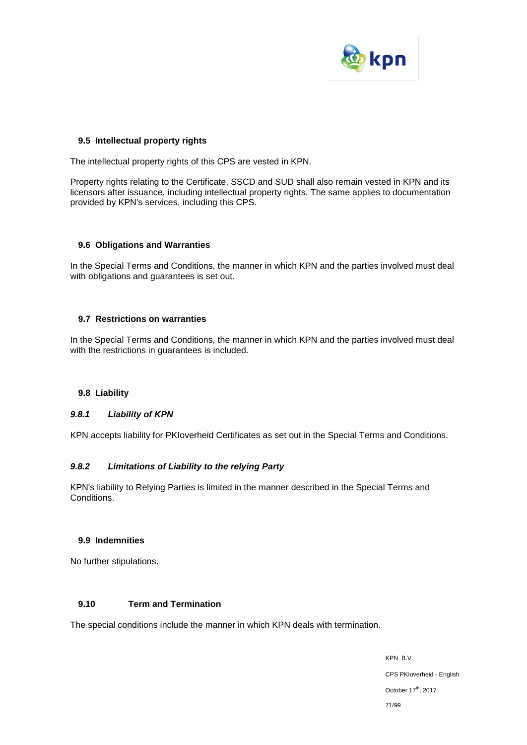## 9.5 Intellectual property rights

The intellectual property rights of this CPS are vested in KPN.

Property rights relating to the Certificate, SSCD and SUD shall also remain vested in KPN and its licensors after issuance, including intellectual property rights. The same applies to documentation provided by KPN's services, including this CPS.

## 9.6 Obligations and Warranties

In the Special Terms and Conditions, the manner in which KPN and the parties involved must deal with obligations and guarantees is set out.

## 9.7 Restrictions on warranties

In the Special Terms and Conditions, the manner in which KPN and the parties involved must deal with the restrictions in guarantees is included.

## 9.8 Liability

### *9.8.1 Liability of KPN*

KPN accepts liability for PKIoverheid Certificates as set out in the Special Terms and Conditions.

### *9.8.2 Limitations of Liability to the relying Party*

KPN's liability to Relying Parties is limited in the manner described in the Special Terms and Conditions.

## 9.9 Indemnities

No further stipulations.

## 9.10 Term and Termination

The special conditions include the manner in which KPN deals with termination.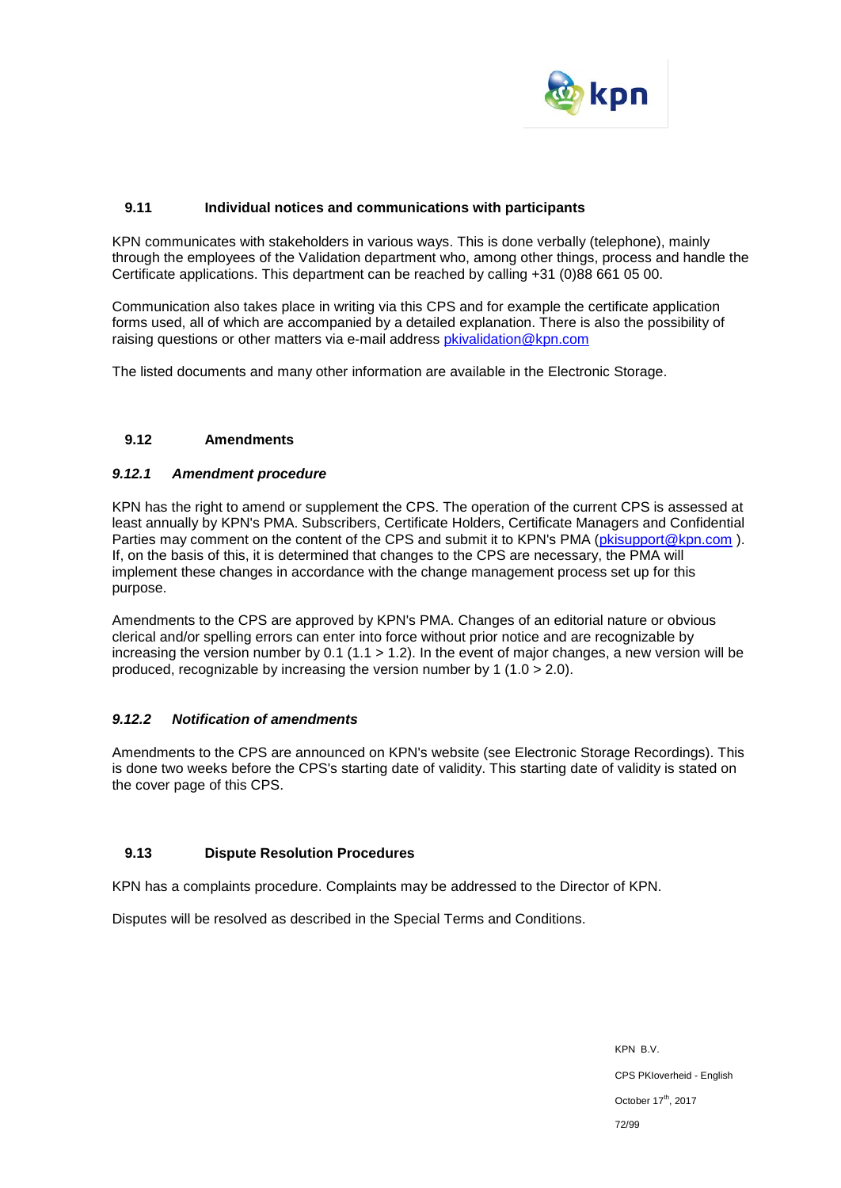## 9.11 Individual notices and communications with participants

KPN communicates with stakeholders in various ways. This is done verbally (telephone), mainly through the employees of the Validation department who, among other things, process and handle the Certificate applications. This department can be reached by calling +31 (0)88 661 05 00.

Communication also takes place in writing via this CPS and for example the certificate application forms used, all of which are accompanied by a detailed explanation. There is also the possibility of raising questions or other matters via e-mail address pkivalidation@kpn.com

The listed documents and many other information are available in the Electronic Storage.

## 9.12 Amendments

### *9.12.1 Amendment procedure*

KPN has the right to amend or supplement the CPS. The operation of the current CPS is assessed at least annually by KPN's PMA. Subscribers, Certificate Holders, Certificate Managers and Confidential Parties may comment on the content of the CPS and submit it to KPN's PMA (pkisupport@kpn.com ). If, on the basis of this, it is determined that changes to the CPS are necessary, the PMA will implement these changes in accordance with the change management process set up for this purpose.

Amendments to the CPS are approved by KPN's PMA. Changes of an editorial nature or obvious clerical and/or spelling errors can enter into force without prior notice and are recognizable by increasing the version number by 0.1 (1.1 > 1.2). In the event of major changes, a new version will be produced, recognizable by increasing the version number by 1 (1.0 > 2.0).

### *9.12.2 Notification of amendments*

Amendments to the CPS are announced on KPN's website (see Electronic Storage Recordings). This is done two weeks before the CPS's starting date of validity. This starting date of validity is stated on the cover page of this CPS.

## 9.13 Dispute Resolution Procedures

KPN has a complaints procedure. Complaints may be addressed to the Director of KPN.

Disputes will be resolved as described in the Special Terms and Conditions.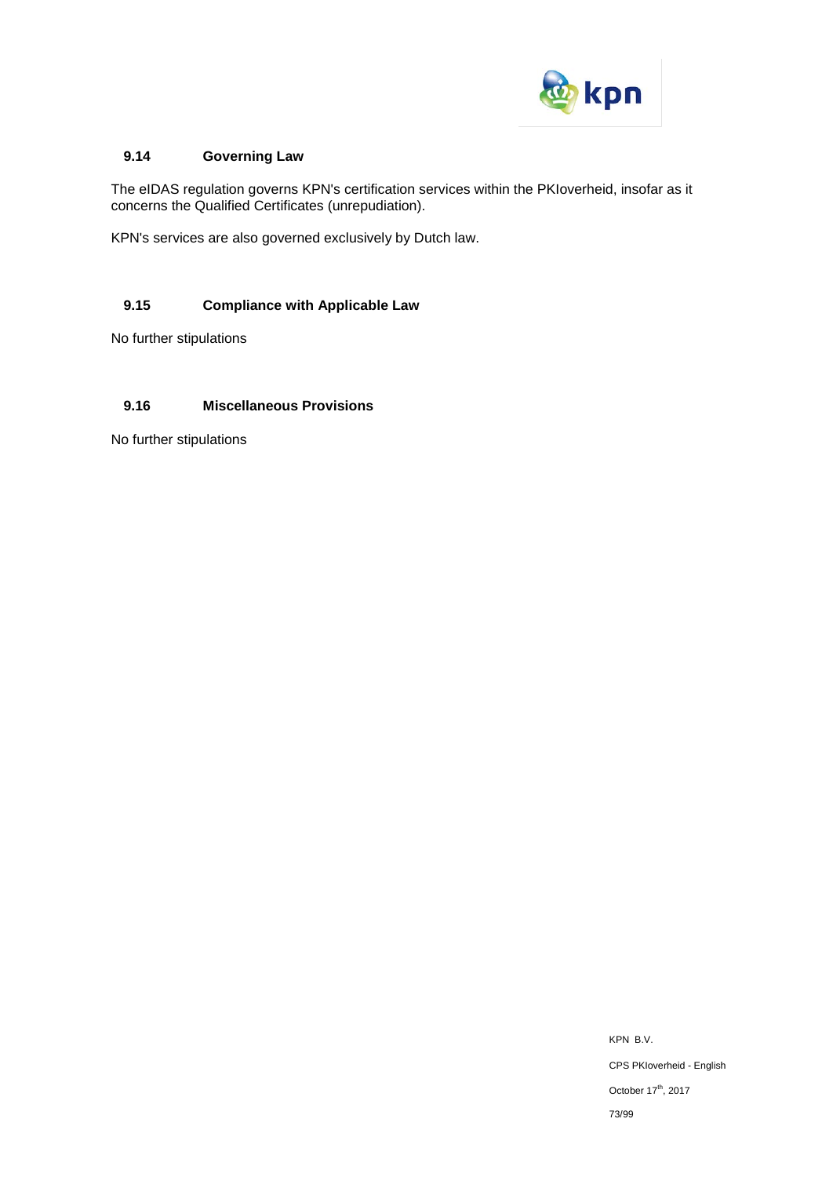## 9.14 Governing Law

The eIDAS regulation governs KPN's certification services within the PKIoverheid, insofar as it concerns the Qualified Certificates (unrepudiation).

KPN's services are also governed exclusively by Dutch law.

## 9.15 Compliance with Applicable Law

No further stipulations

## 9.16 Miscellaneous Provisions

No further stipulations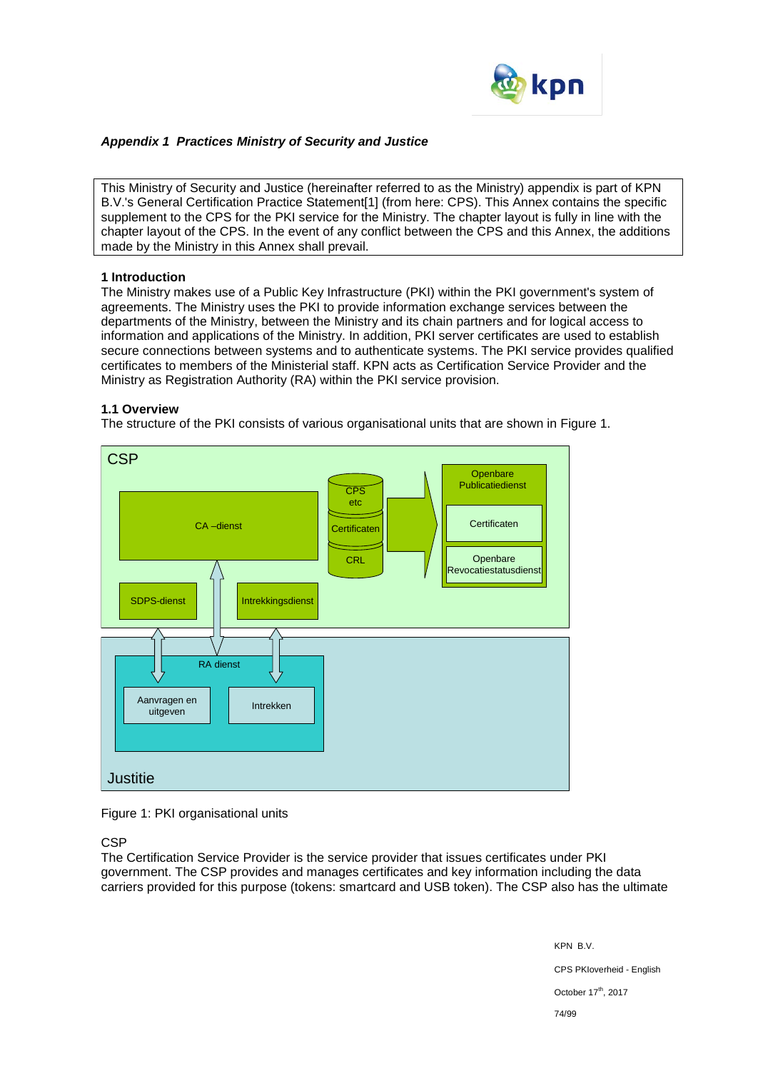### *Appendix 1 Practices Ministry of Security and Justice*

This Ministry of Security and Justice (hereinafter referred to as the Ministry) appendix is part of KPN B.V.'s General Certification Practice Statement[1] (from here: CPS). This Annex contains the specific supplement to the CPS for the PKI service for the Ministry. The chapter layout is fully in line with the chapter layout of the CPS. In the event of any conflict between the CPS and this Annex, the additions made by the Ministry in this Annex shall prevail.

**1 Introduction**

The Ministry makes use of a Public Key Infrastructure (PKI) within the PKI government's system of agreements. The Ministry uses the PKI to provide information exchange services between the departments of the Ministry, between the Ministry and its chain partners and for logical access to information and applications of the Ministry. In addition, PKI server certificates are used to establish secure connections between systems and to authenticate systems. The PKI service provides qualified certificates to members of the Ministerial staff. KPN acts as Certification Service Provider and the Ministry as Registration Authority (RA) within the PKI service provision.

**1.1 Overview**

The structure of the PKI consists of various organisational units that are shown in Figure 1.

Figure 1: PKI organisational units

CSP

The Certification Service Provider is the service provider that issues certificates under PKI government. The CSP provides and manages certificates and key information including the data carriers provided for this purpose (tokens: smartcard and USB token). The CSP also has the ultimate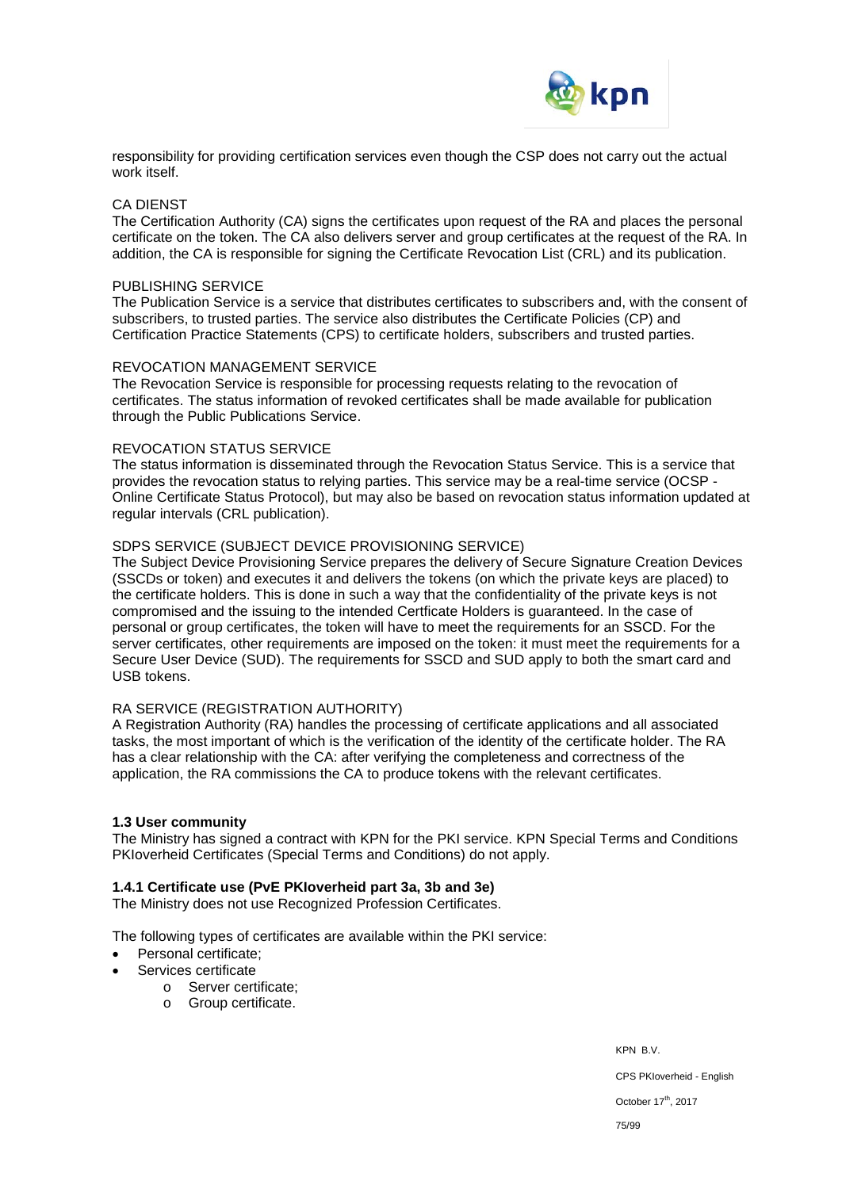responsibility for providing certification services even though the CSP does not carry out the actual work itself.

CA DIENST
The Certification Authority (CA) signs the certificates upon request of the RA and places the personal certificate on the token. The CA also delivers server and group certificates at the request of the RA. In addition, the CA is responsible for signing the Certificate Revocation List (CRL) and its publication.

PUBLISHING SERVICE
The Publication Service is a service that distributes certificates to subscribers and, with the consent of subscribers, to trusted parties. The service also distributes the Certificate Policies (CP) and Certification Practice Statements (CPS) to certificate holders, subscribers and trusted parties.

REVOCATION MANAGEMENT SERVICE
The Revocation Service is responsible for processing requests relating to the revocation of certificates. The status information of revoked certificates shall be made available for publication through the Public Publications Service.

REVOCATION STATUS SERVICE
The status information is disseminated through the Revocation Status Service. This is a service that provides the revocation status to relying parties. This service may be a real-time service (OCSP - Online Certificate Status Protocol), but may also be based on revocation status information updated at regular intervals (CRL publication).

SDPS SERVICE (SUBJECT DEVICE PROVISIONING SERVICE)
The Subject Device Provisioning Service prepares the delivery of Secure Signature Creation Devices (SSCDs or token) and executes it and delivers the tokens (on which the private keys are placed) to the certificate holders. This is done in such a way that the confidentiality of the private keys is not compromised and the issuing to the intended Certficate Holders is guaranteed. In the case of personal or group certificates, the token will have to meet the requirements for an SSCD. For the server certificates, other requirements are imposed on the token: it must meet the requirements for a Secure User Device (SUD). The requirements for SSCD and SUD apply to both the smart card and USB tokens.

RA SERVICE (REGISTRATION AUTHORITY)
A Registration Authority (RA) handles the processing of certificate applications and all associated tasks, the most important of which is the verification of the identity of the certificate holder. The RA has a clear relationship with the CA: after verifying the completeness and correctness of the application, the RA commissions the CA to produce tokens with the relevant certificates.

**1.3 User community**
The Ministry has signed a contract with KPN for the PKI service. KPN Special Terms and Conditions PKIoverheid Certificates (Special Terms and Conditions) do not apply.

**1.4.1 Certificate use (PvE PKIoverheid part 3a, 3b and 3e)**
The Ministry does not use Recognized Profession Certificates.

The following types of certificates are available within the PKI service:

- Personal certificate;
- Services certificate
  - Server certificate;
  - Group certificate.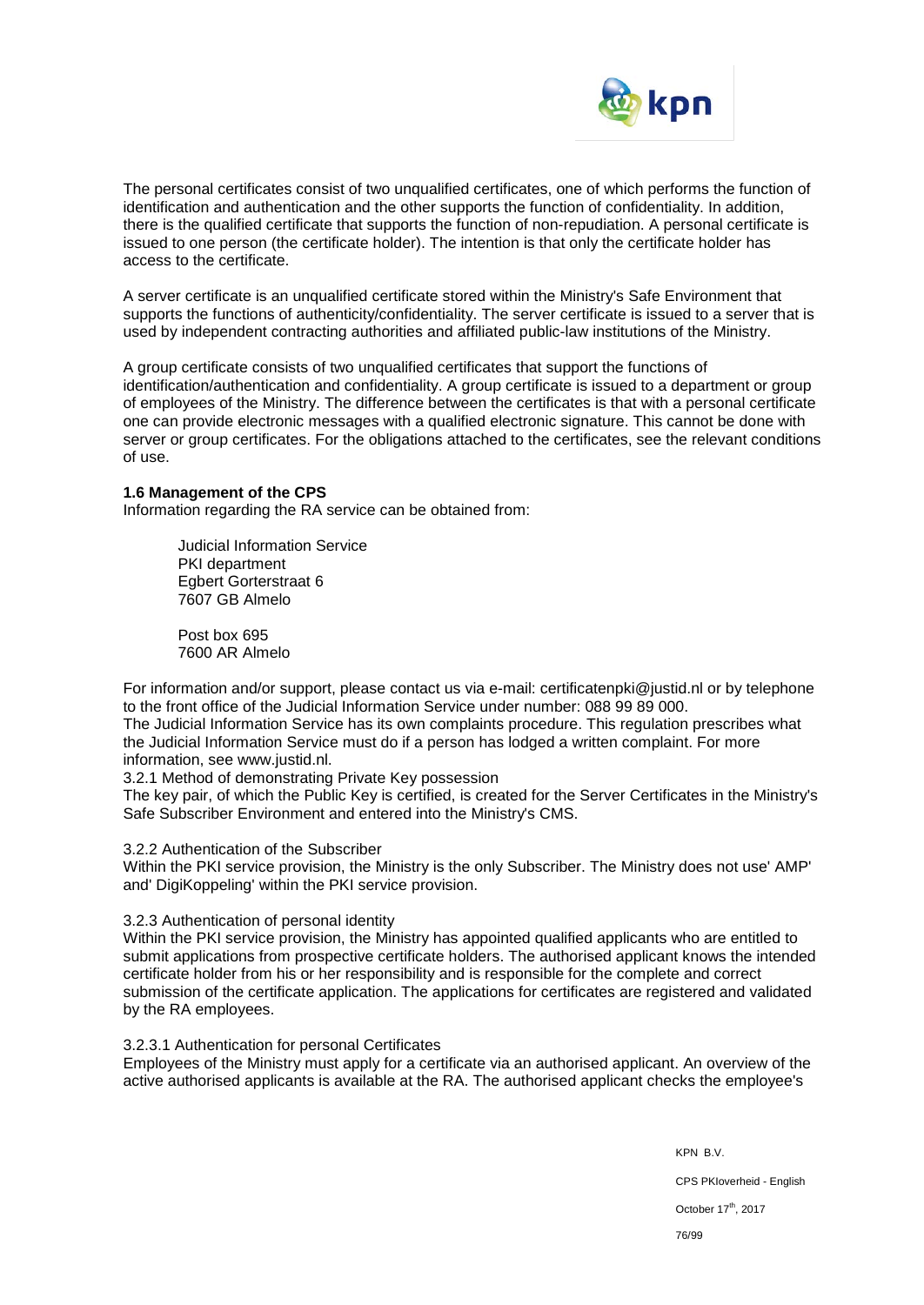The personal certificates consist of two unqualified certificates, one of which performs the function of identification and authentication and the other supports the function of confidentiality. In addition, there is the qualified certificate that supports the function of non-repudiation. A personal certificate is issued to one person (the certificate holder). The intention is that only the certificate holder has access to the certificate.

A server certificate is an unqualified certificate stored within the Ministry's Safe Environment that supports the functions of authenticity/confidentiality. The server certificate is issued to a server that is used by independent contracting authorities and affiliated public-law institutions of the Ministry.

A group certificate consists of two unqualified certificates that support the functions of identification/authentication and confidentiality. A group certificate is issued to a department or group of employees of the Ministry. The difference between the certificates is that with a personal certificate one can provide electronic messages with a qualified electronic signature. This cannot be done with server or group certificates. For the obligations attached to the certificates, see the relevant conditions of use.

**1.6 Management of the CPS**

Information regarding the RA service can be obtained from:

> Judicial Information Service
> PKI department
> Egbert Gorterstraat 6
> 7607 GB Almelo
>
> Post box 695
> 7600 AR Almelo

For information and/or support, please contact us via e-mail: certificatenpki@justid.nl or by telephone to the front office of the Judicial Information Service under number: 088 99 89 000.
The Judicial Information Service has its own complaints procedure. This regulation prescribes what the Judicial Information Service must do if a person has lodged a written complaint. For more information, see www.justid.nl.
3.2.1 Method of demonstrating Private Key possession
The key pair, of which the Public Key is certified, is created for the Server Certificates in the Ministry's Safe Subscriber Environment and entered into the Ministry's CMS.

3.2.2 Authentication of the Subscriber
Within the PKI service provision, the Ministry is the only Subscriber. The Ministry does not use' AMP' and' DigiKoppeling' within the PKI service provision.

3.2.3 Authentication of personal identity
Within the PKI service provision, the Ministry has appointed qualified applicants who are entitled to submit applications from prospective certificate holders. The authorised applicant knows the intended certificate holder from his or her responsibility and is responsible for the complete and correct submission of the certificate application. The applications for certificates are registered and validated by the RA employees.

3.2.3.1 Authentication for personal Certificates
Employees of the Ministry must apply for a certificate via an authorised applicant. An overview of the active authorised applicants is available at the RA. The authorised applicant checks the employee's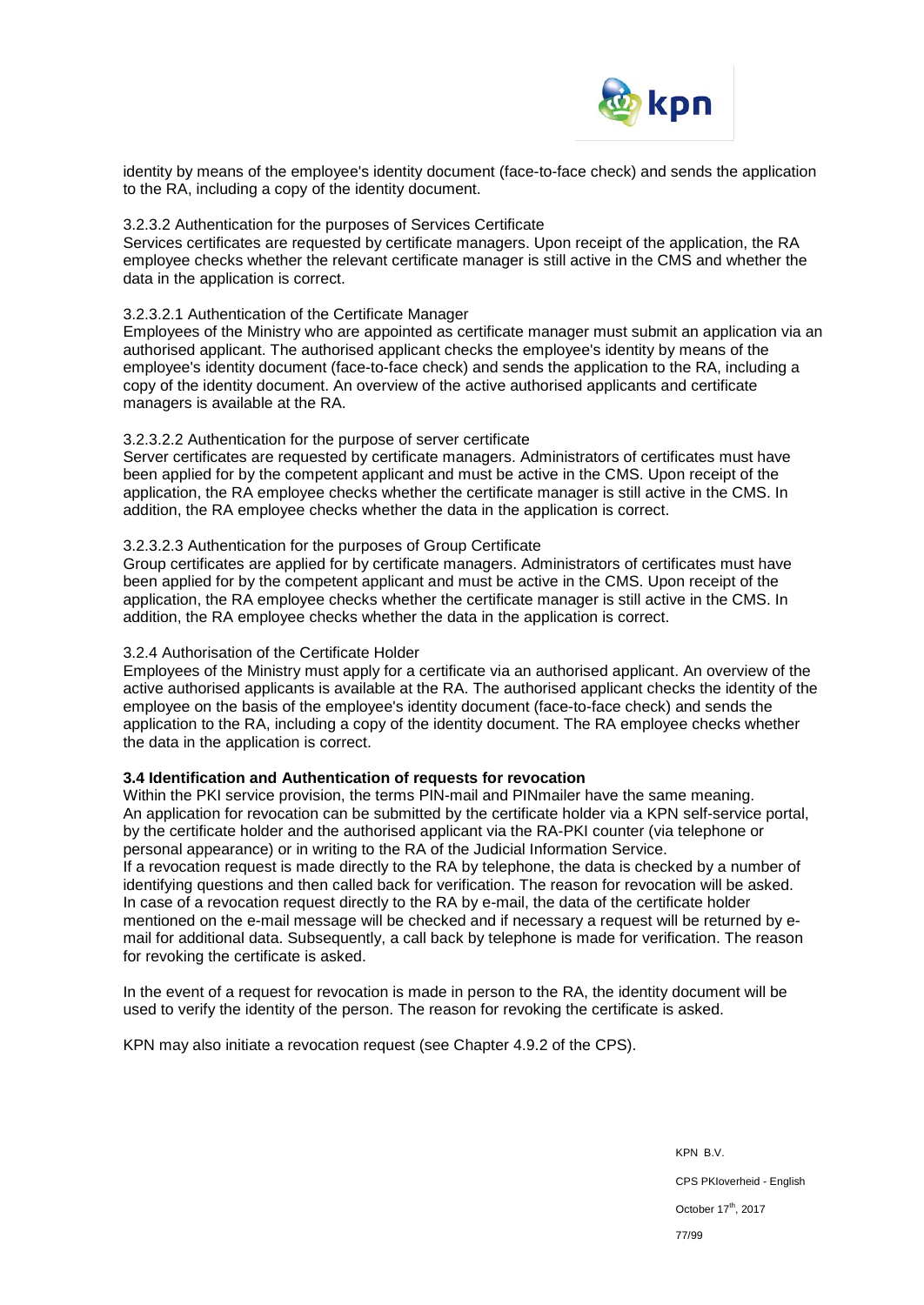identity by means of the employee's identity document (face-to-face check) and sends the application to the RA, including a copy of the identity document.

#### 3.2.3.2 Authentication for the purposes of Services Certificate

Services certificates are requested by certificate managers. Upon receipt of the application, the RA employee checks whether the relevant certificate manager is still active in the CMS and whether the data in the application is correct.

##### 3.2.3.2.1 Authentication of the Certificate Manager

Employees of the Ministry who are appointed as certificate manager must submit an application via an authorised applicant. The authorised applicant checks the employee's identity by means of the employee's identity document (face-to-face check) and sends the application to the RA, including a copy of the identity document. An overview of the active authorised applicants and certificate managers is available at the RA.

##### 3.2.3.2.2 Authentication for the purpose of server certificate

Server certificates are requested by certificate managers. Administrators of certificates must have been applied for by the competent applicant and must be active in the CMS. Upon receipt of the application, the RA employee checks whether the certificate manager is still active in the CMS. In addition, the RA employee checks whether the data in the application is correct.

##### 3.2.3.2.3 Authentication for the purposes of Group Certificate

Group certificates are applied for by certificate managers. Administrators of certificates must have been applied for by the competent applicant and must be active in the CMS. Upon receipt of the application, the RA employee checks whether the certificate manager is still active in the CMS. In addition, the RA employee checks whether the data in the application is correct.

#### 3.2.4 Authorisation of the Certificate Holder

Employees of the Ministry must apply for a certificate via an authorised applicant. An overview of the active authorised applicants is available at the RA. The authorised applicant checks the identity of the employee on the basis of the employee's identity document (face-to-face check) and sends the application to the RA, including a copy of the identity document. The RA employee checks whether the data in the application is correct.

### 3.4 Identification and Authentication of requests for revocation

Within the PKI service provision, the terms PIN-mail and PINmailer have the same meaning.
An application for revocation can be submitted by the certificate holder via a KPN self-service portal, by the certificate holder and the authorised applicant via the RA-PKI counter (via telephone or personal appearance) or in writing to the RA of the Judicial Information Service.
If a revocation request is made directly to the RA by telephone, the data is checked by a number of identifying questions and then called back for verification. The reason for revocation will be asked.
In case of a revocation request directly to the RA by e-mail, the data of the certificate holder mentioned on the e-mail message will be checked and if necessary a request will be returned by e-mail for additional data. Subsequently, a call back by telephone is made for verification. The reason for revoking the certificate is asked.

In the event of a request for revocation is made in person to the RA, the identity document will be used to verify the identity of the person. The reason for revoking the certificate is asked.

KPN may also initiate a revocation request (see Chapter 4.9.2 of the CPS).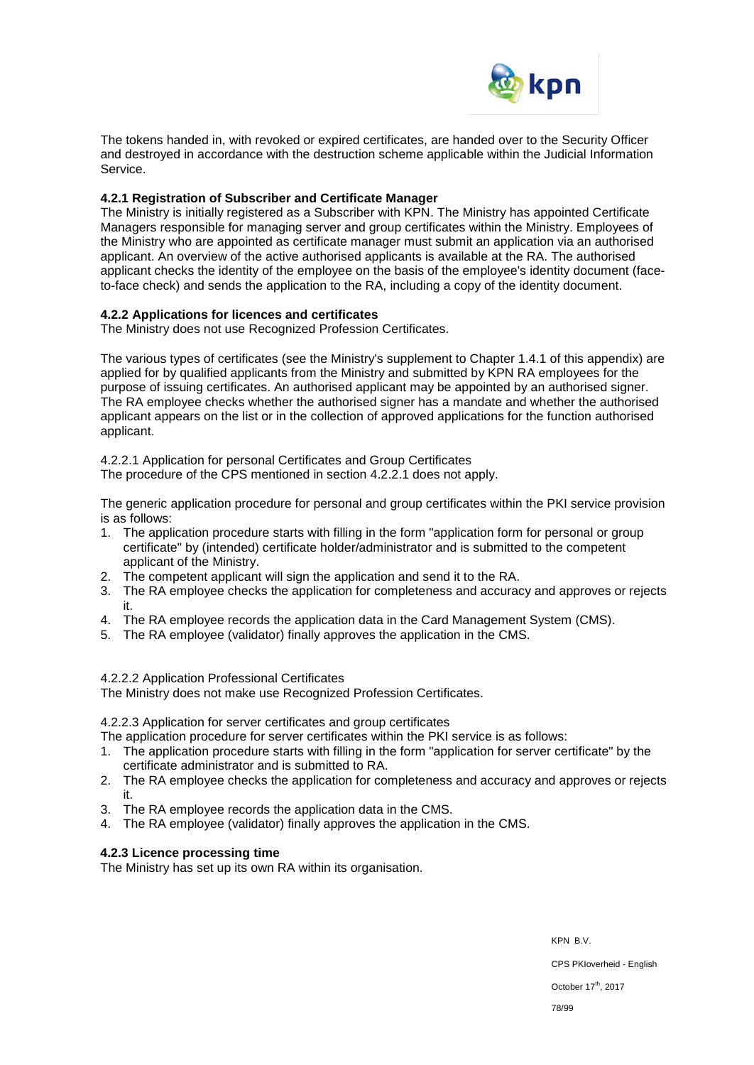The tokens handed in, with revoked or expired certificates, are handed over to the Security Officer and destroyed in accordance with the destruction scheme applicable within the Judicial Information Service.

### 4.2.1 Registration of Subscriber and Certificate Manager

The Ministry is initially registered as a Subscriber with KPN. The Ministry has appointed Certificate Managers responsible for managing server and group certificates within the Ministry. Employees of the Ministry who are appointed as certificate manager must submit an application via an authorised applicant. An overview of the active authorised applicants is available at the RA. The authorised applicant checks the identity of the employee on the basis of the employee's identity document (face-to-face check) and sends the application to the RA, including a copy of the identity document.

### 4.2.2 Applications for licences and certificates

The Ministry does not use Recognized Profession Certificates.

The various types of certificates (see the Ministry's supplement to Chapter 1.4.1 of this appendix) are applied for by qualified applicants from the Ministry and submitted by KPN RA employees for the purpose of issuing certificates. An authorised applicant may be appointed by an authorised signer. The RA employee checks whether the authorised signer has a mandate and whether the authorised applicant appears on the list or in the collection of approved applications for the function authorised applicant.

4.2.2.1 Application for personal Certificates and Group Certificates
The procedure of the CPS mentioned in section 4.2.2.1 does not apply.

The generic application procedure for personal and group certificates within the PKI service provision is as follows:

1. The application procedure starts with filling in the form "application form for personal or group certificate" by (intended) certificate holder/administrator and is submitted to the competent applicant of the Ministry.
2. The competent applicant will sign the application and send it to the RA.
3. The RA employee checks the application for completeness and accuracy and approves or rejects it.
4. The RA employee records the application data in the Card Management System (CMS).
5. The RA employee (validator) finally approves the application in the CMS.

4.2.2.2 Application Professional Certificates
The Ministry does not make use Recognized Profession Certificates.

4.2.2.3 Application for server certificates and group certificates
The application procedure for server certificates within the PKI service is as follows:

1. The application procedure starts with filling in the form "application for server certificate" by the certificate administrator and is submitted to RA.
2. The RA employee checks the application for completeness and accuracy and approves or rejects it.
3. The RA employee records the application data in the CMS.
4. The RA employee (validator) finally approves the application in the CMS.

### 4.2.3 Licence processing time

The Ministry has set up its own RA within its organisation.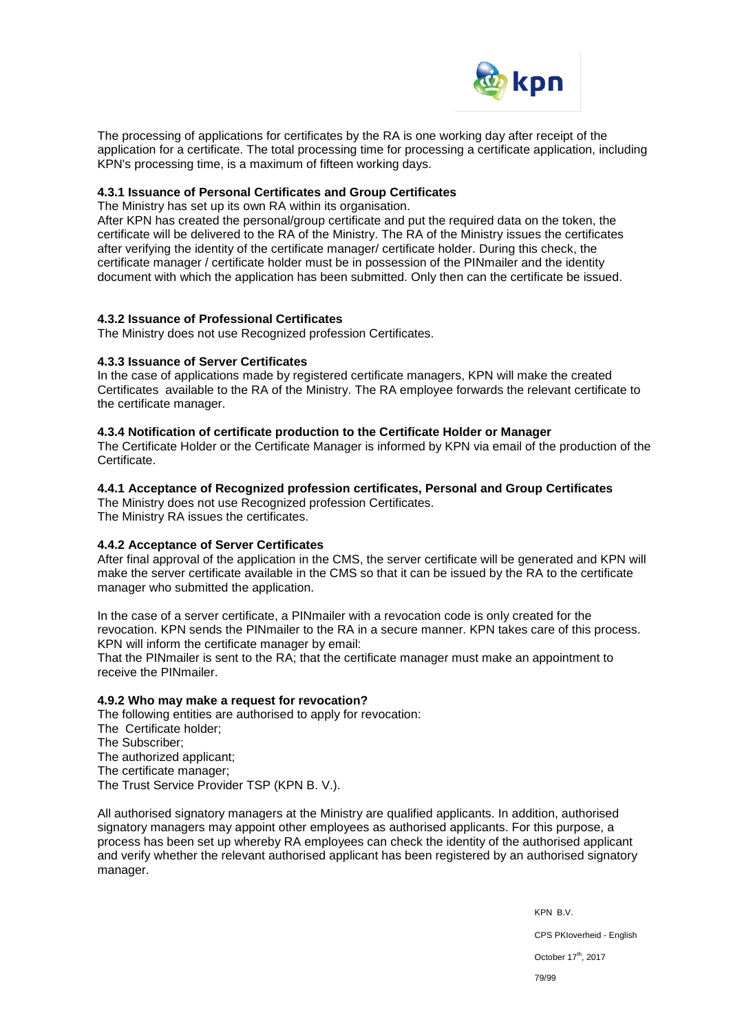The processing of applications for certificates by the RA is one working day after receipt of the application for a certificate. The total processing time for processing a certificate application, including KPN's processing time, is a maximum of fifteen working days.

### 4.3.1 Issuance of Personal Certificates and Group Certificates

The Ministry has set up its own RA within its organisation.

After KPN has created the personal/group certificate and put the required data on the token, the certificate will be delivered to the RA of the Ministry. The RA of the Ministry issues the certificates after verifying the identity of the certificate manager/ certificate holder. During this check, the certificate manager / certificate holder must be in possession of the PINmailer and the identity document with which the application has been submitted. Only then can the certificate be issued.

### 4.3.2 Issuance of Professional Certificates

The Ministry does not use Recognized profession Certificates.

### 4.3.3 Issuance of Server Certificates

In the case of applications made by registered certificate managers, KPN will make the created Certificates available to the RA of the Ministry. The RA employee forwards the relevant certificate to the certificate manager.

### 4.3.4 Notification of certificate production to the Certificate Holder or Manager

The Certificate Holder or the Certificate Manager is informed by KPN via email of the production of the Certificate.

### 4.4.1 Acceptance of Recognized profession certificates, Personal and Group Certificates

The Ministry does not use Recognized profession Certificates.

The Ministry RA issues the certificates.

### 4.4.2 Acceptance of Server Certificates

After final approval of the application in the CMS, the server certificate will be generated and KPN will make the server certificate available in the CMS so that it can be issued by the RA to the certificate manager who submitted the application.

In the case of a server certificate, a PINmailer with a revocation code is only created for the revocation. KPN sends the PINmailer to the RA in a secure manner. KPN takes care of this process. KPN will inform the certificate manager by email:

That the PINmailer is sent to the RA; that the certificate manager must make an appointment to receive the PINmailer.

### 4.9.2 Who may make a request for revocation?

The following entities are authorised to apply for revocation:

The Certificate holder;

The Subscriber;

The authorized applicant;

The certificate manager;

The Trust Service Provider TSP (KPN B. V.).

All authorised signatory managers at the Ministry are qualified applicants. In addition, authorised signatory managers may appoint other employees as authorised applicants. For this purpose, a process has been set up whereby RA employees can check the identity of the authorised applicant and verify whether the relevant authorised applicant has been registered by an authorised signatory manager.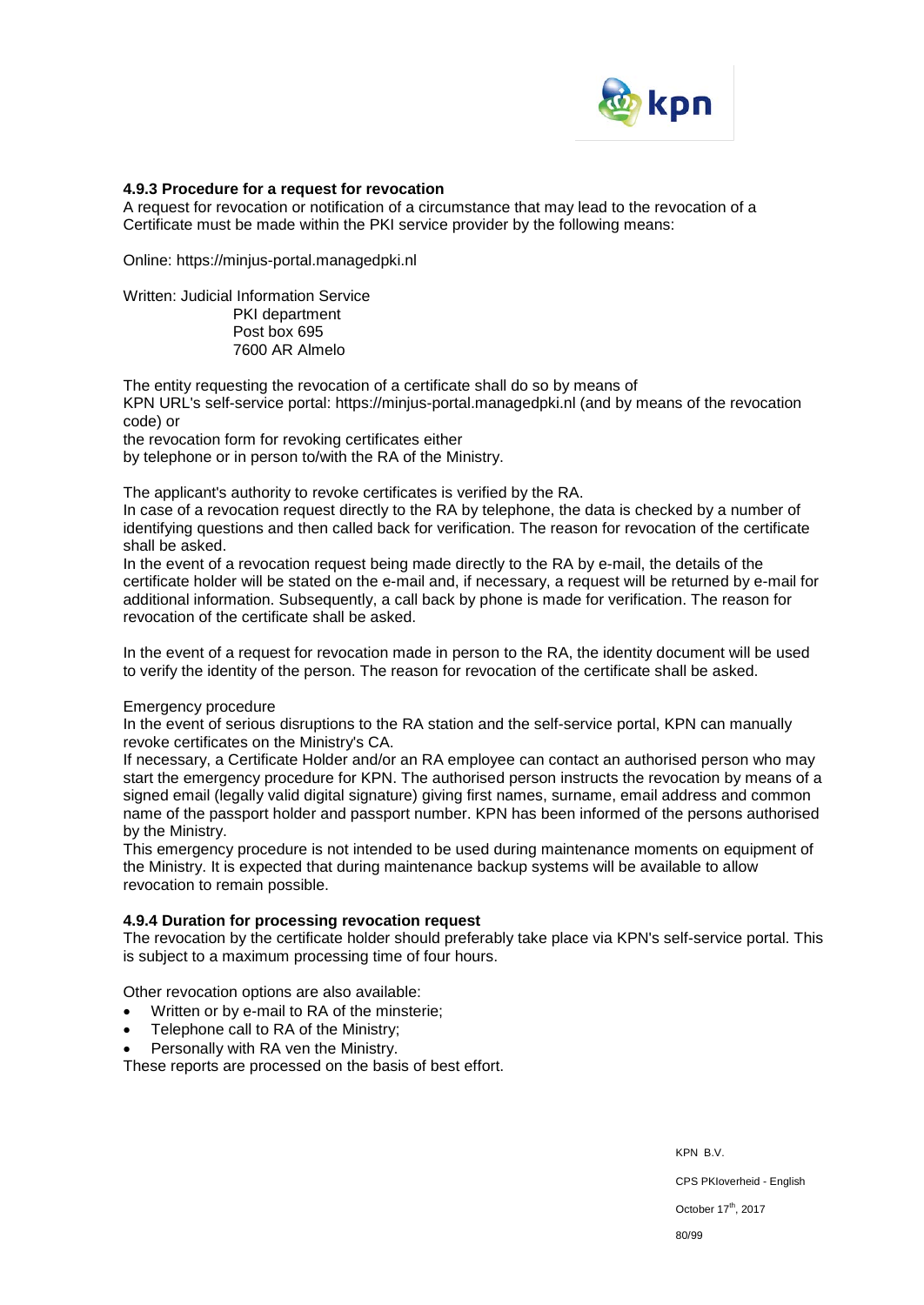### 4.9.3 Procedure for a request for revocation

A request for revocation or notification of a circumstance that may lead to the revocation of a Certificate must be made within the PKI service provider by the following means:

Online: https://minjus-portal.managedpki.nl

Written: Judicial Information Service
PKI department
Post box 695
7600 AR Almelo

The entity requesting the revocation of a certificate shall do so by means of
KPN URL's self-service portal: https://minjus-portal.managedpki.nl (and by means of the revocation code) or
the revocation form for revoking certificates either
by telephone or in person to/with the RA of the Ministry.

The applicant's authority to revoke certificates is verified by the RA.
In case of a revocation request directly to the RA by telephone, the data is checked by a number of identifying questions and then called back for verification. The reason for revocation of the certificate shall be asked.
In the event of a revocation request being made directly to the RA by e-mail, the details of the certificate holder will be stated on the e-mail and, if necessary, a request will be returned by e-mail for additional information. Subsequently, a call back by phone is made for verification. The reason for revocation of the certificate shall be asked.

In the event of a request for revocation made in person to the RA, the identity document will be used to verify the identity of the person. The reason for revocation of the certificate shall be asked.

Emergency procedure
In the event of serious disruptions to the RA station and the self-service portal, KPN can manually revoke certificates on the Ministry's CA.
If necessary, a Certificate Holder and/or an RA employee can contact an authorised person who may start the emergency procedure for KPN. The authorised person instructs the revocation by means of a signed email (legally valid digital signature) giving first names, surname, email address and common name of the passport holder and passport number. KPN has been informed of the persons authorised by the Ministry.
This emergency procedure is not intended to be used during maintenance moments on equipment of the Ministry. It is expected that during maintenance backup systems will be available to allow revocation to remain possible.

### 4.9.4 Duration for processing revocation request

The revocation by the certificate holder should preferably take place via KPN's self-service portal. This is subject to a maximum processing time of four hours.

Other revocation options are also available:

- Written or by e-mail to RA of the minsterie;
- Telephone call to RA of the Ministry;
- Personally with RA ven the Ministry.

These reports are processed on the basis of best effort.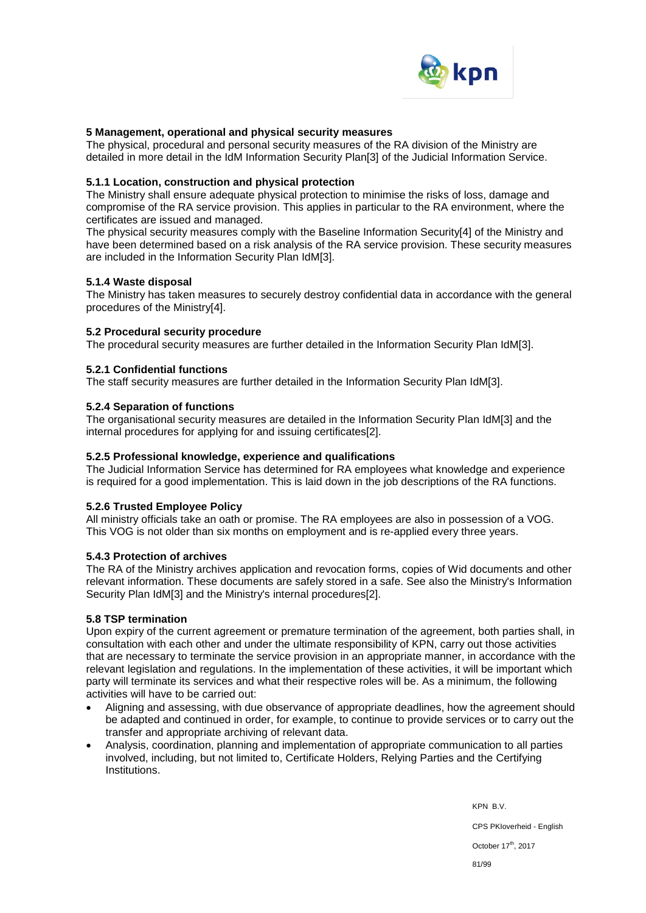### 5 Management, operational and physical security measures

The physical, procedural and personal security measures of the RA division of the Ministry are detailed in more detail in the IdM Information Security Plan[3] of the Judicial Information Service.

#### 5.1.1 Location, construction and physical protection

The Ministry shall ensure adequate physical protection to minimise the risks of loss, damage and compromise of the RA service provision. This applies in particular to the RA environment, where the certificates are issued and managed.

The physical security measures comply with the Baseline Information Security[4] of the Ministry and have been determined based on a risk analysis of the RA service provision. These security measures are included in the Information Security Plan IdM[3].

#### 5.1.4 Waste disposal

The Ministry has taken measures to securely destroy confidential data in accordance with the general procedures of the Ministry[4].

#### 5.2 Procedural security procedure

The procedural security measures are further detailed in the Information Security Plan IdM[3].

#### 5.2.1 Confidential functions

The staff security measures are further detailed in the Information Security Plan IdM[3].

#### 5.2.4 Separation of functions

The organisational security measures are detailed in the Information Security Plan IdM[3] and the internal procedures for applying for and issuing certificates[2].

#### 5.2.5 Professional knowledge, experience and qualifications

The Judicial Information Service has determined for RA employees what knowledge and experience is required for a good implementation. This is laid down in the job descriptions of the RA functions.

#### 5.2.6 Trusted Employee Policy

All ministry officials take an oath or promise. The RA employees are also in possession of a VOG. This VOG is not older than six months on employment and is re-applied every three years.

#### 5.4.3 Protection of archives

The RA of the Ministry archives application and revocation forms, copies of Wid documents and other relevant information. These documents are safely stored in a safe. See also the Ministry's Information Security Plan IdM[3] and the Ministry's internal procedures[2].

#### 5.8 TSP termination

Upon expiry of the current agreement or premature termination of the agreement, both parties shall, in consultation with each other and under the ultimate responsibility of KPN, carry out those activities that are necessary to terminate the service provision in an appropriate manner, in accordance with the relevant legislation and regulations. In the implementation of these activities, it will be important which party will terminate its services and what their respective roles will be. As a minimum, the following activities will have to be carried out:

- Aligning and assessing, with due observance of appropriate deadlines, how the agreement should be adapted and continued in order, for example, to continue to provide services or to carry out the transfer and appropriate archiving of relevant data.
- Analysis, coordination, planning and implementation of appropriate communication to all parties involved, including, but not limited to, Certificate Holders, Relying Parties and the Certifying Institutions.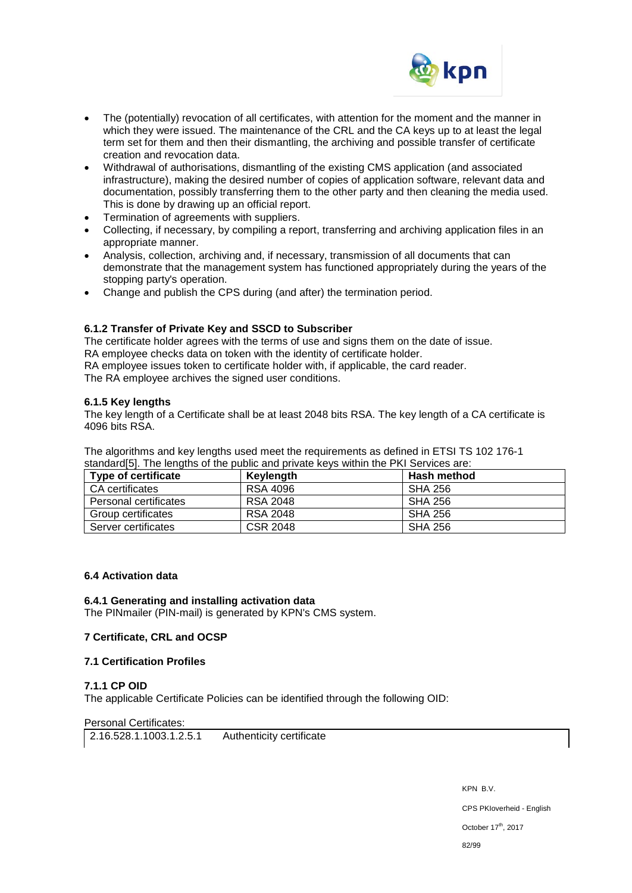- The (potentially) revocation of all certificates, with attention for the moment and the manner in which they were issued. The maintenance of the CRL and the CA keys up to at least the legal term set for them and then their dismantling, the archiving and possible transfer of certificate creation and revocation data.
- Withdrawal of authorisations, dismantling of the existing CMS application (and associated infrastructure), making the desired number of copies of application software, relevant data and documentation, possibly transferring them to the other party and then cleaning the media used. This is done by drawing up an official report.
- Termination of agreements with suppliers.
- Collecting, if necessary, by compiling a report, transferring and archiving application files in an appropriate manner.
- Analysis, collection, archiving and, if necessary, transmission of all documents that can demonstrate that the management system has functioned appropriately during the years of the stopping party's operation.
- Change and publish the CPS during (and after) the termination period.

#### 6.1.2 Transfer of Private Key and SSCD to Subscriber

The certificate holder agrees with the terms of use and signs them on the date of issue.
RA employee checks data on token with the identity of certificate holder.
RA employee issues token to certificate holder with, if applicable, the card reader.
The RA employee archives the signed user conditions.

#### 6.1.5 Key lengths

The key length of a Certificate shall be at least 2048 bits RSA. The key length of a CA certificate is 4096 bits RSA.

The algorithms and key lengths used meet the requirements as defined in ETSI TS 102 176-1 standard[5]. The lengths of the public and private keys within the PKI Services are:

| Type of certificate | Keylength | Hash method |
|---|---|---|
| CA certificates | RSA 4096 | SHA 256 |
| Personal certificates | RSA 2048 | SHA 256 |
| Group certificates | RSA 2048 | SHA 256 |
| Server certificates | CSR 2048 | SHA 256 |

### 6.4 Activation data

#### 6.4.1 Generating and installing activation data

The PINmailer (PIN-mail) is generated by KPN's CMS system.

## 7 Certificate, CRL and OCSP

### 7.1 Certification Profiles

#### 7.1.1 CP OID

The applicable Certificate Policies can be identified through the following OID:

Personal Certificates:

| 2.16.528.1.1003.1.2.5.1 | Authenticity certificate |
|---|---|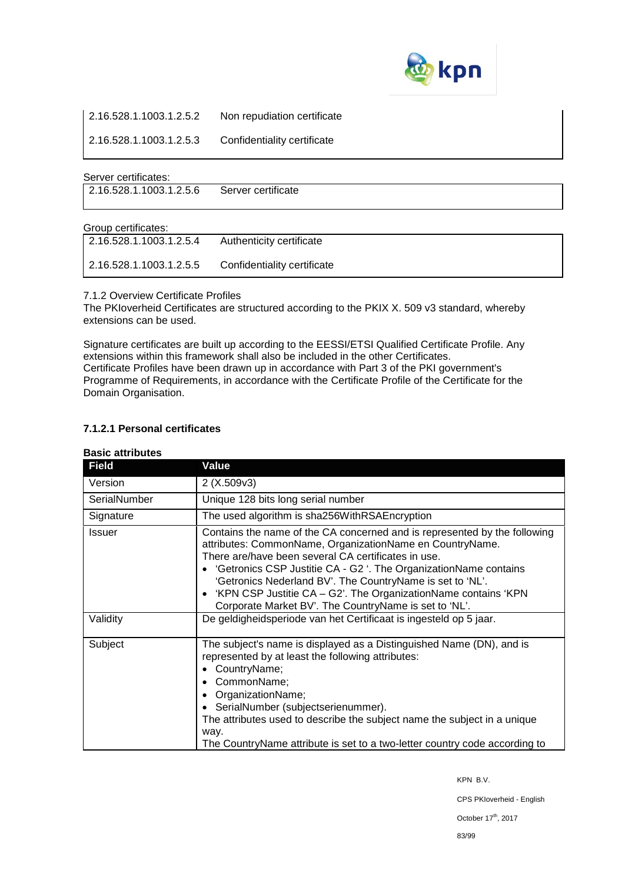| | |
|---|---|
| 2.16.528.1.1003.1.2.5.2 | Non repudiation certificate |
| 2.16.528.1.1003.1.2.5.3 | Confidentiality certificate |

Server certificates:

| | |
|---|---|
| 2.16.528.1.1003.1.2.5.6 | Server certificate |

Group certificates:

| | |
|---|---|
| 2.16.528.1.1003.1.2.5.4 | Authenticity certificate |
| 2.16.528.1.1003.1.2.5.5 | Confidentiality certificate |

7.1.2 Overview Certificate Profiles

The PKIoverheid Certificates are structured according to the PKIX X. 509 v3 standard, whereby extensions can be used.

Signature certificates are built up according to the EESSI/ETSI Qualified Certificate Profile. Any extensions within this framework shall also be included in the other Certificates.
Certificate Profiles have been drawn up in accordance with Part 3 of the PKI government's Programme of Requirements, in accordance with the Certificate Profile of the Certificate for the Domain Organisation.

#### 7.1.2.1 Personal certificates

**Basic attributes**

| Field | Value |
|---|---|
| Version | 2 (X.509v3) |
| SerialNumber | Unique 128 bits long serial number |
| Signature | The used algorithm is sha256WithRSAEncryption |
| Issuer | Contains the name of the CA concerned and is represented by the following attributes: CommonName, OrganizationName en CountryName.<br>There are/have been several CA certificates in use.<br>• 'Getronics CSP Justitie CA - G2 '. The OrganizationName contains 'Getronics Nederland BV'. The CountryName is set to 'NL'.<br>• 'KPN CSP Justitie CA – G2'. The OrganizationName contains 'KPN Corporate Market BV'. The CountryName is set to 'NL'. |
| Validity | De geldigheidsperiode van het Certificaat is ingesteld op 5 jaar. |
| Subject | The subject's name is displayed as a Distinguished Name (DN), and is represented by at least the following attributes:<br>• CountryName;<br>• CommonName;<br>• OrganizationName;<br>• SerialNumber (subjectserienummer).<br>The attributes used to describe the subject name the subject in a unique way.<br>The CountryName attribute is set to a two-letter country code according to |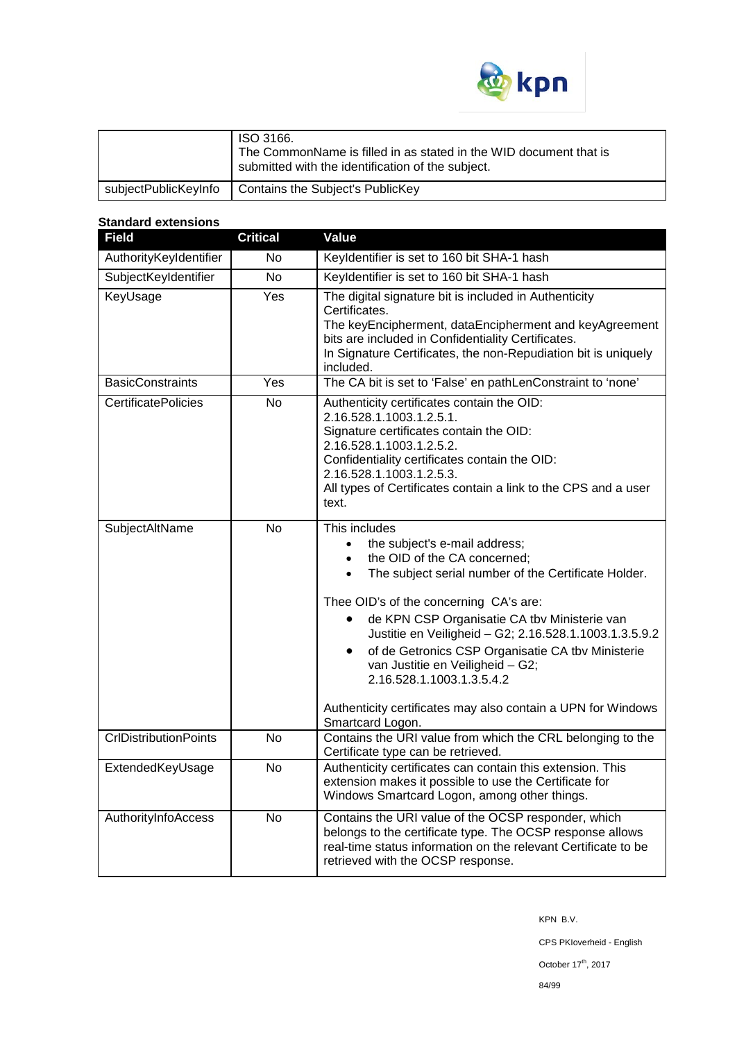| | |
|---|---|
| | ISO 3166.<br>The CommonName is filled in as stated in the WID document that is submitted with the identification of the subject. |
| subjectPublicKeyInfo | Contains the Subject's PublicKey |

**Standard extensions**

| Field | Critical | Value |
|---|---|---|
| AuthorityKeyIdentifier | No | KeyIdentifier is set to 160 bit SHA-1 hash |
| SubjectKeyIdentifier | No | KeyIdentifier is set to 160 bit SHA-1 hash |
| KeyUsage | Yes | The digital signature bit is included in Authenticity Certificates.<br>The keyEncipherment, dataEncipherment and keyAgreement bits are included in Confidentiality Certificates.<br>In Signature Certificates, the non-Repudiation bit is uniquely included. |
| BasicConstraints | Yes | The CA bit is set to 'False' en pathLenConstraint to 'none' |
| CertificatePolicies | No | Authenticity certificates contain the OID: 2.16.528.1.1003.1.2.5.1.<br>Signature certificates contain the OID: 2.16.528.1.1003.1.2.5.2.<br>Confidentiality certificates contain the OID: 2.16.528.1.1003.1.2.5.3.<br>All types of Certificates contain a link to the CPS and a user text. |
| SubjectAltName | No | This includes<br>• the subject's e-mail address;<br>• the OID of the CA concerned;<br>• The subject serial number of the Certificate Holder.<br><br>Thee OID's of the concerning CA's are:<br>• de KPN CSP Organisatie CA tbv Ministerie van Justitie en Veiligheid – G2; 2.16.528.1.1003.1.3.5.9.2<br>• of de Getronics CSP Organisatie CA tbv Ministerie van Justitie en Veiligheid – G2; 2.16.528.1.1003.1.3.5.4.2<br><br>Authenticity certificates may also contain a UPN for Windows Smartcard Logon. |
| CrlDistributionPoints | No | Contains the URI value from which the CRL belonging to the Certificate type can be retrieved. |
| ExtendedKeyUsage | No | Authenticity certificates can contain this extension. This extension makes it possible to use the Certificate for Windows Smartcard Logon, among other things. |
| AuthorityInfoAccess | No | Contains the URI value of the OCSP responder, which belongs to the certificate type. The OCSP response allows real-time status information on the relevant Certificate to be retrieved with the OCSP response. |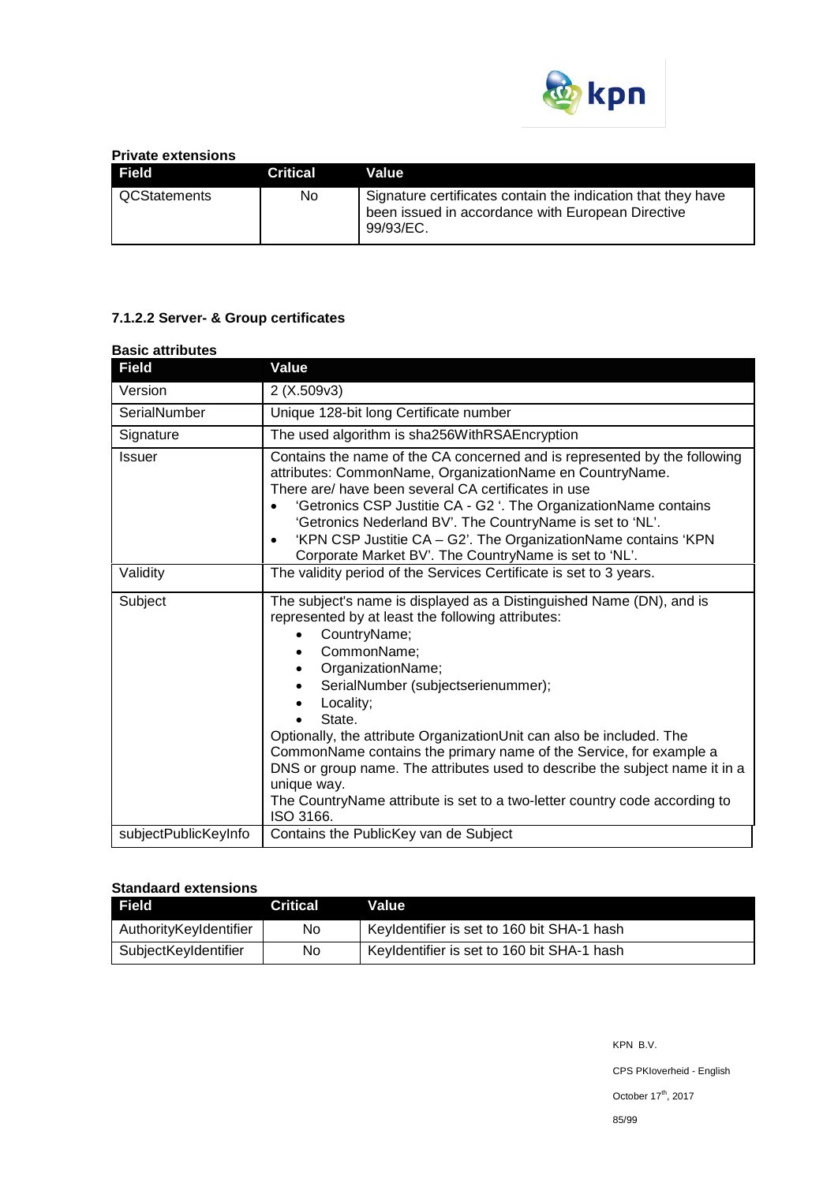**Private extensions**

| Field | Critical | Value |
|---|---|---|
| QCStatements | No | Signature certificates contain the indication that they have been issued in accordance with European Directive 99/93/EC. |

### 7.1.2.2 Server- & Group certificates

**Basic attributes**

| Field | Value |
|---|---|
| Version | 2 (X.509v3) |
| SerialNumber | Unique 128-bit long Certificate number |
| Signature | The used algorithm is sha256WithRSAEncryption |
| Issuer | Contains the name of the CA concerned and is represented by the following attributes: CommonName, OrganizationName en CountryName.<br>There are/ have been several CA certificates in use<br>• 'Getronics CSP Justitie CA - G2 '. The OrganizationName contains 'Getronics Nederland BV'. The CountryName is set to 'NL'.<br>• 'KPN CSP Justitie CA – G2'. The OrganizationName contains 'KPN Corporate Market BV'. The CountryName is set to 'NL'. |
| Validity | The validity period of the Services Certificate is set to 3 years. |
| Subject | The subject's name is displayed as a Distinguished Name (DN), and is represented by at least the following attributes:<br>• CountryName;<br>• CommonName;<br>• OrganizationName;<br>• SerialNumber (subjectserienummer);<br>• Locality;<br>• State.<br>Optionally, the attribute OrganizationUnit can also be included. The CommonName contains the primary name of the Service, for example a DNS or group name. The attributes used to describe the subject name it in a unique way.<br>The CountryName attribute is set to a two-letter country code according to ISO 3166. |
| subjectPublicKeyInfo | Contains the PublicKey van de Subject |

**Standaard extensions**

| Field | Critical | Value |
|---|---|---|
| AuthorityKeyIdentifier | No | KeyIdentifier is set to 160 bit SHA-1 hash |
| SubjectKeyIdentifier | No | KeyIdentifier is set to 160 bit SHA-1 hash |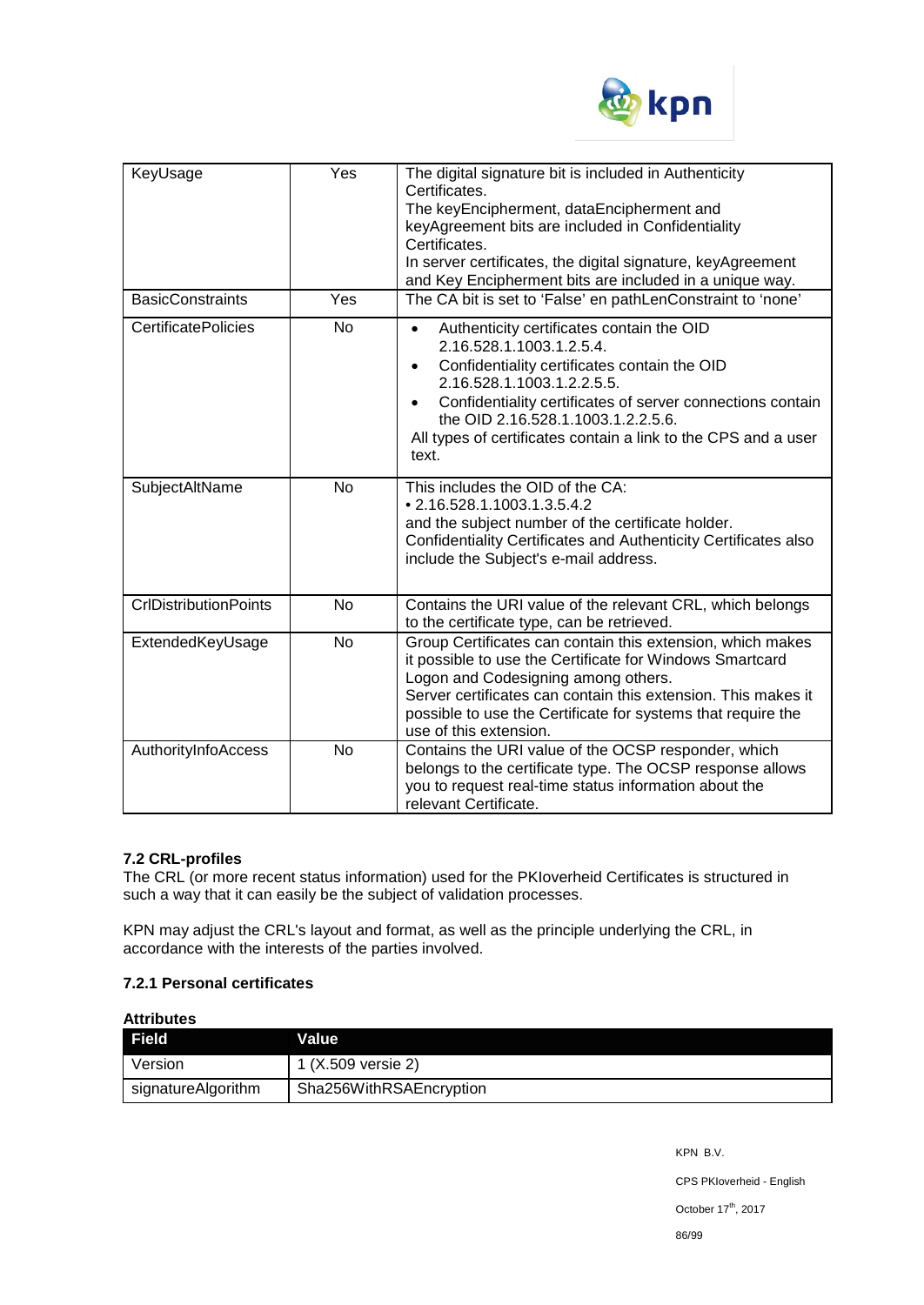| KeyUsage | Yes | The digital signature bit is included in Authenticity Certificates.<br>The keyEncipherment, dataEncipherment and keyAgreement bits are included in Confidentiality Certificates.<br>In server certificates, the digital signature, keyAgreement and Key Encipherment bits are included in a unique way. |
|---|---|---|
| BasicConstraints | Yes | The CA bit is set to 'False' en pathLenConstraint to 'none' |
| CertificatePolicies | No | • Authenticity certificates contain the OID 2.16.528.1.1003.1.2.5.4.<br>• Confidentiality certificates contain the OID 2.16.528.1.1003.1.2.2.5.5.<br>• Confidentiality certificates of server connections contain the OID 2.16.528.1.1003.1.2.2.5.6.<br>All types of certificates contain a link to the CPS and a user text. |
| SubjectAltName | No | This includes the OID of the CA:<br>• 2.16.528.1.1003.1.3.5.4.2<br>and the subject number of the certificate holder.<br>Confidentiality Certificates and Authenticity Certificates also include the Subject's e-mail address. |
| CrlDistributionPoints | No | Contains the URI value of the relevant CRL, which belongs to the certificate type, can be retrieved. |
| ExtendedKeyUsage | No | Group Certificates can contain this extension, which makes it possible to use the Certificate for Windows Smartcard Logon and Codesigning among others.<br>Server certificates can contain this extension. This makes it possible to use the Certificate for systems that require the use of this extension. |
| AuthorityInfoAccess | No | Contains the URI value of the OCSP responder, which belongs to the certificate type. The OCSP response allows you to request real-time status information about the relevant Certificate. |

### 7.2 CRL-profiles

The CRL (or more recent status information) used for the PKIoverheid Certificates is structured in such a way that it can easily be the subject of validation processes.

KPN may adjust the CRL's layout and format, as well as the principle underlying the CRL, in accordance with the interests of the parties involved.

### 7.2.1 Personal certificates

**Attributes**

| Field | Value |
|---|---|
| Version | 1 (X.509 versie 2) |
| signatureAlgorithm | Sha256WithRSAEncryption |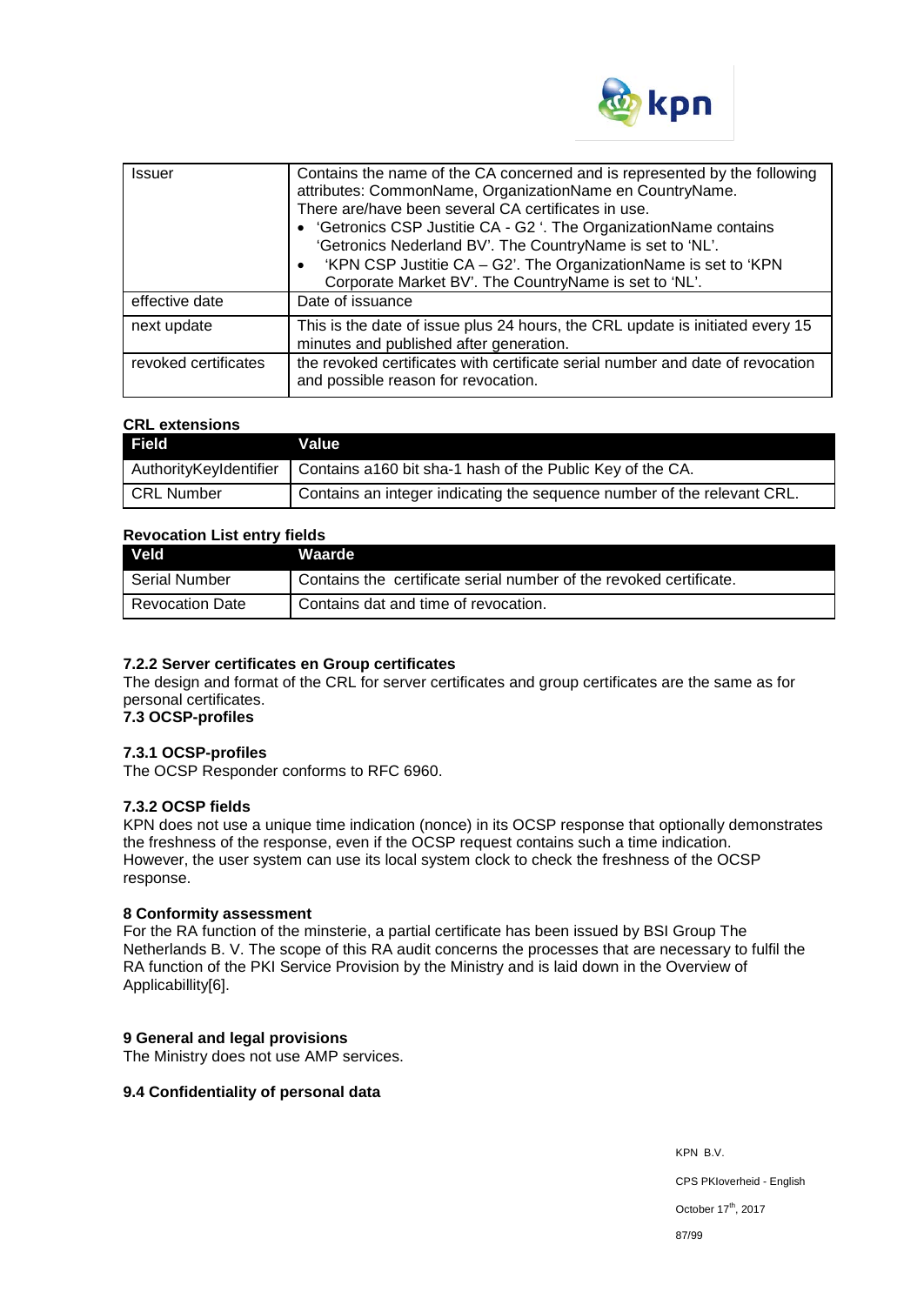| | |
|---|---|
| Issuer | Contains the name of the CA concerned and is represented by the following attributes: CommonName, OrganizationName en CountryName. There are/have been several CA certificates in use.<br>• 'Getronics CSP Justitie CA - G2 '. The OrganizationName contains 'Getronics Nederland BV'. The CountryName is set to 'NL'.<br>• 'KPN CSP Justitie CA – G2'. The OrganizationName is set to 'KPN Corporate Market BV'. The CountryName is set to 'NL'. |
| effective date | Date of issuance |
| next update | This is the date of issue plus 24 hours, the CRL update is initiated every 15 minutes and published after generation. |
| revoked certificates | the revoked certificates with certificate serial number and date of revocation and possible reason for revocation. |

**CRL extensions**

| Field | Value |
|---|---|
| AuthorityKeyIdentifier | Contains a160 bit sha-1 hash of the Public Key of the CA. |
| CRL Number | Contains an integer indicating the sequence number of the relevant CRL. |

**Revocation List entry fields**

| Veld | Waarde |
|---|---|
| Serial Number | Contains the certificate serial number of the revoked certificate. |
| Revocation Date | Contains dat and time of revocation. |

#### 7.2.2 Server certificates en Group certificates

The design and format of the CRL for server certificates and group certificates are the same as for personal certificates.

### 7.3 OCSP-profiles

#### 7.3.1 OCSP-profiles

The OCSP Responder conforms to RFC 6960.

#### 7.3.2 OCSP fields

KPN does not use a unique time indication (nonce) in its OCSP response that optionally demonstrates the freshness of the response, even if the OCSP request contains such a time indication. However, the user system can use its local system clock to check the freshness of the OCSP response.

## 8 Conformity assessment

For the RA function of the minsterie, a partial certificate has been issued by BSI Group The Netherlands B. V. The scope of this RA audit concerns the processes that are necessary to fulfil the RA function of the PKI Service Provision by the Ministry and is laid down in the Overview of Applicabillity[6].

## 9 General and legal provisions

The Ministry does not use AMP services.

### 9.4 Confidentiality of personal data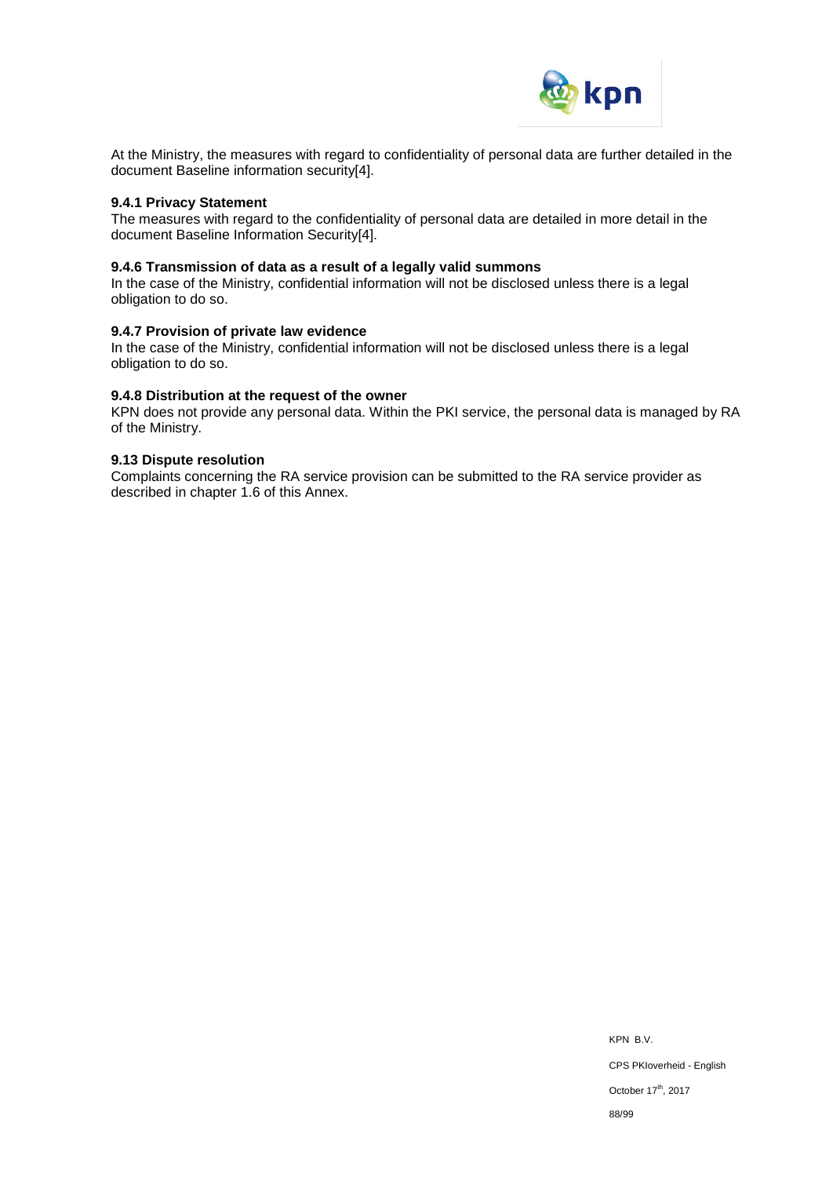At the Ministry, the measures with regard to confidentiality of personal data are further detailed in the document Baseline information security[4].

#### 9.4.1 Privacy Statement

The measures with regard to the confidentiality of personal data are detailed in more detail in the document Baseline Information Security[4].

#### 9.4.6 Transmission of data as a result of a legally valid summons

In the case of the Ministry, confidential information will not be disclosed unless there is a legal obligation to do so.

#### 9.4.7 Provision of private law evidence

In the case of the Ministry, confidential information will not be disclosed unless there is a legal obligation to do so.

#### 9.4.8 Distribution at the request of the owner

KPN does not provide any personal data. Within the PKI service, the personal data is managed by RA of the Ministry.

#### 9.13 Dispute resolution

Complaints concerning the RA service provision can be submitted to the RA service provider as described in chapter 1.6 of this Annex.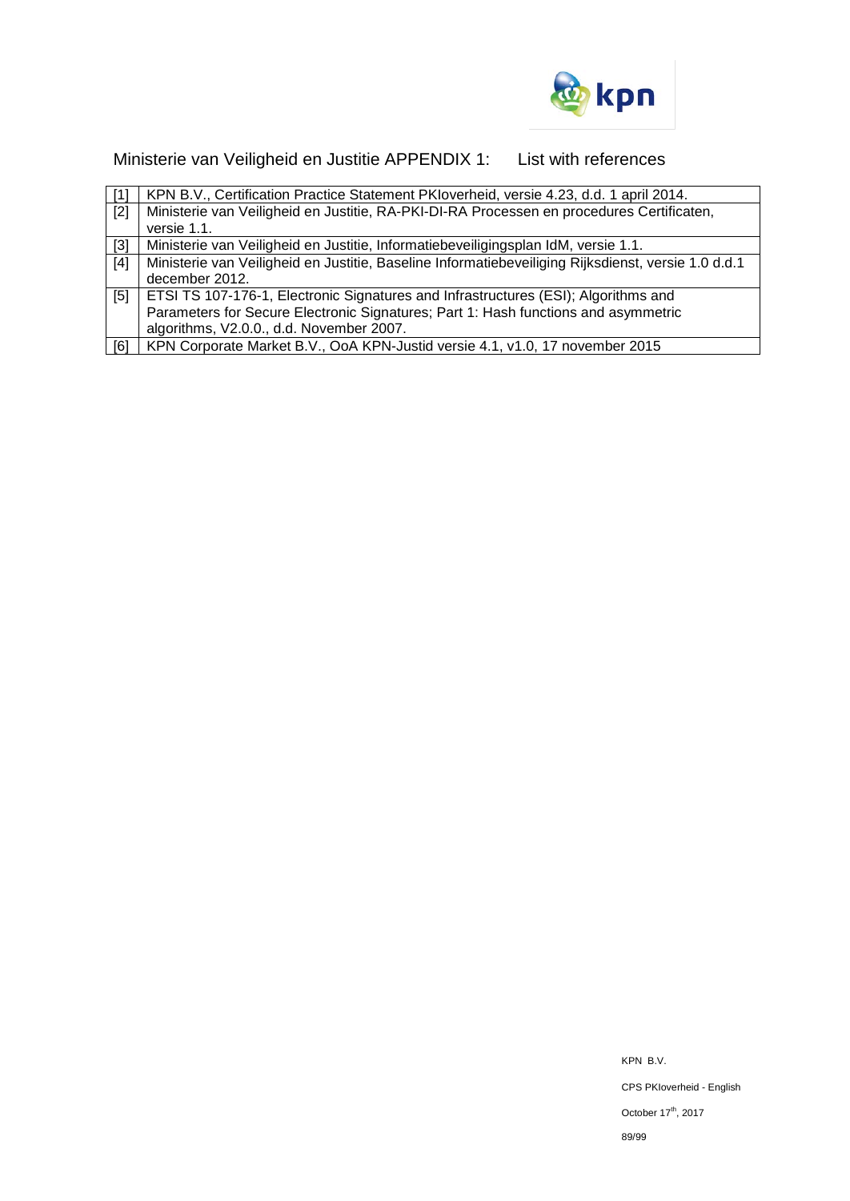# Ministerie van Veiligheid en Justitie APPENDIX 1: List with references

| | |
|---|---|
| [1] | KPN B.V., Certification Practice Statement PKIoverheid, versie 4.23, d.d. 1 april 2014. |
| [2] | Ministerie van Veiligheid en Justitie, RA-PKI-DI-RA Processen en procedures Certificaten, versie 1.1. |
| [3] | Ministerie van Veiligheid en Justitie, Informatiebeveiligingsplan IdM, versie 1.1. |
| [4] | Ministerie van Veiligheid en Justitie, Baseline Informatiebeveiliging Rijksdienst, versie 1.0 d.d.1 december 2012. |
| [5] | ETSI TS 107-176-1, Electronic Signatures and Infrastructures (ESI); Algorithms and Parameters for Secure Electronic Signatures; Part 1: Hash functions and asymmetric algorithms, V2.0.0., d.d. November 2007. |
| [6] | KPN Corporate Market B.V., OoA KPN-Justid versie 4.1, v1.0, 17 november 2015 |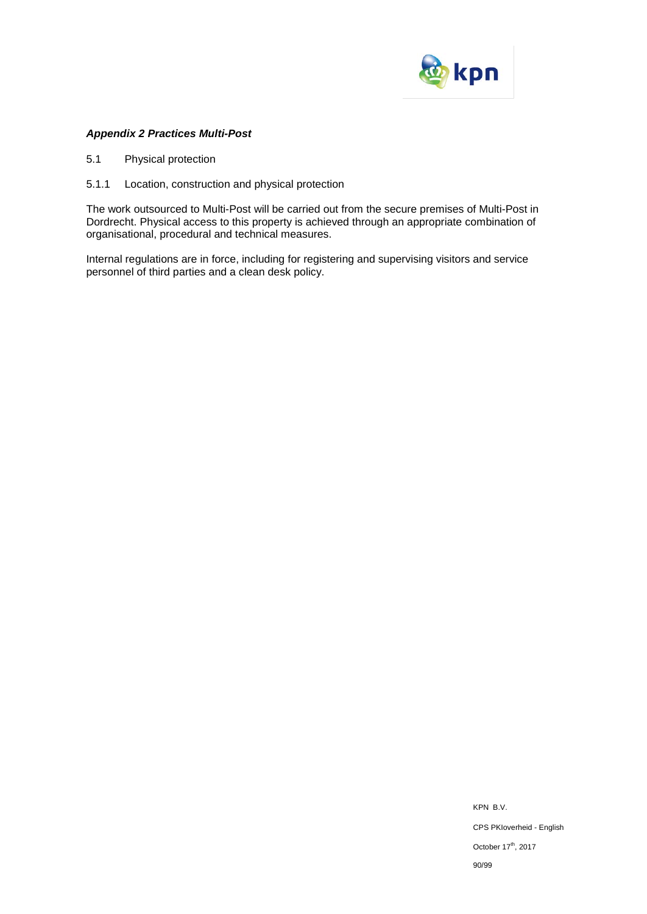***Appendix 2 Practices Multi-Post***

## 5.1 Physical protection

### 5.1.1 Location, construction and physical protection

The work outsourced to Multi-Post will be carried out from the secure premises of Multi-Post in Dordrecht. Physical access to this property is achieved through an appropriate combination of organisational, procedural and technical measures.

Internal regulations are in force, including for registering and supervising visitors and service personnel of third parties and a clean desk policy.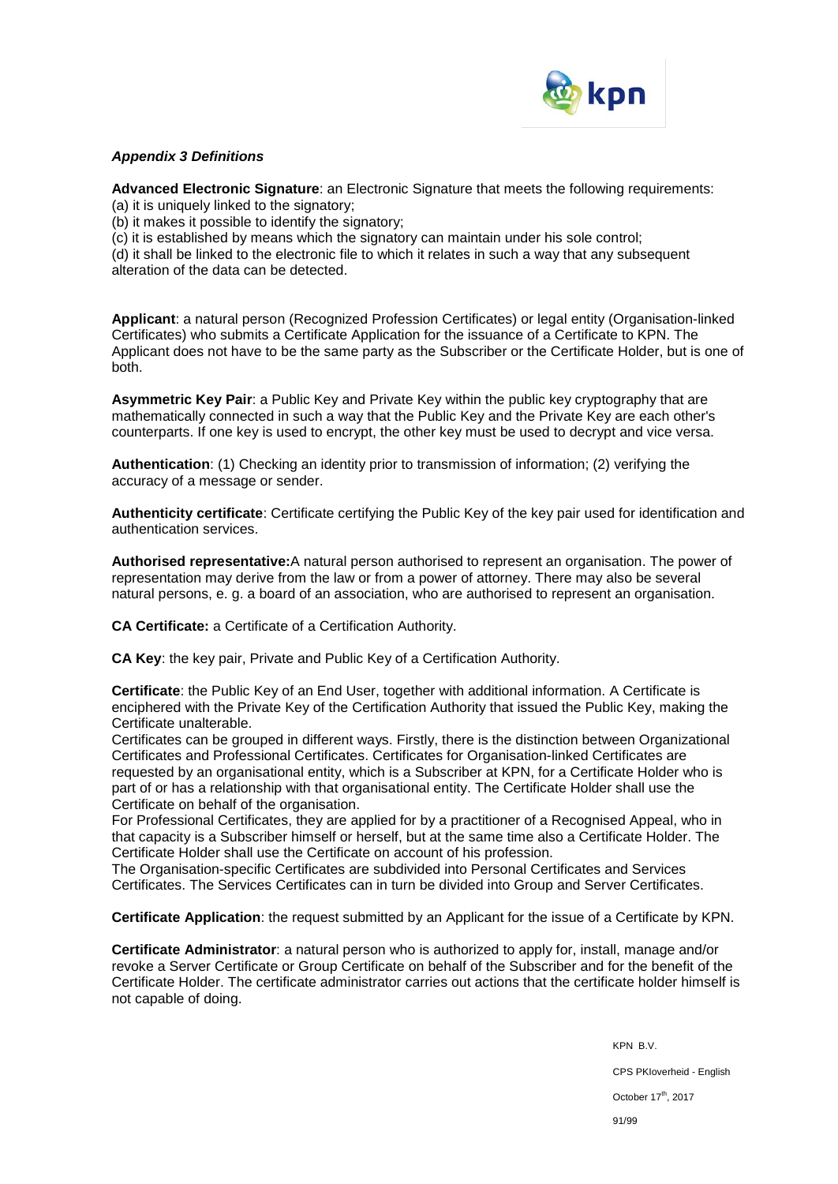***Appendix 3 Definitions***

**Advanced Electronic Signature**: an Electronic Signature that meets the following requirements:
(a) it is uniquely linked to the signatory;
(b) it makes it possible to identify the signatory;
(c) it is established by means which the signatory can maintain under his sole control;
(d) it shall be linked to the electronic file to which it relates in such a way that any subsequent alteration of the data can be detected.

**Applicant**: a natural person (Recognized Profession Certificates) or legal entity (Organisation-linked Certificates) who submits a Certificate Application for the issuance of a Certificate to KPN. The Applicant does not have to be the same party as the Subscriber or the Certificate Holder, but is one of both.

**Asymmetric Key Pair**: a Public Key and Private Key within the public key cryptography that are mathematically connected in such a way that the Public Key and the Private Key are each other's counterparts. If one key is used to encrypt, the other key must be used to decrypt and vice versa.

**Authentication**: (1) Checking an identity prior to transmission of information; (2) verifying the accuracy of a message or sender.

**Authenticity certificate**: Certificate certifying the Public Key of the key pair used for identification and authentication services.

**Authorised representative:**A natural person authorised to represent an organisation. The power of representation may derive from the law or from a power of attorney. There may also be several natural persons, e. g. a board of an association, who are authorised to represent an organisation.

**CA Certificate:** a Certificate of a Certification Authority.

**CA Key**: the key pair, Private and Public Key of a Certification Authority.

**Certificate**: the Public Key of an End User, together with additional information. A Certificate is enciphered with the Private Key of the Certification Authority that issued the Public Key, making the Certificate unalterable.
Certificates can be grouped in different ways. Firstly, there is the distinction between Organizational Certificates and Professional Certificates. Certificates for Organisation-linked Certificates are requested by an organisational entity, which is a Subscriber at KPN, for a Certificate Holder who is part of or has a relationship with that organisational entity. The Certificate Holder shall use the Certificate on behalf of the organisation.
For Professional Certificates, they are applied for by a practitioner of a Recognised Appeal, who in that capacity is a Subscriber himself or herself, but at the same time also a Certificate Holder. The Certificate Holder shall use the Certificate on account of his profession.
The Organisation-specific Certificates are subdivided into Personal Certificates and Services Certificates. The Services Certificates can in turn be divided into Group and Server Certificates.

**Certificate Application**: the request submitted by an Applicant for the issue of a Certificate by KPN.

**Certificate Administrator**: a natural person who is authorized to apply for, install, manage and/or revoke a Server Certificate or Group Certificate on behalf of the Subscriber and for the benefit of the Certificate Holder. The certificate administrator carries out actions that the certificate holder himself is not capable of doing.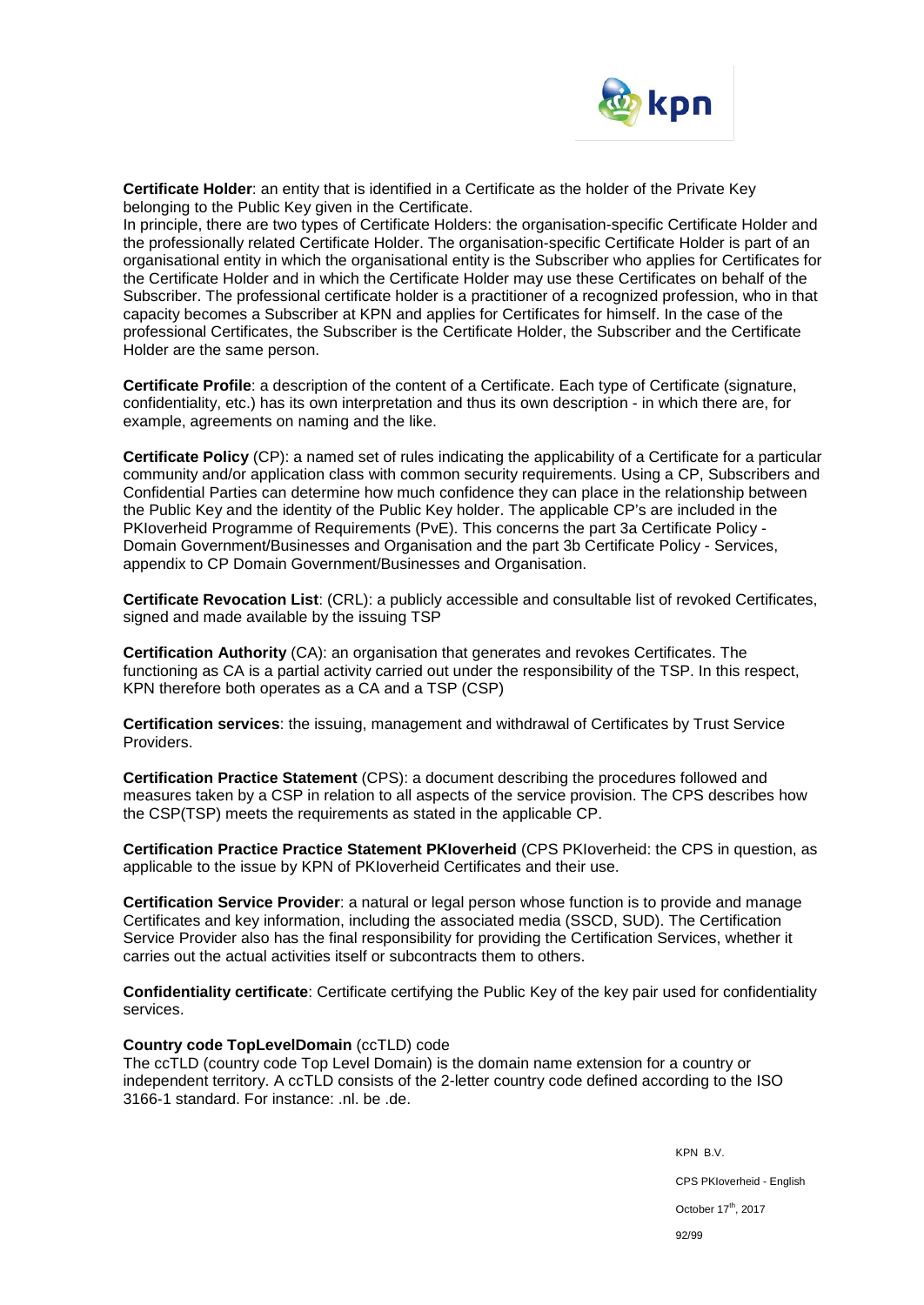**Certificate Holder**: an entity that is identified in a Certificate as the holder of the Private Key belonging to the Public Key given in the Certificate.
In principle, there are two types of Certificate Holders: the organisation-specific Certificate Holder and the professionally related Certificate Holder. The organisation-specific Certificate Holder is part of an organisational entity in which the organisational entity is the Subscriber who applies for Certificates for the Certificate Holder and in which the Certificate Holder may use these Certificates on behalf of the Subscriber. The professional certificate holder is a practitioner of a recognized profession, who in that capacity becomes a Subscriber at KPN and applies for Certificates for himself. In the case of the professional Certificates, the Subscriber is the Certificate Holder, the Subscriber and the Certificate Holder are the same person.

**Certificate Profile**: a description of the content of a Certificate. Each type of Certificate (signature, confidentiality, etc.) has its own interpretation and thus its own description - in which there are, for example, agreements on naming and the like.

**Certificate Policy** (CP): a named set of rules indicating the applicability of a Certificate for a particular community and/or application class with common security requirements. Using a CP, Subscribers and Confidential Parties can determine how much confidence they can place in the relationship between the Public Key and the identity of the Public Key holder. The applicable CP's are included in the PKIoverheid Programme of Requirements (PvE). This concerns the part 3a Certificate Policy - Domain Government/Businesses and Organisation and the part 3b Certificate Policy - Services, appendix to CP Domain Government/Businesses and Organisation.

**Certificate Revocation List**: (CRL): a publicly accessible and consultable list of revoked Certificates, signed and made available by the issuing TSP

**Certification Authority** (CA): an organisation that generates and revokes Certificates. The functioning as CA is a partial activity carried out under the responsibility of the TSP. In this respect, KPN therefore both operates as a CA and a TSP (CSP)

**Certification services**: the issuing, management and withdrawal of Certificates by Trust Service Providers.

**Certification Practice Statement** (CPS): a document describing the procedures followed and measures taken by a CSP in relation to all aspects of the service provision. The CPS describes how the CSP(TSP) meets the requirements as stated in the applicable CP.

**Certification Practice Practice Statement PKIoverheid** (CPS PKIoverheid: the CPS in question, as applicable to the issue by KPN of PKIoverheid Certificates and their use.

**Certification Service Provider**: a natural or legal person whose function is to provide and manage Certificates and key information, including the associated media (SSCD, SUD). The Certification Service Provider also has the final responsibility for providing the Certification Services, whether it carries out the actual activities itself or subcontracts them to others.

**Confidentiality certificate**: Certificate certifying the Public Key of the key pair used for confidentiality services.

**Country code TopLevelDomain** (ccTLD) code
The ccTLD (country code Top Level Domain) is the domain name extension for a country or independent territory. A ccTLD consists of the 2-letter country code defined according to the ISO 3166-1 standard. For instance: .nl. be .de.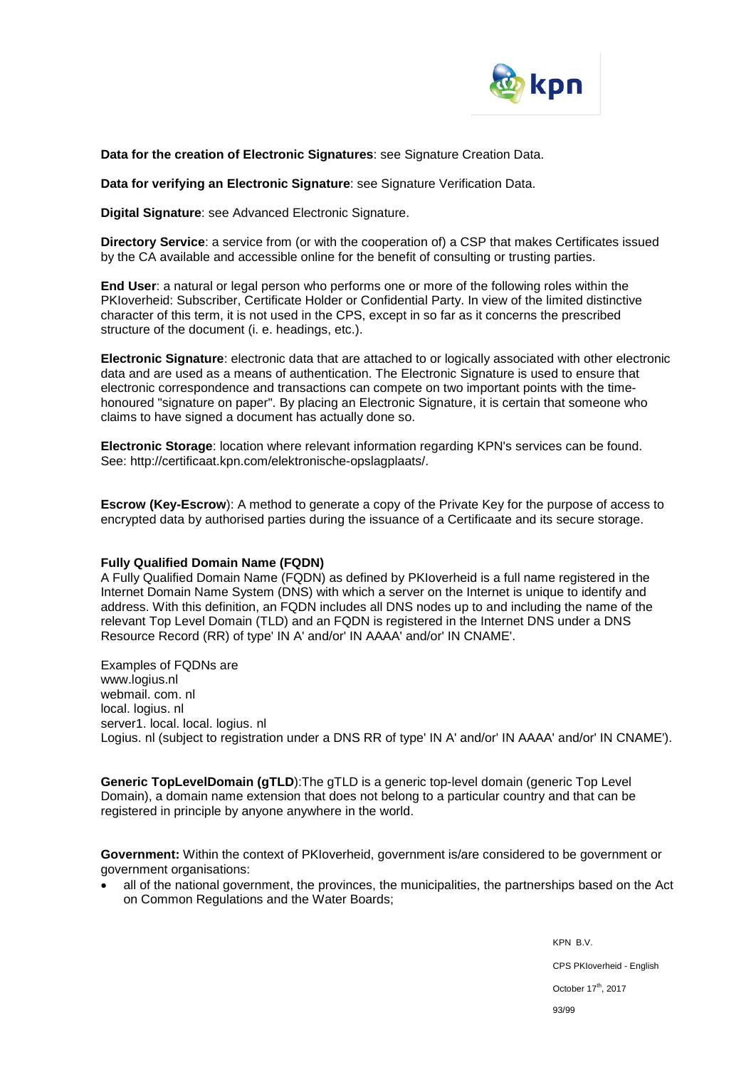**Data for the creation of Electronic Signatures**: see Signature Creation Data.

**Data for verifying an Electronic Signature**: see Signature Verification Data.

**Digital Signature**: see Advanced Electronic Signature.

**Directory Service**: a service from (or with the cooperation of) a CSP that makes Certificates issued by the CA available and accessible online for the benefit of consulting or trusting parties.

**End User**: a natural or legal person who performs one or more of the following roles within the PKIoverheid: Subscriber, Certificate Holder or Confidential Party. In view of the limited distinctive character of this term, it is not used in the CPS, except in so far as it concerns the prescribed structure of the document (i. e. headings, etc.).

**Electronic Signature**: electronic data that are attached to or logically associated with other electronic data and are used as a means of authentication. The Electronic Signature is used to ensure that electronic correspondence and transactions can compete on two important points with the time-honoured "signature on paper". By placing an Electronic Signature, it is certain that someone who claims to have signed a document has actually done so.

**Electronic Storage**: location where relevant information regarding KPN's services can be found. See: http://certificaat.kpn.com/elektronische-opslagplaats/.

**Escrow (Key-Escrow**): A method to generate a copy of the Private Key for the purpose of access to encrypted data by authorised parties during the issuance of a Certificaate and its secure storage.

**Fully Qualified Domain Name (FQDN)**

A Fully Qualified Domain Name (FQDN) as defined by PKIoverheid is a full name registered in the Internet Domain Name System (DNS) with which a server on the Internet is unique to identify and address. With this definition, an FQDN includes all DNS nodes up to and including the name of the relevant Top Level Domain (TLD) and an FQDN is registered in the Internet DNS under a DNS Resource Record (RR) of type' IN A' and/or' IN AAAA' and/or' IN CNAME'.

Examples of FQDNs are
www.logius.nl
webmail. com. nl
local. logius. nl
server1. local. local. logius. nl
Logius. nl (subject to registration under a DNS RR of type' IN A' and/or' IN AAAA' and/or' IN CNAME').

**Generic TopLevelDomain (gTLD**):The gTLD is a generic top-level domain (generic Top Level Domain), a domain name extension that does not belong to a particular country and that can be registered in principle by anyone anywhere in the world.

**Government:** Within the context of PKIoverheid, government is/are considered to be government or government organisations:

- all of the national government, the provinces, the municipalities, the partnerships based on the Act on Common Regulations and the Water Boards;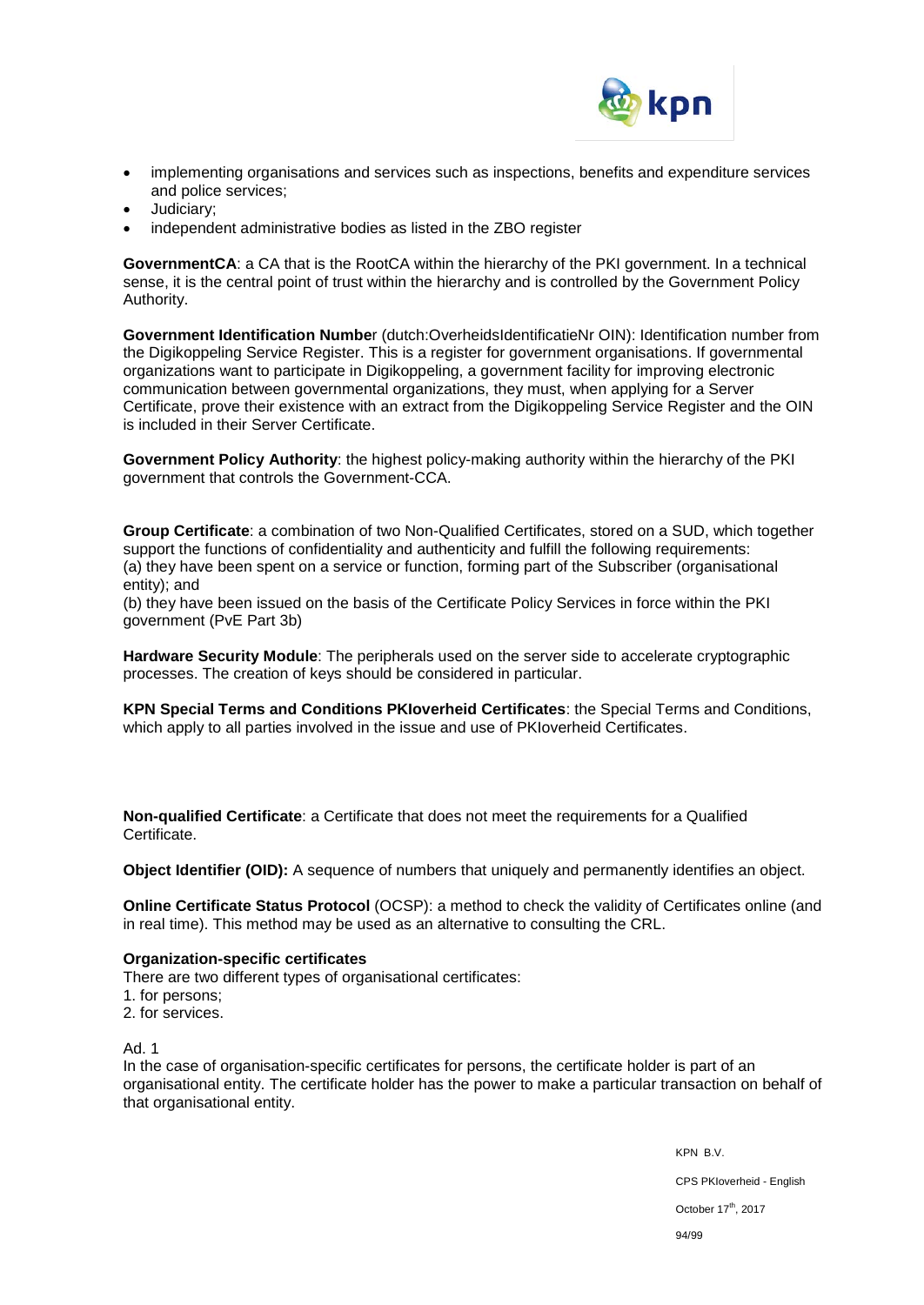- implementing organisations and services such as inspections, benefits and expenditure services and police services;
- Judiciary;
- independent administrative bodies as listed in the ZBO register

**GovernmentCA**: a CA that is the RootCA within the hierarchy of the PKI government. In a technical sense, it is the central point of trust within the hierarchy and is controlled by the Government Policy Authority.

**Government Identification Numbe**r (dutch:OverheidsIdentificatieNr OIN): Identification number from the Digikoppeling Service Register. This is a register for government organisations. If governmental organizations want to participate in Digikoppeling, a government facility for improving electronic communication between governmental organizations, they must, when applying for a Server Certificate, prove their existence with an extract from the Digikoppeling Service Register and the OIN is included in their Server Certificate.

**Government Policy Authority**: the highest policy-making authority within the hierarchy of the PKI government that controls the Government-CCA.

**Group Certificate**: a combination of two Non-Qualified Certificates, stored on a SUD, which together support the functions of confidentiality and authenticity and fulfill the following requirements:
(a) they have been spent on a service or function, forming part of the Subscriber (organisational entity); and
(b) they have been issued on the basis of the Certificate Policy Services in force within the PKI government (PvE Part 3b)

**Hardware Security Module**: The peripherals used on the server side to accelerate cryptographic processes. The creation of keys should be considered in particular.

**KPN Special Terms and Conditions PKIoverheid Certificates**: the Special Terms and Conditions, which apply to all parties involved in the issue and use of PKIoverheid Certificates.

**Non-qualified Certificate**: a Certificate that does not meet the requirements for a Qualified Certificate.

**Object Identifier (OID):** A sequence of numbers that uniquely and permanently identifies an object.

**Online Certificate Status Protocol** (OCSP): a method to check the validity of Certificates online (and in real time). This method may be used as an alternative to consulting the CRL.

**Organization-specific certificates**

There are two different types of organisational certificates:
1. for persons;
2. for services.

Ad. 1

In the case of organisation-specific certificates for persons, the certificate holder is part of an organisational entity. The certificate holder has the power to make a particular transaction on behalf of that organisational entity.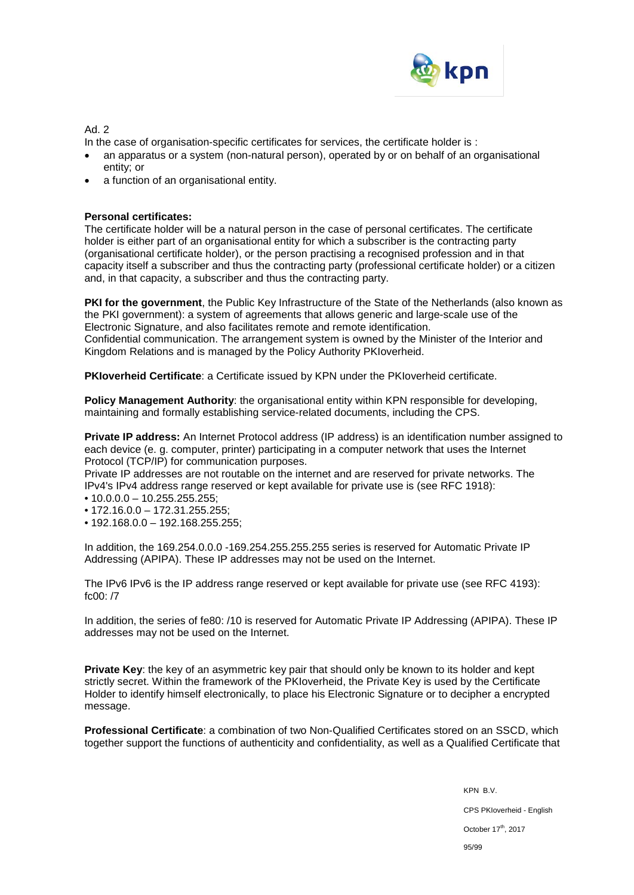Ad. 2

In the case of organisation-specific certificates for services, the certificate holder is :

- an apparatus or a system (non-natural person), operated by or on behalf of an organisational entity; or
- a function of an organisational entity.

**Personal certificates:**

The certificate holder will be a natural person in the case of personal certificates. The certificate holder is either part of an organisational entity for which a subscriber is the contracting party (organisational certificate holder), or the person practising a recognised profession and in that capacity itself a subscriber and thus the contracting party (professional certificate holder) or a citizen and, in that capacity, a subscriber and thus the contracting party.

**PKI for the government**, the Public Key Infrastructure of the State of the Netherlands (also known as the PKI government): a system of agreements that allows generic and large-scale use of the Electronic Signature, and also facilitates remote and remote identification.
Confidential communication. The arrangement system is owned by the Minister of the Interior and Kingdom Relations and is managed by the Policy Authority PKIoverheid.

**PKIoverheid Certificate**: a Certificate issued by KPN under the PKIoverheid certificate.

**Policy Management Authority**: the organisational entity within KPN responsible for developing, maintaining and formally establishing service-related documents, including the CPS.

**Private IP address:** An Internet Protocol address (IP address) is an identification number assigned to each device (e. g. computer, printer) participating in a computer network that uses the Internet Protocol (TCP/IP) for communication purposes.
Private IP addresses are not routable on the internet and are reserved for private networks. The IPv4's IPv4 address range reserved or kept available for private use is (see RFC 1918):

- 10.0.0.0 – 10.255.255.255;
- 172.16.0.0 – 172.31.255.255;
- 192.168.0.0 – 192.168.255.255;

In addition, the 169.254.0.0.0 -169.254.255.255.255 series is reserved for Automatic Private IP Addressing (APIPA). These IP addresses may not be used on the Internet.

The IPv6 IPv6 is the IP address range reserved or kept available for private use (see RFC 4193): fc00: /7

In addition, the series of fe80: /10 is reserved for Automatic Private IP Addressing (APIPA). These IP addresses may not be used on the Internet.

**Private Key**: the key of an asymmetric key pair that should only be known to its holder and kept strictly secret. Within the framework of the PKIoverheid, the Private Key is used by the Certificate Holder to identify himself electronically, to place his Electronic Signature or to decipher a encrypted message.

**Professional Certificate**: a combination of two Non-Qualified Certificates stored on an SSCD, which together support the functions of authenticity and confidentiality, as well as a Qualified Certificate that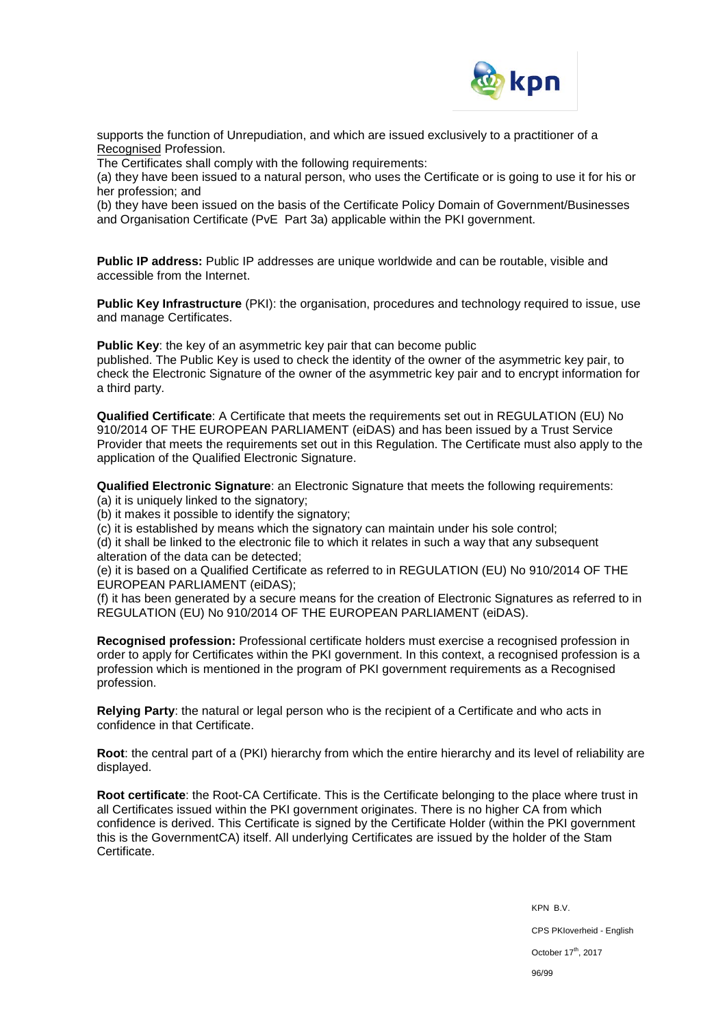supports the function of Unrepudiation, and which are issued exclusively to a practitioner of a Recognised Profession.

The Certificates shall comply with the following requirements:

(a) they have been issued to a natural person, who uses the Certificate or is going to use it for his or her profession; and

(b) they have been issued on the basis of the Certificate Policy Domain of Government/Businesses and Organisation Certificate (PvE Part 3a) applicable within the PKI government.

**Public IP address:** Public IP addresses are unique worldwide and can be routable, visible and accessible from the Internet.

**Public Key Infrastructure** (PKI): the organisation, procedures and technology required to issue, use and manage Certificates.

**Public Key**: the key of an asymmetric key pair that can become public published. The Public Key is used to check the identity of the owner of the asymmetric key pair, to check the Electronic Signature of the owner of the asymmetric key pair and to encrypt information for a third party.

**Qualified Certificate**: A Certificate that meets the requirements set out in REGULATION (EU) No 910/2014 OF THE EUROPEAN PARLIAMENT (eiDAS) and has been issued by a Trust Service Provider that meets the requirements set out in this Regulation. The Certificate must also apply to the application of the Qualified Electronic Signature.

**Qualified Electronic Signature**: an Electronic Signature that meets the following requirements:

(a) it is uniquely linked to the signatory;

(b) it makes it possible to identify the signatory;

(c) it is established by means which the signatory can maintain under his sole control;

(d) it shall be linked to the electronic file to which it relates in such a way that any subsequent alteration of the data can be detected;

(e) it is based on a Qualified Certificate as referred to in REGULATION (EU) No 910/2014 OF THE EUROPEAN PARLIAMENT (eiDAS);

(f) it has been generated by a secure means for the creation of Electronic Signatures as referred to in REGULATION (EU) No 910/2014 OF THE EUROPEAN PARLIAMENT (eiDAS).

**Recognised profession:** Professional certificate holders must exercise a recognised profession in order to apply for Certificates within the PKI government. In this context, a recognised profession is a profession which is mentioned in the program of PKI government requirements as a Recognised profession.

**Relying Party**: the natural or legal person who is the recipient of a Certificate and who acts in confidence in that Certificate.

**Root**: the central part of a (PKI) hierarchy from which the entire hierarchy and its level of reliability are displayed.

**Root certificate**: the Root-CA Certificate. This is the Certificate belonging to the place where trust in all Certificates issued within the PKI government originates. There is no higher CA from which confidence is derived. This Certificate is signed by the Certificate Holder (within the PKI government this is the GovernmentCA) itself. All underlying Certificates are issued by the holder of the Stam Certificate.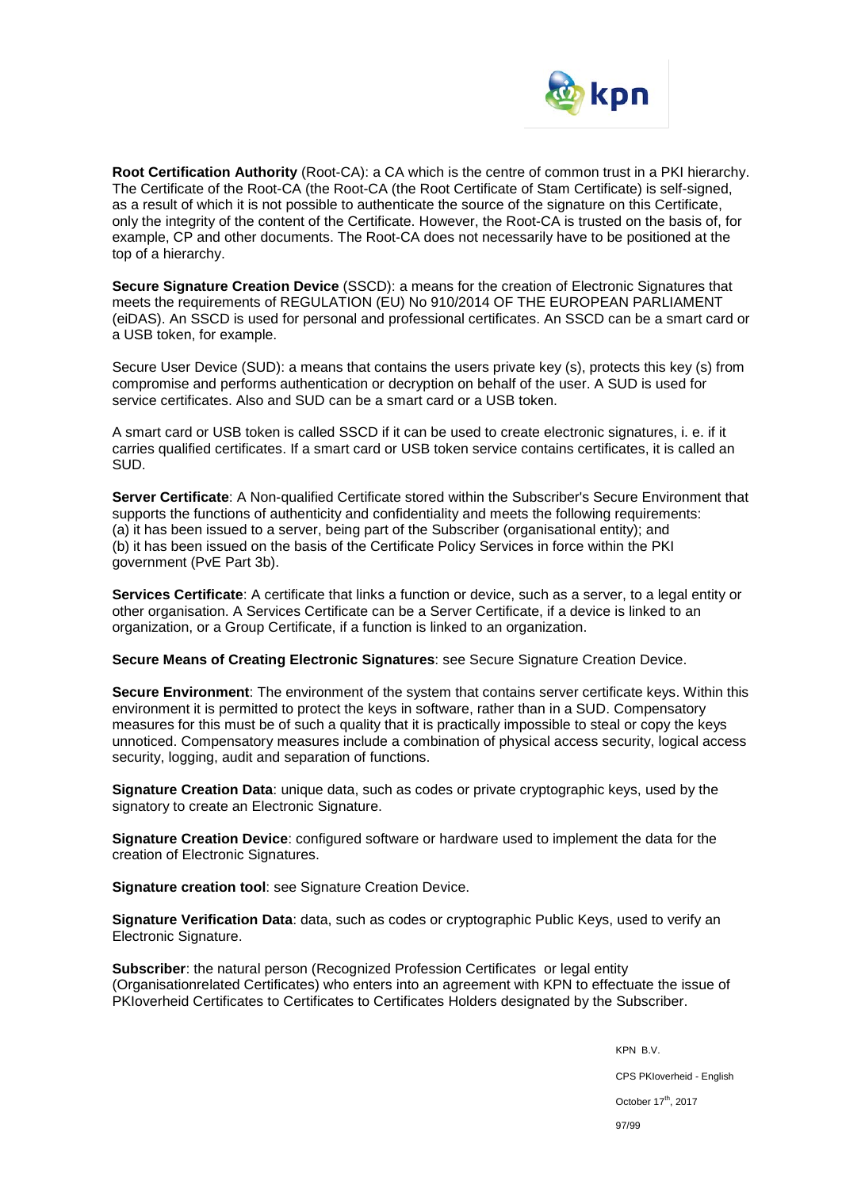**Root Certification Authority** (Root-CA): a CA which is the centre of common trust in a PKI hierarchy. The Certificate of the Root-CA (the Root-CA (the Root Certificate of Stam Certificate) is self-signed, as a result of which it is not possible to authenticate the source of the signature on this Certificate, only the integrity of the content of the Certificate. However, the Root-CA is trusted on the basis of, for example, CP and other documents. The Root-CA does not necessarily have to be positioned at the top of a hierarchy.

**Secure Signature Creation Device** (SSCD): a means for the creation of Electronic Signatures that meets the requirements of REGULATION (EU) No 910/2014 OF THE EUROPEAN PARLIAMENT (eiDAS). An SSCD is used for personal and professional certificates. An SSCD can be a smart card or a USB token, for example.

Secure User Device (SUD): a means that contains the users private key (s), protects this key (s) from compromise and performs authentication or decryption on behalf of the user. A SUD is used for service certificates. Also and SUD can be a smart card or a USB token.

A smart card or USB token is called SSCD if it can be used to create electronic signatures, i. e. if it carries qualified certificates. If a smart card or USB token service contains certificates, it is called an SUD.

**Server Certificate**: A Non-qualified Certificate stored within the Subscriber's Secure Environment that supports the functions of authenticity and confidentiality and meets the following requirements:
(a) it has been issued to a server, being part of the Subscriber (organisational entity); and
(b) it has been issued on the basis of the Certificate Policy Services in force within the PKI government (PvE Part 3b).

**Services Certificate**: A certificate that links a function or device, such as a server, to a legal entity or other organisation. A Services Certificate can be a Server Certificate, if a device is linked to an organization, or a Group Certificate, if a function is linked to an organization.

**Secure Means of Creating Electronic Signatures**: see Secure Signature Creation Device.

**Secure Environment**: The environment of the system that contains server certificate keys. Within this environment it is permitted to protect the keys in software, rather than in a SUD. Compensatory measures for this must be of such a quality that it is practically impossible to steal or copy the keys unnoticed. Compensatory measures include a combination of physical access security, logical access security, logging, audit and separation of functions.

**Signature Creation Data**: unique data, such as codes or private cryptographic keys, used by the signatory to create an Electronic Signature.

**Signature Creation Device**: configured software or hardware used to implement the data for the creation of Electronic Signatures.

**Signature creation tool**: see Signature Creation Device.

**Signature Verification Data**: data, such as codes or cryptographic Public Keys, used to verify an Electronic Signature.

**Subscriber**: the natural person (Recognized Profession Certificates or legal entity (Organisationrelated Certificates) who enters into an agreement with KPN to effectuate the issue of PKIoverheid Certificates to Certificates to Certificates Holders designated by the Subscriber.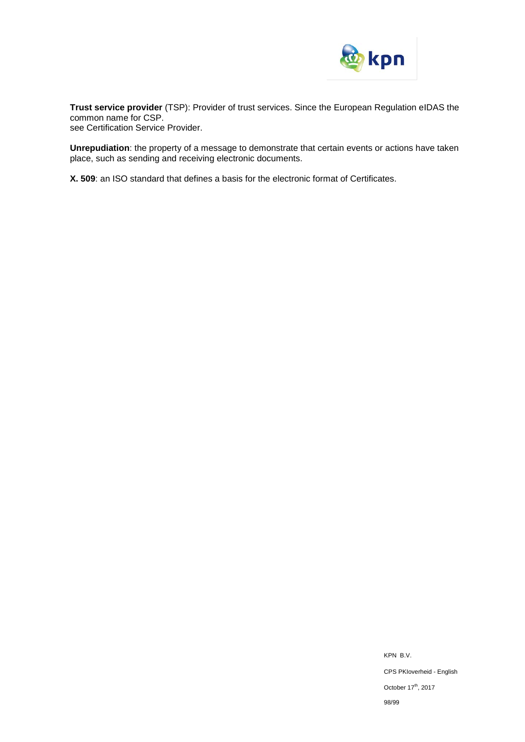**Trust service provider** (TSP): Provider of trust services. Since the European Regulation eIDAS the common name for CSP.
see Certification Service Provider.

**Unrepudiation**: the property of a message to demonstrate that certain events or actions have taken place, such as sending and receiving electronic documents.

**X. 509**: an ISO standard that defines a basis for the electronic format of Certificates.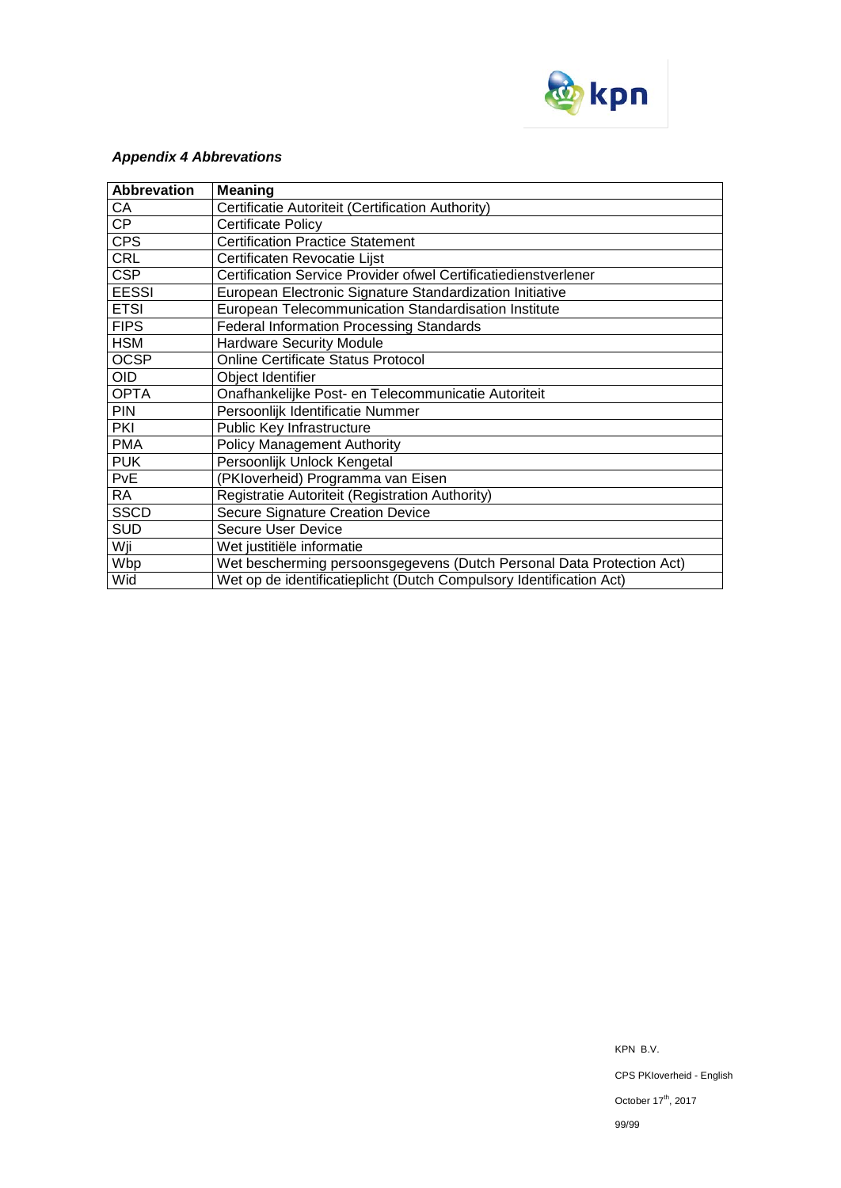### *Appendix 4 Abbrevations*

| Abbrevation | Meaning |
|---|---|
| CA | Certificatie Autoriteit (Certification Authority) |
| CP | Certificate Policy |
| CPS | Certification Practice Statement |
| CRL | Certificaten Revocatie Lijst |
| CSP | Certification Service Provider ofwel Certificatiedienstverlener |
| EESSI | European Electronic Signature Standardization Initiative |
| ETSI | European Telecommunication Standardisation Institute |
| FIPS | Federal Information Processing Standards |
| HSM | Hardware Security Module |
| OCSP | Online Certificate Status Protocol |
| OID | Object Identifier |
| OPTA | Onafhankelijke Post- en Telecommunicatie Autoriteit |
| PIN | Persoonlijk Identificatie Nummer |
| PKI | Public Key Infrastructure |
| PMA | Policy Management Authority |
| PUK | Persoonlijk Unlock Kengetal |
| PvE | (PKIoverheid) Programma van Eisen |
| RA | Registratie Autoriteit (Registration Authority) |
| SSCD | Secure Signature Creation Device |
| SUD | Secure User Device |
| Wji | Wet justitiële informatie |
| Wbp | Wet bescherming persoonsgegevens (Dutch Personal Data Protection Act) |
| Wid | Wet op de identificatieplicht (Dutch Compulsory Identification Act) |